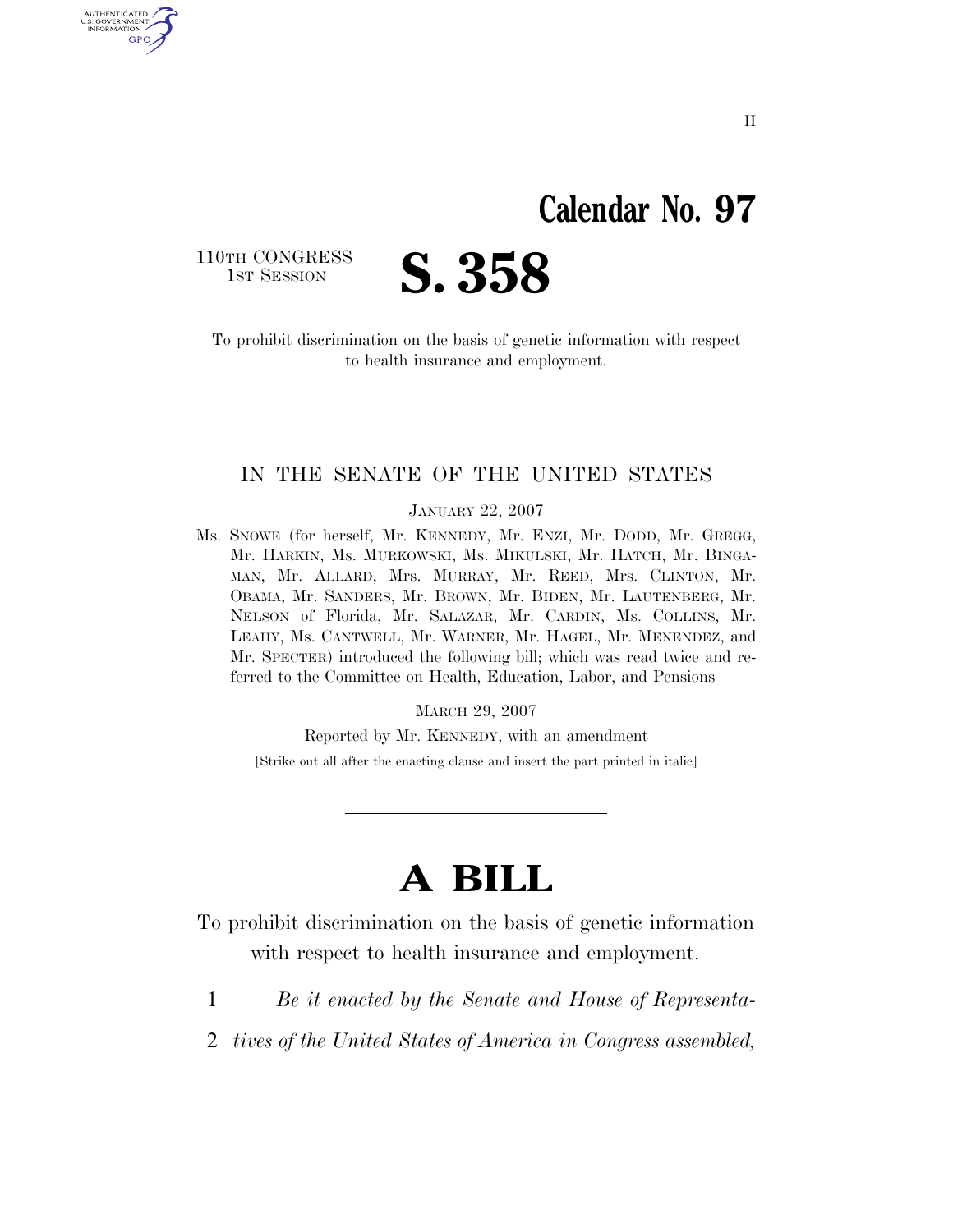II

# Calendar No. 97

110TH CONGRESS
1ST SESSION

# S. 358

To prohibit discrimination on the basis of genetic information with respect to health insurance and employment.

---

IN THE SENATE OF THE UNITED STATES

JANUARY 22, 2007

Ms. SNOWE (for herself, Mr. KENNEDY, Mr. ENZI, Mr. DODD, Mr. GREGG, Mr. HARKIN, Ms. MURKOWSKI, Ms. MIKULSKI, Mr. HATCH, Mr. BINGAMAN, Mr. ALLARD, Mrs. MURRAY, Mr. REED, Mrs. CLINTON, Mr. OBAMA, Mr. SANDERS, Mr. BROWN, Mr. BIDEN, Mr. LAUTENBERG, Mr. NELSON of Florida, Mr. SALAZAR, Mr. CARDIN, Ms. COLLINS, Mr. LEAHY, Ms. CANTWELL, Mr. WARNER, Mr. HAGEL, Mr. MENENDEZ, and Mr. SPECTER) introduced the following bill; which was read twice and referred to the Committee on Health, Education, Labor, and Pensions

MARCH 29, 2007

Reported by Mr. KENNEDY, with an amendment

[Strike out all after the enacting clause and insert the part printed in italic]

---

# A BILL

To prohibit discrimination on the basis of genetic information with respect to health insurance and employment.

1 *Be it enacted by the Senate and House of Representa-*
2 *tives of the United States of America in Congress assembled,*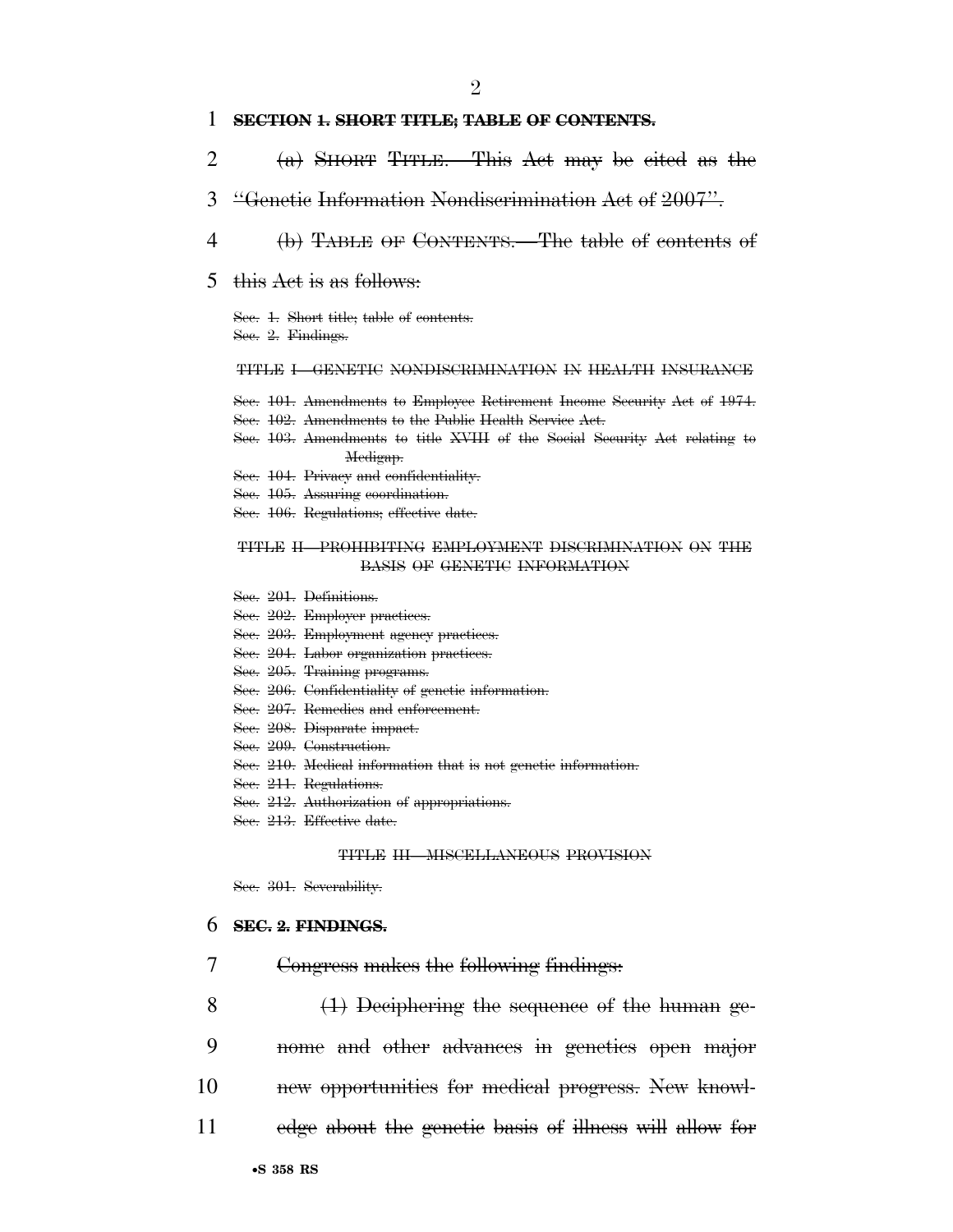**SECTION 1. SHORT TITLE; TABLE OF CONTENTS.**

(a) SHORT TITLE.—This Act may be cited as the "Genetic Information Nondiscrimination Act of 2007".

(b) TABLE OF CONTENTS.—The table of contents of this Act is as follows:

Sec. 1. Short title; table of contents.
Sec. 2. Findings.

TITLE I—GENETIC NONDISCRIMINATION IN HEALTH INSURANCE

Sec. 101. Amendments to Employee Retirement Income Security Act of 1974.
Sec. 102. Amendments to the Public Health Service Act.
Sec. 103. Amendments to title XVIII of the Social Security Act relating to Medigap.
Sec. 104. Privacy and confidentiality.
Sec. 105. Assuring coordination.
Sec. 106. Regulations; effective date.

TITLE II—PROHIBITING EMPLOYMENT DISCRIMINATION ON THE BASIS OF GENETIC INFORMATION

Sec. 201. Definitions.
Sec. 202. Employer practices.
Sec. 203. Employment agency practices.
Sec. 204. Labor organization practices.
Sec. 205. Training programs.
Sec. 206. Confidentiality of genetic information.
Sec. 207. Remedies and enforcement.
Sec. 208. Disparate impact.
Sec. 209. Construction.
Sec. 210. Medical information that is not genetic information.
Sec. 211. Regulations.
Sec. 212. Authorization of appropriations.
Sec. 213. Effective date.

TITLE III—MISCELLANEOUS PROVISION

Sec. 301. Severability.

**SEC. 2. FINDINGS.**

Congress makes the following findings:

(1) Deciphering the sequence of the human genome and other advances in genetics open major new opportunities for medical progress. New knowledge about the genetic basis of illness will allow for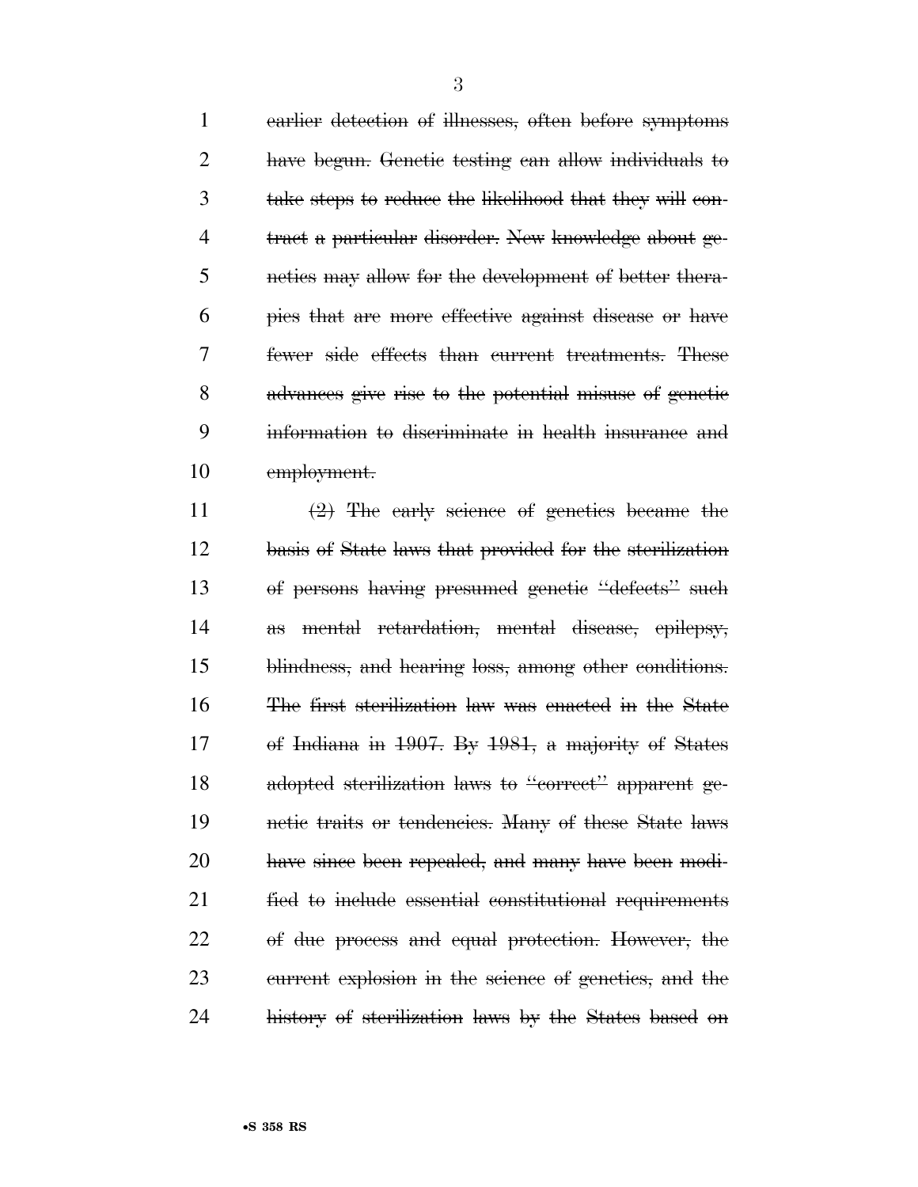~~earlier detection of illnesses, often before symptoms have begun. Genetic testing can allow individuals to take steps to reduce the likelihood that they will contract a particular disorder. New knowledge about genetics may allow for the development of better therapies that are more effective against disease or have fewer side effects than current treatments. These advances give rise to the potential misuse of genetic information to discriminate in health insurance and employment.~~

~~(2) The early science of genetics became the basis of State laws that provided for the sterilization of persons having presumed genetic "defects" such as mental retardation, mental disease, epilepsy, blindness, and hearing loss, among other conditions. The first sterilization law was enacted in the State of Indiana in 1907. By 1981, a majority of States adopted sterilization laws to "correct" apparent genetic traits or tendencies. Many of these State laws have since been repealed, and many have been modified to include essential constitutional requirements of due process and equal protection. However, the current explosion in the science of genetics, and the history of sterilization laws by the States based on~~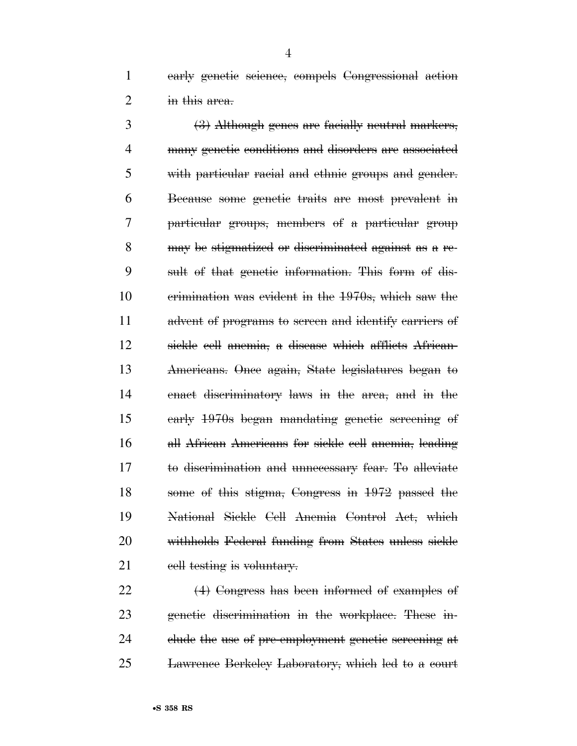~~early genetic science, compels Congressional action in this area.~~

~~(3) Although genes are facially neutral markers, many genetic conditions and disorders are associated with particular racial and ethnic groups and gender. Because some genetic traits are most prevalent in particular groups, members of a particular group may be stigmatized or discriminated against as a result of that genetic information. This form of discrimination was evident in the 1970s, which saw the advent of programs to screen and identify carriers of sickle cell anemia, a disease which afflicts African-Americans. Once again, State legislatures began to enact discriminatory laws in the area, and in the early 1970s began mandating genetic screening of all African Americans for sickle cell anemia, leading to discrimination and unnecessary fear. To alleviate some of this stigma, Congress in 1972 passed the National Sickle Cell Anemia Control Act, which withholds Federal funding from States unless sickle cell testing is voluntary.~~

~~(4) Congress has been informed of examples of genetic discrimination in the workplace. These include the use of pre-employment genetic screening at Lawrence Berkeley Laboratory, which led to a court~~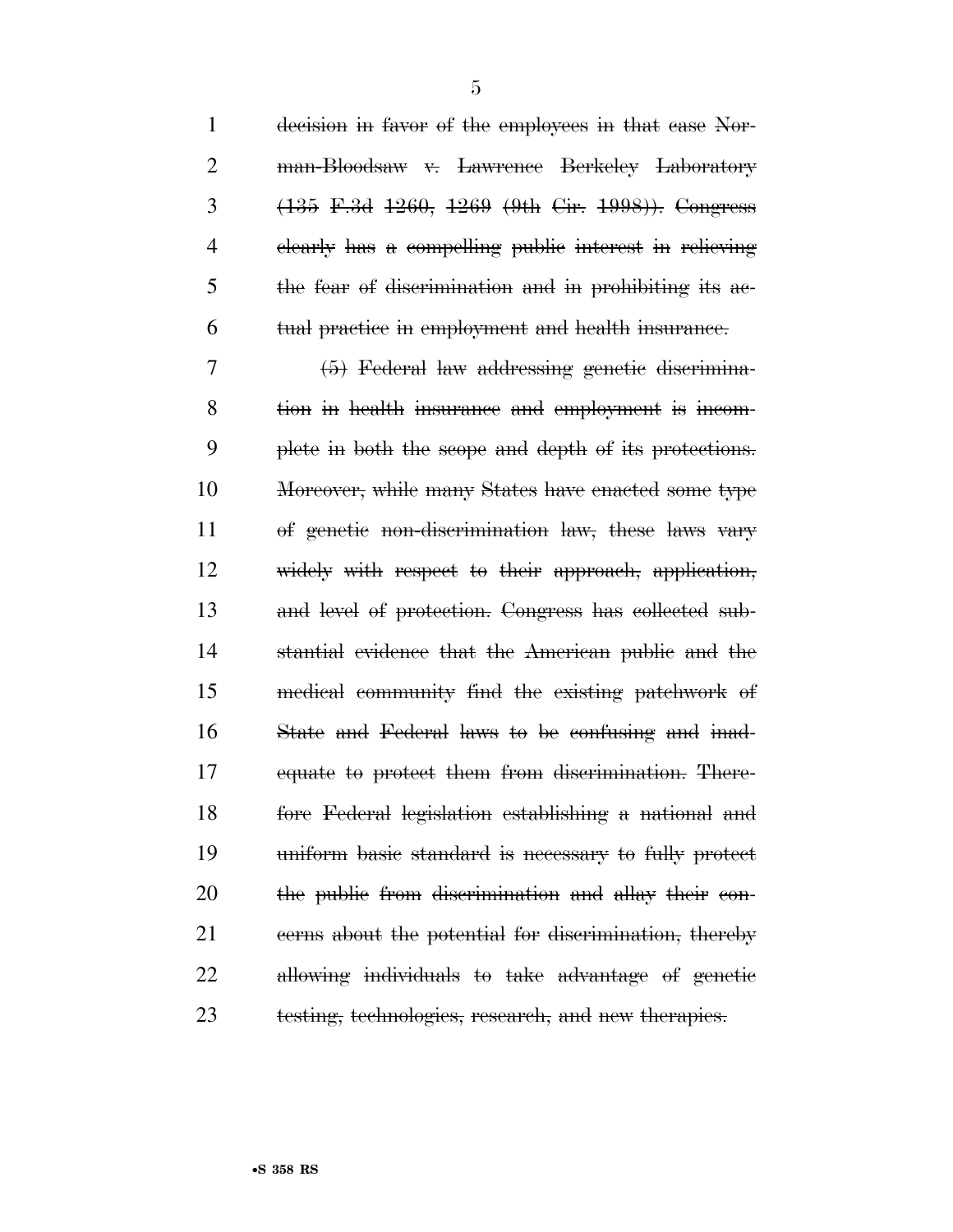~~decision in favor of the employees in that case Norman-Bloodsaw v. Lawrence Berkeley Laboratory (135 F.3d 1260, 1269 (9th Cir. 1998)). Congress clearly has a compelling public interest in relieving the fear of discrimination and in prohibiting its actual practice in employment and health insurance.~~

~~(5) Federal law addressing genetic discrimination in health insurance and employment is incomplete in both the scope and depth of its protections. Moreover, while many States have enacted some type of genetic non-discrimination law, these laws vary widely with respect to their approach, application, and level of protection. Congress has collected substantial evidence that the American public and the medical community find the existing patchwork of State and Federal laws to be confusing and inadequate to protect them from discrimination. Therefore Federal legislation establishing a national and uniform basic standard is necessary to fully protect the public from discrimination and allay their concerns about the potential for discrimination, thereby allowing individuals to take advantage of genetic testing, technologies, research, and new therapies.~~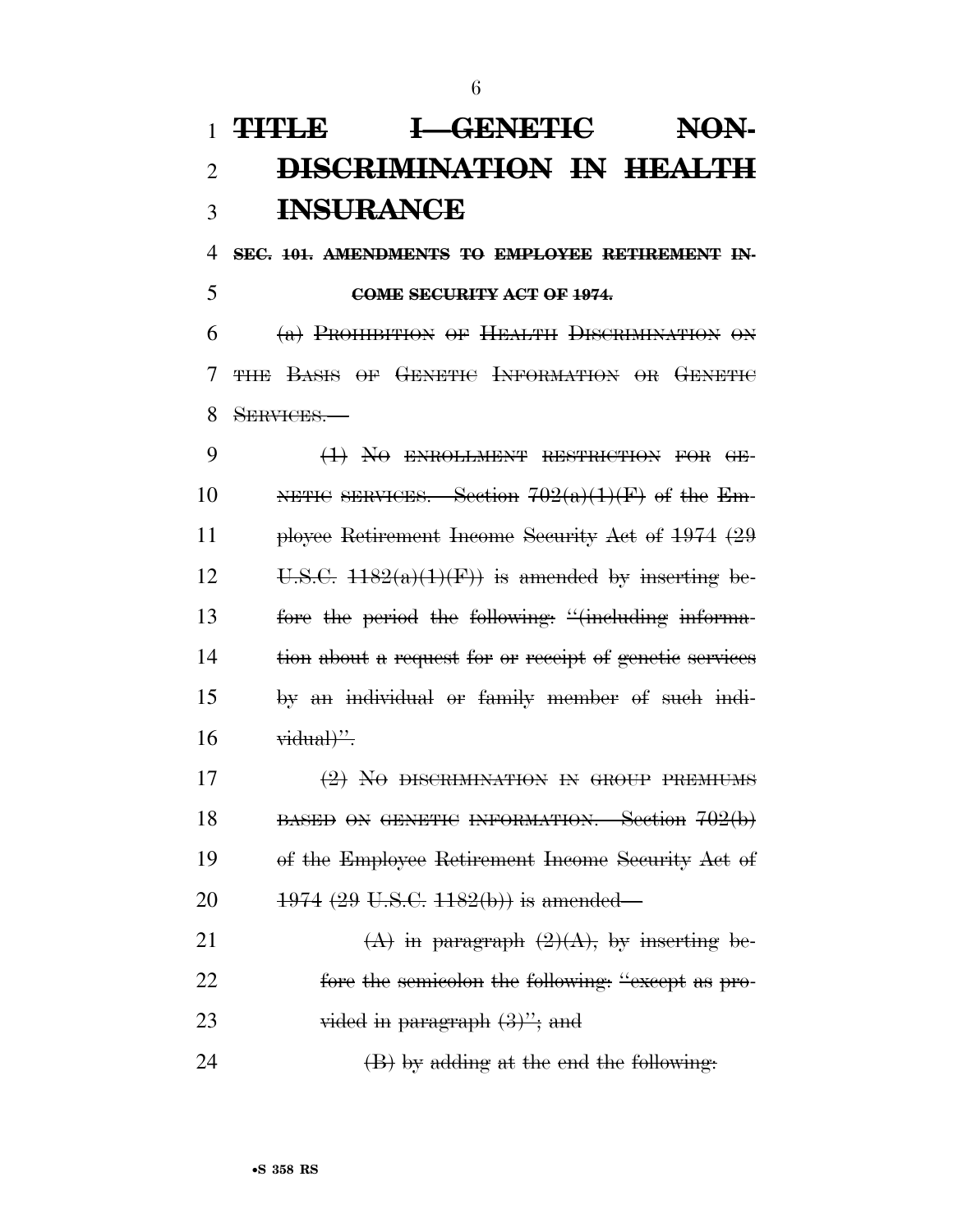# ~~TITLE I—GENETIC NONDISCRIMINATION IN HEALTH INSURANCE~~

**~~SEC. 101. AMENDMENTS TO EMPLOYEE RETIREMENT INCOME SECURITY ACT OF 1974.~~**

~~(a) PROHIBITION OF HEALTH DISCRIMINATION ON THE BASIS OF GENETIC INFORMATION OR GENETIC SERVICES.—~~

~~(1) NO ENROLLMENT RESTRICTION FOR GENETIC SERVICES.—Section 702(a)(1)(F) of the Employee Retirement Income Security Act of 1974 (29 U.S.C. 1182(a)(1)(F)) is amended by inserting before the period the following: "(including information about a request for or receipt of genetic services by an individual or family member of such individual)".~~

~~(2) NO DISCRIMINATION IN GROUP PREMIUMS BASED ON GENETIC INFORMATION.—Section 702(b) of the Employee Retirement Income Security Act of 1974 (29 U.S.C. 1182(b)) is amended—~~

~~(A) in paragraph (2)(A), by inserting before the semicolon the following: "except as provided in paragraph (3)"; and~~

~~(B) by adding at the end the following:~~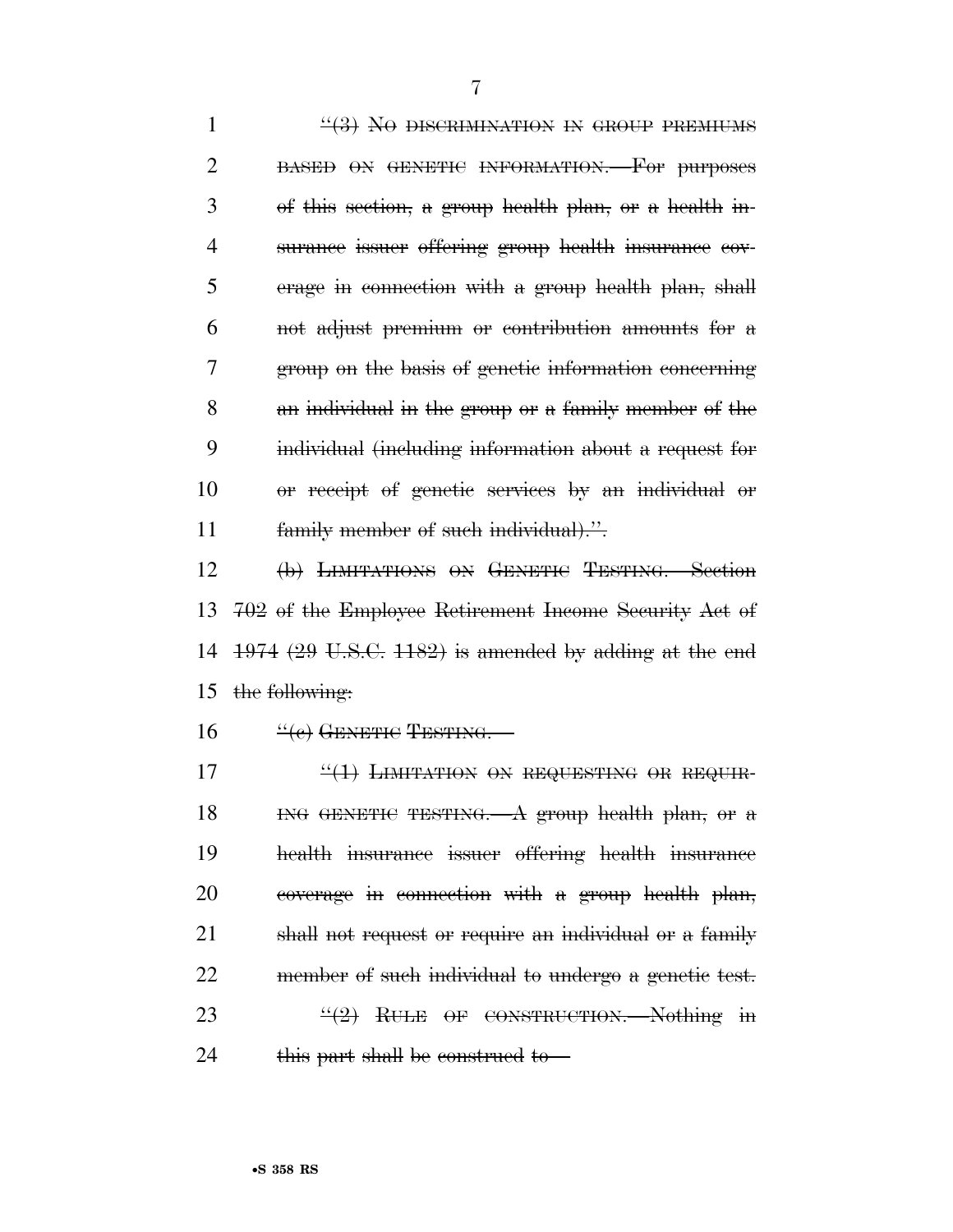~~"(3) NO DISCRIMINATION IN GROUP PREMIUMS BASED ON GENETIC INFORMATION.—For purposes of this section, a group health plan, or a health insurance issuer offering group health insurance coverage in connection with a group health plan, shall not adjust premium or contribution amounts for a group on the basis of genetic information concerning an individual in the group or a family member of the individual (including information about a request for or receipt of genetic services by an individual or family member of such individual).".~~

~~(b) LIMITATIONS ON GENETIC TESTING.—Section 702 of the Employee Retirement Income Security Act of 1974 (29 U.S.C. 1182) is amended by adding at the end the following:~~

~~"(c) GENETIC TESTING.—~~

~~"(1) LIMITATION ON REQUESTING OR REQUIRING GENETIC TESTING.—A group health plan, or a health insurance issuer offering health insurance coverage in connection with a group health plan, shall not request or require an individual or a family member of such individual to undergo a genetic test.~~

~~"(2) RULE OF CONSTRUCTION.—Nothing in this part shall be construed to—~~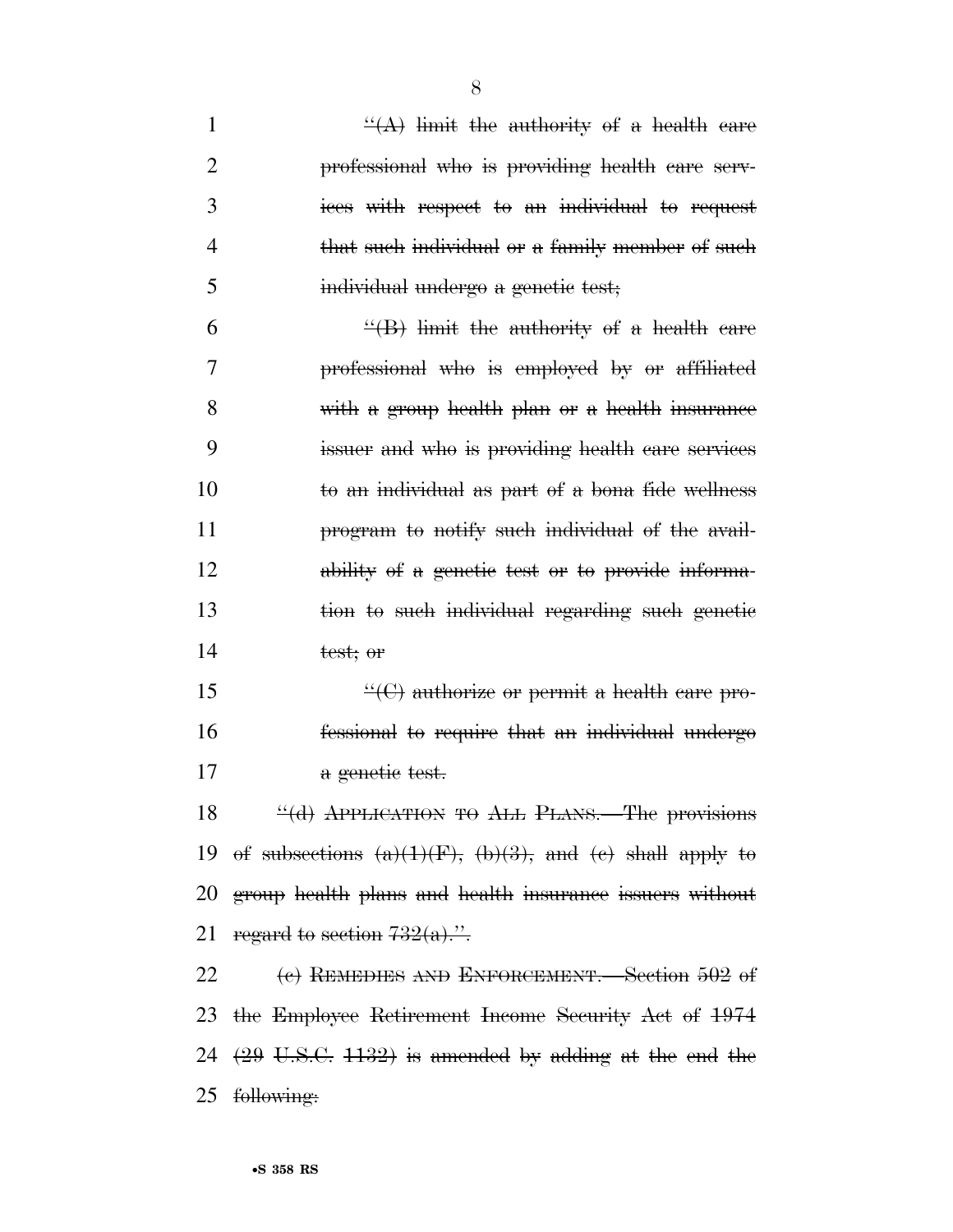"(A) limit the authority of a health care professional who is providing health care services with respect to an individual to request that such individual or a family member of such individual undergo a genetic test;

"(B) limit the authority of a health care professional who is employed by or affiliated with a group health plan or a health insurance issuer and who is providing health care services to an individual as part of a bona fide wellness program to notify such individual of the availability of a genetic test or to provide information to such individual regarding such genetic test; or

"(C) authorize or permit a health care professional to require that an individual undergo a genetic test.

"(d) APPLICATION TO ALL PLANS.—The provisions of subsections (a)(1)(F), (b)(3), and (c) shall apply to group health plans and health insurance issuers without regard to section 732(a).".

(c) REMEDIES AND ENFORCEMENT.—Section 502 of the Employee Retirement Income Security Act of 1974 (29 U.S.C. 1132) is amended by adding at the end the following: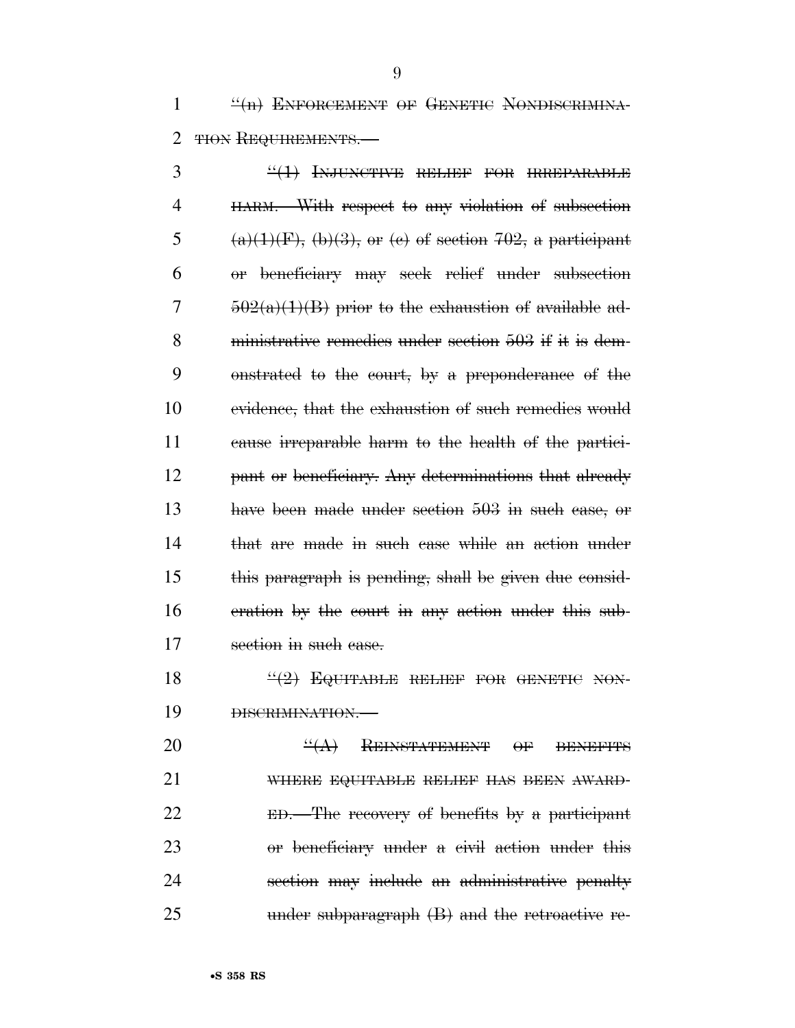~~"(n) ENFORCEMENT OF GENETIC NONDISCRIMINATION REQUIREMENTS.—~~

~~"(1) INJUNCTIVE RELIEF FOR IRREPARABLE HARM.—With respect to any violation of subsection (a)(1)(F), (b)(3), or (c) of section 702, a participant or beneficiary may seek relief under subsection 502(a)(1)(B) prior to the exhaustion of available administrative remedies under section 503 if it is demonstrated to the court, by a preponderance of the evidence, that the exhaustion of such remedies would cause irreparable harm to the health of the participant or beneficiary. Any determinations that already have been made under section 503 in such case, or that are made in such case while an action under this paragraph is pending, shall be given due consideration by the court in any action under this subsection in such case.~~

~~"(2) EQUITABLE RELIEF FOR GENETIC NONDISCRIMINATION.—~~

~~"(A) REINSTATEMENT OF BENEFITS WHERE EQUITABLE RELIEF HAS BEEN AWARDED.—The recovery of benefits by a participant or beneficiary under a civil action under this section may include an administrative penalty under subparagraph (B) and the retroactive re-~~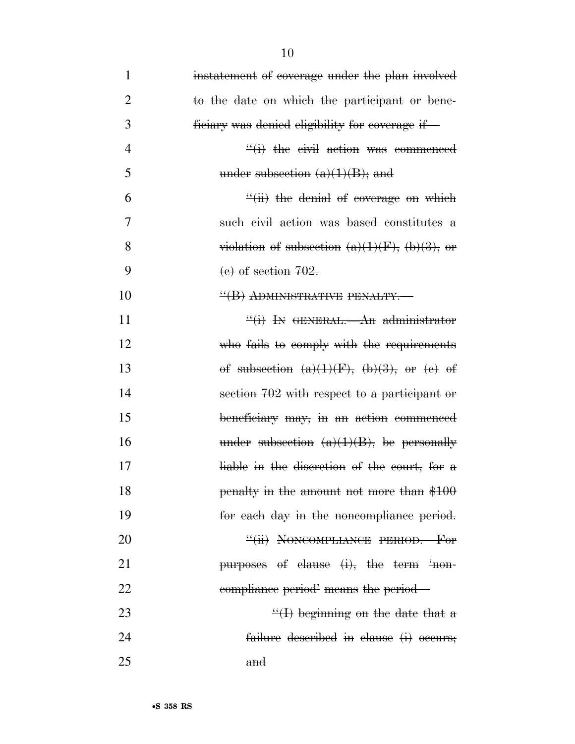~~instatement of coverage under the plan involved to the date on which the participant or beneficiary was denied eligibility for coverage if—~~

~~“(i) the civil action was commenced under subsection (a)(1)(B); and~~

~~“(ii) the denial of coverage on which such civil action was based constitutes a violation of subsection (a)(1)(F), (b)(3), or (c) of section 702.~~

~~“(B) ADMINISTRATIVE PENALTY.—~~

~~“(i) IN GENERAL.—An administrator who fails to comply with the requirements of subsection (a)(1)(F), (b)(3), or (c) of section 702 with respect to a participant or beneficiary may, in an action commenced under subsection (a)(1)(B), be personally liable in the discretion of the court, for a penalty in the amount not more than $100 for each day in the noncompliance period.~~

~~“(ii) NONCOMPLIANCE PERIOD.—For purposes of clause (i), the term ‘noncompliance period’ means the period—~~

~~“(I) beginning on the date that a failure described in clause (i) occurs; and~~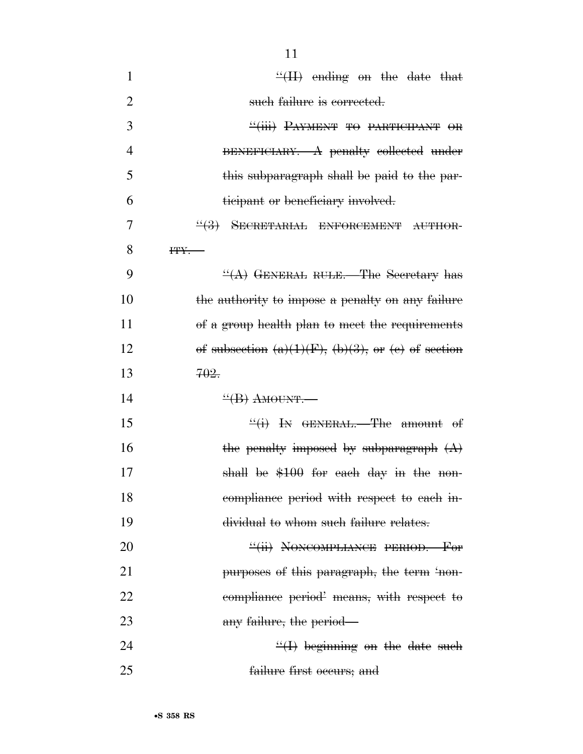~~"(II) ending on the date that such failure is corrected.~~

~~"(iii) PAYMENT TO PARTICIPANT OR BENEFICIARY.—A penalty collected under this subparagraph shall be paid to the participant or beneficiary involved.~~

~~"(3) SECRETARIAL ENFORCEMENT AUTHORITY.—~~

~~"(A) GENERAL RULE.—The Secretary has the authority to impose a penalty on any failure of a group health plan to meet the requirements of subsection (a)(1)(F), (b)(3), or (c) of section 702.~~

~~"(B) AMOUNT.—~~

~~"(i) IN GENERAL.—The amount of the penalty imposed by subparagraph (A) shall be $100 for each day in the noncompliance period with respect to each individual to whom such failure relates.~~

~~"(ii) NONCOMPLIANCE PERIOD.—For purposes of this paragraph, the term 'noncompliance period' means, with respect to any failure, the period—~~

~~"(I) beginning on the date such failure first occurs; and~~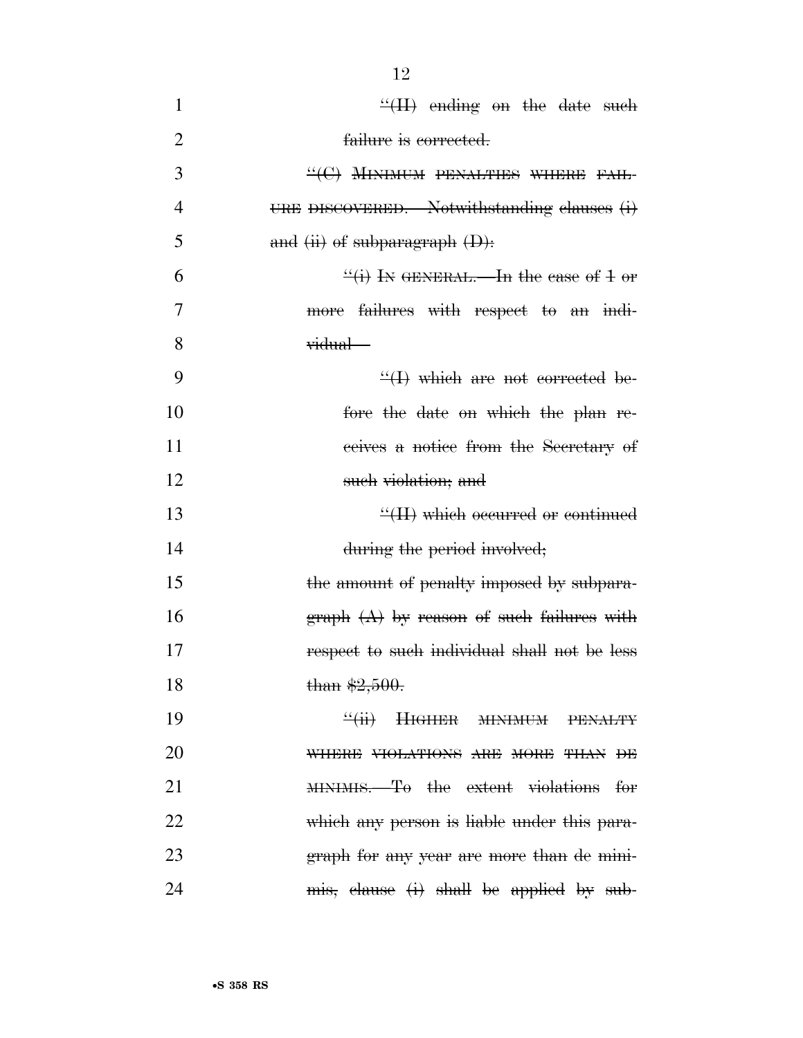"(II) ending on the date such failure is corrected.

"(C) MINIMUM PENALTIES WHERE FAILURE DISCOVERED.—Notwithstanding clauses (i) and (ii) of subparagraph (D):

"(i) IN GENERAL.—In the case of 1 or more failures with respect to an individual—

"(I) which are not corrected before the date on which the plan receives a notice from the Secretary of such violation; and

"(II) which occurred or continued during the period involved;

the amount of penalty imposed by subparagraph (A) by reason of such failures with respect to such individual shall not be less than $2,500.

"(ii) HIGHER MINIMUM PENALTY WHERE VIOLATIONS ARE MORE THAN DE MINIMIS.—To the extent violations for which any person is liable under this paragraph for any year are more than de minimis, clause (i) shall be applied by sub-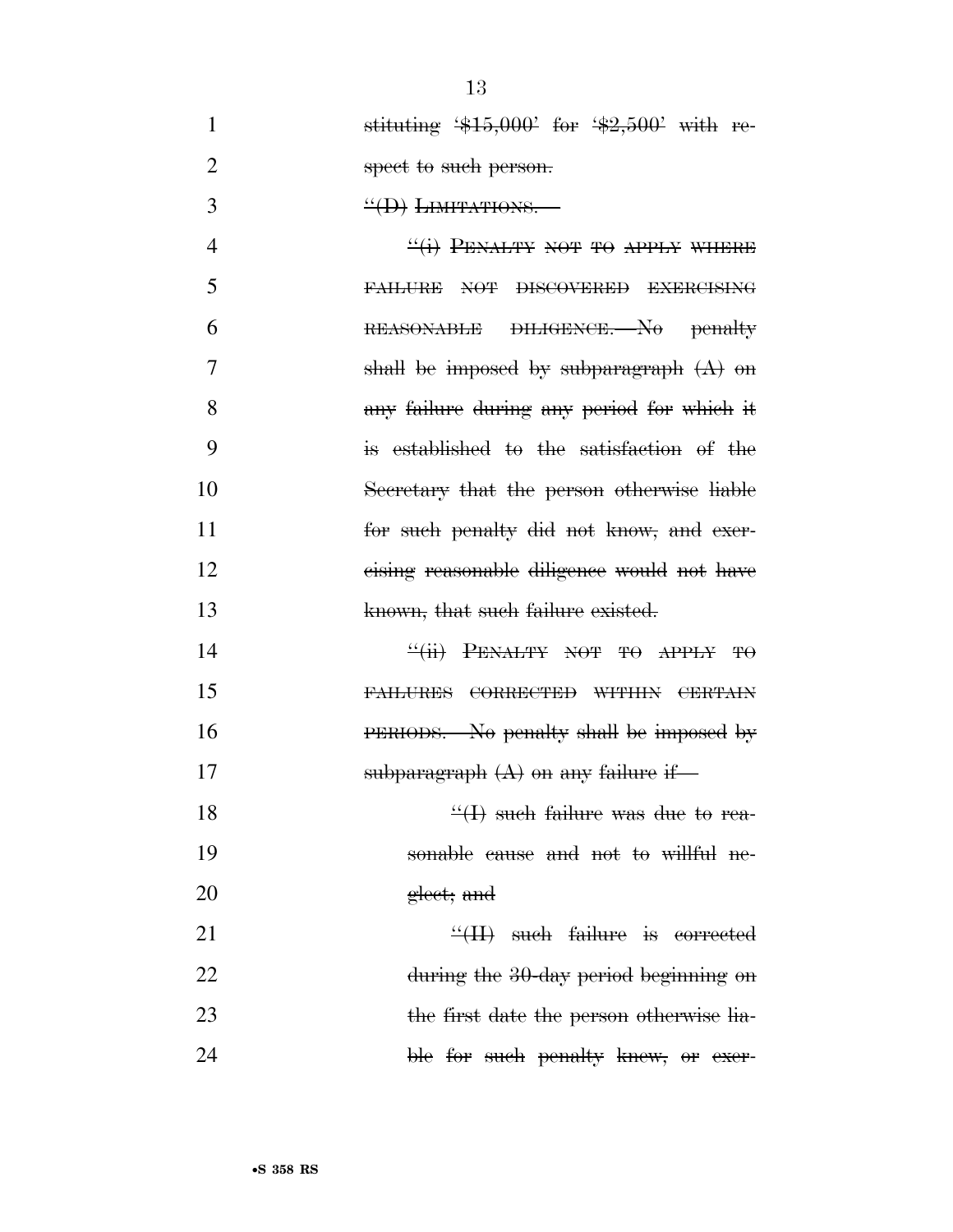stituting '$15,000' for '$2,500' with respect to such person.

"(D) LIMITATIONS.—

"(i) PENALTY NOT TO APPLY WHERE FAILURE NOT DISCOVERED EXERCISING REASONABLE DILIGENCE.—No penalty shall be imposed by subparagraph (A) on any failure during any period for which it is established to the satisfaction of the Secretary that the person otherwise liable for such penalty did not know, and exercising reasonable diligence would not have known, that such failure existed.

"(ii) PENALTY NOT TO APPLY TO FAILURES CORRECTED WITHIN CERTAIN PERIODS.—No penalty shall be imposed by subparagraph (A) on any failure if—

"(I) such failure was due to reasonable cause and not to willful neglect; and

"(II) such failure is corrected during the 30-day period beginning on the first date the person otherwise liable for such penalty knew, or exer-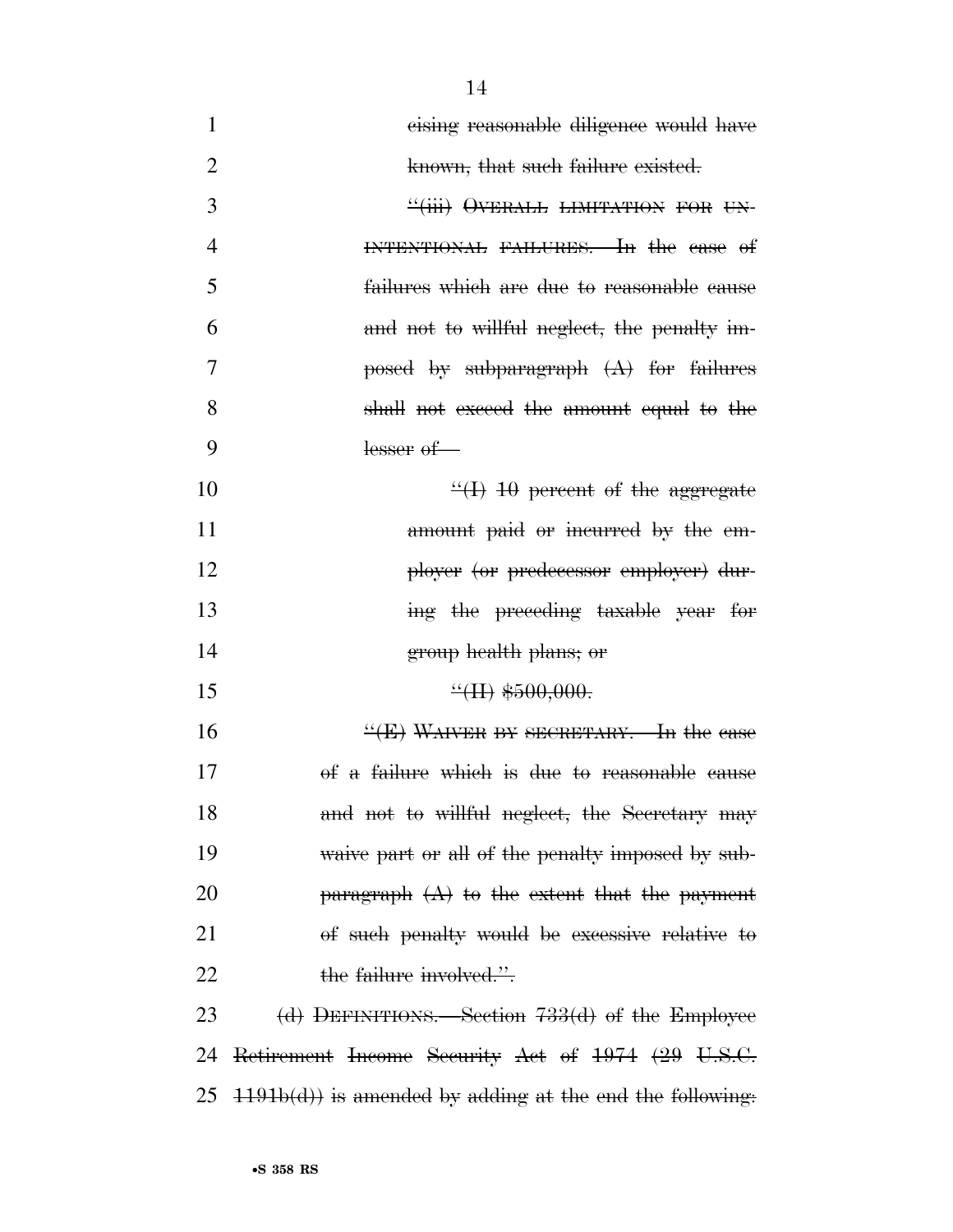~~cising reasonable diligence would have known, that such failure existed.~~

~~"(iii) OVERALL LIMITATION FOR UNINTENTIONAL FAILURES.—In the case of failures which are due to reasonable cause and not to willful neglect, the penalty imposed by subparagraph (A) for failures shall not exceed the amount equal to the lesser of—~~

~~"(I) 10 percent of the aggregate amount paid or incurred by the employer (or predecessor employer) during the preceding taxable year for group health plans; or~~

~~"(II) $500,000.~~

~~"(E) WAIVER BY SECRETARY.—In the case of a failure which is due to reasonable cause and not to willful neglect, the Secretary may waive part or all of the penalty imposed by subparagraph (A) to the extent that the payment of such penalty would be excessive relative to the failure involved.".~~

~~(d) DEFINITIONS.—Section 733(d) of the Employee Retirement Income Security Act of 1974 (29 U.S.C. 1191b(d)) is amended by adding at the end the following:~~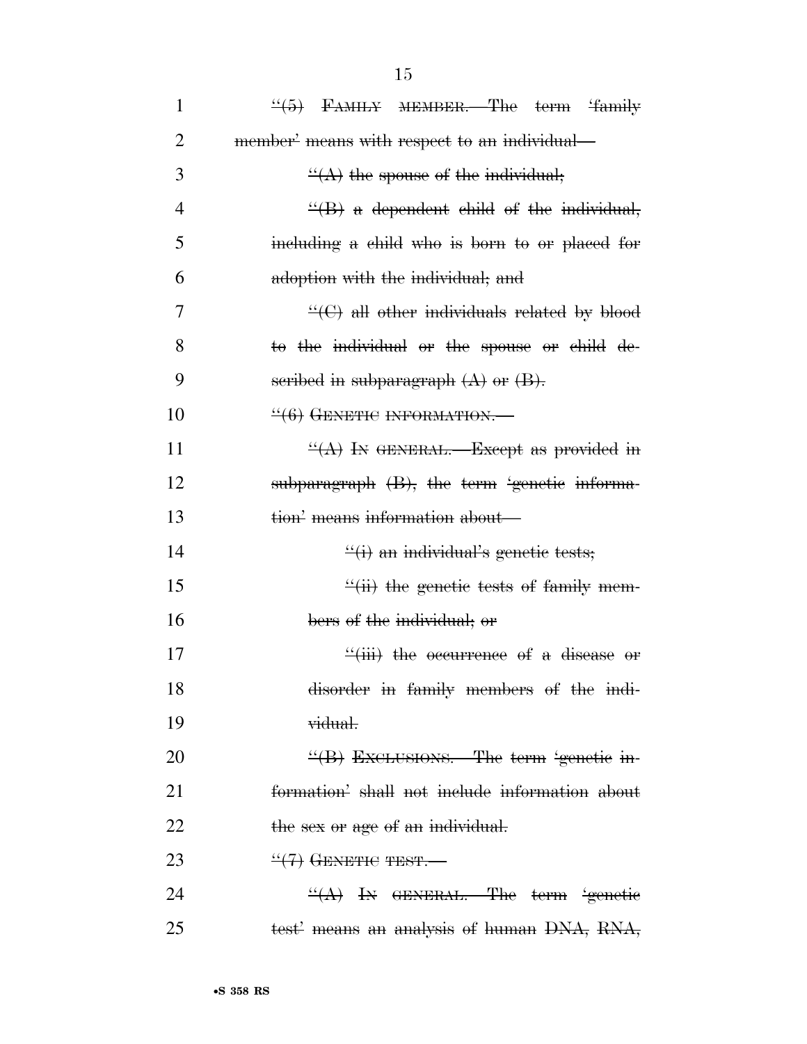~~"(5) FAMILY MEMBER.—The term 'family member' means with respect to an individual—~~

~~"(A) the spouse of the individual;~~

~~"(B) a dependent child of the individual, including a child who is born to or placed for adoption with the individual; and~~

~~"(C) all other individuals related by blood to the individual or the spouse or child described in subparagraph (A) or (B).~~

~~"(6) GENETIC INFORMATION.—~~

~~"(A) IN GENERAL.—Except as provided in subparagraph (B), the term 'genetic information' means information about—~~

~~"(i) an individual's genetic tests;~~

~~"(ii) the genetic tests of family members of the individual; or~~

~~"(iii) the occurrence of a disease or disorder in family members of the individual.~~

~~"(B) EXCLUSIONS.—The term 'genetic information' shall not include information about the sex or age of an individual.~~

~~"(7) GENETIC TEST.—~~

~~"(A) IN GENERAL.—The term 'genetic test' means an analysis of human DNA, RNA,~~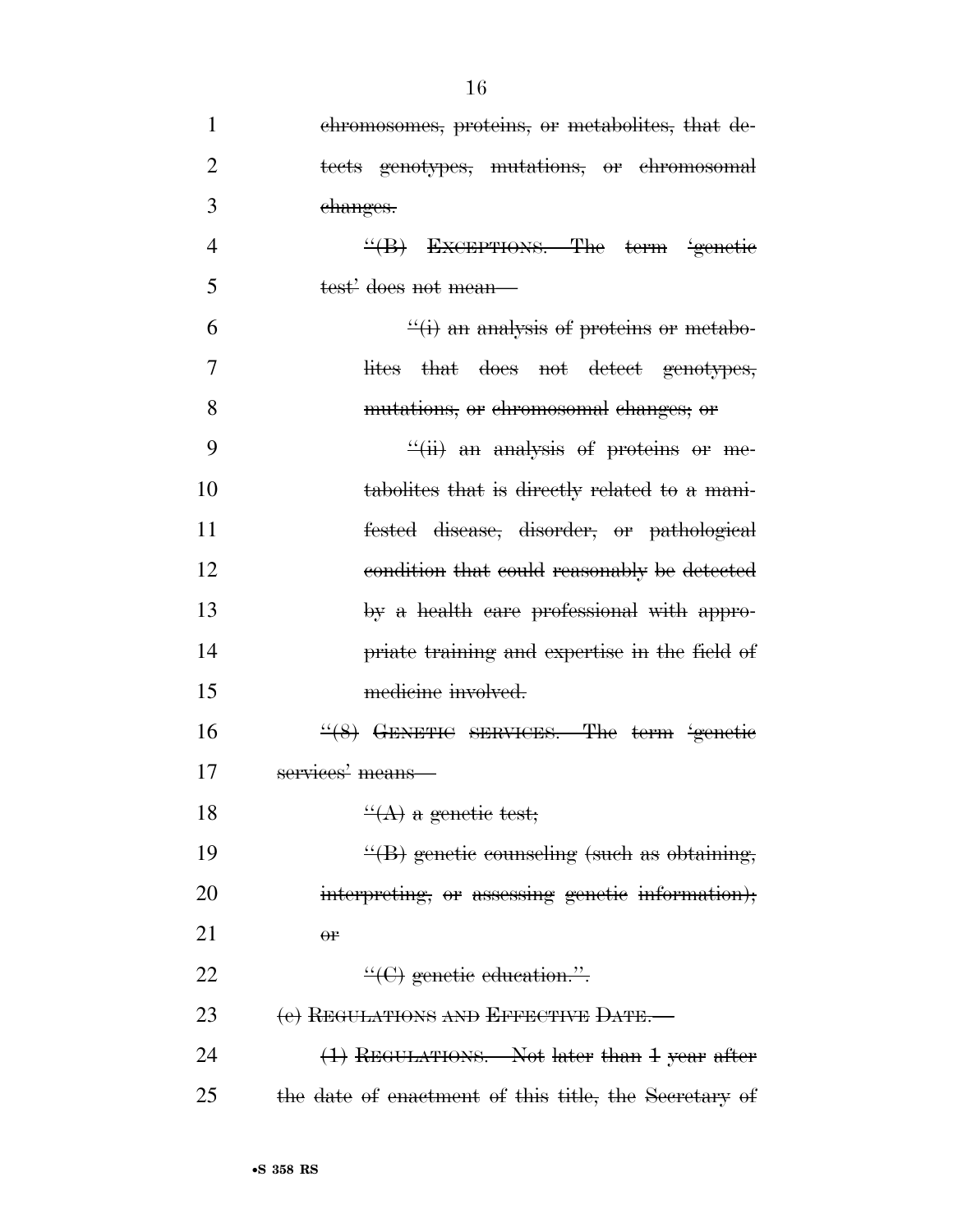chromosomes, proteins, or metabolites, that detects genotypes, mutations, or chromosomal changes.

"(B) EXCEPTIONS.—The term 'genetic test' does not mean—

"(i) an analysis of proteins or metabolites that does not detect genotypes, mutations, or chromosomal changes; or

"(ii) an analysis of proteins or metabolites that is directly related to a manifested disease, disorder, or pathological condition that could reasonably be detected by a health care professional with appropriate training and expertise in the field of medicine involved.

"(8) GENETIC SERVICES.—The term 'genetic services' means—

"(A) a genetic test;

"(B) genetic counseling (such as obtaining, interpreting, or assessing genetic information); or

"(C) genetic education.".

(c) REGULATIONS AND EFFECTIVE DATE.—

(1) REGULATIONS.—Not later than 1 year after the date of enactment of this title, the Secretary of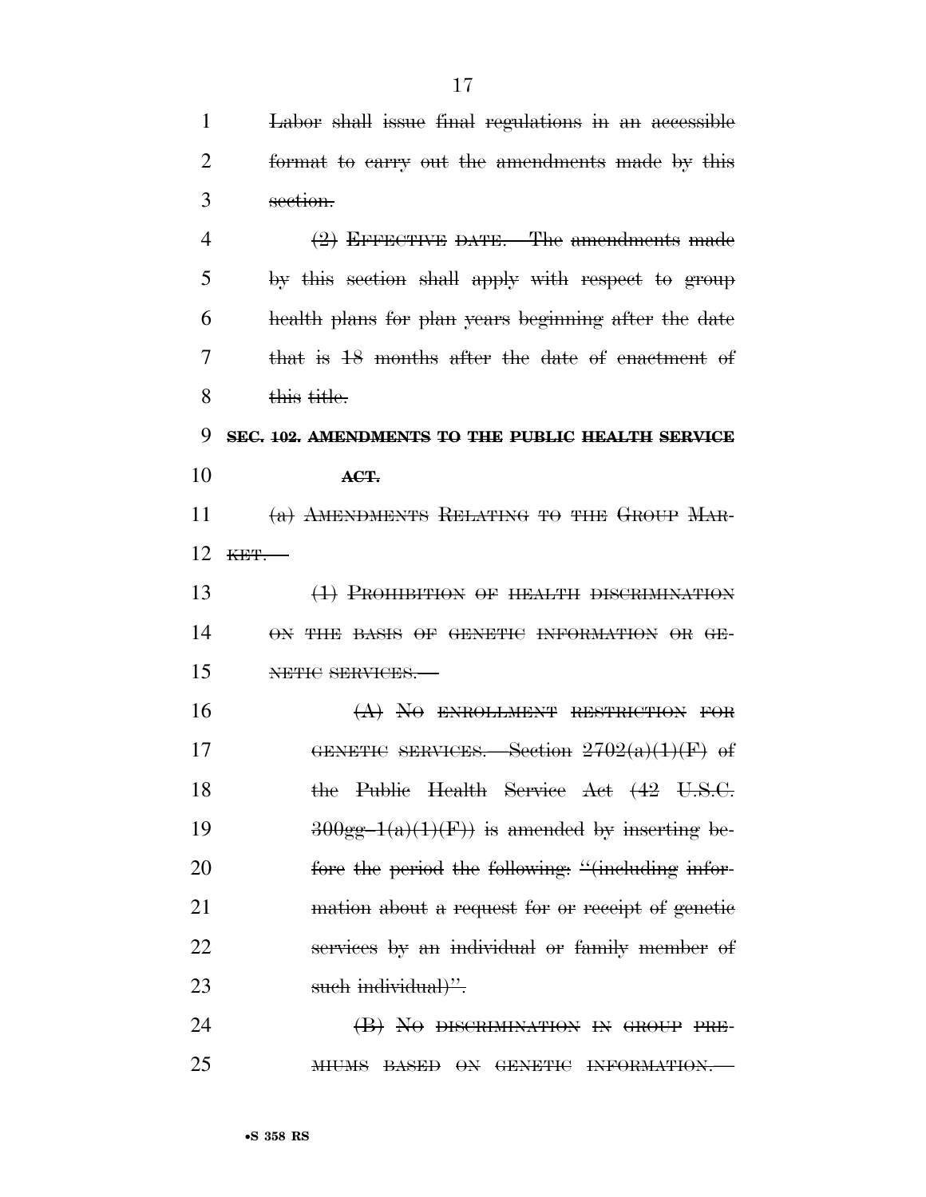~~Labor shall issue final regulations in an accessible format to carry out the amendments made by this section.~~

~~(2) EFFECTIVE DATE.—The amendments made by this section shall apply with respect to group health plans for plan years beginning after the date that is 18 months after the date of enactment of this title.~~

**~~SEC. 102. AMENDMENTS TO THE PUBLIC HEALTH SERVICE ACT.~~**

~~(a) AMENDMENTS RELATING TO THE GROUP MARKET.—~~

~~(1) PROHIBITION OF HEALTH DISCRIMINATION ON THE BASIS OF GENETIC INFORMATION OR GENETIC SERVICES.—~~

~~(A) NO ENROLLMENT RESTRICTION FOR GENETIC SERVICES.—Section 2702(a)(1)(F) of the Public Health Service Act (42 U.S.C. 300gg–1(a)(1)(F)) is amended by inserting before the period the following: "(including information about a request for or receipt of genetic services by an individual or family member of such individual)".~~

~~(B) NO DISCRIMINATION IN GROUP PREMIUMS BASED ON GENETIC INFORMATION.—~~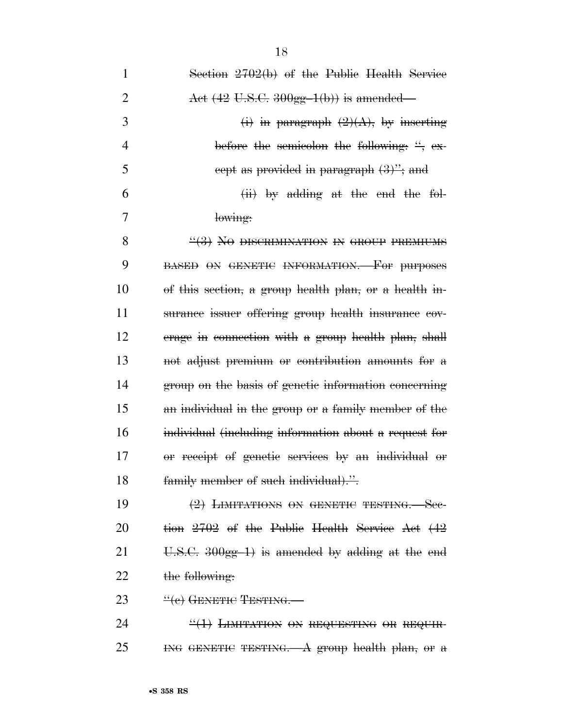~~Section 2702(b) of the Public Health Service Act (42 U.S.C. 300gg–1(b)) is amended—~~

~~(i) in paragraph (2)(A), by inserting before the semicolon the following: ", except as provided in paragraph (3)"; and~~

~~(ii) by adding at the end the following:~~

~~"(3) NO DISCRIMINATION IN GROUP PREMIUMS BASED ON GENETIC INFORMATION.—For purposes of this section, a group health plan, or a health insurance issuer offering group health insurance coverage in connection with a group health plan, shall not adjust premium or contribution amounts for a group on the basis of genetic information concerning an individual in the group or a family member of the individual (including information about a request for or receipt of genetic services by an individual or family member of such individual).".~~

~~(2) LIMITATIONS ON GENETIC TESTING.—Section 2702 of the Public Health Service Act (42 U.S.C. 300gg–1) is amended by adding at the end the following:~~

~~"(c) GENETIC TESTING.—~~

~~"(1) LIMITATION ON REQUESTING OR REQUIRING GENETIC TESTING.—A group health plan, or a~~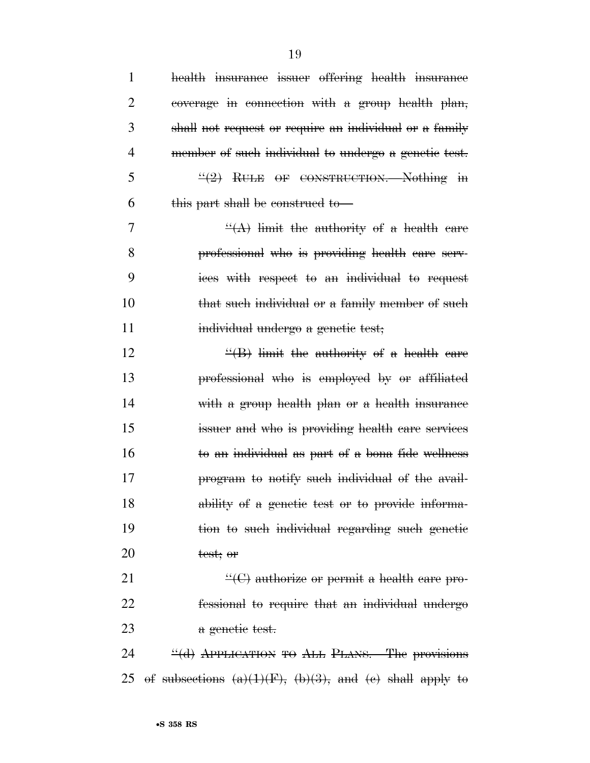~~health insurance issuer offering health insurance coverage in connection with a group health plan, shall not request or require an individual or a family member of such individual to undergo a genetic test.~~

~~"(2) RULE OF CONSTRUCTION.—Nothing in this part shall be construed to—~~

~~"(A) limit the authority of a health care professional who is providing health care services with respect to an individual to request that such individual or a family member of such individual undergo a genetic test;~~

~~"(B) limit the authority of a health care professional who is employed by or affiliated with a group health plan or a health insurance issuer and who is providing health care services to an individual as part of a bona fide wellness program to notify such individual of the availability of a genetic test or to provide information to such individual regarding such genetic test; or~~

~~"(C) authorize or permit a health care professional to require that an individual undergo a genetic test.~~

~~"(d) APPLICATION TO ALL PLANS.—The provisions of subsections (a)(1)(F), (b)(3), and (c) shall apply to~~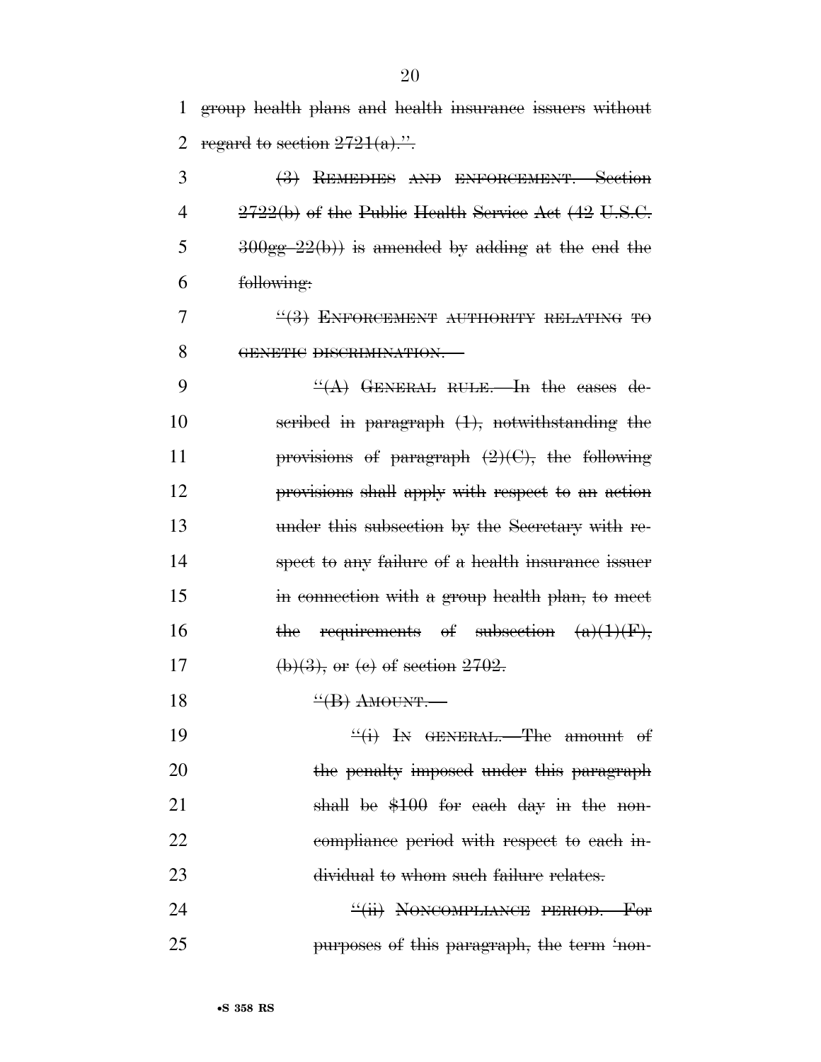group health plans and health insurance issuers without regard to section 2721(a).''.

(3) REMEDIES AND ENFORCEMENT.—Section 2722(b) of the Public Health Service Act (42 U.S.C. 300gg–22(b)) is amended by adding at the end the following:

''(3) ENFORCEMENT AUTHORITY RELATING TO GENETIC DISCRIMINATION.—

''(A) GENERAL RULE.—In the cases described in paragraph (1), notwithstanding the provisions of paragraph (2)(C), the following provisions shall apply with respect to an action under this subsection by the Secretary with respect to any failure of a health insurance issuer in connection with a group health plan, to meet the requirements of subsection (a)(1)(F), (b)(3), or (c) of section 2702.

''(B) AMOUNT.—

''(i) IN GENERAL.—The amount of the penalty imposed under this paragraph shall be $100 for each day in the noncompliance period with respect to each individual to whom such failure relates.

''(ii) NONCOMPLIANCE PERIOD.—For purposes of this paragraph, the term 'non-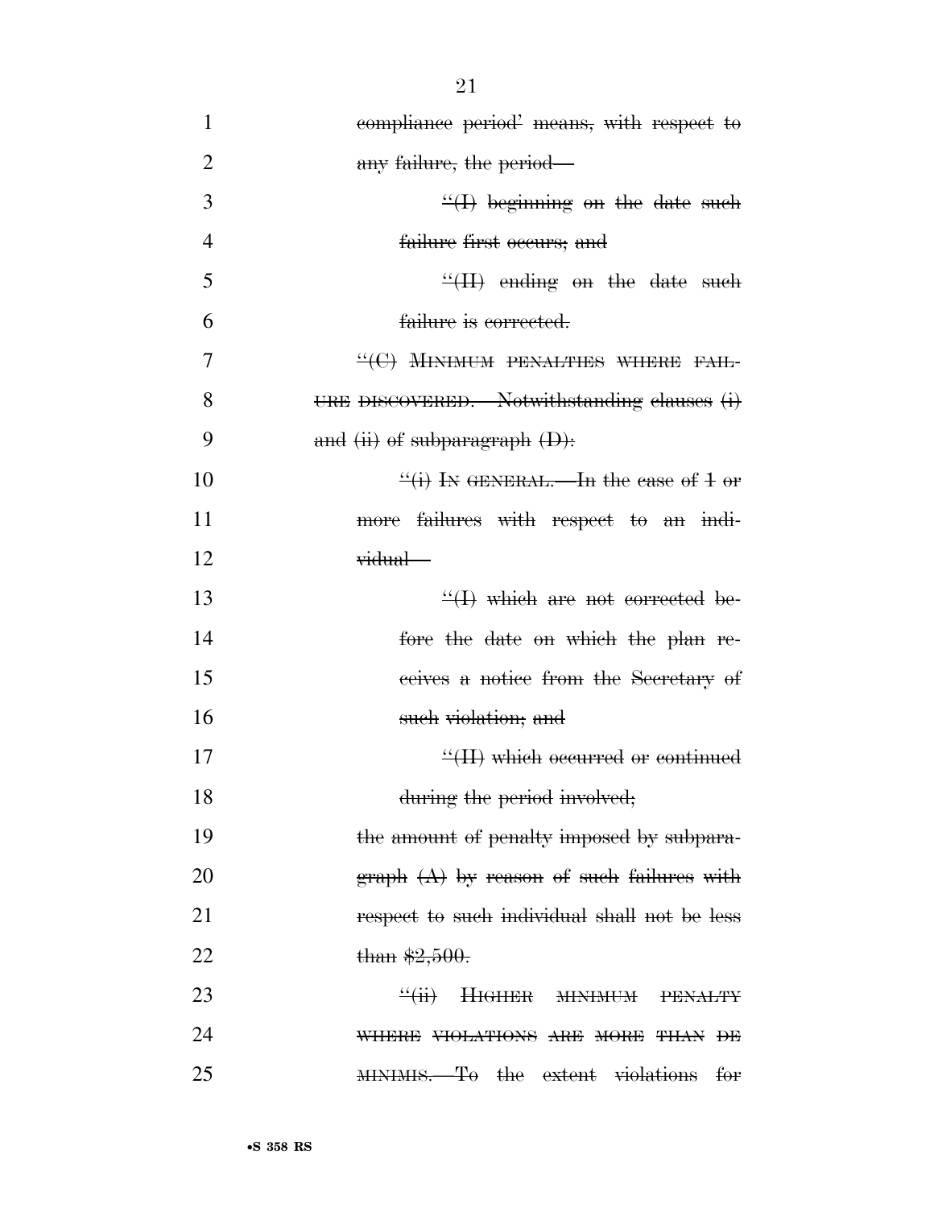~~compliance period' means, with respect to any failure, the period—~~

~~"(I) beginning on the date such failure first occurs; and~~

~~"(II) ending on the date such failure is corrected.~~

~~"(C) MINIMUM PENALTIES WHERE FAILURE DISCOVERED.—Notwithstanding clauses (i) and (ii) of subparagraph (D):~~

~~"(i) IN GENERAL.—In the case of 1 or more failures with respect to an individual—~~

~~"(I) which are not corrected before the date on which the plan receives a notice from the Secretary of such violation; and~~

~~"(II) which occurred or continued during the period involved;~~

~~the amount of penalty imposed by subparagraph (A) by reason of such failures with respect to such individual shall not be less than $2,500.~~

~~"(ii) HIGHER MINIMUM PENALTY WHERE VIOLATIONS ARE MORE THAN DE MINIMIS.—To the extent violations for~~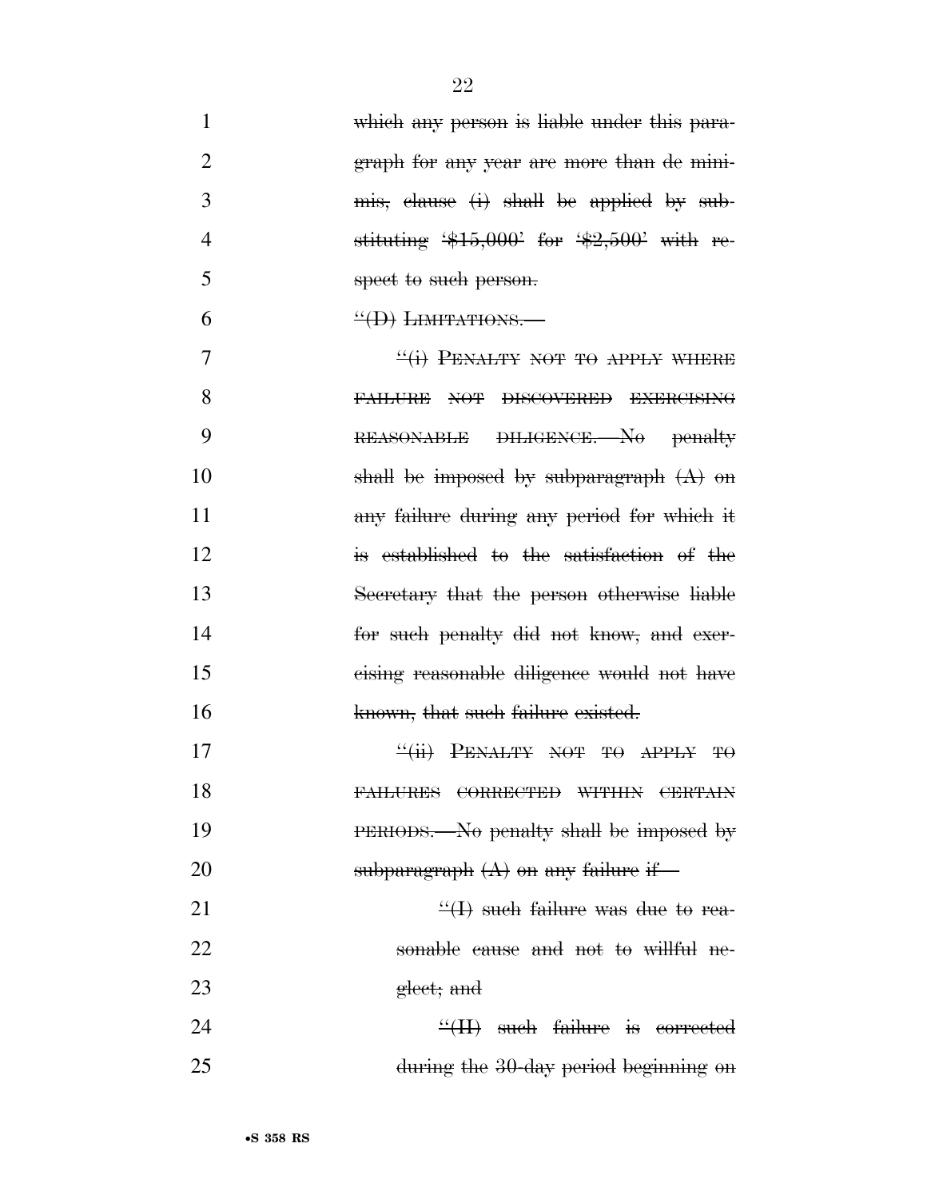which any person is liable under this paragraph for any year are more than de minimis, clause (i) shall be applied by substituting '$15,000' for '$2,500' with respect to such person.

"(D) LIMITATIONS.—

"(i) PENALTY NOT TO APPLY WHERE FAILURE NOT DISCOVERED EXERCISING REASONABLE DILIGENCE.—No penalty shall be imposed by subparagraph (A) on any failure during any period for which it is established to the satisfaction of the Secretary that the person otherwise liable for such penalty did not know, and exercising reasonable diligence would not have known, that such failure existed.

"(ii) PENALTY NOT TO APPLY TO FAILURES CORRECTED WITHIN CERTAIN PERIODS.—No penalty shall be imposed by subparagraph (A) on any failure if—

"(I) such failure was due to reasonable cause and not to willful neglect; and

"(II) such failure is corrected during the 30-day period beginning on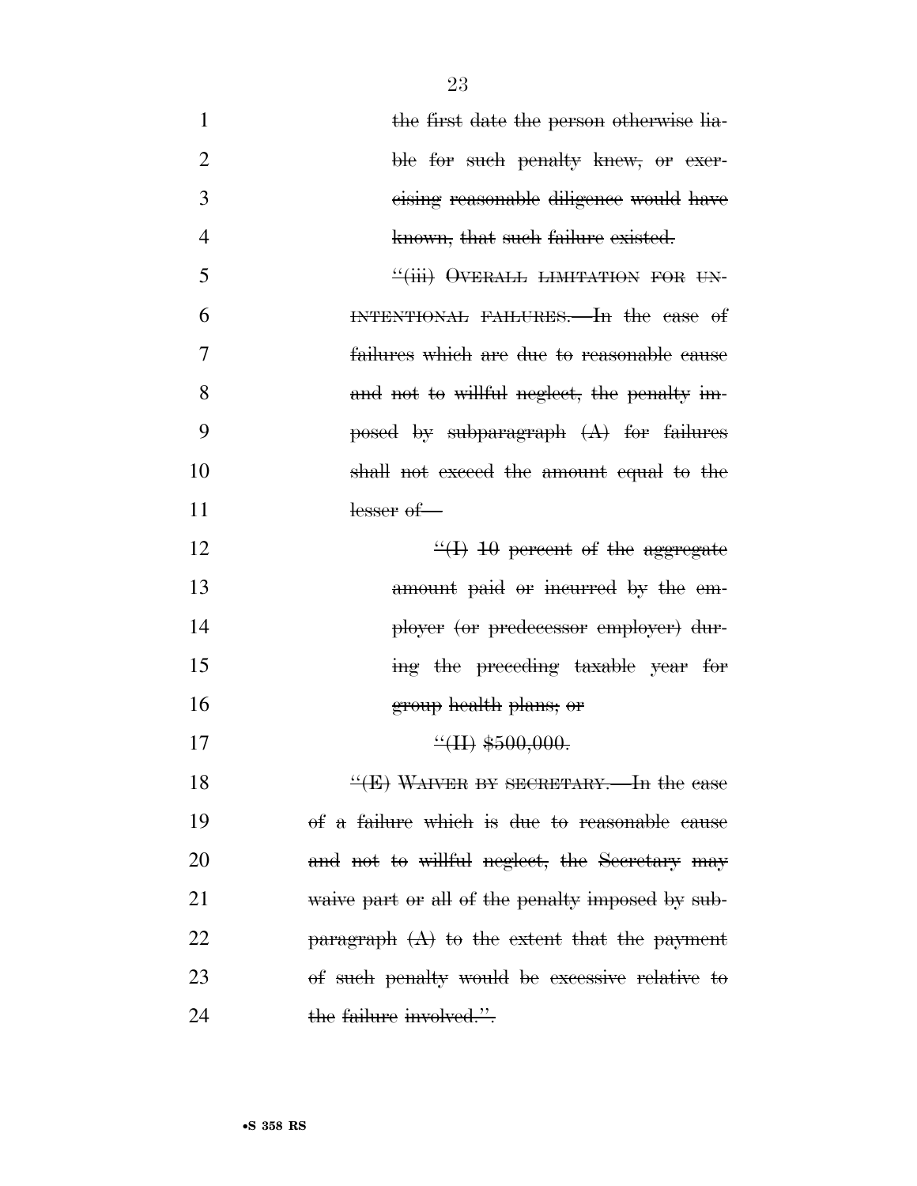~~the first date the person otherwise liable for such penalty knew, or exercising reasonable diligence would have known, that such failure existed.~~

~~"(iii) OVERALL LIMITATION FOR UNINTENTIONAL FAILURES.—In the case of failures which are due to reasonable cause and not to willful neglect, the penalty imposed by subparagraph (A) for failures shall not exceed the amount equal to the lesser of—~~

~~"(I) 10 percent of the aggregate amount paid or incurred by the employer (or predecessor employer) during the preceding taxable year for group health plans; or~~

~~"(II) $500,000.~~

~~"(E) WAIVER BY SECRETARY.—In the case of a failure which is due to reasonable cause and not to willful neglect, the Secretary may waive part or all of the penalty imposed by subparagraph (A) to the extent that the payment of such penalty would be excessive relative to the failure involved.".~~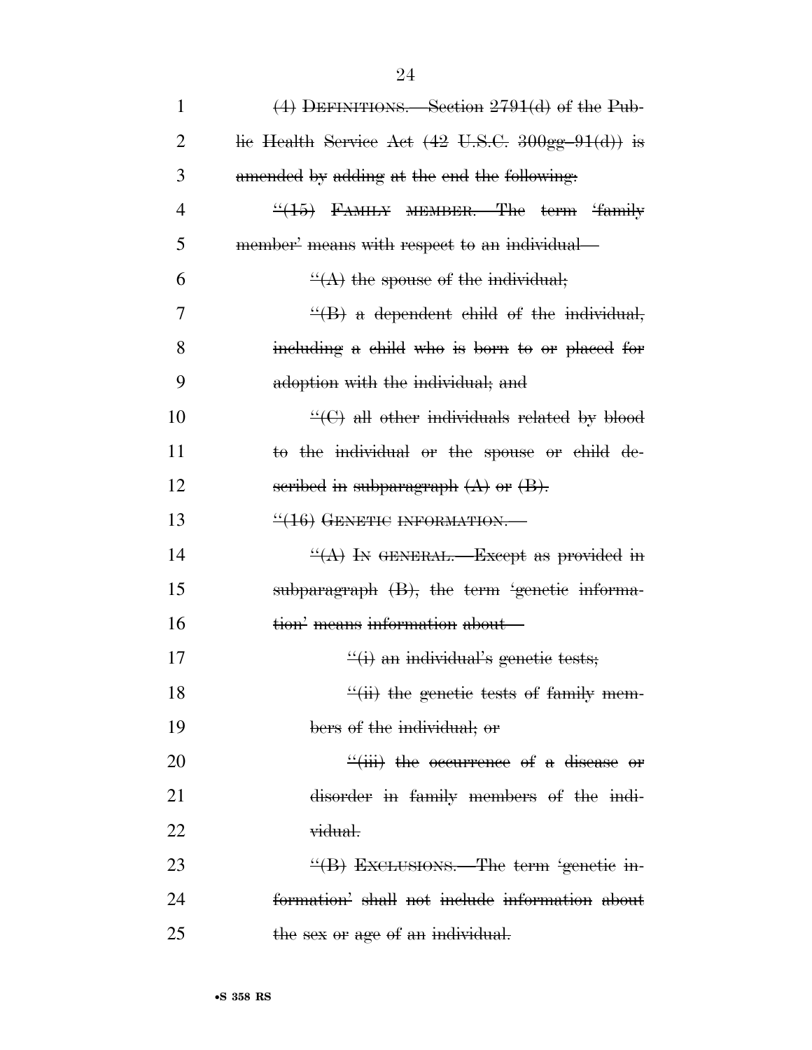~~(4) DEFINITIONS.—Section 2791(d) of the Public Health Service Act (42 U.S.C. 300gg–91(d)) is amended by adding at the end the following:~~

~~"(15) FAMILY MEMBER.—The term 'family member' means with respect to an individual—~~

~~"(A) the spouse of the individual;~~

~~"(B) a dependent child of the individual, including a child who is born to or placed for adoption with the individual; and~~

~~"(C) all other individuals related by blood to the individual or the spouse or child described in subparagraph (A) or (B).~~

~~"(16) GENETIC INFORMATION.—~~

~~"(A) IN GENERAL.—Except as provided in subparagraph (B), the term 'genetic information' means information about—~~

~~"(i) an individual's genetic tests;~~

~~"(ii) the genetic tests of family members of the individual; or~~

~~"(iii) the occurrence of a disease or disorder in family members of the individual.~~

~~"(B) EXCLUSIONS.—The term 'genetic information' shall not include information about the sex or age of an individual.~~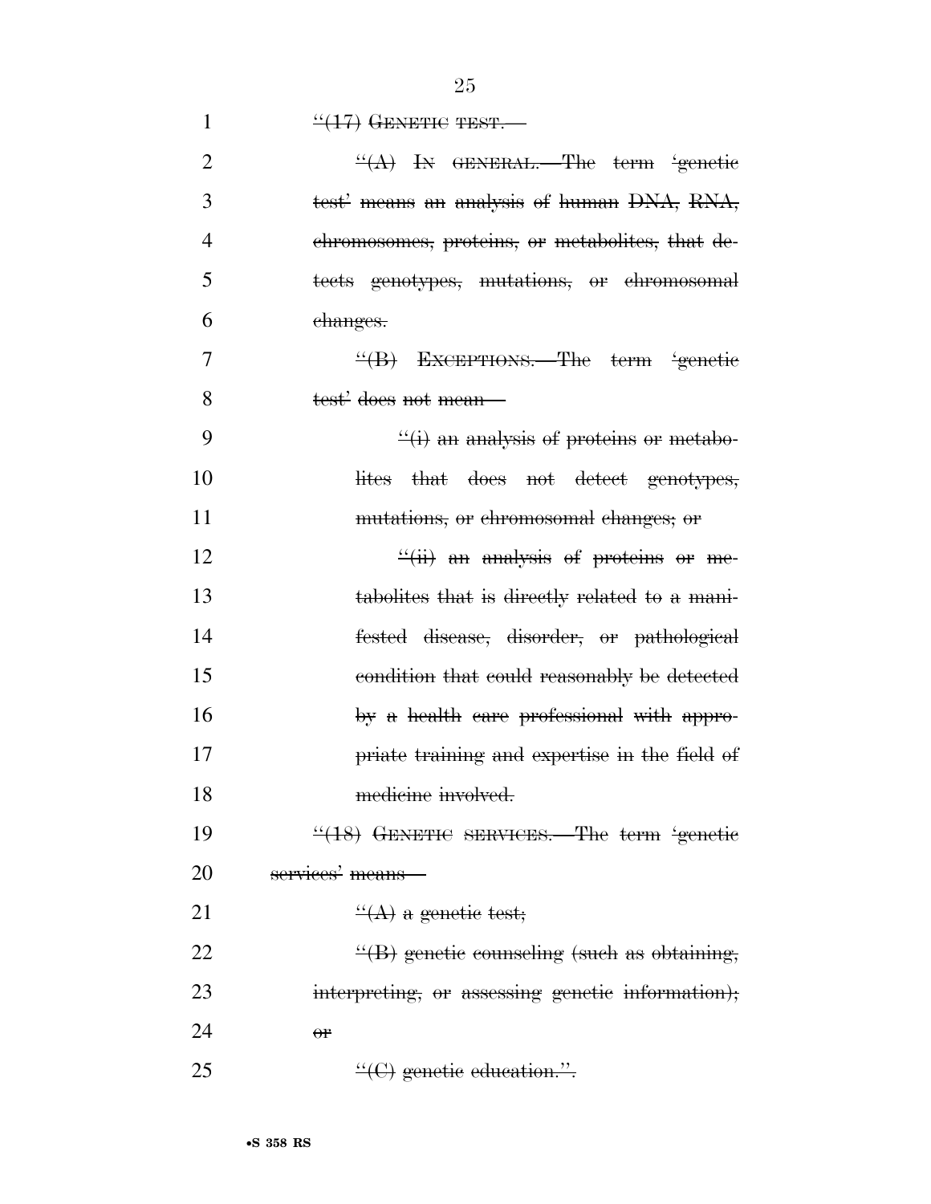"(17) GENETIC TEST.—

"(A) IN GENERAL.—The term 'genetic test' means an analysis of human DNA, RNA, chromosomes, proteins, or metabolites, that detects genotypes, mutations, or chromosomal changes.

"(B) EXCEPTIONS.—The term 'genetic test' does not mean—

"(i) an analysis of proteins or metabolites that does not detect genotypes, mutations, or chromosomal changes; or

"(ii) an analysis of proteins or metabolites that is directly related to a manifested disease, disorder, or pathological condition that could reasonably be detected by a health care professional with appropriate training and expertise in the field of medicine involved.

"(18) GENETIC SERVICES.—The term 'genetic services' means—

"(A) a genetic test;

"(B) genetic counseling (such as obtaining, interpreting, or assessing genetic information); or

"(C) genetic education.".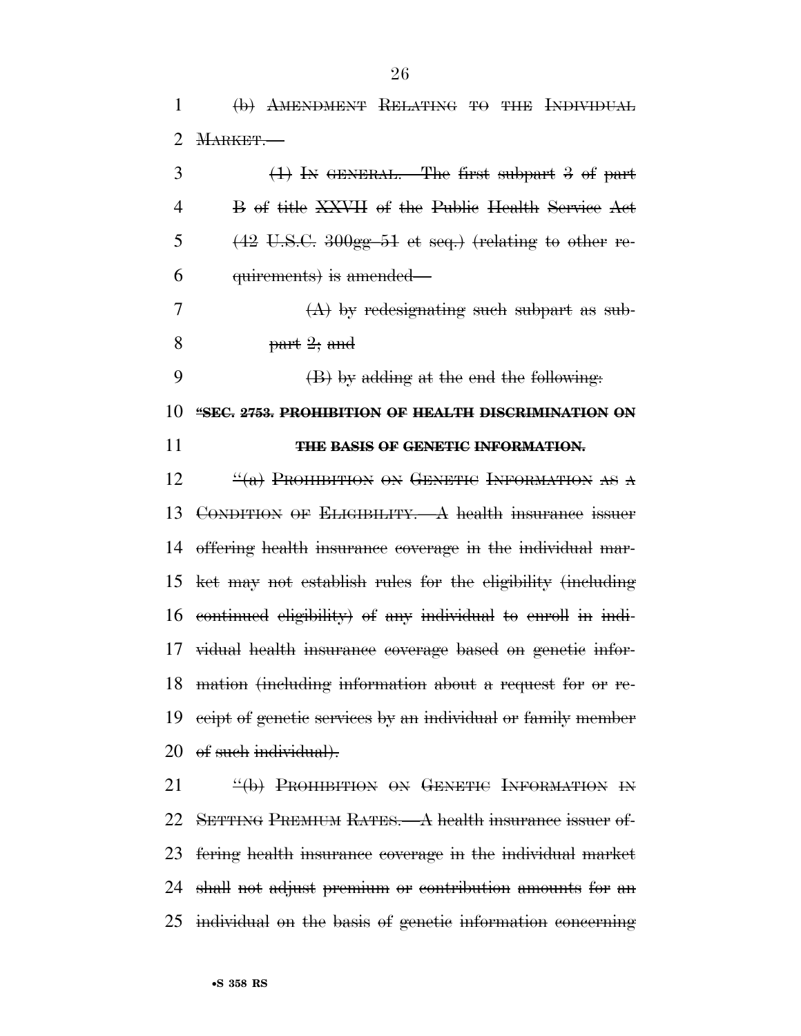~~(b) AMENDMENT RELATING TO THE INDIVIDUAL MARKET.—~~

~~(1) IN GENERAL.—The first subpart 3 of part B of title XXVII of the Public Health Service Act (42 U.S.C. 300gg–51 et seq.) (relating to other requirements) is amended—~~

~~(A) by redesignating such subpart as subpart 2; and~~

~~(B) by adding at the end the following:~~

~~**"SEC. 2753. PROHIBITION OF HEALTH DISCRIMINATION ON THE BASIS OF GENETIC INFORMATION.**~~

~~"(a) PROHIBITION ON GENETIC INFORMATION AS A CONDITION OF ELIGIBILITY.—A health insurance issuer offering health insurance coverage in the individual market may not establish rules for the eligibility (including continued eligibility) of any individual to enroll in individual health insurance coverage based on genetic information (including information about a request for or receipt of genetic services by an individual or family member of such individual).~~

~~"(b) PROHIBITION ON GENETIC INFORMATION IN SETTING PREMIUM RATES.—A health insurance issuer offering health insurance coverage in the individual market shall not adjust premium or contribution amounts for an individual on the basis of genetic information concerning~~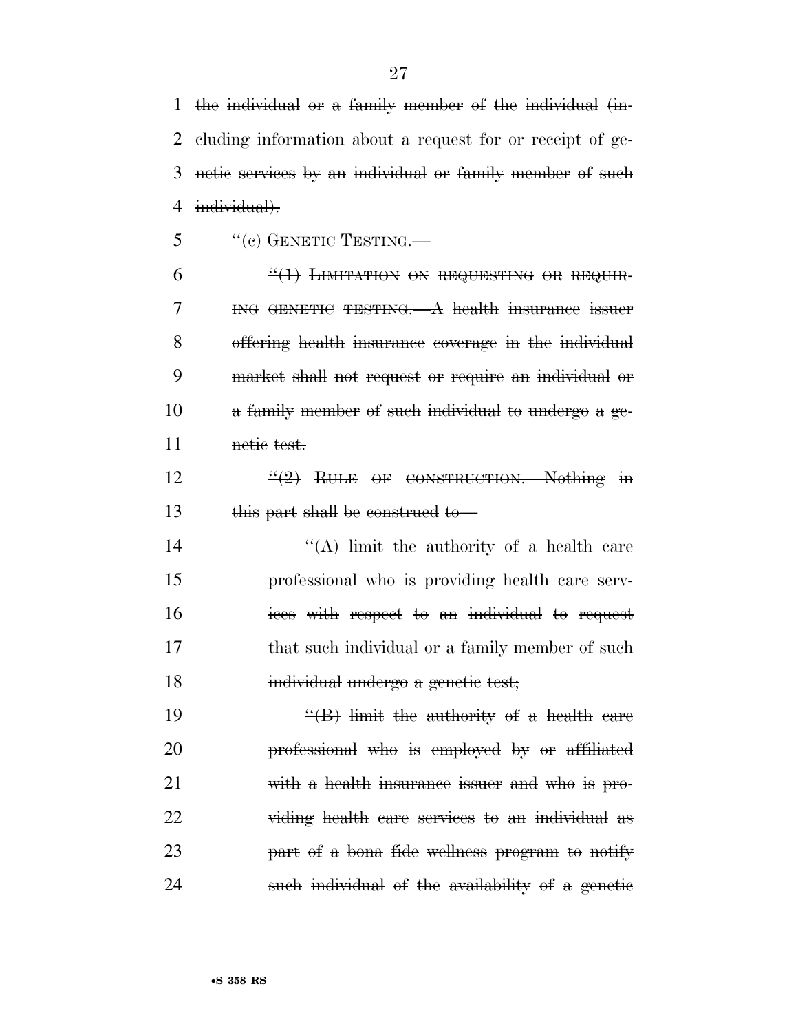~~the individual or a family member of the individual (including information about a request for or receipt of genetic services by an individual or family member of such individual).~~

~~"(c) GENETIC TESTING.—~~

~~"(1) LIMITATION ON REQUESTING OR REQUIRING GENETIC TESTING.—A health insurance issuer offering health insurance coverage in the individual market shall not request or require an individual or a family member of such individual to undergo a genetic test.~~

~~"(2) RULE OF CONSTRUCTION.—Nothing in this part shall be construed to—~~

~~"(A) limit the authority of a health care professional who is providing health care services with respect to an individual to request that such individual or a family member of such individual undergo a genetic test;~~

~~"(B) limit the authority of a health care professional who is employed by or affiliated with a health insurance issuer and who is providing health care services to an individual as part of a bona fide wellness program to notify such individual of the availability of a genetic~~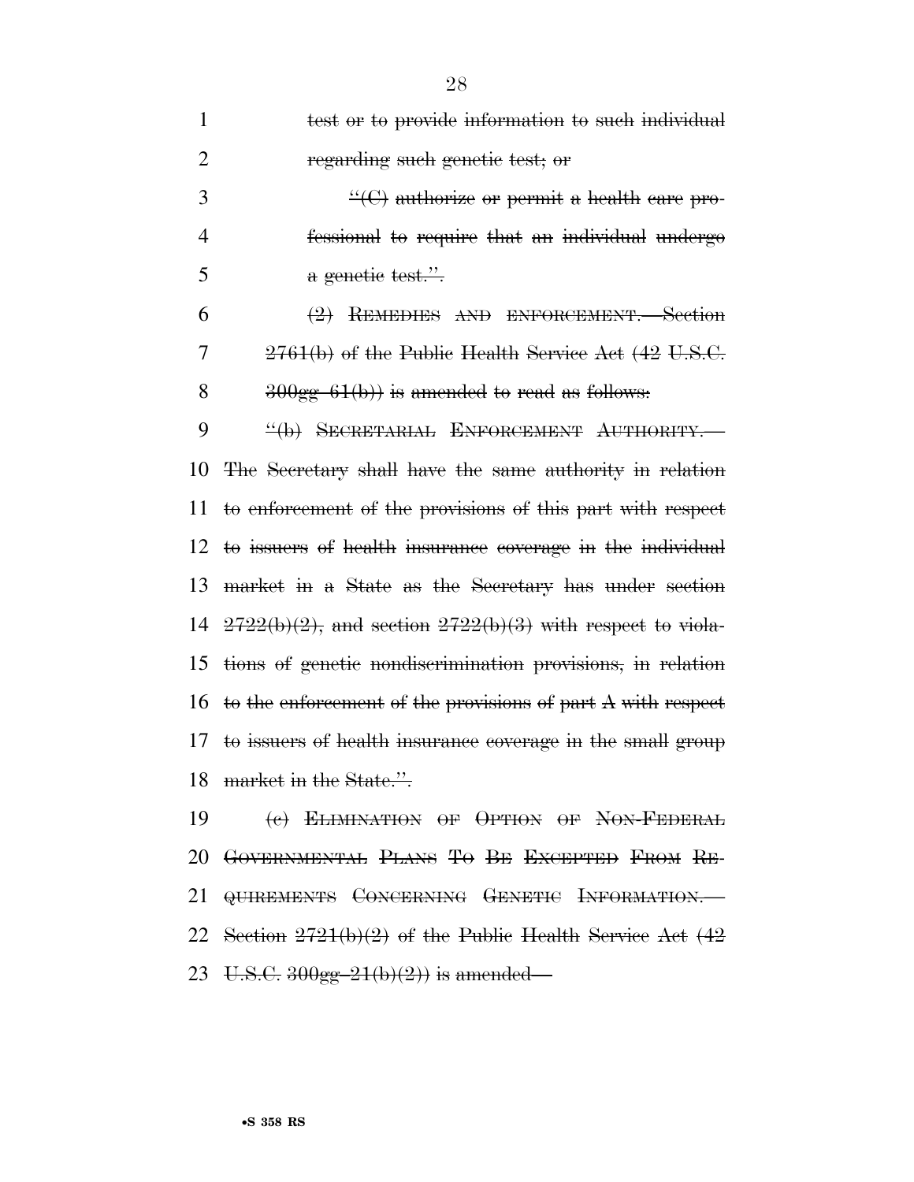test or to provide information to such individual regarding such genetic test; or

"(C) authorize or permit a health care professional to require that an individual undergo a genetic test.".

(2) REMEDIES AND ENFORCEMENT.—Section 2761(b) of the Public Health Service Act (42 U.S.C. 300gg–61(b)) is amended to read as follows:

"(b) SECRETARIAL ENFORCEMENT AUTHORITY.—The Secretary shall have the same authority in relation to enforcement of the provisions of this part with respect to issuers of health insurance coverage in the individual market in a State as the Secretary has under section 2722(b)(2), and section 2722(b)(3) with respect to violations of genetic nondiscrimination provisions, in relation to the enforcement of the provisions of part A with respect to issuers of health insurance coverage in the small group market in the State.".

(c) ELIMINATION OF OPTION OF NON-FEDERAL GOVERNMENTAL PLANS TO BE EXCEPTED FROM REQUIREMENTS CONCERNING GENETIC INFORMATION.—Section 2721(b)(2) of the Public Health Service Act (42 U.S.C. 300gg–21(b)(2)) is amended—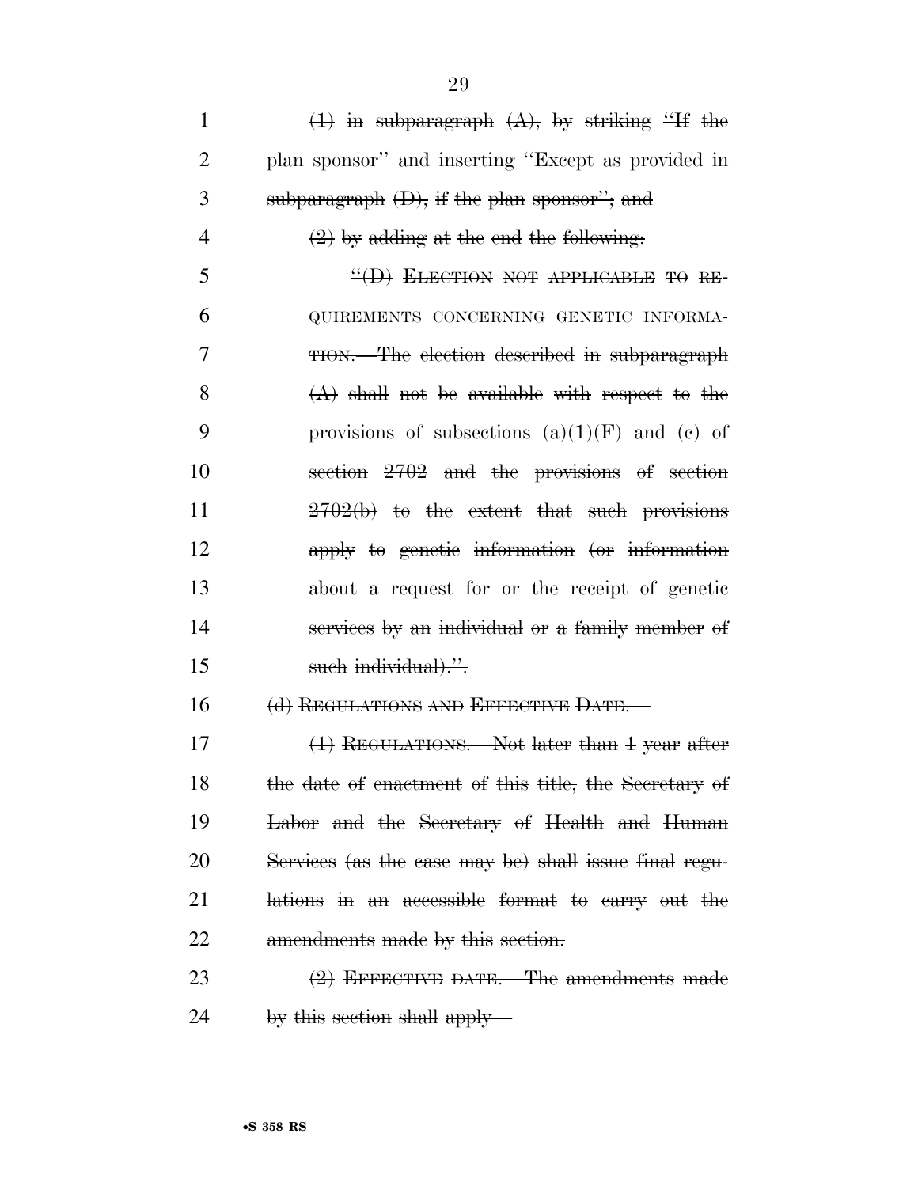~~(1) in subparagraph (A), by striking "If the plan sponsor" and inserting "Except as provided in subparagraph (D), if the plan sponsor"; and~~

~~(2) by adding at the end the following:~~

~~"(D) ELECTION NOT APPLICABLE TO REQUIREMENTS CONCERNING GENETIC INFORMATION.—The election described in subparagraph (A) shall not be available with respect to the provisions of subsections (a)(1)(F) and (c) of section 2702 and the provisions of section 2702(b) to the extent that such provisions apply to genetic information (or information about a request for or the receipt of genetic services by an individual or a family member of such individual).".~~

~~(d) REGULATIONS AND EFFECTIVE DATE.—~~

~~(1) REGULATIONS.—Not later than 1 year after the date of enactment of this title, the Secretary of Labor and the Secretary of Health and Human Services (as the case may be) shall issue final regulations in an accessible format to carry out the amendments made by this section.~~

~~(2) EFFECTIVE DATE.—The amendments made by this section shall apply—~~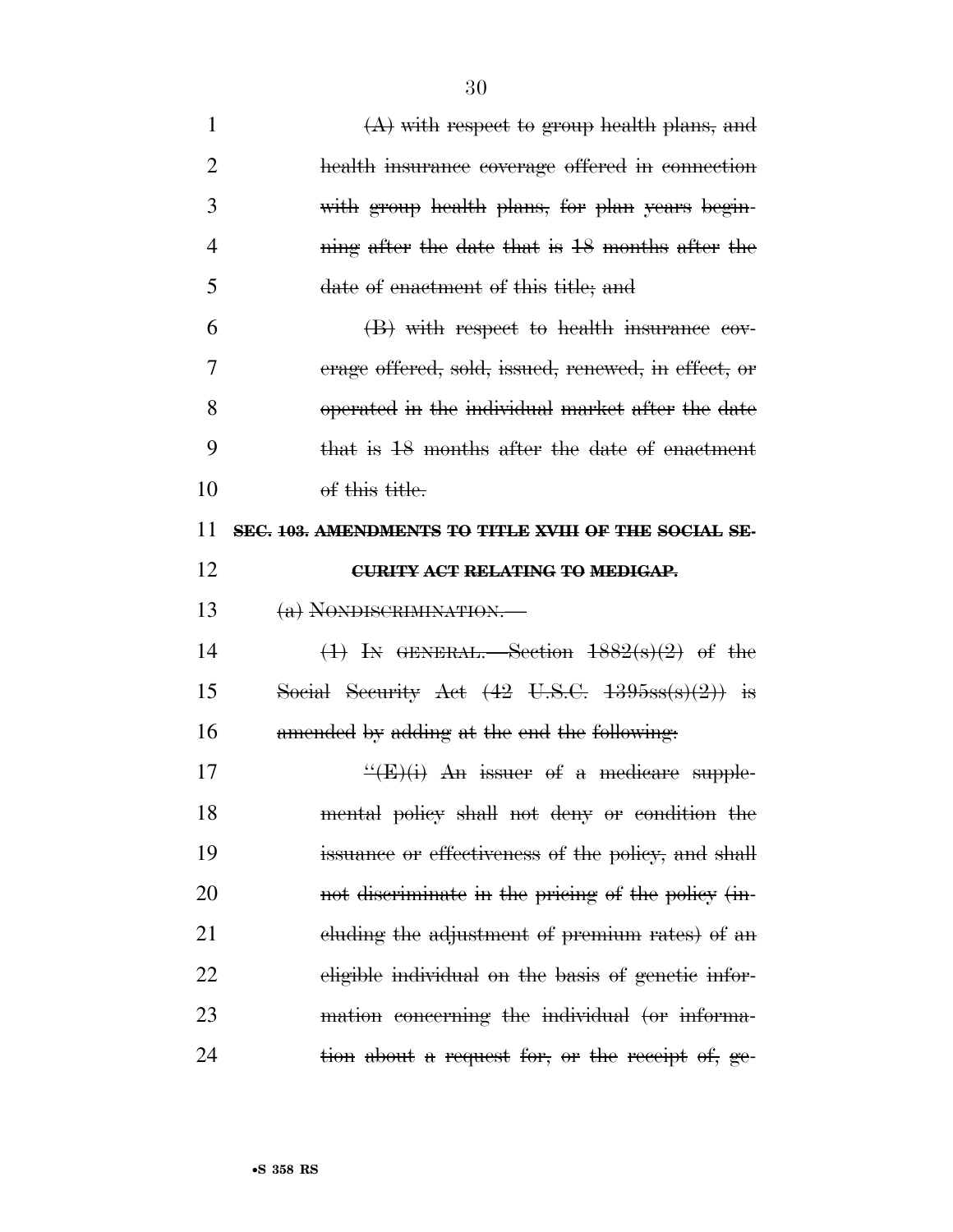(A) with respect to group health plans, and health insurance coverage offered in connection with group health plans, for plan years beginning after the date that is 18 months after the date of enactment of this title; and

(B) with respect to health insurance coverage offered, sold, issued, renewed, in effect, or operated in the individual market after the date that is 18 months after the date of enactment of this title.

**SEC. 103. AMENDMENTS TO TITLE XVIII OF THE SOCIAL SECURITY ACT RELATING TO MEDIGAP.**

(a) NONDISCRIMINATION.—

(1) IN GENERAL.—Section 1882(s)(2) of the Social Security Act (42 U.S.C. 1395ss(s)(2)) is amended by adding at the end the following:

"(E)(i) An issuer of a medicare supplemental policy shall not deny or condition the issuance or effectiveness of the policy, and shall not discriminate in the pricing of the policy (including the adjustment of premium rates) of an eligible individual on the basis of genetic information concerning the individual (or information about a request for, or the receipt of, ge-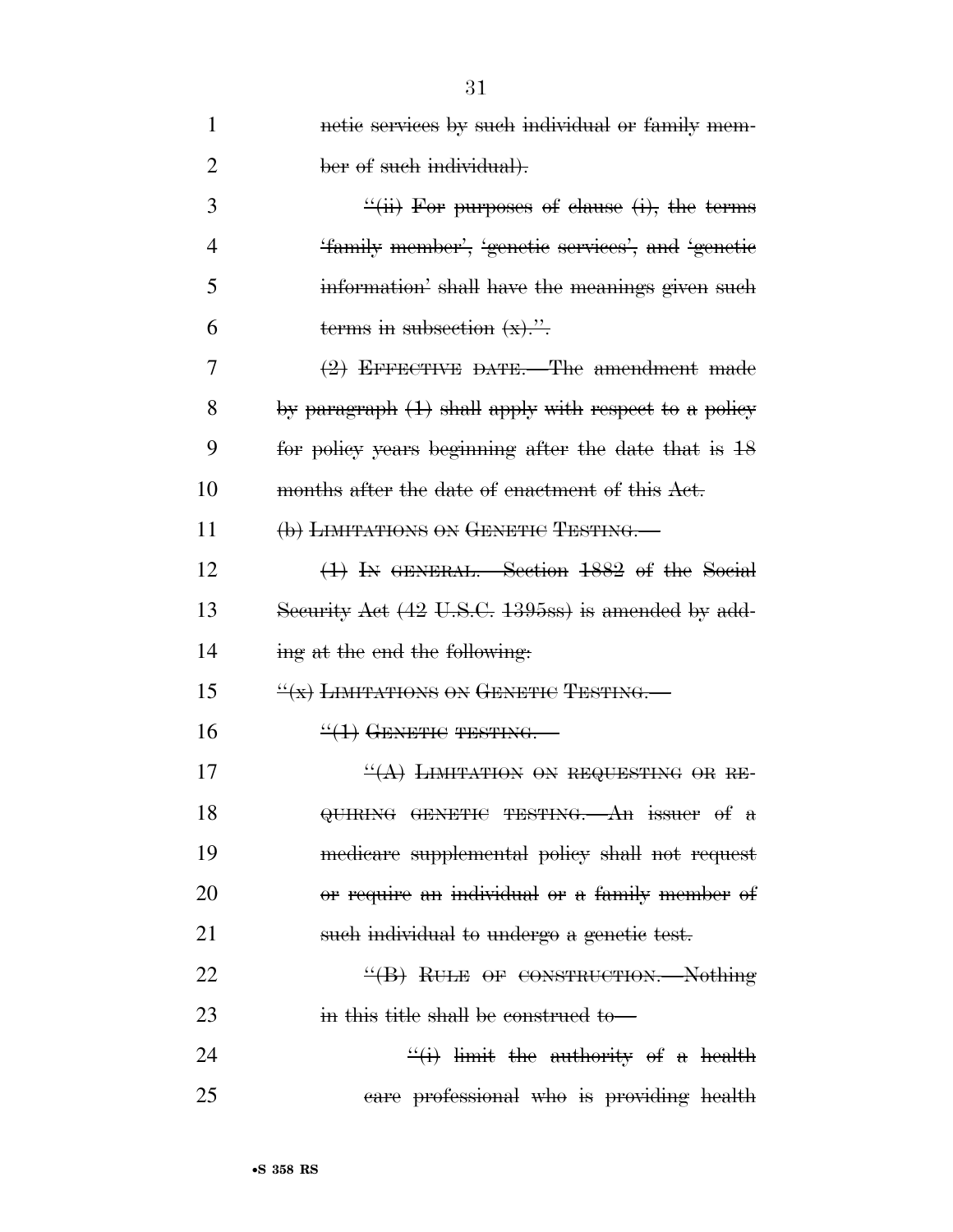netic services by such individual or family member of such individual).

"(ii) For purposes of clause (i), the terms 'family member', 'genetic services', and 'genetic information' shall have the meanings given such terms in subsection (x).".

(2) EFFECTIVE DATE.—The amendment made by paragraph (1) shall apply with respect to a policy for policy years beginning after the date that is 18 months after the date of enactment of this Act.

(b) LIMITATIONS ON GENETIC TESTING.—

(1) IN GENERAL.—Section 1882 of the Social Security Act (42 U.S.C. 1395ss) is amended by adding at the end the following:

"(x) LIMITATIONS ON GENETIC TESTING.—

"(1) GENETIC TESTING.—

"(A) LIMITATION ON REQUESTING OR REQUIRING GENETIC TESTING.—An issuer of a medicare supplemental policy shall not request or require an individual or a family member of such individual to undergo a genetic test.

"(B) RULE OF CONSTRUCTION.—Nothing in this title shall be construed to—

"(i) limit the authority of a health care professional who is providing health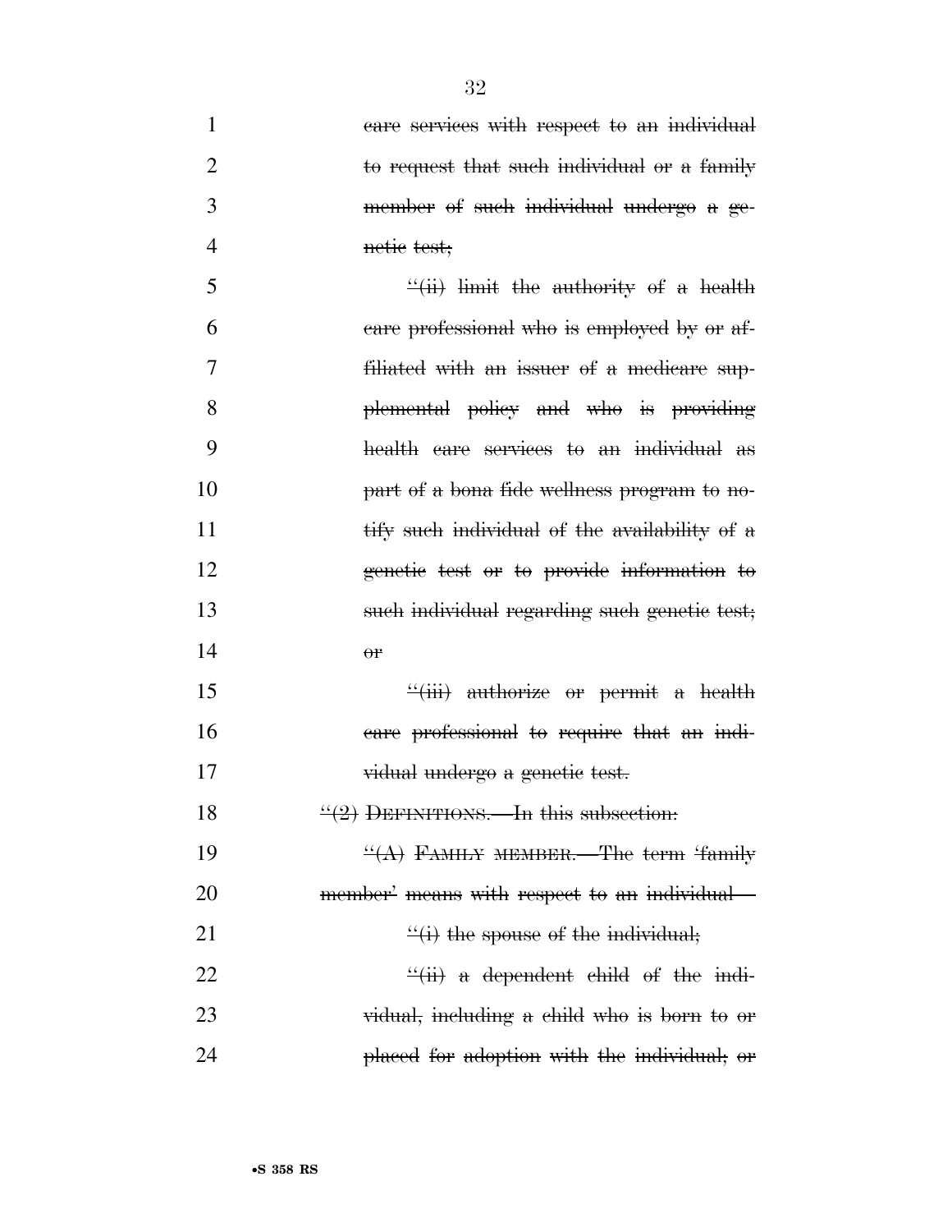~~care services with respect to an individual to request that such individual or a family member of such individual undergo a genetic test;~~

~~"(ii) limit the authority of a health care professional who is employed by or affiliated with an issuer of a medicare supplemental policy and who is providing health care services to an individual as part of a bona fide wellness program to notify such individual of the availability of a genetic test or to provide information to such individual regarding such genetic test; or~~

~~"(iii) authorize or permit a health care professional to require that an individual undergo a genetic test.~~

~~"(2) DEFINITIONS.—In this subsection:~~

~~"(A) FAMILY MEMBER.—The term 'family member' means with respect to an individual—~~

~~"(i) the spouse of the individual;~~

~~"(ii) a dependent child of the individual, including a child who is born to or placed for adoption with the individual; or~~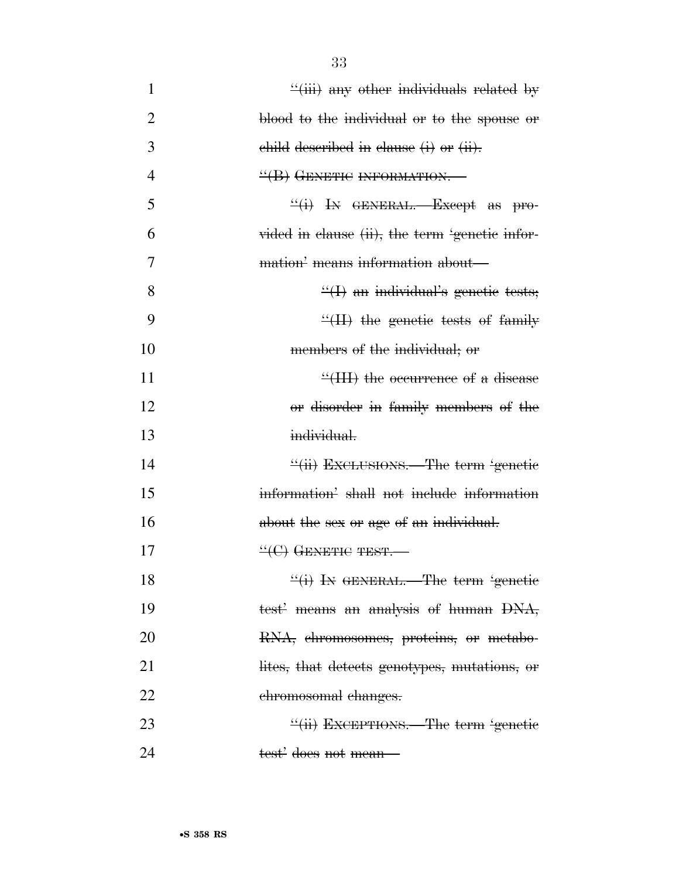~~"(iii) any other individuals related by blood to the individual or to the spouse or child described in clause (i) or (ii).~~

~~"(B) GENETIC INFORMATION.—~~

~~"(i) IN GENERAL.—Except as provided in clause (ii), the term 'genetic information' means information about—~~

~~"(I) an individual's genetic tests;~~

~~"(II) the genetic tests of family members of the individual; or~~

~~"(III) the occurrence of a disease or disorder in family members of the individual.~~

~~"(ii) EXCLUSIONS.—The term 'genetic information' shall not include information about the sex or age of an individual.~~

~~"(C) GENETIC TEST.—~~

~~"(i) IN GENERAL.—The term 'genetic test' means an analysis of human DNA, RNA, chromosomes, proteins, or metabolites, that detects genotypes, mutations, or chromosomal changes.~~

~~"(ii) EXCEPTIONS.—The term 'genetic test' does not mean—~~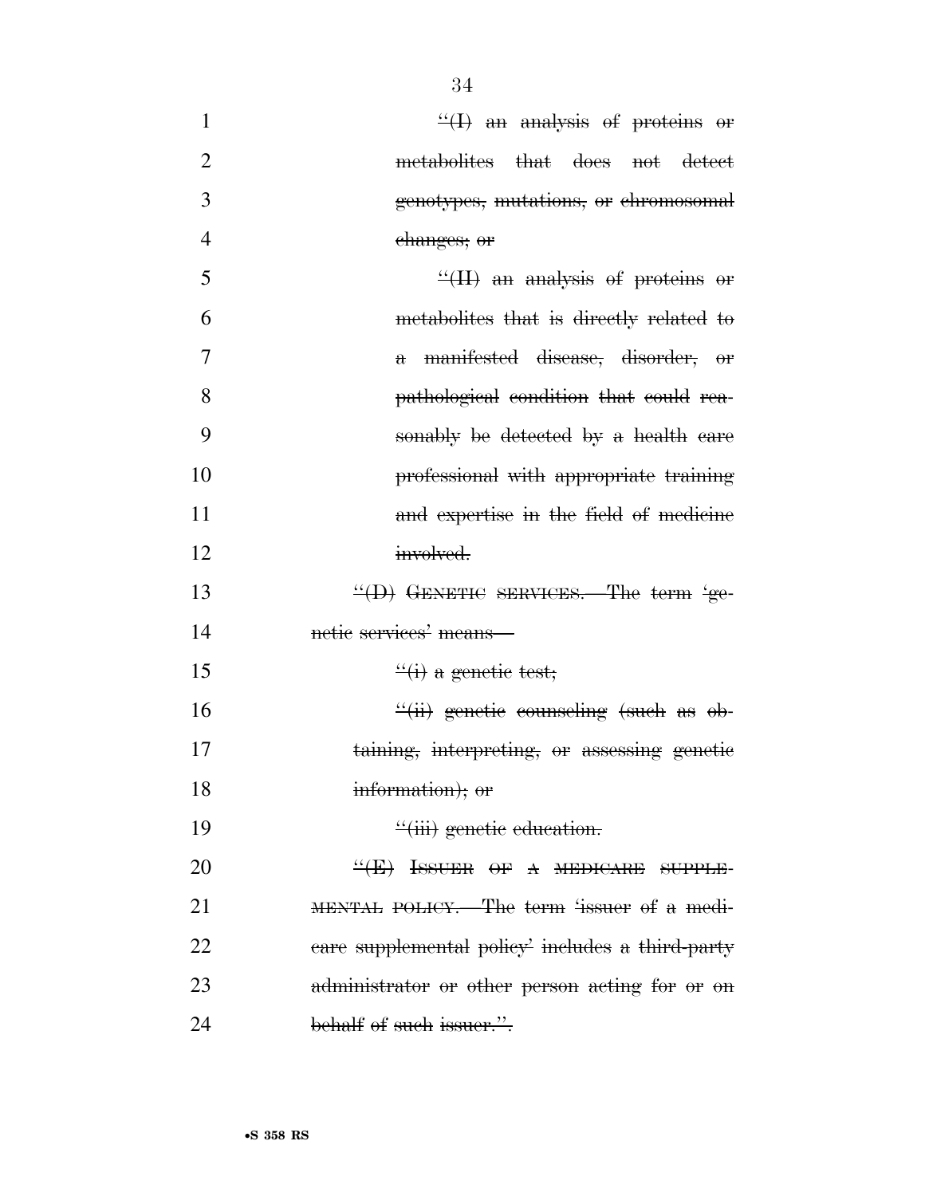~~"(I) an analysis of proteins or metabolites that does not detect genotypes, mutations, or chromosomal changes; or~~

~~"(II) an analysis of proteins or metabolites that is directly related to a manifested disease, disorder, or pathological condition that could reasonably be detected by a health care professional with appropriate training and expertise in the field of medicine involved.~~

~~"(D) GENETIC SERVICES.—The term 'genetic services' means—~~

~~"(i) a genetic test;~~

~~"(ii) genetic counseling (such as obtaining, interpreting, or assessing genetic information); or~~

~~"(iii) genetic education.~~

~~"(E) ISSUER OF A MEDICARE SUPPLEMENTAL POLICY.—The term 'issuer of a medicare supplemental policy' includes a third-party administrator or other person acting for or on behalf of such issuer.".~~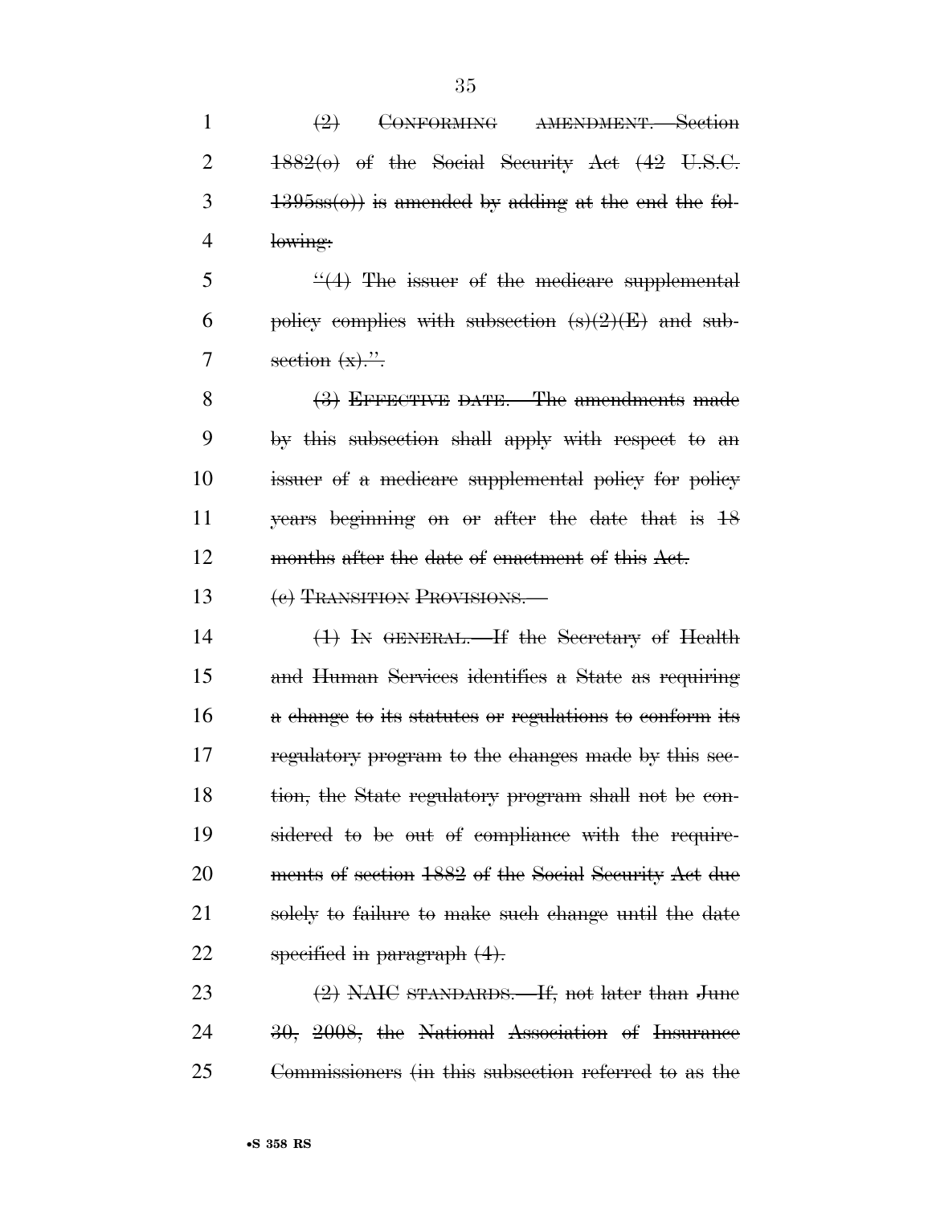(2) CONFORMING AMENDMENT.—Section 1882(o) of the Social Security Act (42 U.S.C. 1395ss(o)) is amended by adding at the end the following:

"(4) The issuer of the medicare supplemental policy complies with subsection (s)(2)(E) and subsection (x).".

(3) EFFECTIVE DATE.—The amendments made by this subsection shall apply with respect to an issuer of a medicare supplemental policy for policy years beginning on or after the date that is 18 months after the date of enactment of this Act.

(e) TRANSITION PROVISIONS.—

(1) IN GENERAL.—If the Secretary of Health and Human Services identifies a State as requiring a change to its statutes or regulations to conform its regulatory program to the changes made by this section, the State regulatory program shall not be considered to be out of compliance with the requirements of section 1882 of the Social Security Act due solely to failure to make such change until the date specified in paragraph (4).

(2) NAIC STANDARDS.—If, not later than June 30, 2008, the National Association of Insurance Commissioners (in this subsection referred to as the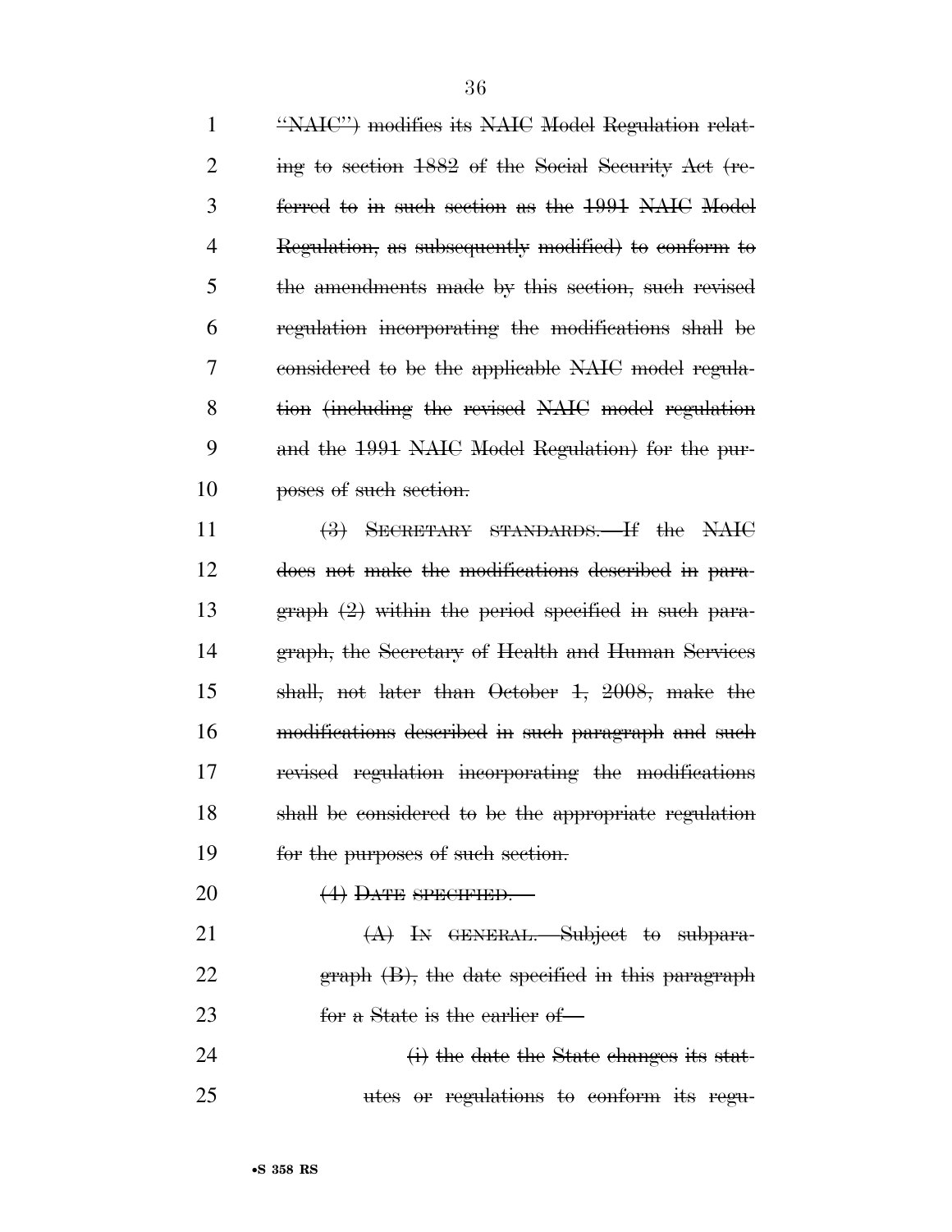~~"NAIC") modifies its NAIC Model Regulation relating to section 1882 of the Social Security Act (referred to in such section as the 1991 NAIC Model Regulation, as subsequently modified) to conform to the amendments made by this section, such revised regulation incorporating the modifications shall be considered to be the applicable NAIC model regulation (including the revised NAIC model regulation and the 1991 NAIC Model Regulation) for the purposes of such section.~~

~~(3) SECRETARY STANDARDS.—If the NAIC does not make the modifications described in paragraph (2) within the period specified in such paragraph, the Secretary of Health and Human Services shall, not later than October 1, 2008, make the modifications described in such paragraph and such revised regulation incorporating the modifications shall be considered to be the appropriate regulation for the purposes of such section.~~

~~(4) DATE SPECIFIED.—~~

~~(A) IN GENERAL.—Subject to subparagraph (B), the date specified in this paragraph for a State is the earlier of—~~

~~(i) the date the State changes its statutes or regulations to conform its regu-~~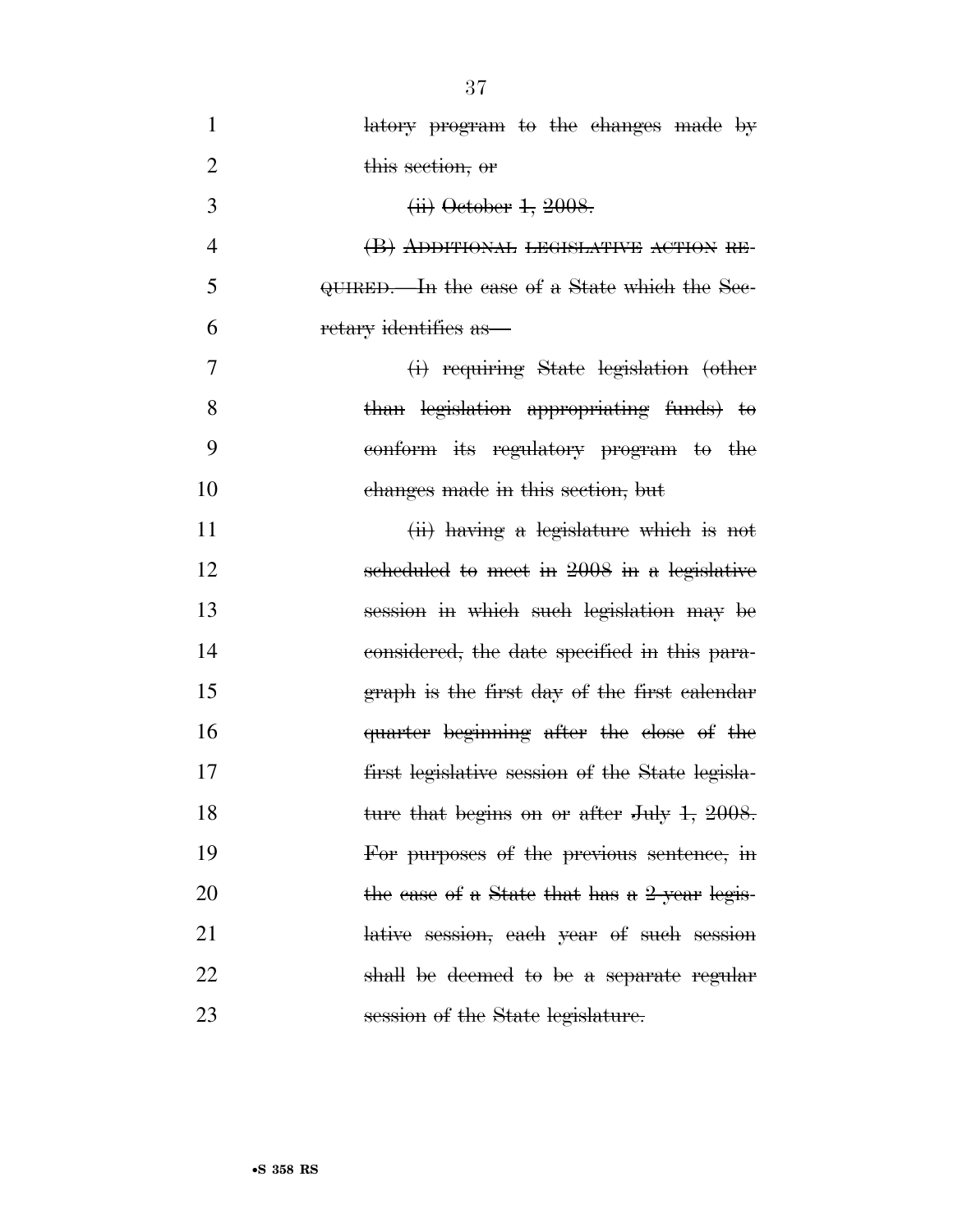~~latory program to the changes made by this section, or~~

~~(ii) October 1, 2008.~~

~~(B) ADDITIONAL LEGISLATIVE ACTION REQUIRED.—In the case of a State which the Secretary identifies as—~~

~~(i) requiring State legislation (other than legislation appropriating funds) to conform its regulatory program to the changes made in this section, but~~

~~(ii) having a legislature which is not scheduled to meet in 2008 in a legislative session in which such legislation may be considered, the date specified in this paragraph is the first day of the first calendar quarter beginning after the close of the first legislative session of the State legislature that begins on or after July 1, 2008. For purposes of the previous sentence, in the case of a State that has a 2-year legislative session, each year of such session shall be deemed to be a separate regular session of the State legislature.~~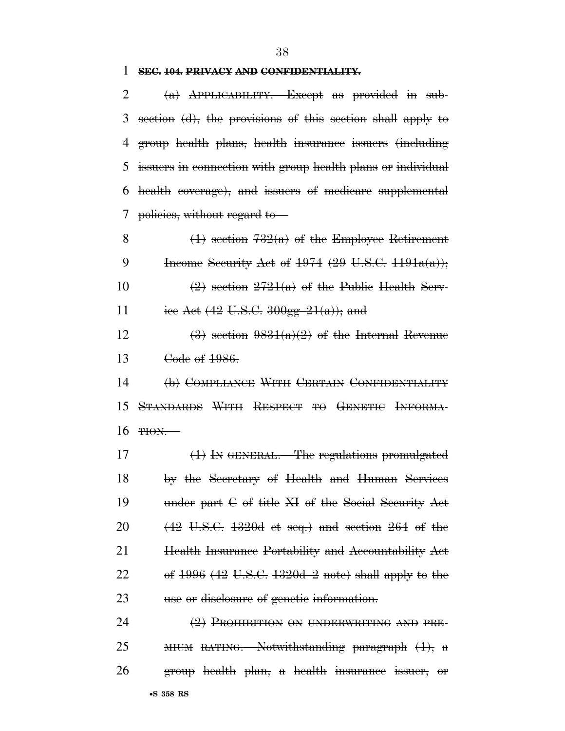~~**SEC. 104. PRIVACY AND CONFIDENTIALITY.**~~

~~(a) APPLICABILITY.—Except as provided in subsection (d), the provisions of this section shall apply to group health plans, health insurance issuers (including issuers in connection with group health plans or individual health coverage), and issuers of medicare supplemental policies, without regard to—~~

~~(1) section 732(a) of the Employee Retirement Income Security Act of 1974 (29 U.S.C. 1191a(a));~~

~~(2) section 2721(a) of the Public Health Service Act (42 U.S.C. 300gg–21(a)); and~~

~~(3) section 9831(a)(2) of the Internal Revenue Code of 1986.~~

~~(b) COMPLIANCE WITH CERTAIN CONFIDENTIALITY STANDARDS WITH RESPECT TO GENETIC INFORMATION.—~~

~~(1) IN GENERAL.—The regulations promulgated by the Secretary of Health and Human Services under part C of title XI of the Social Security Act (42 U.S.C. 1320d et seq.) and section 264 of the Health Insurance Portability and Accountability Act of 1996 (42 U.S.C. 1320d–2 note) shall apply to the use or disclosure of genetic information.~~

~~(2) PROHIBITION ON UNDERWRITING AND PREMIUM RATING.—Notwithstanding paragraph (1), a group health plan, a health insurance issuer, or~~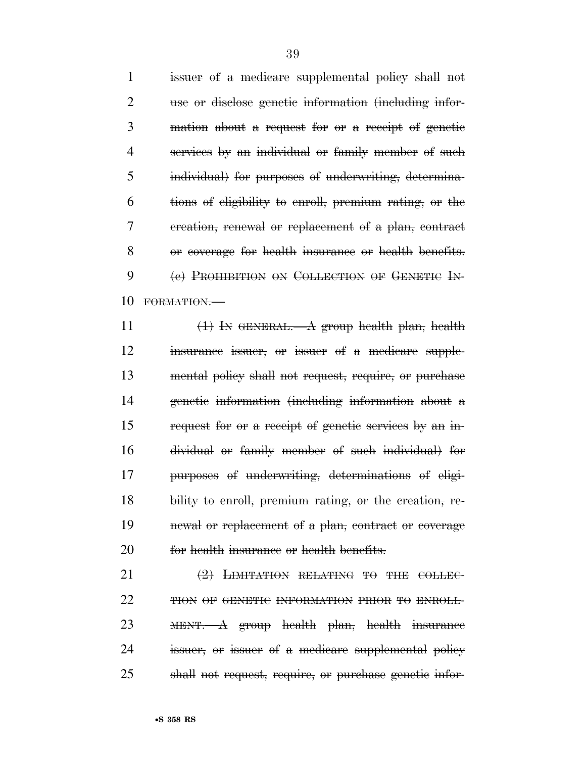~~issuer of a medicare supplemental policy shall not use or disclose genetic information (including information about a request for or a receipt of genetic services by an individual or family member of such individual) for purposes of underwriting, determinations of eligibility to enroll, premium rating, or the creation, renewal or replacement of a plan, contract or coverage for health insurance or health benefits.~~

~~(c) PROHIBITION ON COLLECTION OF GENETIC INFORMATION.—~~

~~(1) IN GENERAL.—A group health plan, health insurance issuer, or issuer of a medicare supplemental policy shall not request, require, or purchase genetic information (including information about a request for or a receipt of genetic services by an individual or family member of such individual) for purposes of underwriting, determinations of eligibility to enroll, premium rating, or the creation, renewal or replacement of a plan, contract or coverage for health insurance or health benefits.~~

~~(2) LIMITATION RELATING TO THE COLLECTION OF GENETIC INFORMATION PRIOR TO ENROLLMENT.—A group health plan, health insurance issuer, or issuer of a medicare supplemental policy shall not request, require, or purchase genetic infor-~~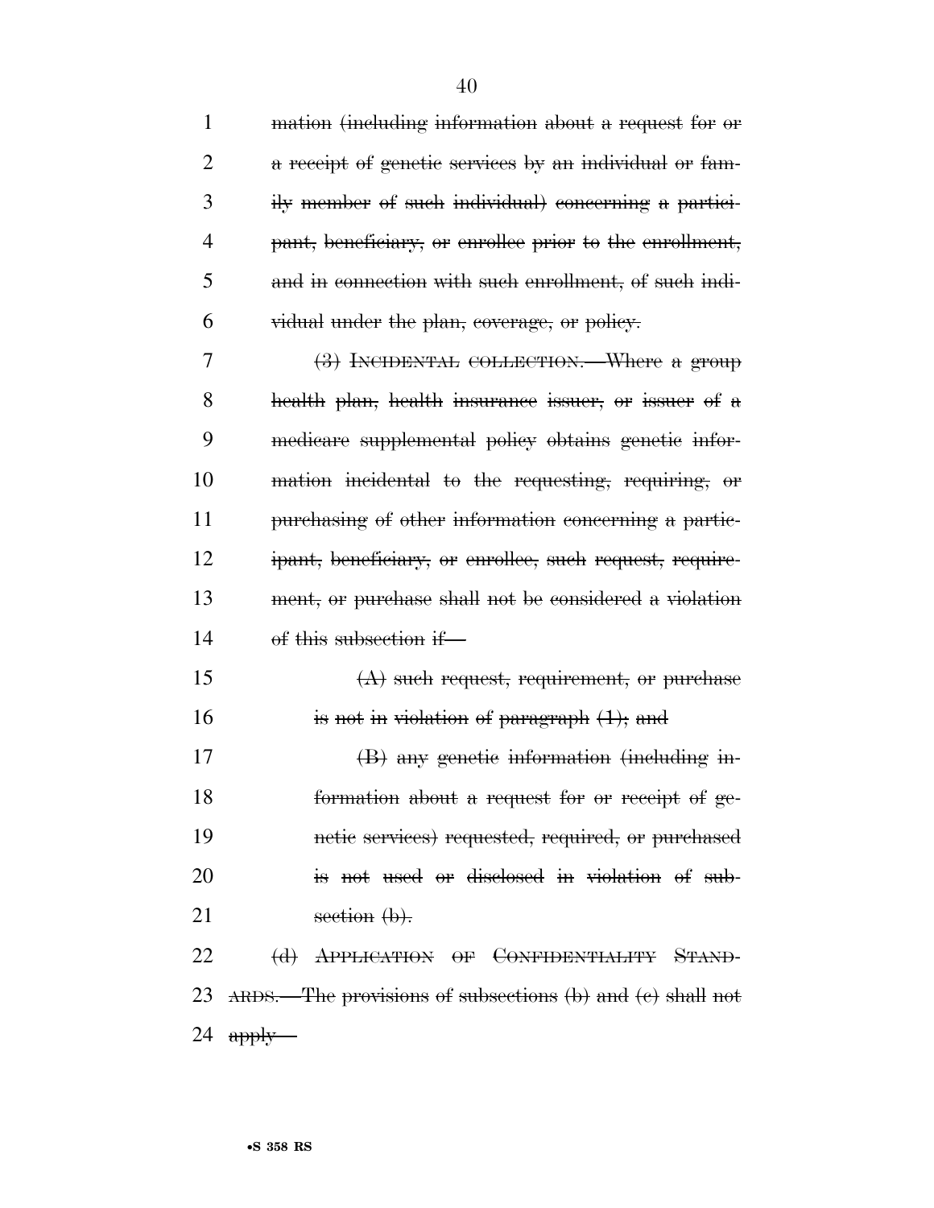~~mation (including information about a request for or a receipt of genetic services by an individual or family member of such individual) concerning a participant, beneficiary, or enrollee prior to the enrollment, and in connection with such enrollment, of such individual under the plan, coverage, or policy.~~

~~(3) INCIDENTAL COLLECTION.—Where a group health plan, health insurance issuer, or issuer of a medicare supplemental policy obtains genetic information incidental to the requesting, requiring, or purchasing of other information concerning a participant, beneficiary, or enrollee, such request, requirement, or purchase shall not be considered a violation of this subsection if—~~

~~(A) such request, requirement, or purchase is not in violation of paragraph (1); and~~

~~(B) any genetic information (including information about a request for or receipt of genetic services) requested, required, or purchased is not used or disclosed in violation of subsection (b).~~

~~(d) APPLICATION OF CONFIDENTIALITY STANDARDS.—The provisions of subsections (b) and (c) shall not apply—~~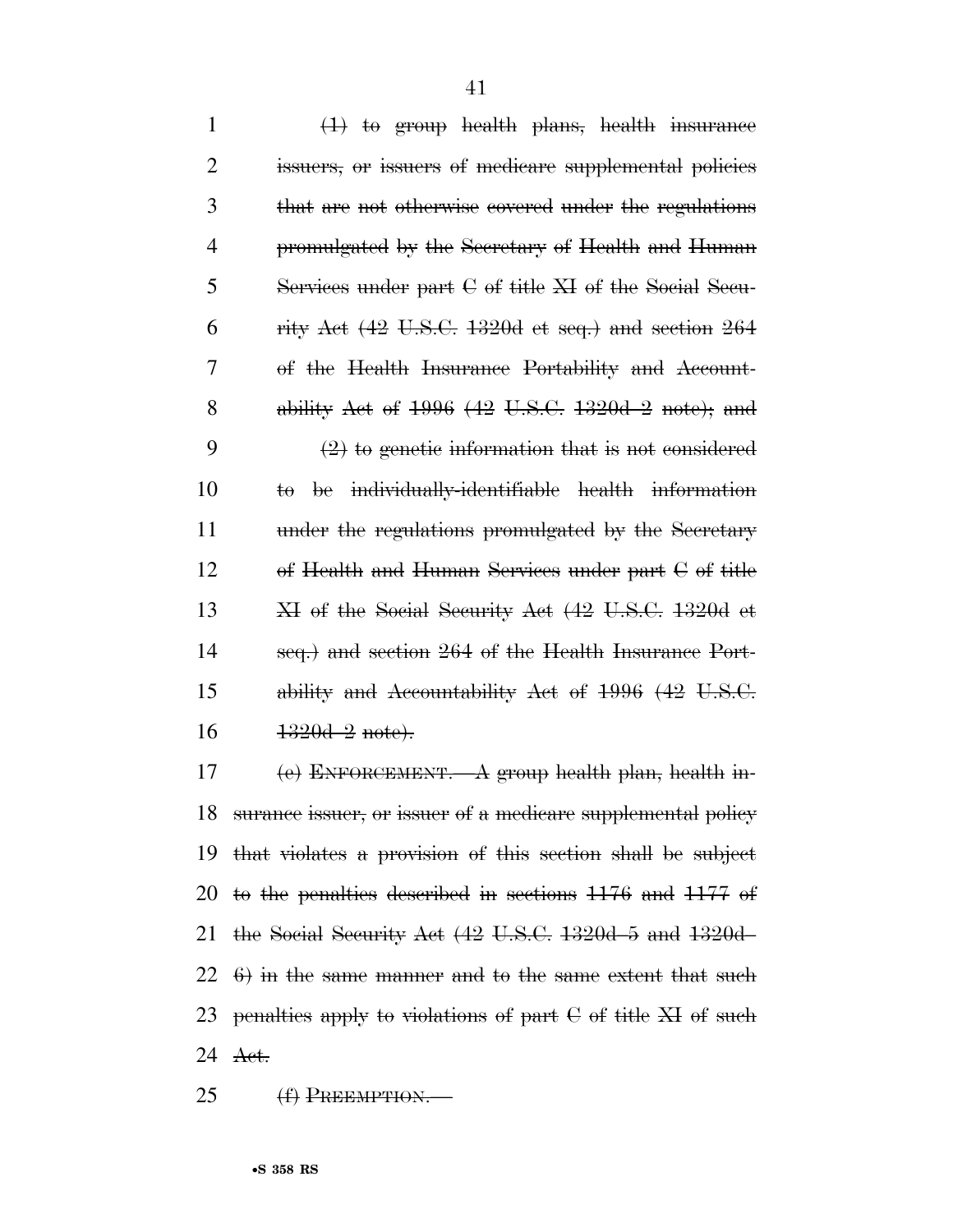~~(1) to group health plans, health insurance issuers, or issuers of medicare supplemental policies that are not otherwise covered under the regulations promulgated by the Secretary of Health and Human Services under part C of title XI of the Social Security Act (42 U.S.C. 1320d et seq.) and section 264 of the Health Insurance Portability and Accountability Act of 1996 (42 U.S.C. 1320d–2 note); and~~

~~(2) to genetic information that is not considered to be individually-identifiable health information under the regulations promulgated by the Secretary of Health and Human Services under part C of title XI of the Social Security Act (42 U.S.C. 1320d et seq.) and section 264 of the Health Insurance Portability and Accountability Act of 1996 (42 U.S.C. 1320d–2 note).~~

~~(e) ENFORCEMENT.—A group health plan, health insurance issuer, or issuer of a medicare supplemental policy that violates a provision of this section shall be subject to the penalties described in sections 1176 and 1177 of the Social Security Act (42 U.S.C. 1320d–5 and 1320d–6) in the same manner and to the same extent that such penalties apply to violations of part C of title XI of such Act.~~

~~(f) PREEMPTION.—~~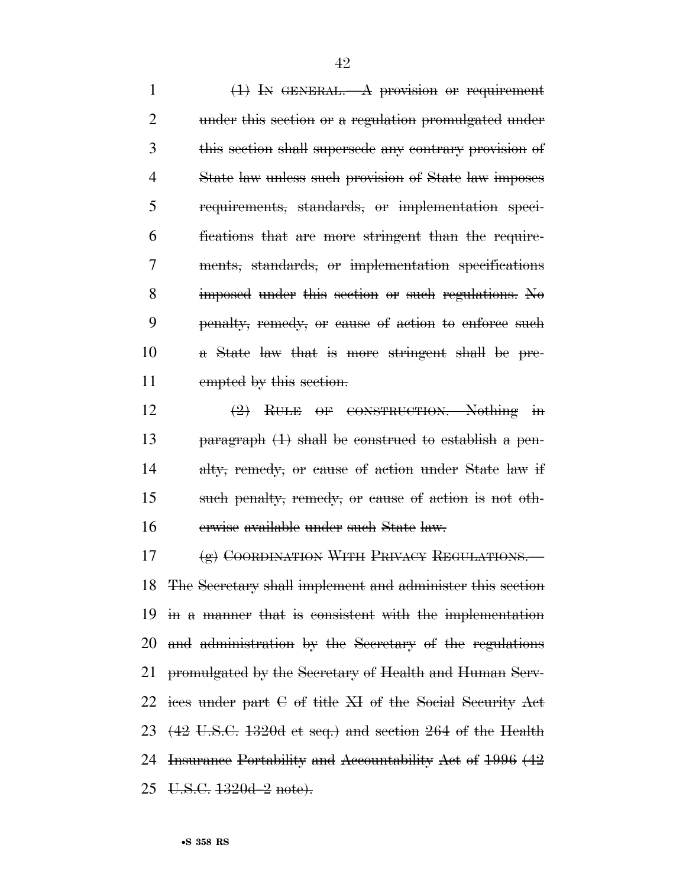(1) In general.—A provision or requirement under this section or a regulation promulgated under this section shall supersede any contrary provision of State law unless such provision of State law imposes requirements, standards, or implementation specifications that are more stringent than the requirements, standards, or implementation specifications imposed under this section or such regulations. No penalty, remedy, or cause of action to enforce such a State law that is more stringent shall be preempted by this section.

(2) Rule of construction.—Nothing in paragraph (1) shall be construed to establish a penalty, remedy, or cause of action under State law if such penalty, remedy, or cause of action is not otherwise available under such State law.

(g) Coordination With Privacy Regulations.—The Secretary shall implement and administer this section in a manner that is consistent with the implementation and administration by the Secretary of the regulations promulgated by the Secretary of Health and Human Services under part C of title XI of the Social Security Act (42 U.S.C. 1320d et seq.) and section 264 of the Health Insurance Portability and Accountability Act of 1996 (42 U.S.C. 1320d–2 note).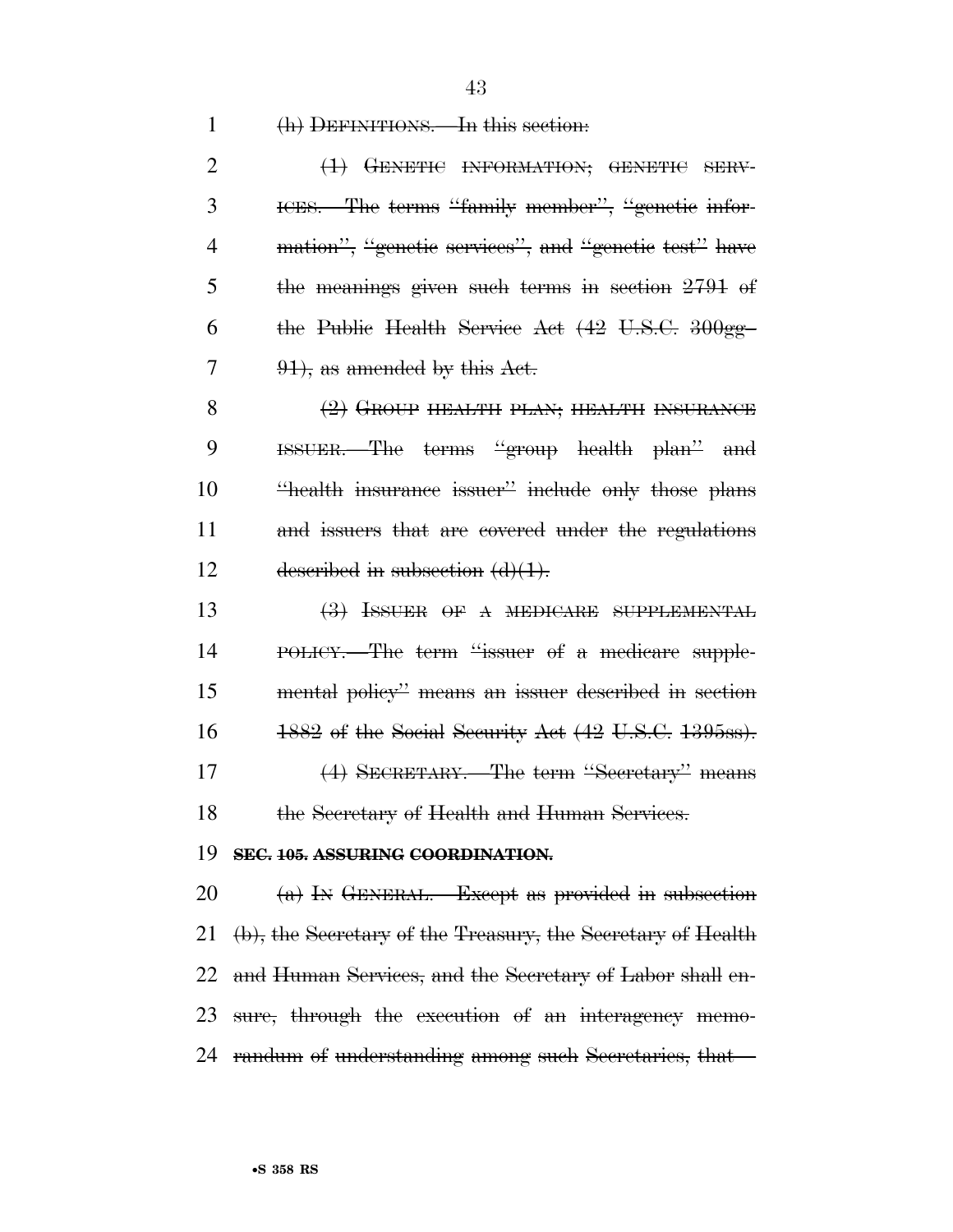(h) DEFINITIONS.—In this section:

(1) GENETIC INFORMATION; GENETIC SERVICES.—The terms "family member", "genetic information", "genetic services", and "genetic test" have the meanings given such terms in section 2791 of the Public Health Service Act (42 U.S.C. 300gg–91), as amended by this Act.

(2) GROUP HEALTH PLAN; HEALTH INSURANCE ISSUER.—The terms "group health plan" and "health insurance issuer" include only those plans and issuers that are covered under the regulations described in subsection (d)(1).

(3) ISSUER OF A MEDICARE SUPPLEMENTAL POLICY.—The term "issuer of a medicare supplemental policy" means an issuer described in section 1882 of the Social Security Act (42 U.S.C. 1395ss).

(4) SECRETARY.—The term "Secretary" means the Secretary of Health and Human Services.

**SEC. 105. ASSURING COORDINATION.**

(a) IN GENERAL.—Except as provided in subsection (b), the Secretary of the Treasury, the Secretary of Health and Human Services, and the Secretary of Labor shall ensure, through the execution of an interagency memorandum of understanding among such Secretaries, that—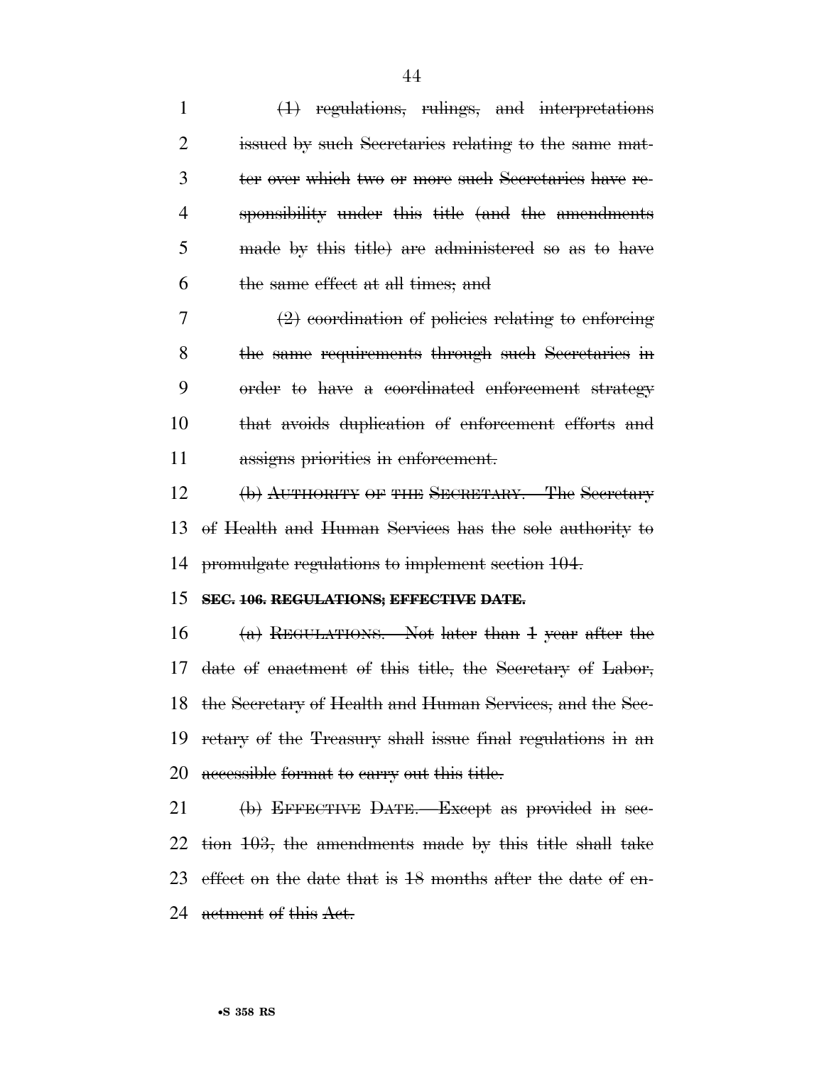(1) regulations, rulings, and interpretations issued by such Secretaries relating to the same matter over which two or more such Secretaries have responsibility under this title (and the amendments made by this title) are administered so as to have the same effect at all times; and

(2) coordination of policies relating to enforcing the same requirements through such Secretaries in order to have a coordinated enforcement strategy that avoids duplication of enforcement efforts and assigns priorities in enforcement.

(b) Authority of the Secretary.—The Secretary of Health and Human Services has the sole authority to promulgate regulations to implement section 104.

**SEC. 106. REGULATIONS; EFFECTIVE DATE.**

(a) Regulations.—Not later than 1 year after the date of enactment of this title, the Secretary of Labor, the Secretary of Health and Human Services, and the Secretary of the Treasury shall issue final regulations in an accessible format to carry out this title.

(b) Effective Date.—Except as provided in section 103, the amendments made by this title shall take effect on the date that is 18 months after the date of enactment of this Act.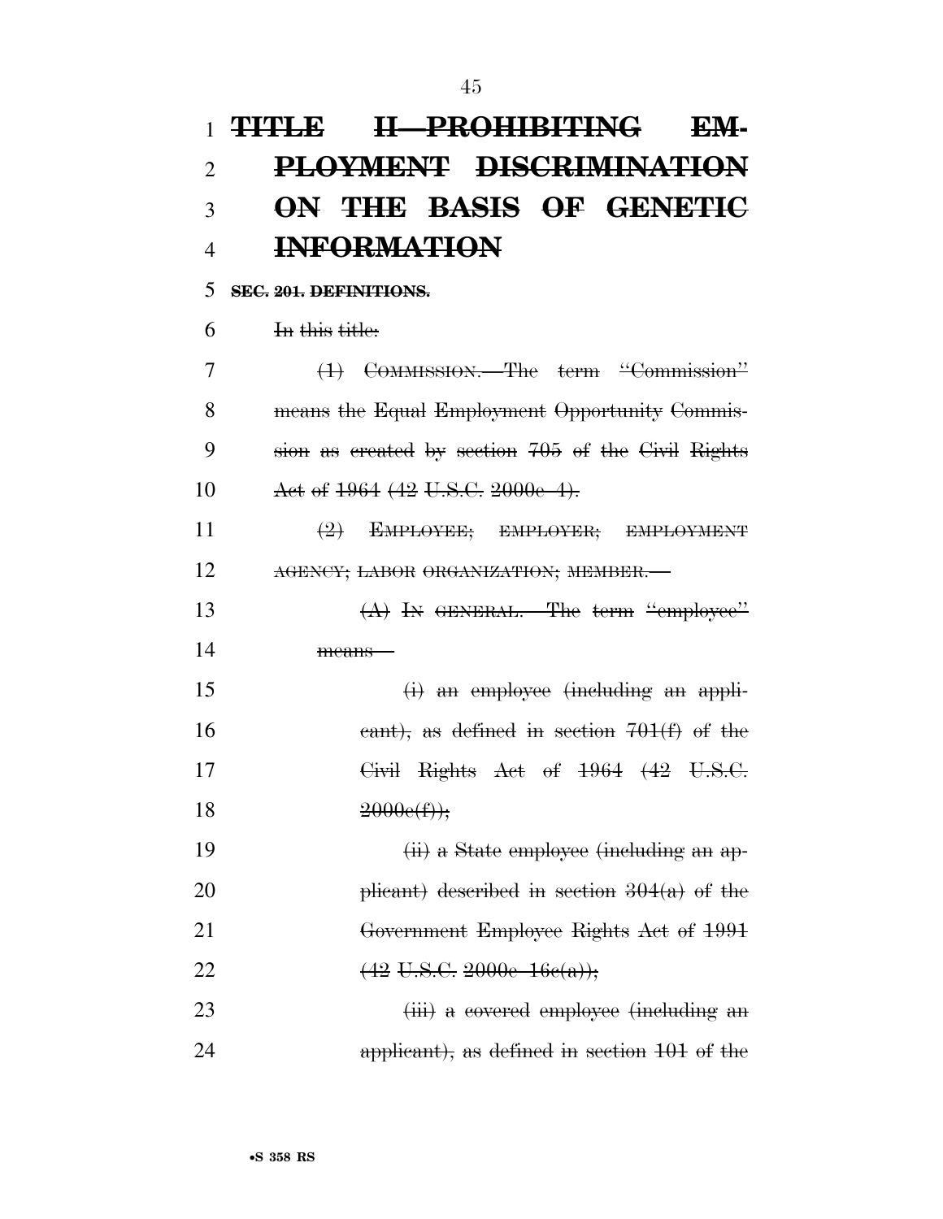# ~~TITLE II—PROHIBITING EMPLOYMENT DISCRIMINATION ON THE BASIS OF GENETIC INFORMATION~~

**~~SEC. 201. DEFINITIONS.~~**

~~In this title:~~

~~(1) COMMISSION.—The term "Commission" means the Equal Employment Opportunity Commission as created by section 705 of the Civil Rights Act of 1964 (42 U.S.C. 2000e–4).~~

~~(2) EMPLOYEE; EMPLOYER; EMPLOYMENT AGENCY; LABOR ORGANIZATION; MEMBER.—~~

~~(A) IN GENERAL.—The term "employee" means—~~

~~(i) an employee (including an applicant), as defined in section 701(f) of the Civil Rights Act of 1964 (42 U.S.C. 2000e(f));~~

~~(ii) a State employee (including an applicant) described in section 304(a) of the Government Employee Rights Act of 1991 (42 U.S.C. 2000e–16c(a));~~

~~(iii) a covered employee (including an applicant), as defined in section 101 of the~~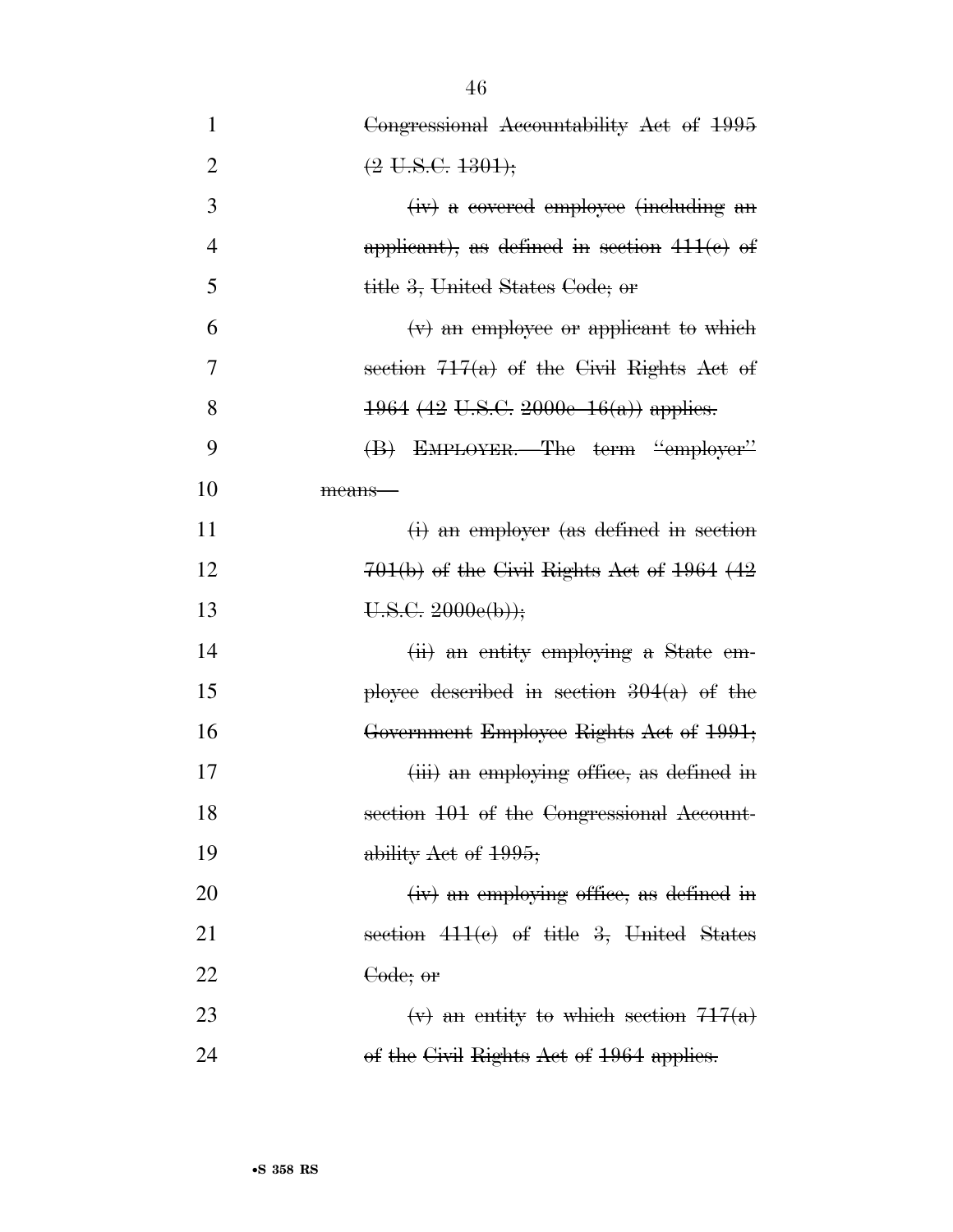~~Congressional Accountability Act of 1995 (2 U.S.C. 1301);~~

~~(iv) a covered employee (including an applicant), as defined in section 411(c) of title 3, United States Code; or~~

~~(v) an employee or applicant to which section 717(a) of the Civil Rights Act of 1964 (42 U.S.C. 2000e–16(a)) applies.~~

~~(B) EMPLOYER.—The term "employer" means—~~

~~(i) an employer (as defined in section 701(b) of the Civil Rights Act of 1964 (42 U.S.C. 2000e(b));~~

~~(ii) an entity employing a State employee described in section 304(a) of the Government Employee Rights Act of 1991;~~

~~(iii) an employing office, as defined in section 101 of the Congressional Accountability Act of 1995;~~

~~(iv) an employing office, as defined in section 411(c) of title 3, United States Code; or~~

~~(v) an entity to which section 717(a) of the Civil Rights Act of 1964 applies.~~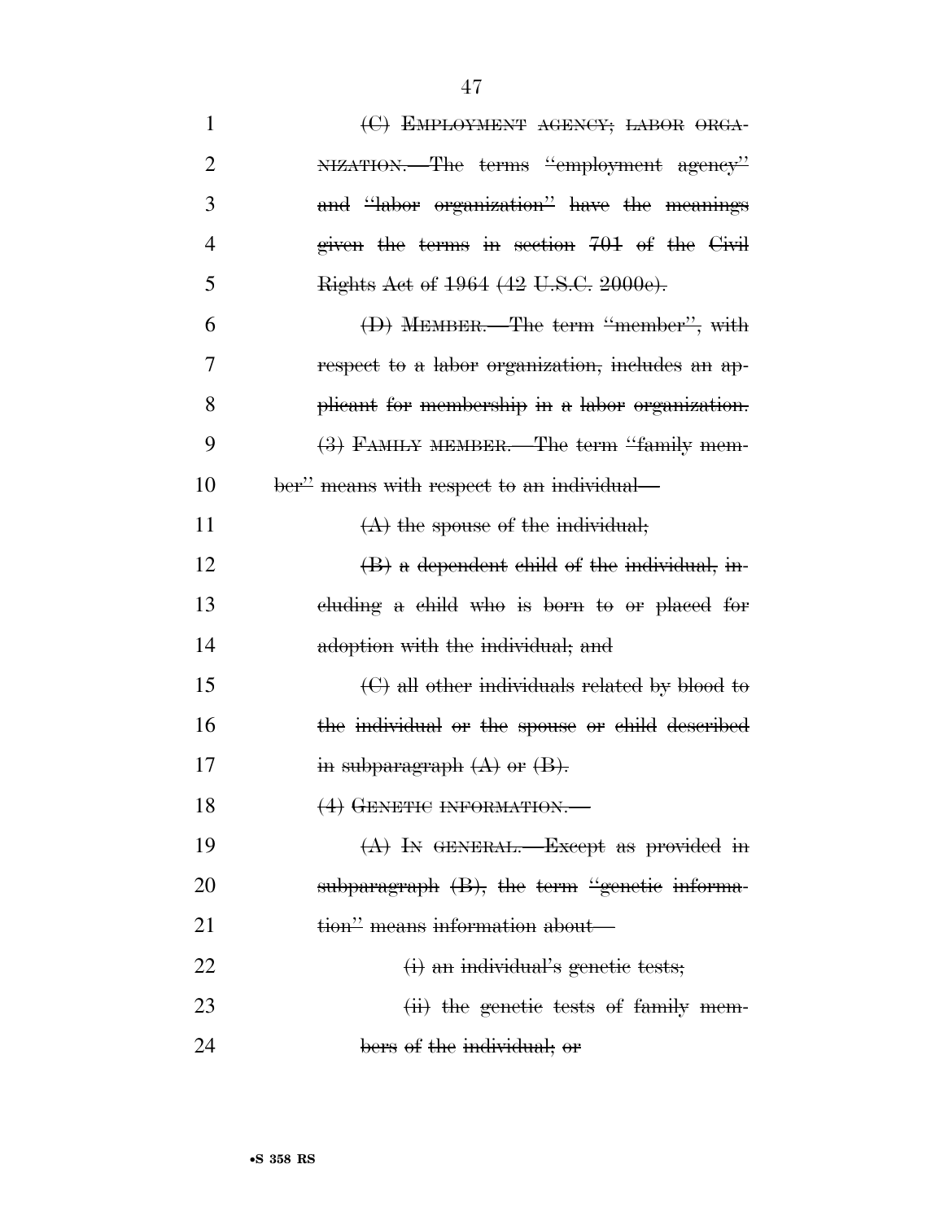~~(C) EMPLOYMENT AGENCY; LABOR ORGANIZATION.—The terms "employment agency" and "labor organization" have the meanings given the terms in section 701 of the Civil Rights Act of 1964 (42 U.S.C. 2000e).~~

~~(D) MEMBER.—The term "member", with respect to a labor organization, includes an applicant for membership in a labor organization.~~

~~(3) FAMILY MEMBER.—The term "family member" means with respect to an individual—~~

~~(A) the spouse of the individual;~~

~~(B) a dependent child of the individual, including a child who is born to or placed for adoption with the individual; and~~

~~(C) all other individuals related by blood to the individual or the spouse or child described in subparagraph (A) or (B).~~

~~(4) GENETIC INFORMATION.—~~

~~(A) IN GENERAL.—Except as provided in subparagraph (B), the term "genetic information" means information about—~~

~~(i) an individual's genetic tests;~~

~~(ii) the genetic tests of family members of the individual; or~~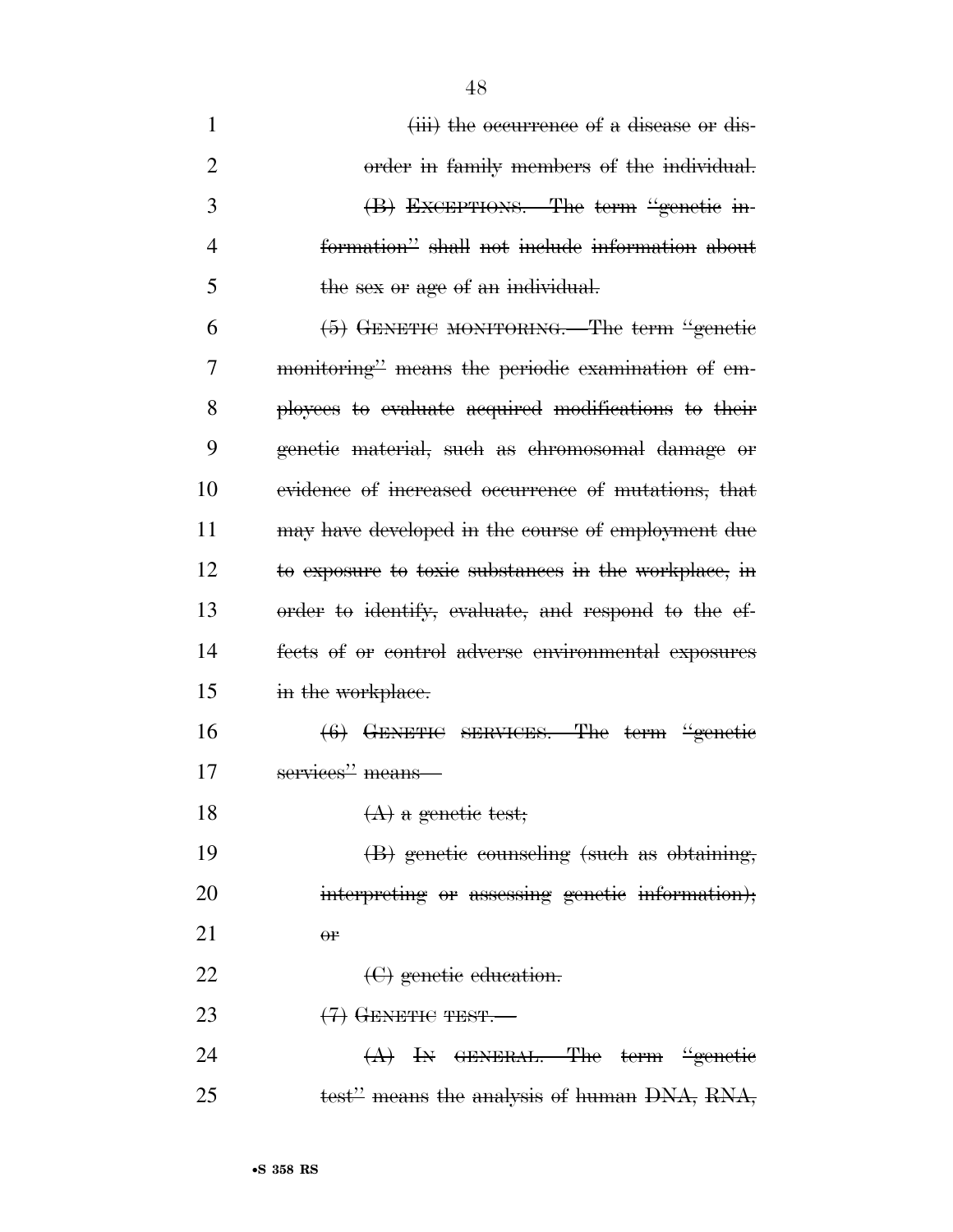(iii) the occurrence of a disease or disorder in family members of the individual.

(B) EXCEPTIONS.—The term "genetic information" shall not include information about the sex or age of an individual.

(5) GENETIC MONITORING.—The term "genetic monitoring" means the periodic examination of employees to evaluate acquired modifications to their genetic material, such as chromosomal damage or evidence of increased occurrence of mutations, that may have developed in the course of employment due to exposure to toxic substances in the workplace, in order to identify, evaluate, and respond to the effects of or control adverse environmental exposures in the workplace.

(6) GENETIC SERVICES.—The term "genetic services" means—

(A) a genetic test;

(B) genetic counseling (such as obtaining, interpreting or assessing genetic information); or

(C) genetic education.

(7) GENETIC TEST.—

(A) IN GENERAL.—The term "genetic test" means the analysis of human DNA, RNA,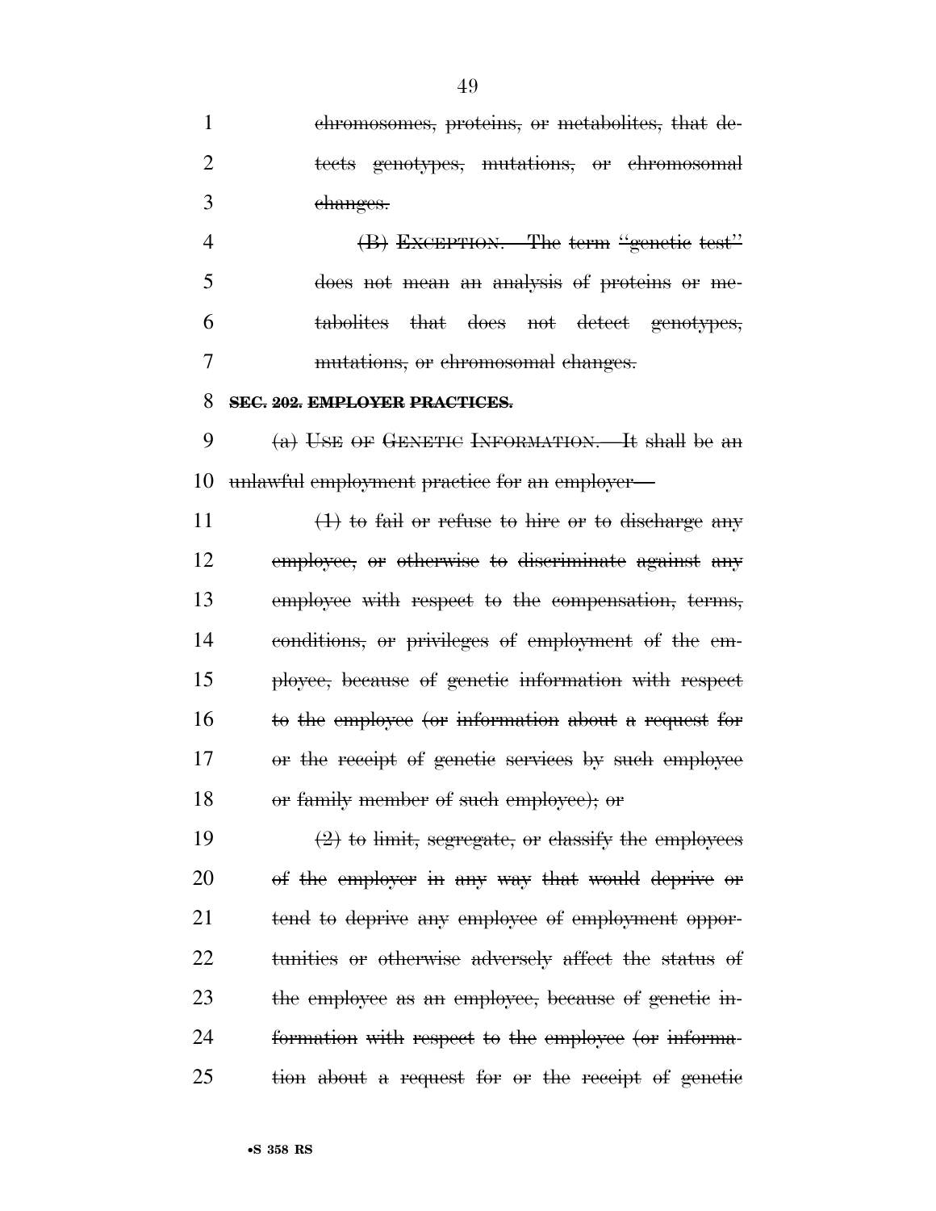chromosomes, proteins, or metabolites, that detects genotypes, mutations, or chromosomal changes.

(B) EXCEPTION.—The term "genetic test" does not mean an analysis of proteins or metabolites that does not detect genotypes, mutations, or chromosomal changes.

**SEC. 202. EMPLOYER PRACTICES.**

(a) USE OF GENETIC INFORMATION.—It shall be an unlawful employment practice for an employer—

(1) to fail or refuse to hire or to discharge any employee, or otherwise to discriminate against any employee with respect to the compensation, terms, conditions, or privileges of employment of the employee, because of genetic information with respect to the employee (or information about a request for or the receipt of genetic services by such employee or family member of such employee); or

(2) to limit, segregate, or classify the employees of the employer in any way that would deprive or tend to deprive any employee of employment opportunities or otherwise adversely affect the status of the employee as an employee, because of genetic information with respect to the employee (or information about a request for or the receipt of genetic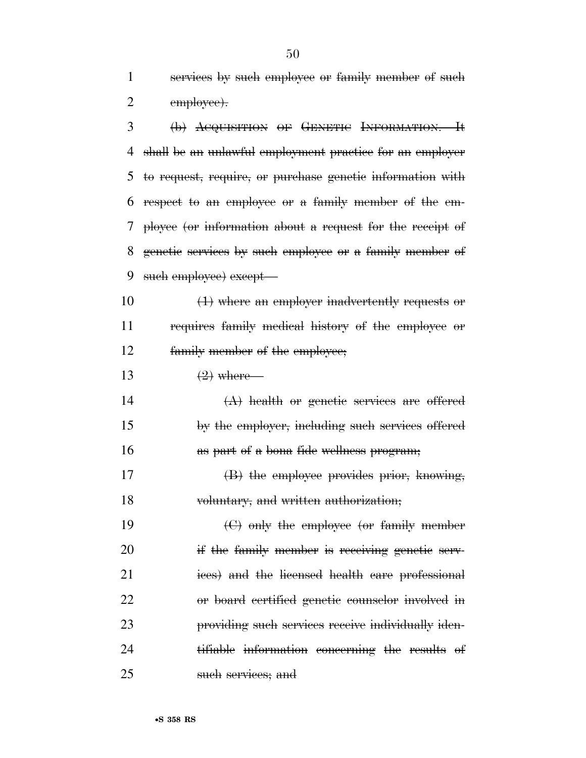~~services by such employee or family member of such employee).~~

~~(b) ACQUISITION OF GENETIC INFORMATION.—It shall be an unlawful employment practice for an employer to request, require, or purchase genetic information with respect to an employee or a family member of the employee (or information about a request for the receipt of genetic services by such employee or a family member of such employee) except—~~

~~(1) where an employer inadvertently requests or requires family medical history of the employee or family member of the employee;~~

~~(2) where—~~

~~(A) health or genetic services are offered by the employer, including such services offered as part of a bona fide wellness program;~~

~~(B) the employee provides prior, knowing, voluntary, and written authorization;~~

~~(C) only the employee (or family member if the family member is receiving genetic services) and the licensed health care professional or board certified genetic counselor involved in providing such services receive individually identifiable information concerning the results of such services; and~~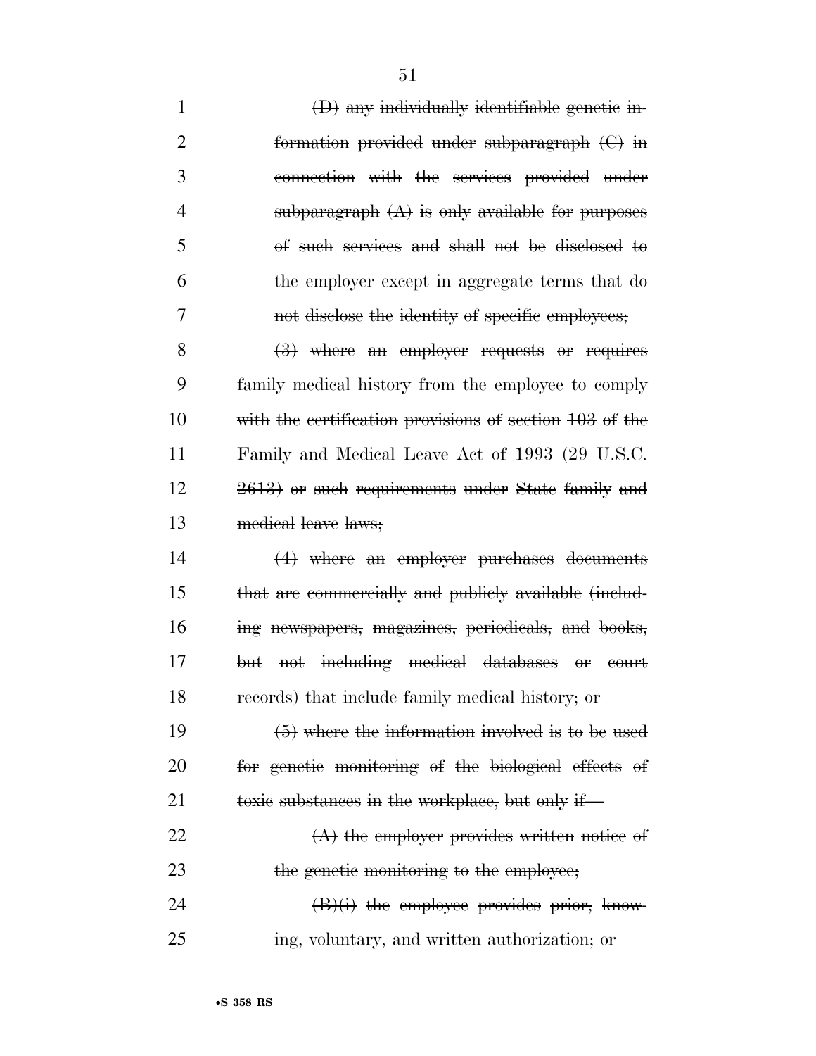~~(D) any individually identifiable genetic information provided under subparagraph (C) in connection with the services provided under subparagraph (A) is only available for purposes of such services and shall not be disclosed to the employer except in aggregate terms that do not disclose the identity of specific employees;~~

~~(3) where an employer requests or requires family medical history from the employee to comply with the certification provisions of section 103 of the Family and Medical Leave Act of 1993 (29 U.S.C. 2613) or such requirements under State family and medical leave laws;~~

~~(4) where an employer purchases documents that are commercially and publicly available (including newspapers, magazines, periodicals, and books, but not including medical databases or court records) that include family medical history; or~~

~~(5) where the information involved is to be used for genetic monitoring of the biological effects of toxic substances in the workplace, but only if—~~

~~(A) the employer provides written notice of the genetic monitoring to the employee;~~

~~(B)(i) the employee provides prior, knowing, voluntary, and written authorization; or~~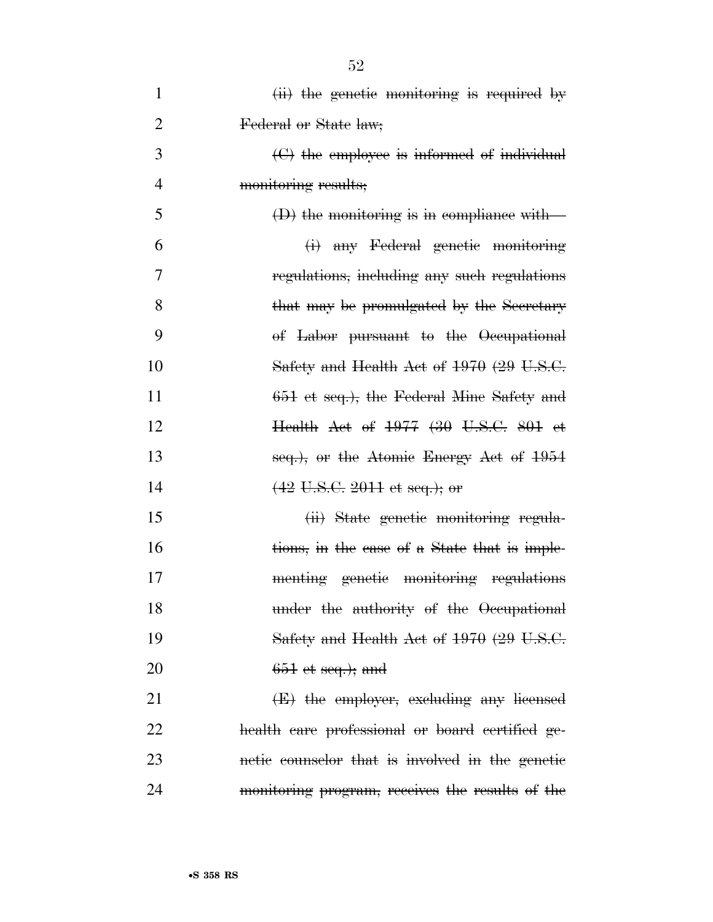~~(ii) the genetic monitoring is required by Federal or State law;~~

~~(C) the employee is informed of individual monitoring results;~~

~~(D) the monitoring is in compliance with—~~

~~(i) any Federal genetic monitoring regulations, including any such regulations that may be promulgated by the Secretary of Labor pursuant to the Occupational Safety and Health Act of 1970 (29 U.S.C. 651 et seq.), the Federal Mine Safety and Health Act of 1977 (30 U.S.C. 801 et seq.), or the Atomic Energy Act of 1954 (42 U.S.C. 2011 et seq.); or~~

~~(ii) State genetic monitoring regulations, in the case of a State that is implementing genetic monitoring regulations under the authority of the Occupational Safety and Health Act of 1970 (29 U.S.C. 651 et seq.); and~~

~~(E) the employer, excluding any licensed health care professional or board certified genetic counselor that is involved in the genetic monitoring program, receives the results of the~~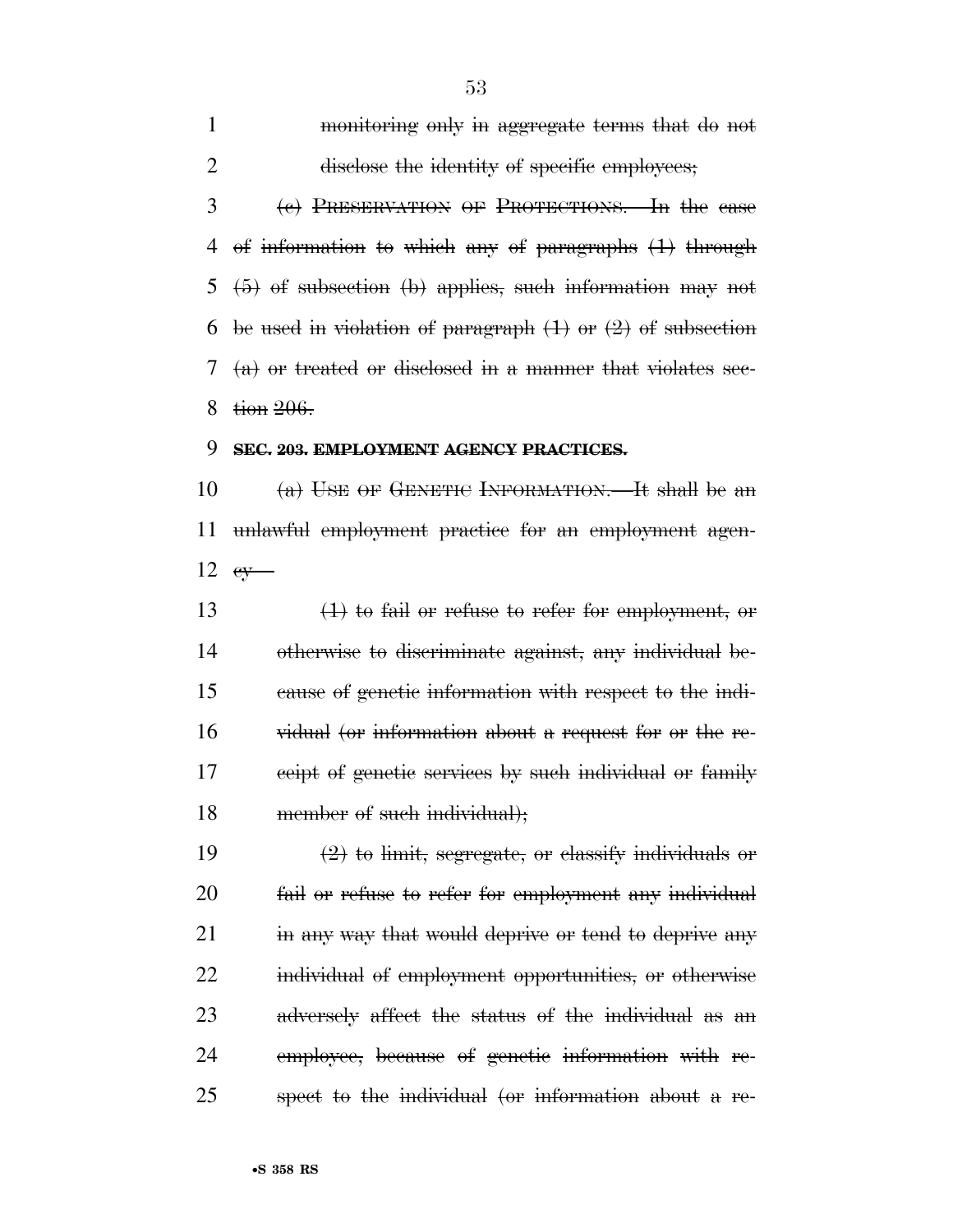~~monitoring only in aggregate terms that do not disclose the identity of specific employees;~~

~~(c) PRESERVATION OF PROTECTIONS.—In the case of information to which any of paragraphs (1) through (5) of subsection (b) applies, such information may not be used in violation of paragraph (1) or (2) of subsection (a) or treated or disclosed in a manner that violates section 206.~~

~~**SEC. 203. EMPLOYMENT AGENCY PRACTICES.**~~

~~(a) USE OF GENETIC INFORMATION.—It shall be an unlawful employment practice for an employment agency—~~

~~(1) to fail or refuse to refer for employment, or otherwise to discriminate against, any individual because of genetic information with respect to the individual (or information about a request for or the receipt of genetic services by such individual or family member of such individual);~~

~~(2) to limit, segregate, or classify individuals or fail or refuse to refer for employment any individual in any way that would deprive or tend to deprive any individual of employment opportunities, or otherwise adversely affect the status of the individual as an employee, because of genetic information with respect to the individual (or information about a re-~~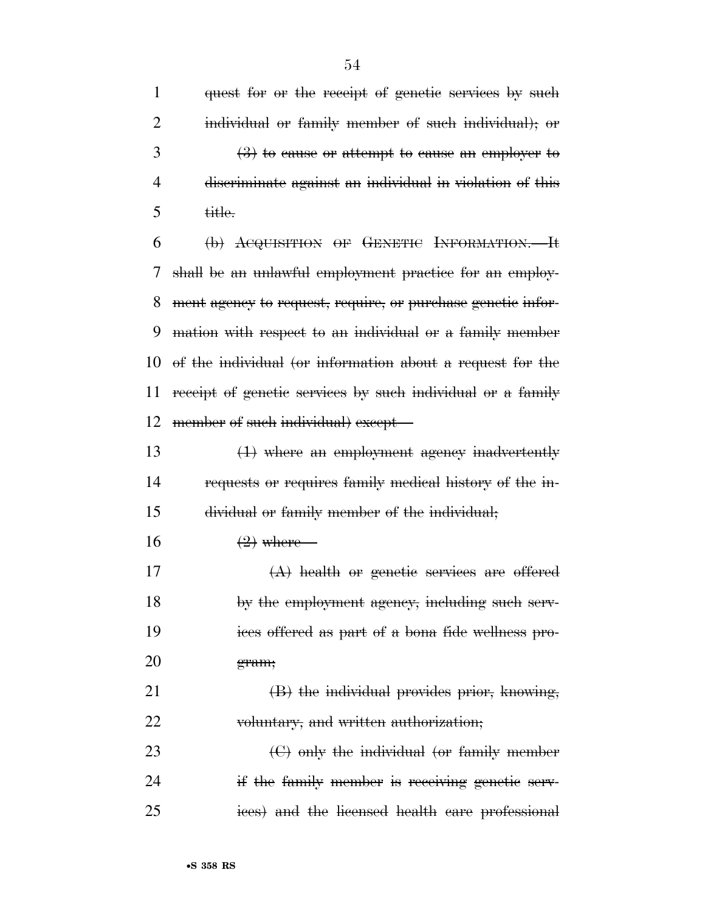quest for or the receipt of genetic services by such individual or family member of such individual); or

(3) to cause or attempt to cause an employer to discriminate against an individual in violation of this title.

(b) ACQUISITION OF GENETIC INFORMATION.—It shall be an unlawful employment practice for an employment agency to request, require, or purchase genetic information with respect to an individual or a family member of the individual (or information about a request for the receipt of genetic services by such individual or a family member of such individual) except—

(1) where an employment agency inadvertently requests or requires family medical history of the individual or family member of the individual;

(2) where—

(A) health or genetic services are offered by the employment agency, including such services offered as part of a bona fide wellness program;

(B) the individual provides prior, knowing, voluntary, and written authorization;

(C) only the individual (or family member if the family member is receiving genetic services) and the licensed health care professional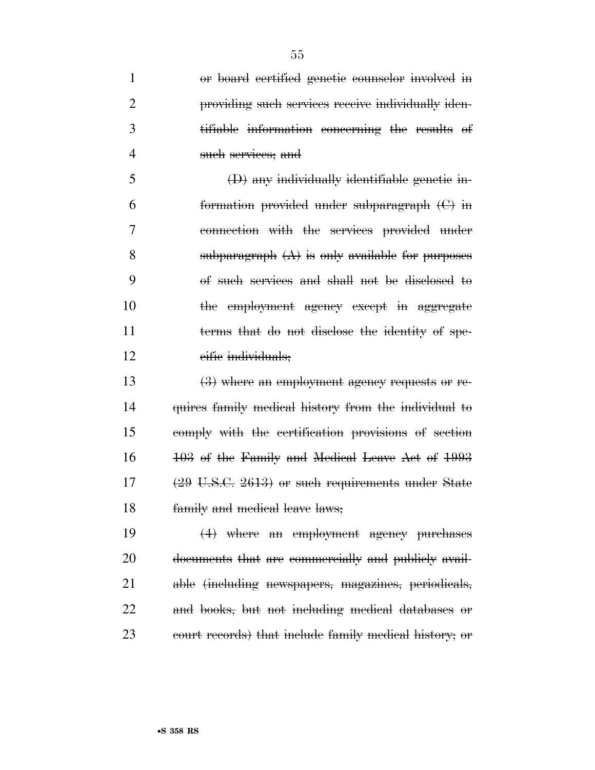~~or board certified genetic counselor involved in providing such services receive individually identifiable information concerning the results of such services; and~~

~~(D) any individually identifiable genetic information provided under subparagraph (C) in connection with the services provided under subparagraph (A) is only available for purposes of such services and shall not be disclosed to the employment agency except in aggregate terms that do not disclose the identity of specific individuals;~~

~~(3) where an employment agency requests or requires family medical history from the individual to comply with the certification provisions of section 103 of the Family and Medical Leave Act of 1993 (29 U.S.C. 2613) or such requirements under State family and medical leave laws;~~

~~(4) where an employment agency purchases documents that are commercially and publicly available (including newspapers, magazines, periodicals, and books, but not including medical databases or court records) that include family medical history; or~~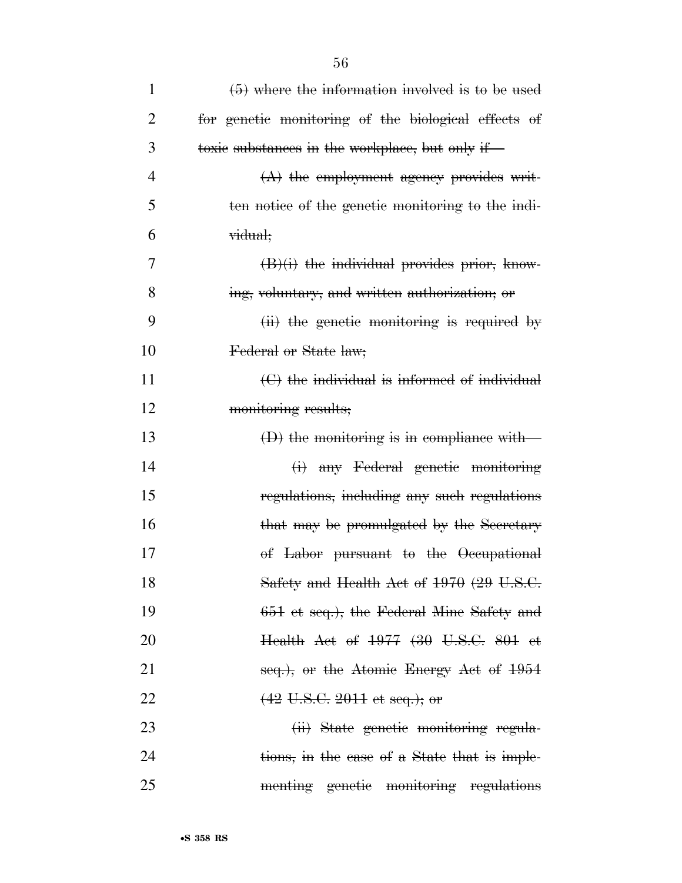~~(5) where the information involved is to be used for genetic monitoring of the biological effects of toxic substances in the workplace, but only if—~~

~~(A) the employment agency provides written notice of the genetic monitoring to the individual;~~

~~(B)(i) the individual provides prior, knowing, voluntary, and written authorization; or~~

~~(ii) the genetic monitoring is required by Federal or State law;~~

~~(C) the individual is informed of individual monitoring results;~~

~~(D) the monitoring is in compliance with—~~

~~(i) any Federal genetic monitoring regulations, including any such regulations that may be promulgated by the Secretary of Labor pursuant to the Occupational Safety and Health Act of 1970 (29 U.S.C. 651 et seq.), the Federal Mine Safety and Health Act of 1977 (30 U.S.C. 801 et seq.), or the Atomic Energy Act of 1954 (42 U.S.C. 2011 et seq.); or~~

~~(ii) State genetic monitoring regulations, in the case of a State that is implementing genetic monitoring regulations~~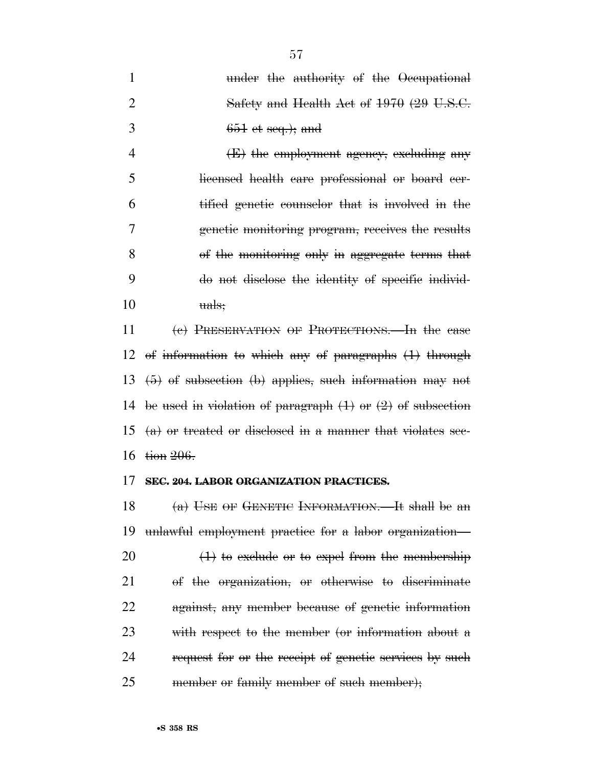~~under the authority of the Occupational Safety and Health Act of 1970 (29 U.S.C. 651 et seq.); and~~

~~(E) the employment agency, excluding any licensed health care professional or board certified genetic counselor that is involved in the genetic monitoring program, receives the results of the monitoring only in aggregate terms that do not disclose the identity of specific individuals;~~

~~(c) PRESERVATION OF PROTECTIONS.—In the case of information to which any of paragraphs (1) through (5) of subsection (b) applies, such information may not be used in violation of paragraph (1) or (2) of subsection (a) or treated or disclosed in a manner that violates section 206.~~

**~~SEC. 204. LABOR ORGANIZATION PRACTICES.~~**

~~(a) USE OF GENETIC INFORMATION.—It shall be an unlawful employment practice for a labor organization—~~

~~(1) to exclude or to expel from the membership of the organization, or otherwise to discriminate against, any member because of genetic information with respect to the member (or information about a request for or the receipt of genetic services by such member or family member of such member);~~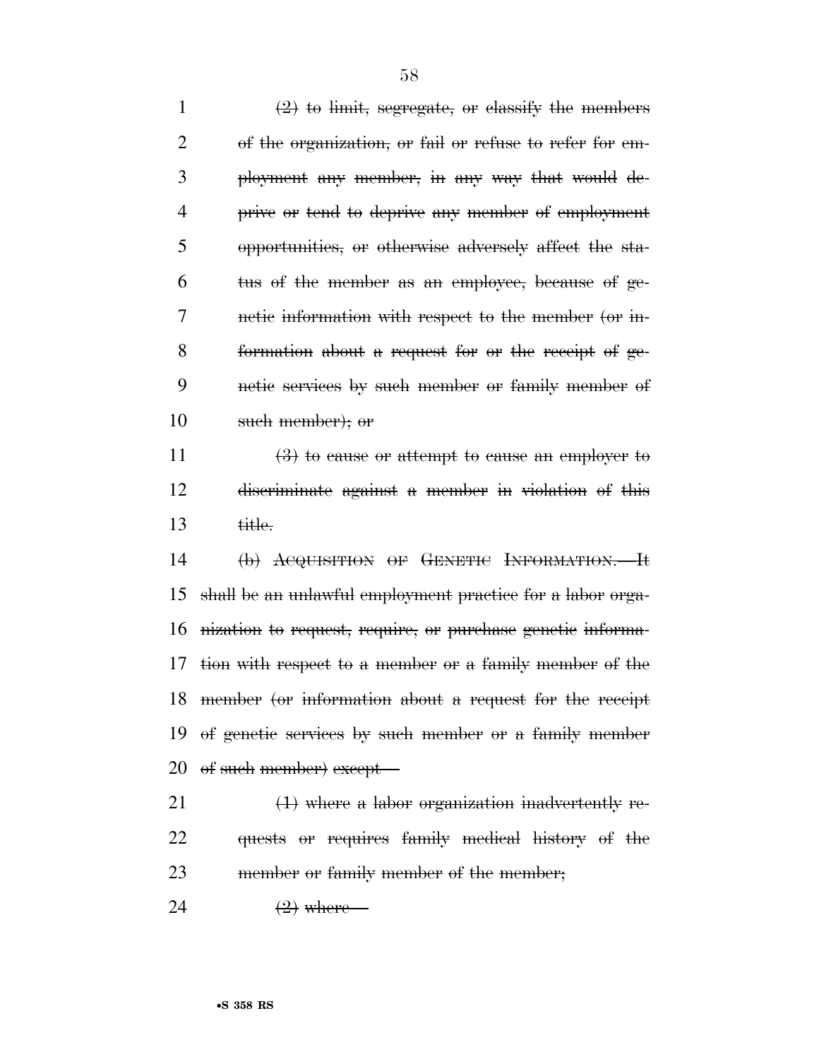~~(2) to limit, segregate, or classify the members of the organization, or fail or refuse to refer for employment any member, in any way that would deprive or tend to deprive any member of employment opportunities, or otherwise adversely affect the status of the member as an employee, because of genetic information with respect to the member (or information about a request for or the receipt of genetic services by such member or family member of such member); or~~

~~(3) to cause or attempt to cause an employer to discriminate against a member in violation of this title.~~

~~(b) ACQUISITION OF GENETIC INFORMATION.—It shall be an unlawful employment practice for a labor organization to request, require, or purchase genetic information with respect to a member or a family member of the member (or information about a request for the receipt of genetic services by such member or a family member of such member) except—~~

~~(1) where a labor organization inadvertently requests or requires family medical history of the member or family member of the member;~~

~~(2) where—~~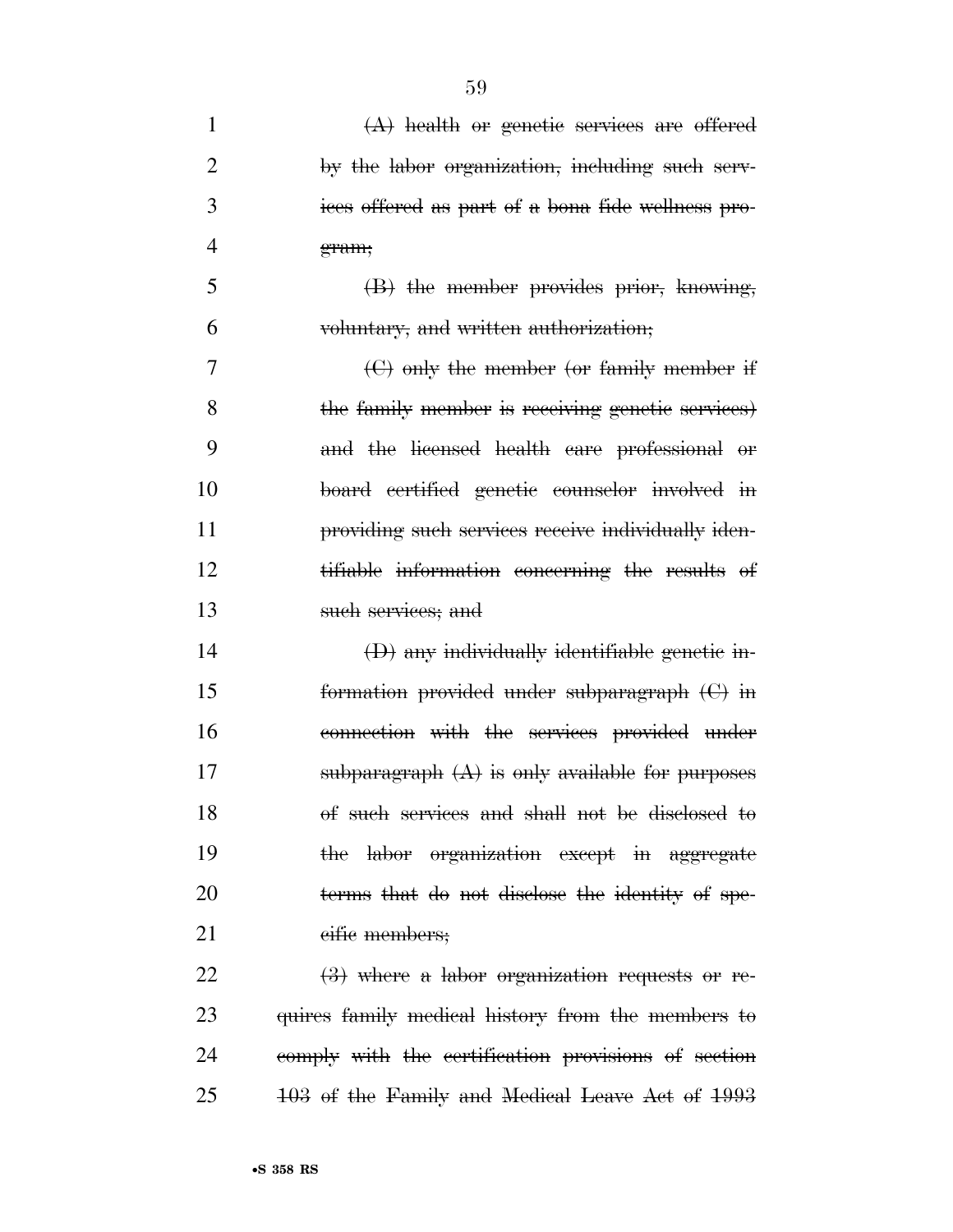~~(A) health or genetic services are offered by the labor organization, including such services offered as part of a bona fide wellness program;~~

~~(B) the member provides prior, knowing, voluntary, and written authorization;~~

~~(C) only the member (or family member if the family member is receiving genetic services) and the licensed health care professional or board certified genetic counselor involved in providing such services receive individually identifiable information concerning the results of such services; and~~

~~(D) any individually identifiable genetic information provided under subparagraph (C) in connection with the services provided under subparagraph (A) is only available for purposes of such services and shall not be disclosed to the labor organization except in aggregate terms that do not disclose the identity of specific members;~~

~~(3) where a labor organization requests or requires family medical history from the members to comply with the certification provisions of section 103 of the Family and Medical Leave Act of 1993~~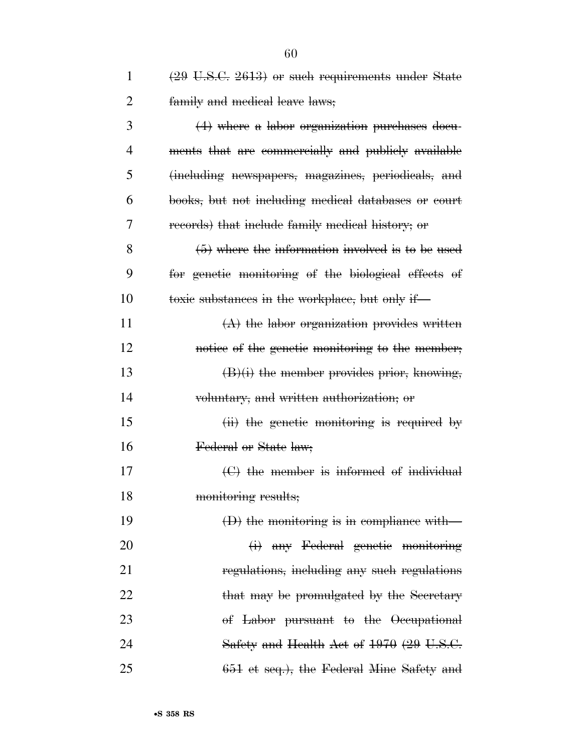~~(29 U.S.C. 2613) or such requirements under State family and medical leave laws;~~

~~(4) where a labor organization purchases documents that are commercially and publicly available (including newspapers, magazines, periodicals, and books, but not including medical databases or court records) that include family medical history; or~~

~~(5) where the information involved is to be used for genetic monitoring of the biological effects of toxic substances in the workplace, but only if—~~

~~(A) the labor organization provides written notice of the genetic monitoring to the member;~~

~~(B)(i) the member provides prior, knowing, voluntary, and written authorization; or~~

~~(ii) the genetic monitoring is required by Federal or State law;~~

~~(C) the member is informed of individual monitoring results;~~

~~(D) the monitoring is in compliance with—~~

~~(i) any Federal genetic monitoring regulations, including any such regulations that may be promulgated by the Secretary of Labor pursuant to the Occupational Safety and Health Act of 1970 (29 U.S.C. 651 et seq.), the Federal Mine Safety and~~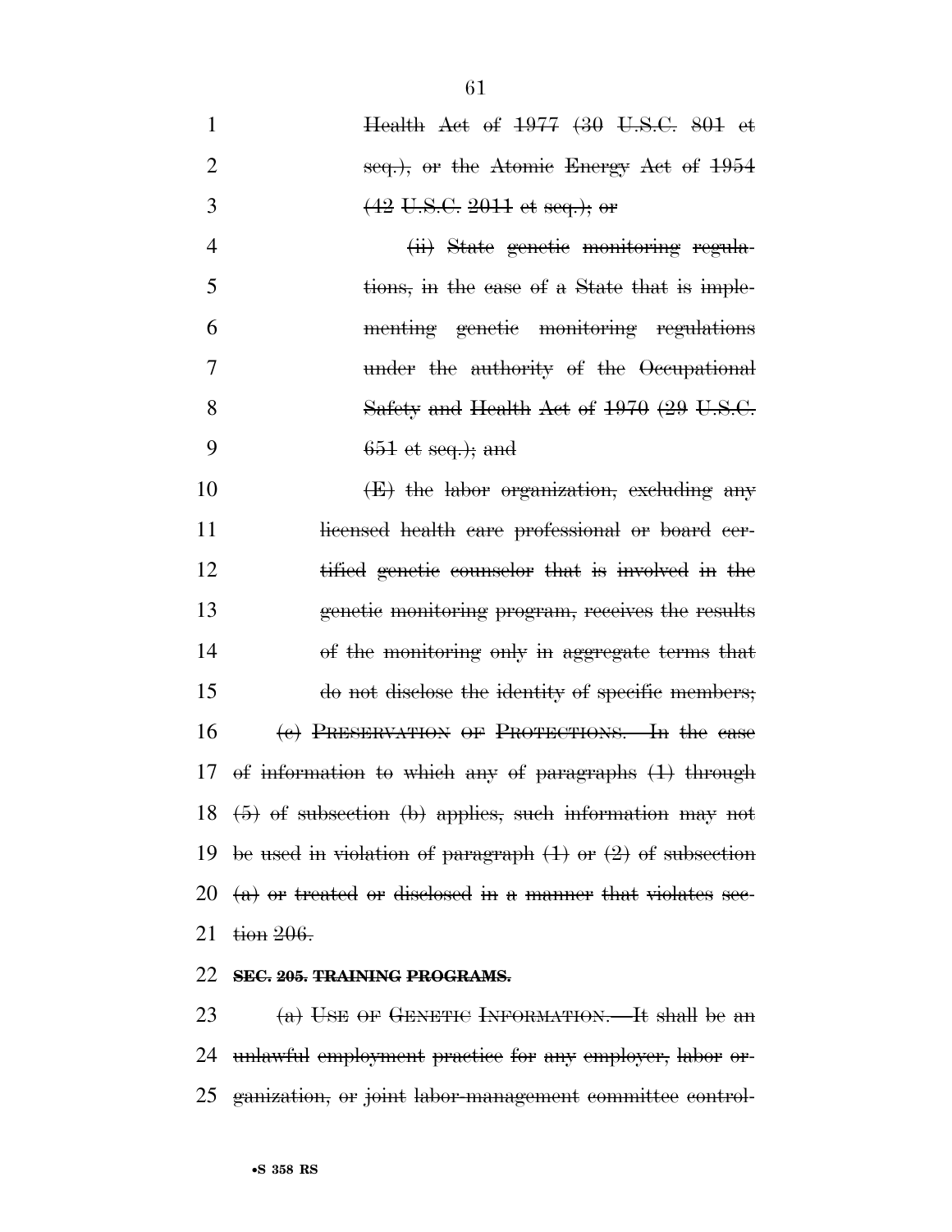Health Act of 1977 (30 U.S.C. 801 et seq.), or the Atomic Energy Act of 1954 (42 U.S.C. 2011 et seq.); or

(ii) State genetic monitoring regulations, in the case of a State that is implementing genetic monitoring regulations under the authority of the Occupational Safety and Health Act of 1970 (29 U.S.C. 651 et seq.); and

(E) the labor organization, excluding any licensed health care professional or board certified genetic counselor that is involved in the genetic monitoring program, receives the results of the monitoring only in aggregate terms that do not disclose the identity of specific members;

(c) PRESERVATION OF PROTECTIONS.—In the case of information to which any of paragraphs (1) through (5) of subsection (b) applies, such information may not be used in violation of paragraph (1) or (2) of subsection (a) or treated or disclosed in a manner that violates section 206.

**SEC. 205. TRAINING PROGRAMS.**

(a) USE OF GENETIC INFORMATION.—It shall be an unlawful employment practice for any employer, labor organization, or joint labor-management committee control-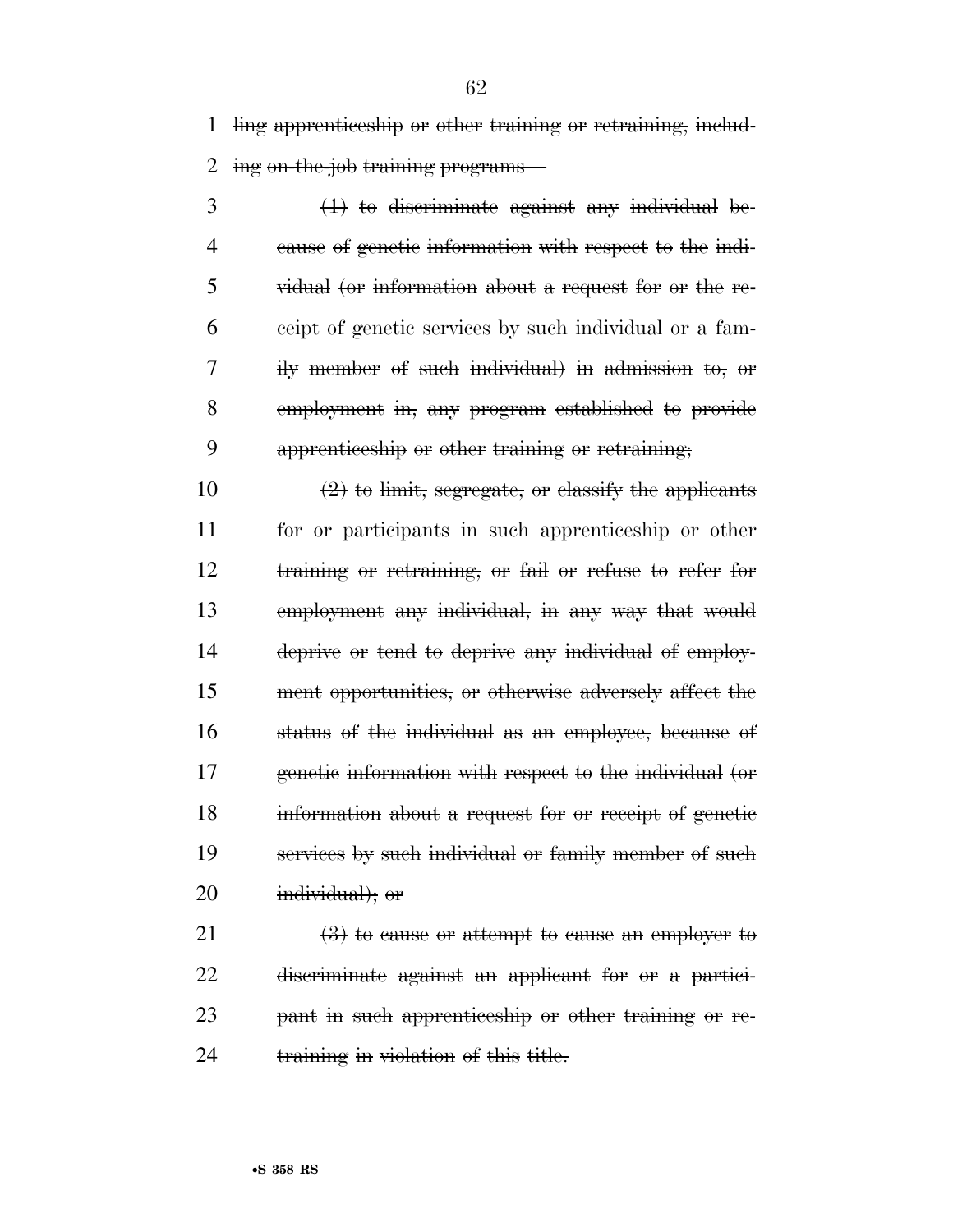ling apprenticeship or other training or retraining, including on-the-job training programs—

(1) to discriminate against any individual because of genetic information with respect to the individual (or information about a request for or the receipt of genetic services by such individual or a family member of such individual) in admission to, or employment in, any program established to provide apprenticeship or other training or retraining;

(2) to limit, segregate, or classify the applicants for or participants in such apprenticeship or other training or retraining, or fail or refuse to refer for employment any individual, in any way that would deprive or tend to deprive any individual of employment opportunities, or otherwise adversely affect the status of the individual as an employee, because of genetic information with respect to the individual (or information about a request for or receipt of genetic services by such individual or family member of such individual); or

(3) to cause or attempt to cause an employer to discriminate against an applicant for or a participant in such apprenticeship or other training or retraining in violation of this title.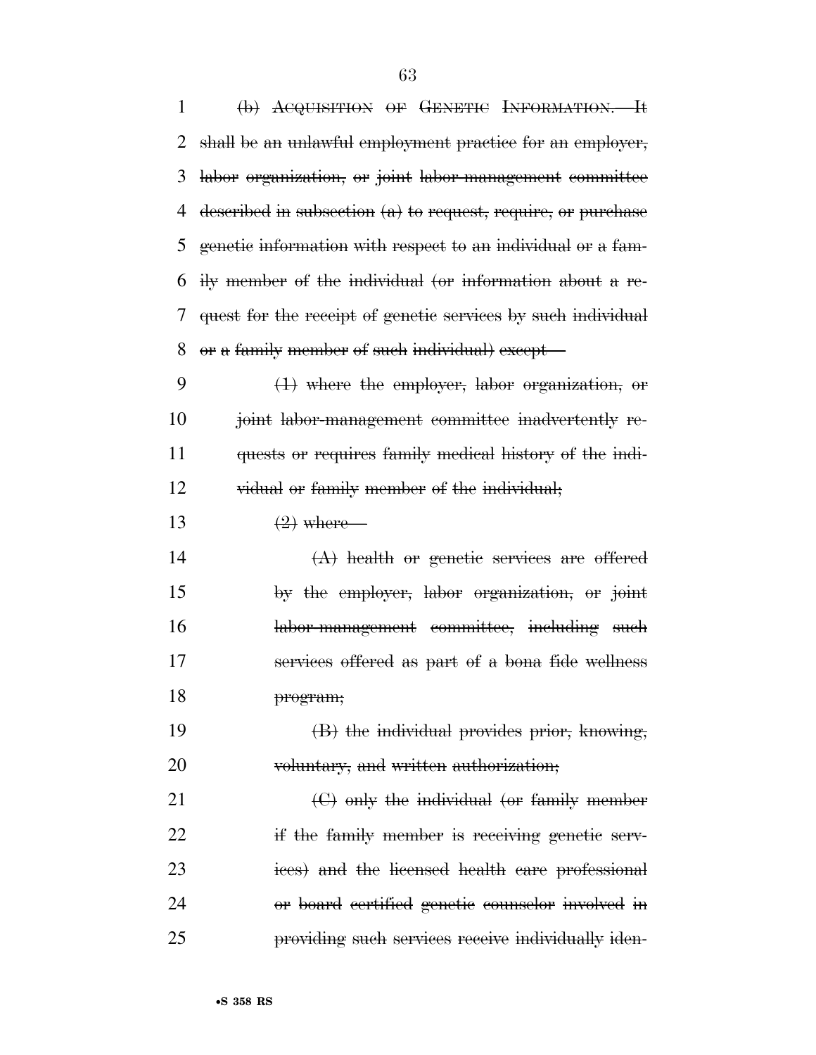~~(b) ACQUISITION OF GENETIC INFORMATION.—It shall be an unlawful employment practice for an employer, labor organization, or joint labor-management committee described in subsection (a) to request, require, or purchase genetic information with respect to an individual or a family member of the individual (or information about a request for the receipt of genetic services by such individual or a family member of such individual) except—~~

~~(1) where the employer, labor organization, or joint labor-management committee inadvertently requests or requires family medical history of the individual or family member of the individual;~~

~~(2) where—~~

~~(A) health or genetic services are offered by the employer, labor organization, or joint labor-management committee, including such services offered as part of a bona fide wellness program;~~

~~(B) the individual provides prior, knowing, voluntary, and written authorization;~~

~~(C) only the individual (or family member if the family member is receiving genetic services) and the licensed health care professional or board certified genetic counselor involved in providing such services receive individually iden-~~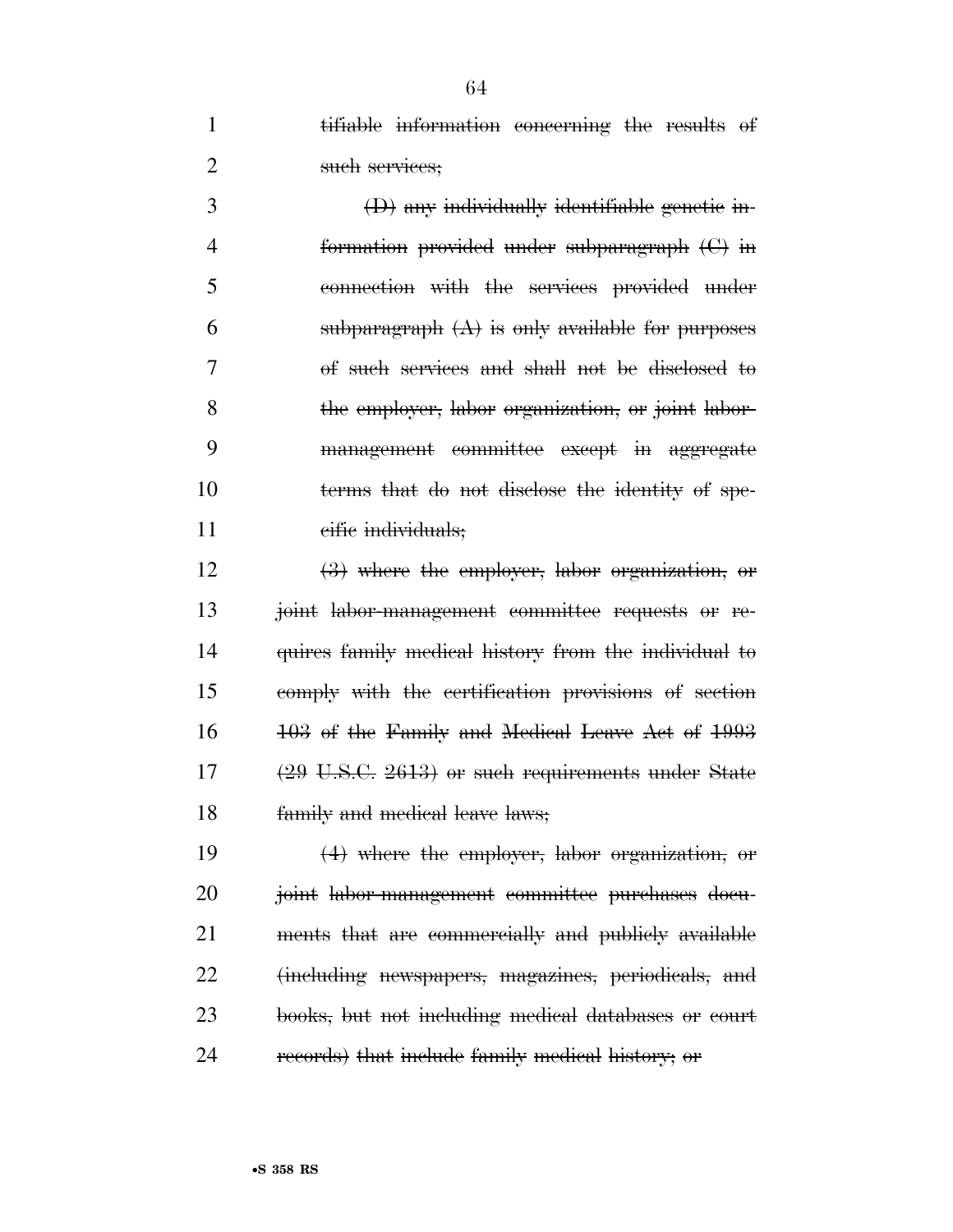~~tifiable information concerning the results of such services;~~

~~(D) any individually identifiable genetic information provided under subparagraph (C) in connection with the services provided under subparagraph (A) is only available for purposes of such services and shall not be disclosed to the employer, labor organization, or joint labor-management committee except in aggregate terms that do not disclose the identity of specific individuals;~~

~~(3) where the employer, labor organization, or joint labor-management committee requests or requires family medical history from the individual to comply with the certification provisions of section 103 of the Family and Medical Leave Act of 1993 (29 U.S.C. 2613) or such requirements under State family and medical leave laws;~~

~~(4) where the employer, labor organization, or joint labor-management committee purchases documents that are commercially and publicly available (including newspapers, magazines, periodicals, and books, but not including medical databases or court records) that include family medical history; or~~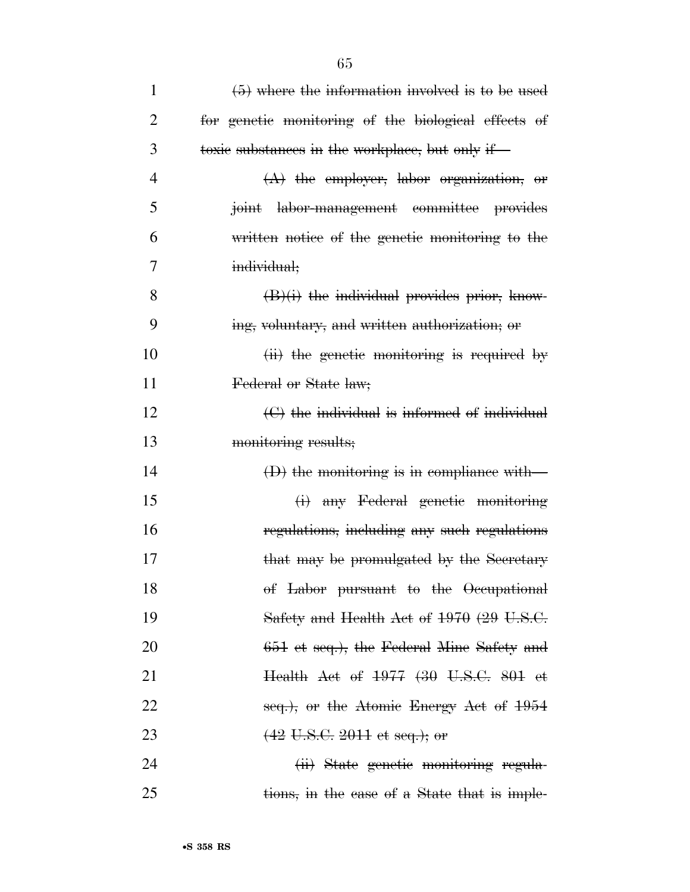~~(5) where the information involved is to be used for genetic monitoring of the biological effects of toxic substances in the workplace, but only if—~~

~~(A) the employer, labor organization, or joint labor-management committee provides written notice of the genetic monitoring to the individual;~~

~~(B)(i) the individual provides prior, knowing, voluntary, and written authorization; or~~

~~(ii) the genetic monitoring is required by Federal or State law;~~

~~(C) the individual is informed of individual monitoring results;~~

~~(D) the monitoring is in compliance with—~~

~~(i) any Federal genetic monitoring regulations, including any such regulations that may be promulgated by the Secretary of Labor pursuant to the Occupational Safety and Health Act of 1970 (29 U.S.C. 651 et seq.), the Federal Mine Safety and Health Act of 1977 (30 U.S.C. 801 et seq.), or the Atomic Energy Act of 1954 (42 U.S.C. 2011 et seq.); or~~

~~(ii) State genetic monitoring regulations, in the case of a State that is imple-~~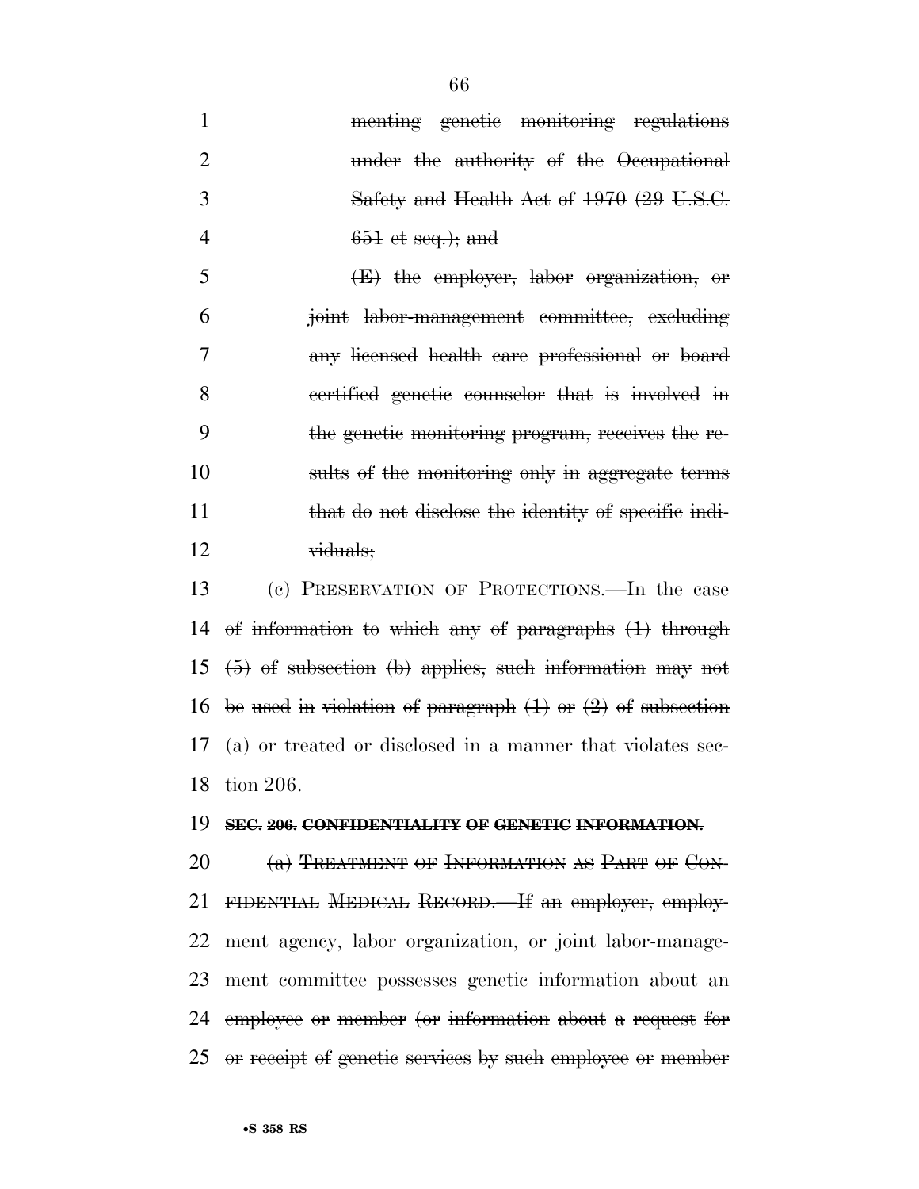menting genetic monitoring regulations under the authority of the Occupational Safety and Health Act of 1970 (29 U.S.C. 651 et seq.); and

(E) the employer, labor organization, or joint labor-management committee, excluding any licensed health care professional or board certified genetic counselor that is involved in the genetic monitoring program, receives the results of the monitoring only in aggregate terms that do not disclose the identity of specific individuals;

(c) PRESERVATION OF PROTECTIONS.—In the case of information to which any of paragraphs (1) through (5) of subsection (b) applies, such information may not be used in violation of paragraph (1) or (2) of subsection (a) or treated or disclosed in a manner that violates section 206.

**SEC. 206. CONFIDENTIALITY OF GENETIC INFORMATION.**

(a) TREATMENT OF INFORMATION AS PART OF CONFIDENTIAL MEDICAL RECORD.—If an employer, employment agency, labor organization, or joint labor-management committee possesses genetic information about an employee or member (or information about a request for or receipt of genetic services by such employee or member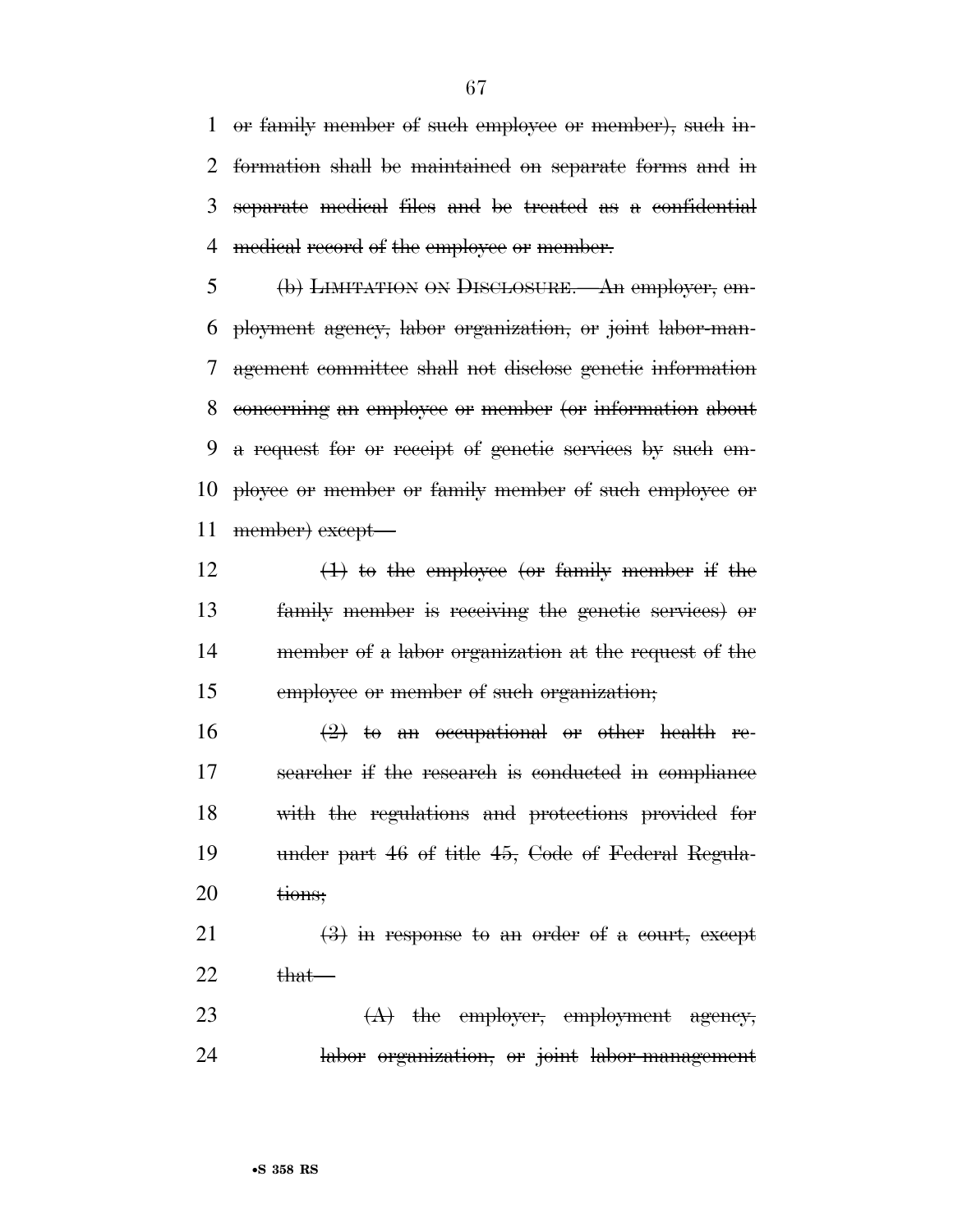~~or family member of such employee or member), such information shall be maintained on separate forms and in separate medical files and be treated as a confidential medical record of the employee or member.~~

~~(b) LIMITATION ON DISCLOSURE.—An employer, employment agency, labor organization, or joint labor-management committee shall not disclose genetic information concerning an employee or member (or information about a request for or receipt of genetic services by such employee or member or family member of such employee or member) except—~~

~~(1) to the employee (or family member if the family member is receiving the genetic services) or member of a labor organization at the request of the employee or member of such organization;~~

~~(2) to an occupational or other health researcher if the research is conducted in compliance with the regulations and protections provided for under part 46 of title 45, Code of Federal Regulations;~~

~~(3) in response to an order of a court, except that—~~

~~(A) the employer, employment agency, labor organization, or joint labor-management~~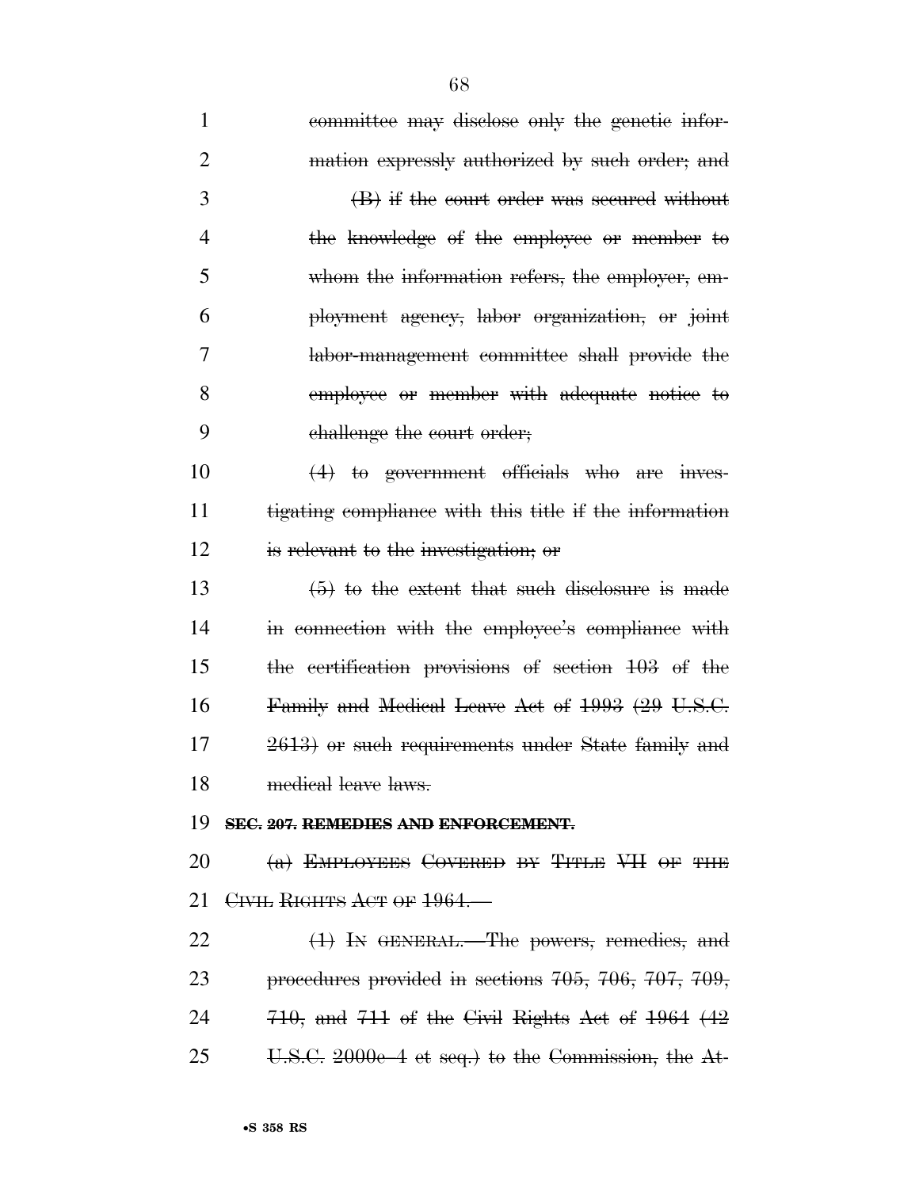committee may disclose only the genetic information expressly authorized by such order; and

(B) if the court order was secured without the knowledge of the employee or member to whom the information refers, the employer, employment agency, labor organization, or joint labor-management committee shall provide the employee or member with adequate notice to challenge the court order;

(4) to government officials who are investigating compliance with this title if the information is relevant to the investigation; or

(5) to the extent that such disclosure is made in connection with the employee's compliance with the certification provisions of section 103 of the Family and Medical Leave Act of 1993 (29 U.S.C. 2613) or such requirements under State family and medical leave laws.

**SEC. 207. REMEDIES AND ENFORCEMENT.**

(a) EMPLOYEES COVERED BY TITLE VII OF THE CIVIL RIGHTS ACT OF 1964.—

(1) IN GENERAL.—The powers, remedies, and procedures provided in sections 705, 706, 707, 709, 710, and 711 of the Civil Rights Act of 1964 (42 U.S.C. 2000e–4 et seq.) to the Commission, the At-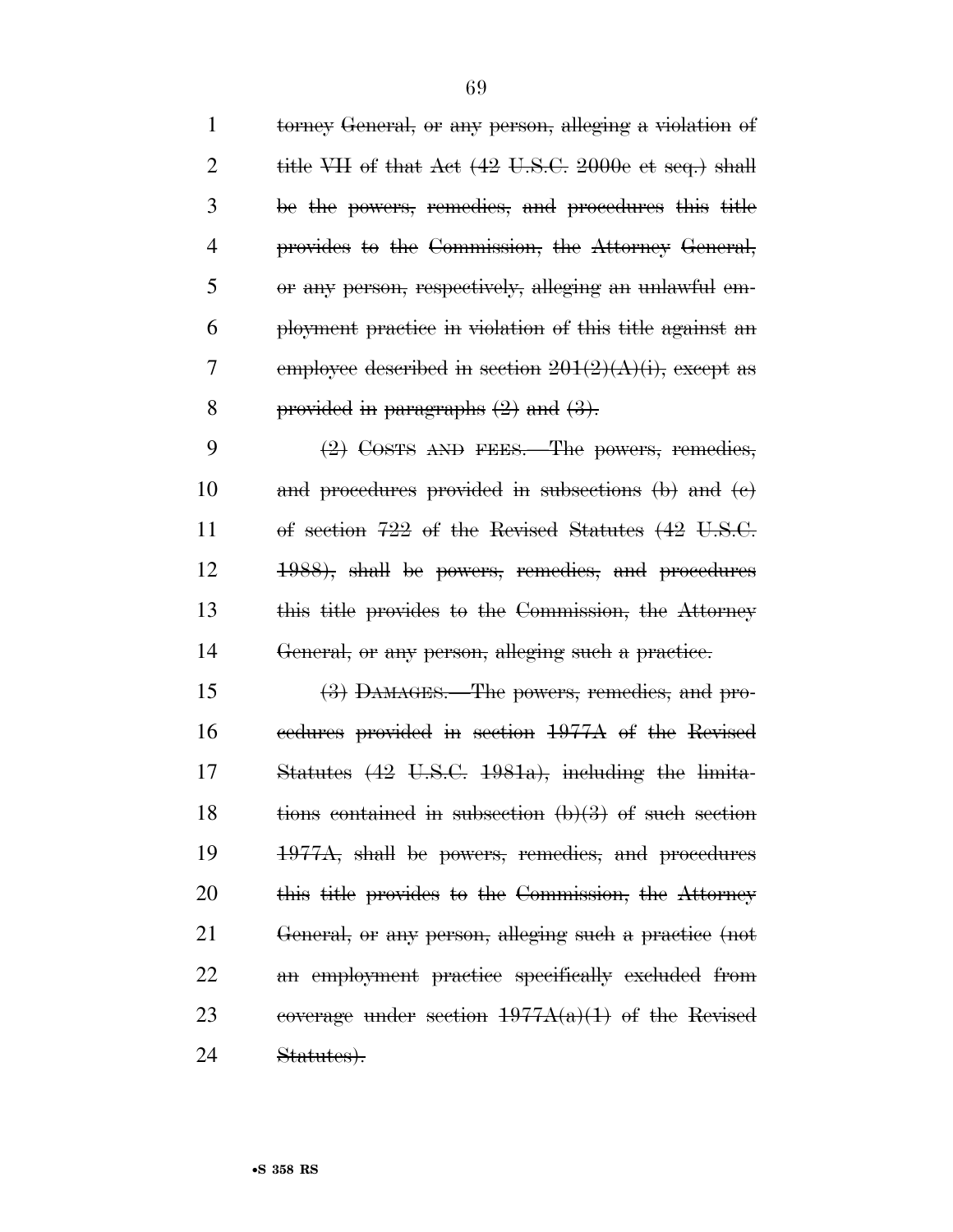~~torney General, or any person, alleging a violation of title VII of that Act (42 U.S.C. 2000e et seq.) shall be the powers, remedies, and procedures this title provides to the Commission, the Attorney General, or any person, respectively, alleging an unlawful employment practice in violation of this title against an employee described in section 201(2)(A)(i), except as provided in paragraphs (2) and (3).~~

~~(2) COSTS AND FEES.—The powers, remedies, and procedures provided in subsections (b) and (c) of section 722 of the Revised Statutes (42 U.S.C. 1988), shall be powers, remedies, and procedures this title provides to the Commission, the Attorney General, or any person, alleging such a practice.~~

~~(3) DAMAGES.—The powers, remedies, and procedures provided in section 1977A of the Revised Statutes (42 U.S.C. 1981a), including the limitations contained in subsection (b)(3) of such section 1977A, shall be powers, remedies, and procedures this title provides to the Commission, the Attorney General, or any person, alleging such a practice (not an employment practice specifically excluded from coverage under section 1977A(a)(1) of the Revised Statutes).~~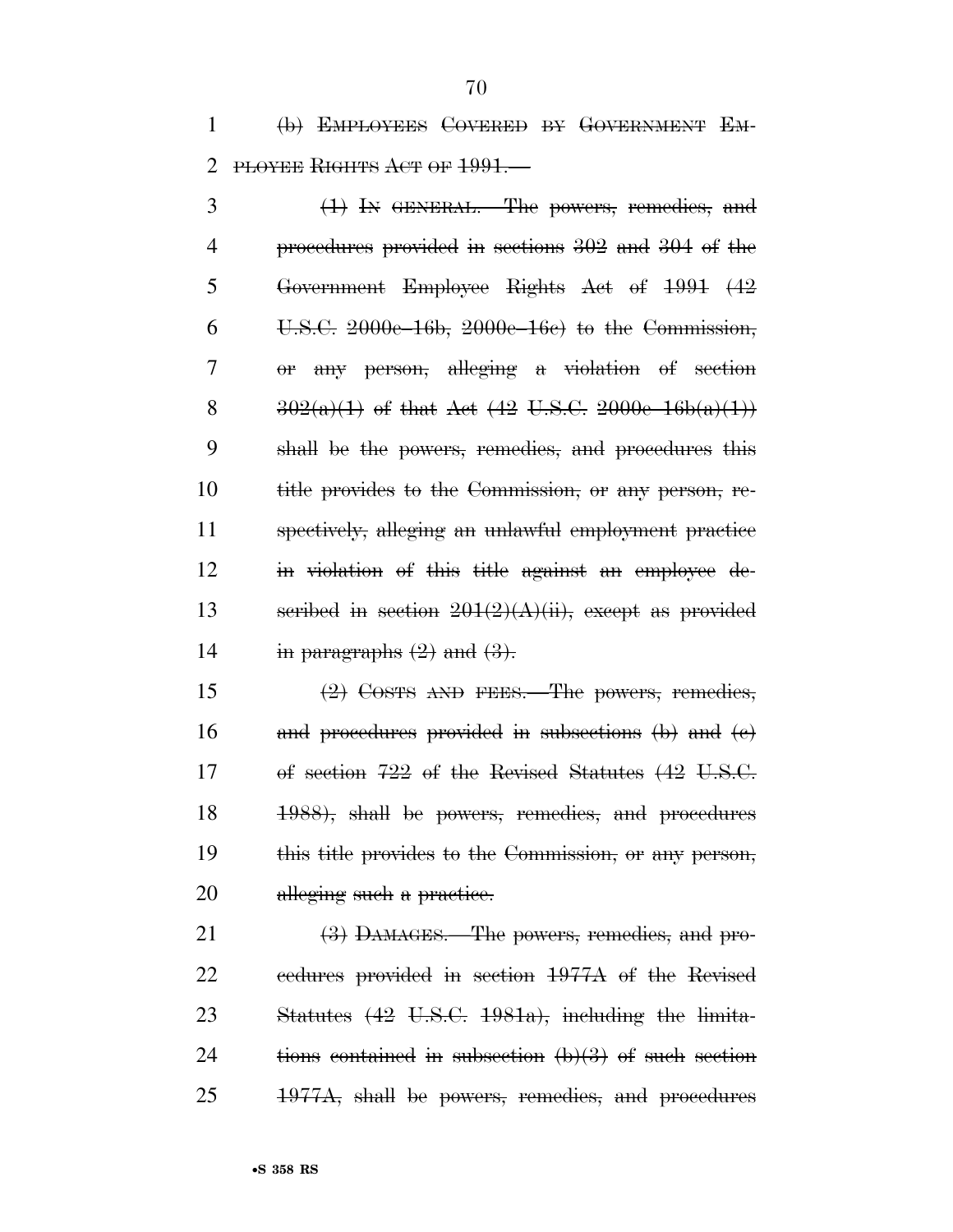~~(b) EMPLOYEES COVERED BY GOVERNMENT EMPLOYEE RIGHTS ACT OF 1991.—~~

~~(1) IN GENERAL.—The powers, remedies, and procedures provided in sections 302 and 304 of the Government Employee Rights Act of 1991 (42 U.S.C. 2000e–16b, 2000e–16c) to the Commission, or any person, alleging a violation of section 302(a)(1) of that Act (42 U.S.C. 2000e–16b(a)(1)) shall be the powers, remedies, and procedures this title provides to the Commission, or any person, respectively, alleging an unlawful employment practice in violation of this title against an employee described in section 201(2)(A)(ii), except as provided in paragraphs (2) and (3).~~

~~(2) COSTS AND FEES.—The powers, remedies, and procedures provided in subsections (b) and (c) of section 722 of the Revised Statutes (42 U.S.C. 1988), shall be powers, remedies, and procedures this title provides to the Commission, or any person, alleging such a practice.~~

~~(3) DAMAGES.—The powers, remedies, and procedures provided in section 1977A of the Revised Statutes (42 U.S.C. 1981a), including the limitations contained in subsection (b)(3) of such section 1977A, shall be powers, remedies, and procedures~~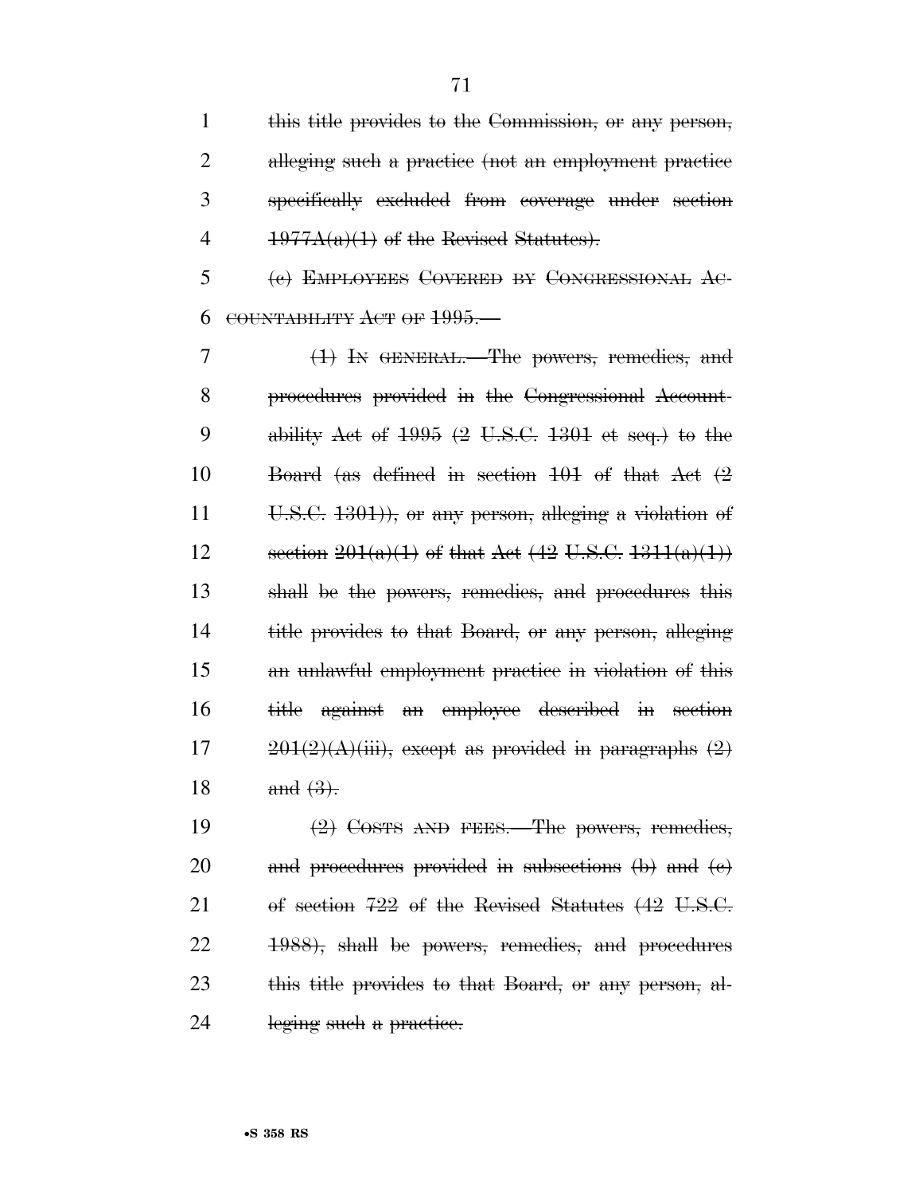~~this title provides to the Commission, or any person, alleging such a practice (not an employment practice specifically excluded from coverage under section 1977A(a)(1) of the Revised Statutes).~~

~~(c) EMPLOYEES COVERED BY CONGRESSIONAL ACCOUNTABILITY ACT OF 1995.—~~

~~(1) IN GENERAL.—The powers, remedies, and procedures provided in the Congressional Accountability Act of 1995 (2 U.S.C. 1301 et seq.) to the Board (as defined in section 101 of that Act (2 U.S.C. 1301)), or any person, alleging a violation of section 201(a)(1) of that Act (42 U.S.C. 1311(a)(1)) shall be the powers, remedies, and procedures this title provides to that Board, or any person, alleging an unlawful employment practice in violation of this title against an employee described in section 201(2)(A)(iii), except as provided in paragraphs (2) and (3).~~

~~(2) COSTS AND FEES.—The powers, remedies, and procedures provided in subsections (b) and (c) of section 722 of the Revised Statutes (42 U.S.C. 1988), shall be powers, remedies, and procedures this title provides to that Board, or any person, alleging such a practice.~~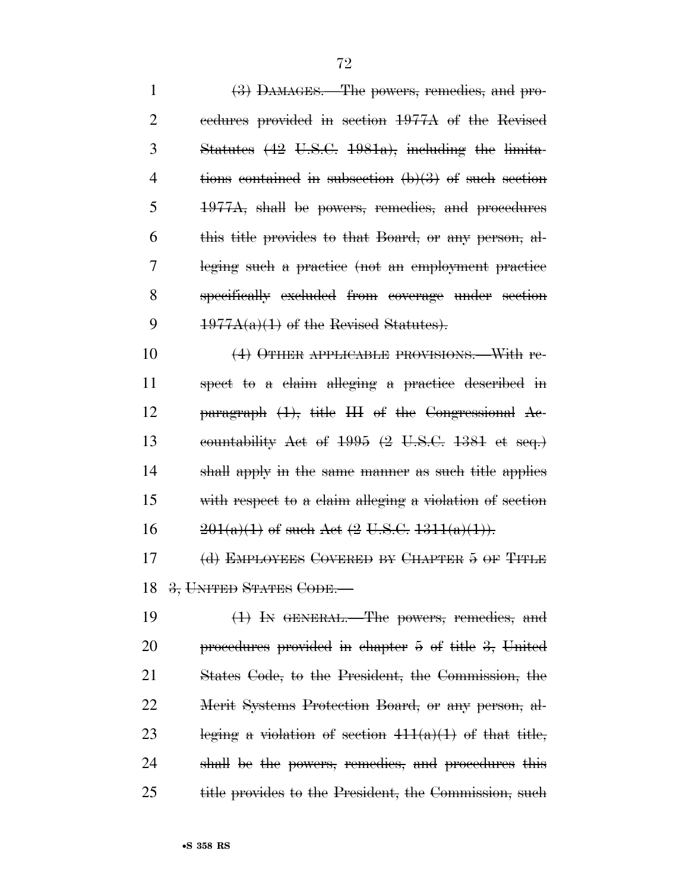~~(3) DAMAGES.—The powers, remedies, and procedures provided in section 1977A of the Revised Statutes (42 U.S.C. 1981a), including the limitations contained in subsection (b)(3) of such section 1977A, shall be powers, remedies, and procedures this title provides to that Board, or any person, alleging such a practice (not an employment practice specifically excluded from coverage under section 1977A(a)(1) of the Revised Statutes).~~

~~(4) OTHER APPLICABLE PROVISIONS.—With respect to a claim alleging a practice described in paragraph (1), title III of the Congressional Accountability Act of 1995 (2 U.S.C. 1381 et seq.) shall apply in the same manner as such title applies with respect to a claim alleging a violation of section 201(a)(1) of such Act (2 U.S.C. 1311(a)(1)).~~

~~(d) EMPLOYEES COVERED BY CHAPTER 5 OF TITLE 3, UNITED STATES CODE.—~~

~~(1) IN GENERAL.—The powers, remedies, and procedures provided in chapter 5 of title 3, United States Code, to the President, the Commission, the Merit Systems Protection Board, or any person, alleging a violation of section 411(a)(1) of that title, shall be the powers, remedies, and procedures this title provides to the President, the Commission, such~~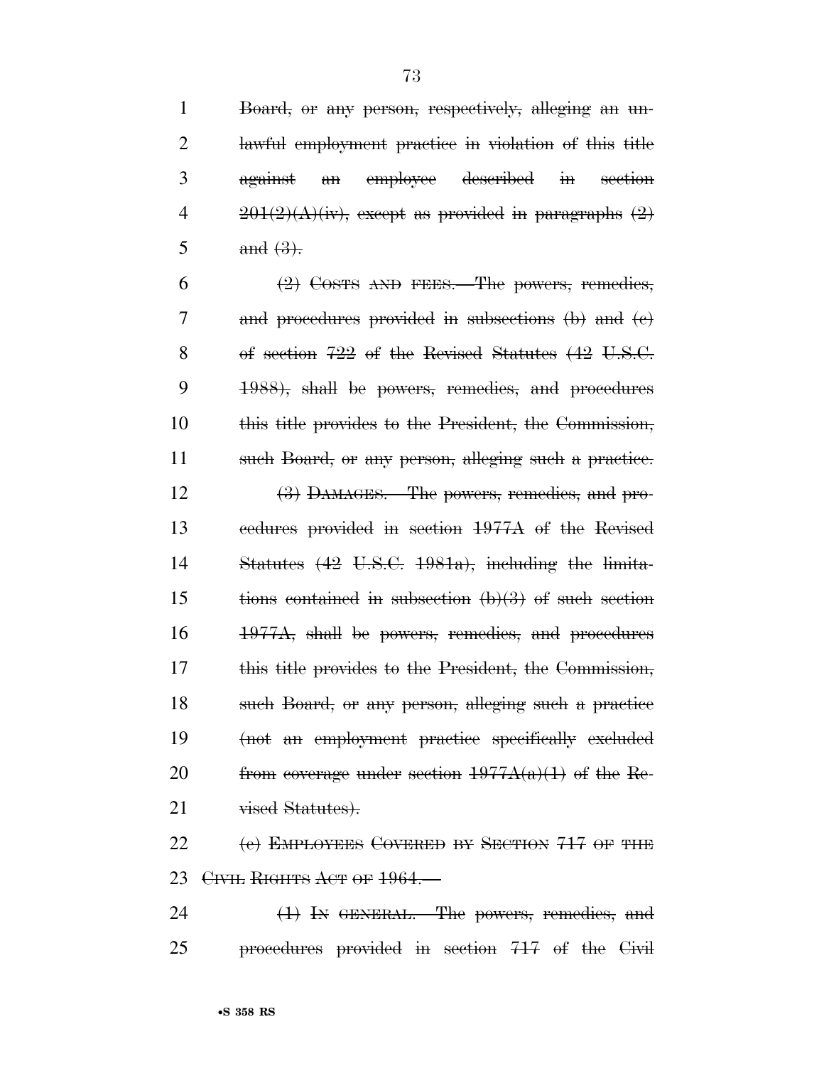~~Board, or any person, respectively, alleging an unlawful employment practice in violation of this title against an employee described in section 201(2)(A)(iv), except as provided in paragraphs (2) and (3).~~

~~(2) COSTS AND FEES.—The powers, remedies, and procedures provided in subsections (b) and (c) of section 722 of the Revised Statutes (42 U.S.C. 1988), shall be powers, remedies, and procedures this title provides to the President, the Commission, such Board, or any person, alleging such a practice.~~

~~(3) DAMAGES.—The powers, remedies, and procedures provided in section 1977A of the Revised Statutes (42 U.S.C. 1981a), including the limitations contained in subsection (b)(3) of such section 1977A, shall be powers, remedies, and procedures this title provides to the President, the Commission, such Board, or any person, alleging such a practice (not an employment practice specifically excluded from coverage under section 1977A(a)(1) of the Revised Statutes).~~

~~(c) EMPLOYEES COVERED BY SECTION 717 OF THE CIVIL RIGHTS ACT OF 1964.—~~

~~(1) IN GENERAL.—The powers, remedies, and procedures provided in section 717 of the Civil~~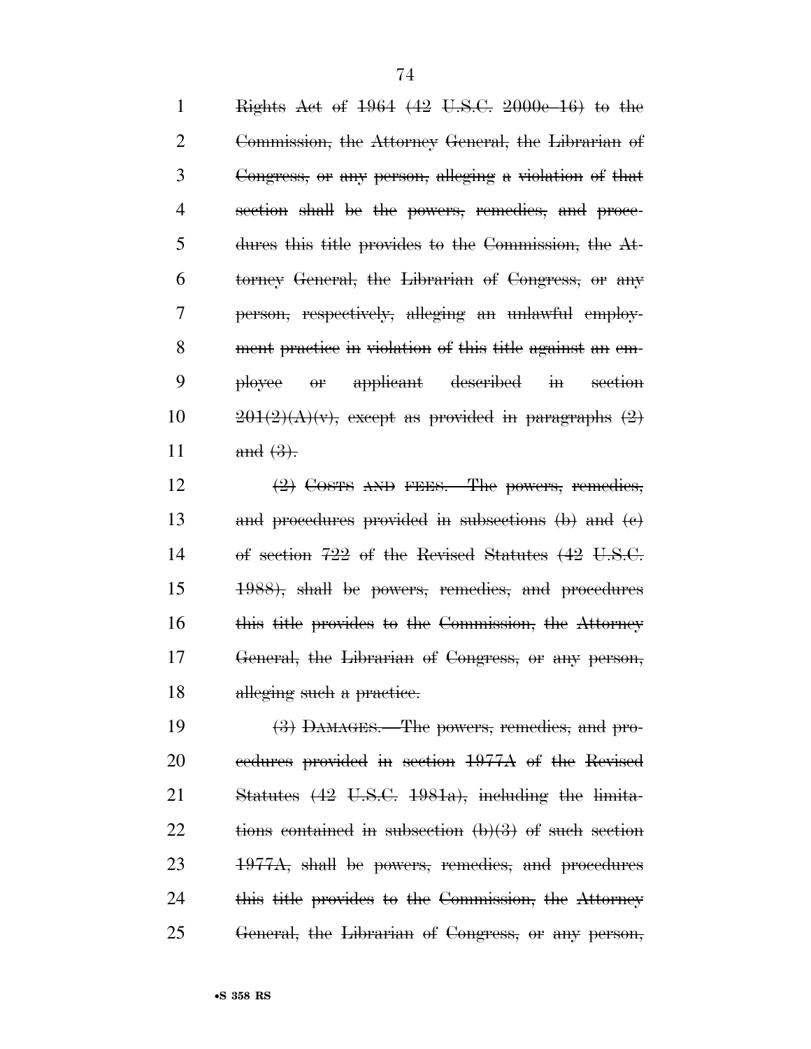~~Rights Act of 1964 (42 U.S.C. 2000e–16) to the Commission, the Attorney General, the Librarian of Congress, or any person, alleging a violation of that section shall be the powers, remedies, and procedures this title provides to the Commission, the Attorney General, the Librarian of Congress, or any person, respectively, alleging an unlawful employment practice in violation of this title against an employee or applicant described in section 201(2)(A)(v), except as provided in paragraphs (2) and (3).~~

~~(2) COSTS AND FEES.—The powers, remedies, and procedures provided in subsections (b) and (c) of section 722 of the Revised Statutes (42 U.S.C. 1988), shall be powers, remedies, and procedures this title provides to the Commission, the Attorney General, the Librarian of Congress, or any person, alleging such a practice.~~

~~(3) DAMAGES.—The powers, remedies, and procedures provided in section 1977A of the Revised Statutes (42 U.S.C. 1981a), including the limitations contained in subsection (b)(3) of such section 1977A, shall be powers, remedies, and procedures this title provides to the Commission, the Attorney General, the Librarian of Congress, or any person,~~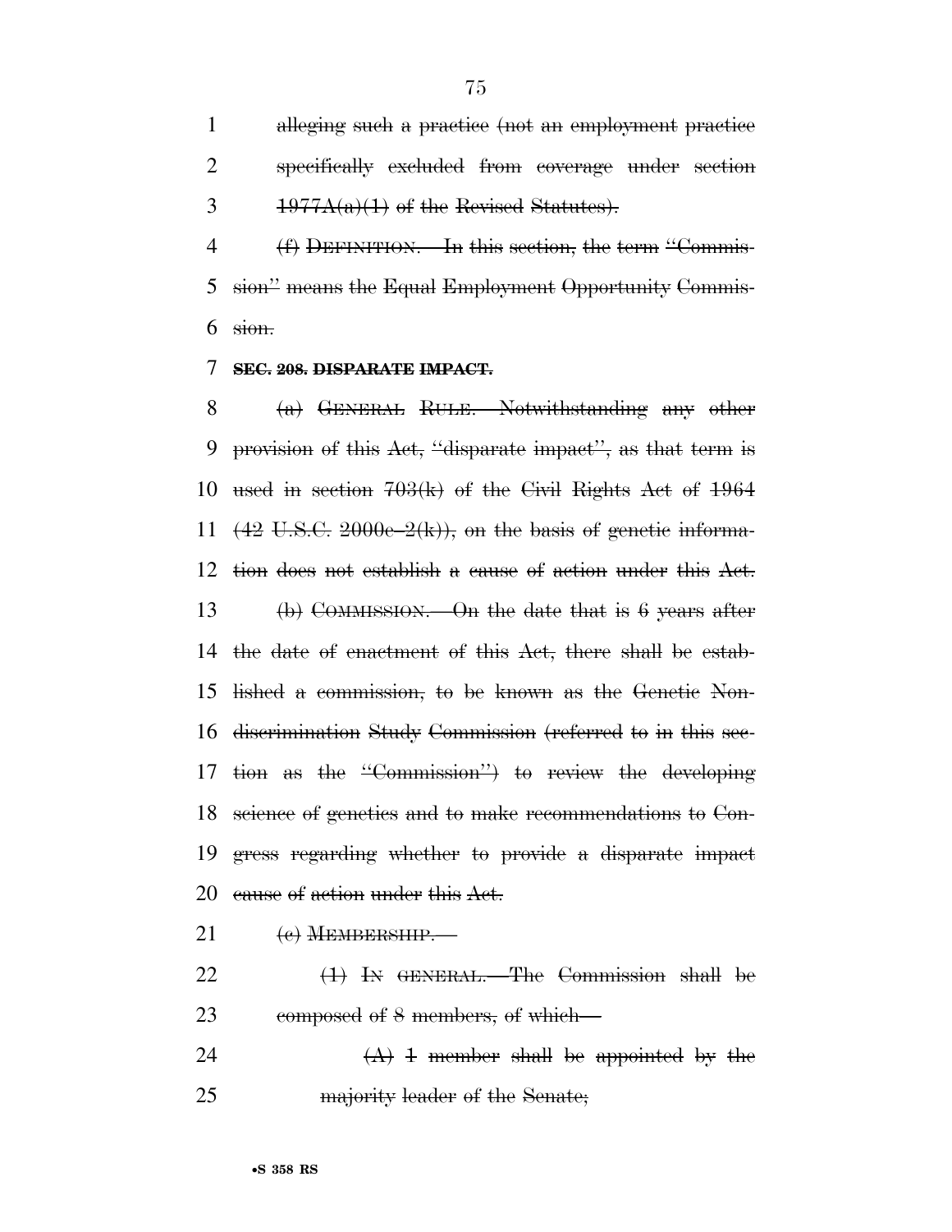alleging such a practice (not an employment practice specifically excluded from coverage under section 1977A(a)(1) of the Revised Statutes).

(f) DEFINITION.—In this section, the term "Commission" means the Equal Employment Opportunity Commission.

**SEC. 208. DISPARATE IMPACT.**

(a) GENERAL RULE.—Notwithstanding any other provision of this Act, "disparate impact", as that term is used in section 703(k) of the Civil Rights Act of 1964 (42 U.S.C. 2000e–2(k)), on the basis of genetic information does not establish a cause of action under this Act.

(b) COMMISSION.—On the date that is 6 years after the date of enactment of this Act, there shall be established a commission, to be known as the Genetic Nondiscrimination Study Commission (referred to in this section as the "Commission") to review the developing science of genetics and to make recommendations to Congress regarding whether to provide a disparate impact cause of action under this Act.

(c) MEMBERSHIP.—

(1) IN GENERAL.—The Commission shall be composed of 8 members, of which—

(A) 1 member shall be appointed by the majority leader of the Senate;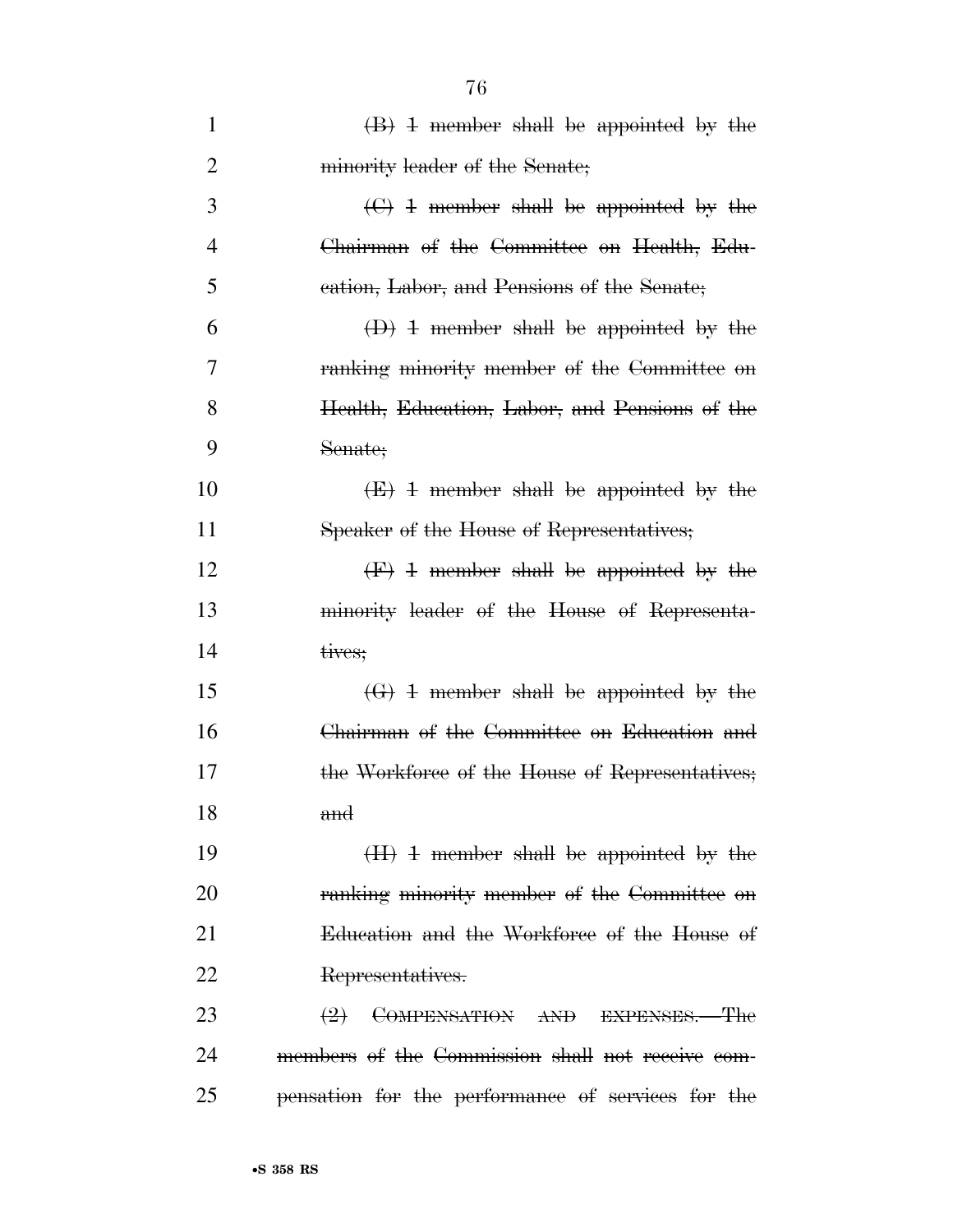~~(B) 1 member shall be appointed by the minority leader of the Senate;~~

~~(C) 1 member shall be appointed by the Chairman of the Committee on Health, Education, Labor, and Pensions of the Senate;~~

~~(D) 1 member shall be appointed by the ranking minority member of the Committee on Health, Education, Labor, and Pensions of the Senate;~~

~~(E) 1 member shall be appointed by the Speaker of the House of Representatives;~~

~~(F) 1 member shall be appointed by the minority leader of the House of Representatives;~~

~~(G) 1 member shall be appointed by the Chairman of the Committee on Education and the Workforce of the House of Representatives; and~~

~~(H) 1 member shall be appointed by the ranking minority member of the Committee on Education and the Workforce of the House of Representatives.~~

~~(2) COMPENSATION AND EXPENSES.—The members of the Commission shall not receive compensation for the performance of services for the~~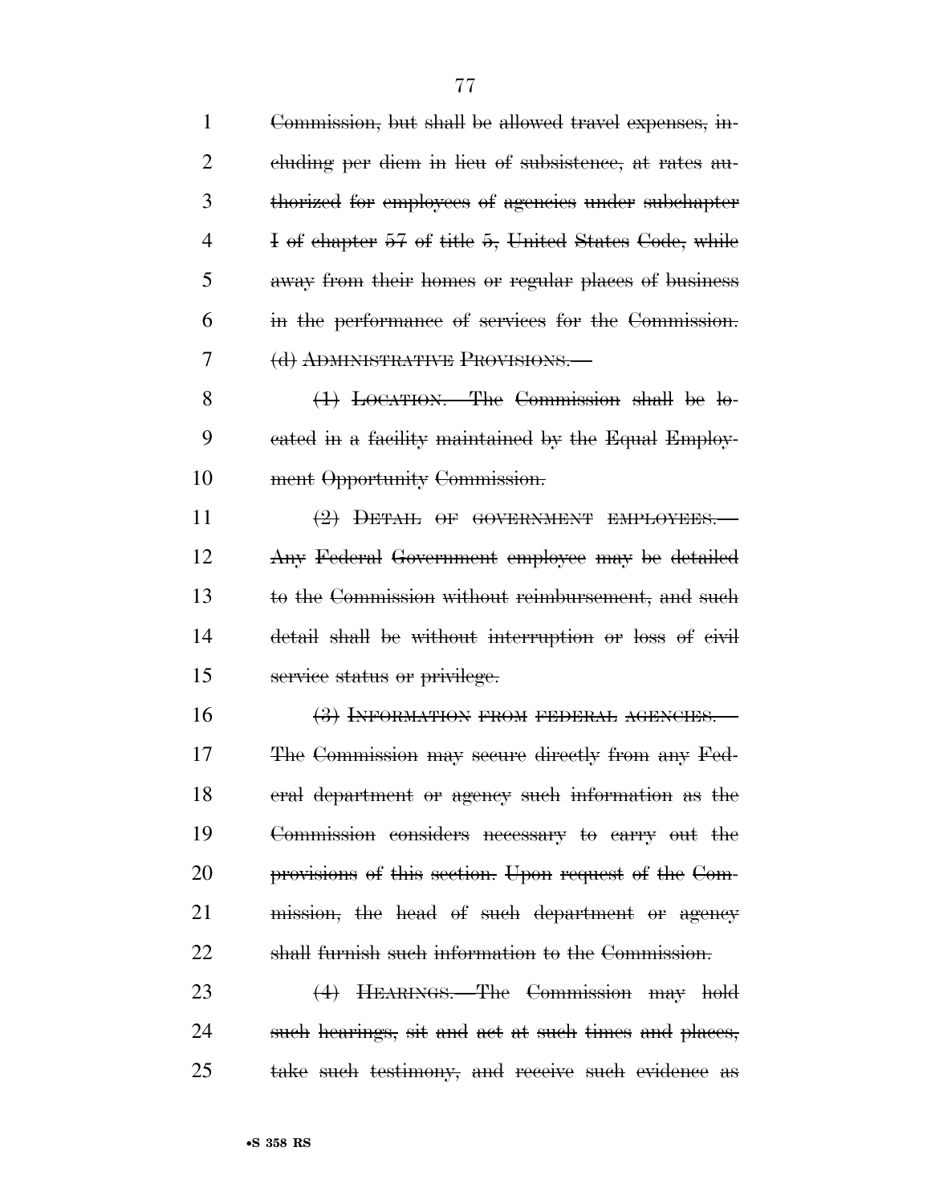~~Commission, but shall be allowed travel expenses, including per diem in lieu of subsistence, at rates authorized for employees of agencies under subchapter I of chapter 57 of title 5, United States Code, while away from their homes or regular places of business in the performance of services for the Commission.~~

~~(d) ADMINISTRATIVE PROVISIONS.—~~

~~(1) LOCATION.—The Commission shall be located in a facility maintained by the Equal Employment Opportunity Commission.~~

~~(2) DETAIL OF GOVERNMENT EMPLOYEES.—Any Federal Government employee may be detailed to the Commission without reimbursement, and such detail shall be without interruption or loss of civil service status or privilege.~~

~~(3) INFORMATION FROM FEDERAL AGENCIES.—The Commission may secure directly from any Federal department or agency such information as the Commission considers necessary to carry out the provisions of this section. Upon request of the Commission, the head of such department or agency shall furnish such information to the Commission.~~

~~(4) HEARINGS.—The Commission may hold such hearings, sit and act at such times and places, take such testimony, and receive such evidence as~~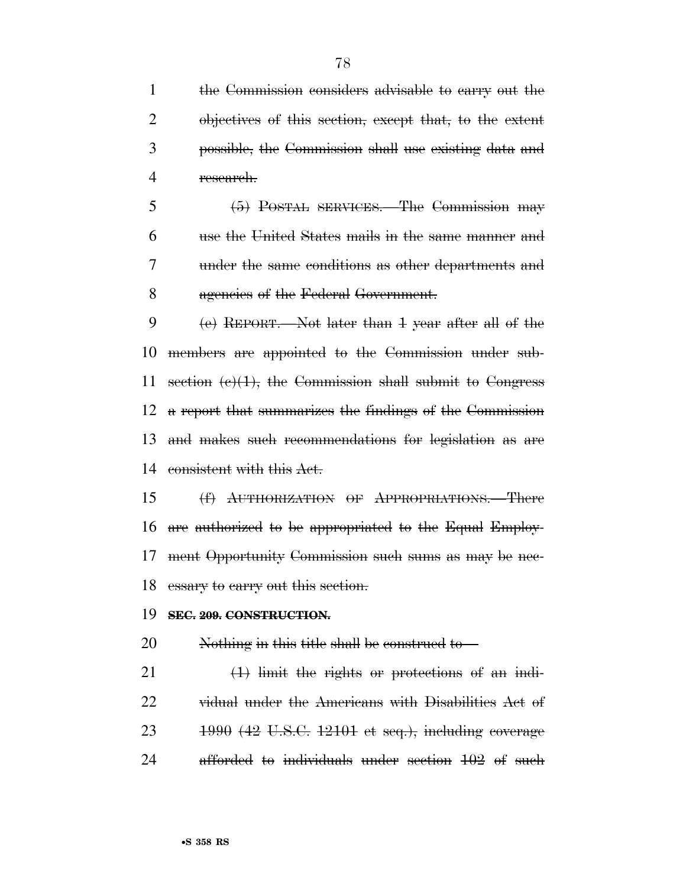the Commission considers advisable to carry out the objectives of this section, except that, to the extent possible, the Commission shall use existing data and research.

(5) POSTAL SERVICES.—The Commission may use the United States mails in the same manner and under the same conditions as other departments and agencies of the Federal Government.

(e) REPORT.—Not later than 1 year after all of the members are appointed to the Commission under subsection (c)(1), the Commission shall submit to Congress a report that summarizes the findings of the Commission and makes such recommendations for legislation as are consistent with this Act.

(f) AUTHORIZATION OF APPROPRIATIONS.—There are authorized to be appropriated to the Equal Employment Opportunity Commission such sums as may be necessary to carry out this section.

**SEC. 209. CONSTRUCTION.**

Nothing in this title shall be construed to—

(1) limit the rights or protections of an individual under the Americans with Disabilities Act of 1990 (42 U.S.C. 12101 et seq.), including coverage afforded to individuals under section 102 of such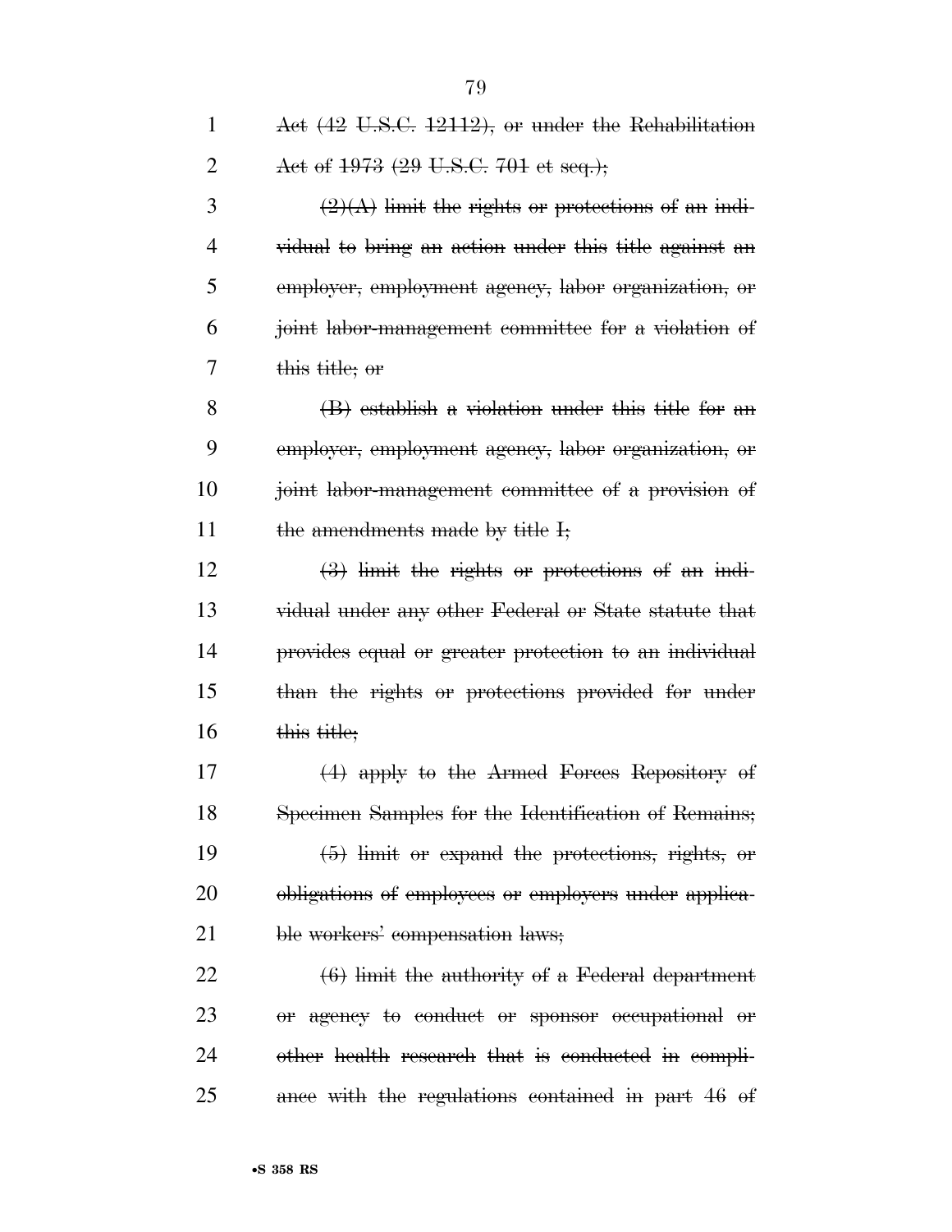~~Act (42 U.S.C. 12112), or under the Rehabilitation Act of 1973 (29 U.S.C. 701 et seq.);~~

~~(2)(A) limit the rights or protections of an individual to bring an action under this title against an employer, employment agency, labor organization, or joint labor-management committee for a violation of this title; or~~

~~(B) establish a violation under this title for an employer, employment agency, labor organization, or joint labor-management committee of a provision of the amendments made by title I;~~

~~(3) limit the rights or protections of an individual under any other Federal or State statute that provides equal or greater protection to an individual than the rights or protections provided for under this title;~~

~~(4) apply to the Armed Forces Repository of Specimen Samples for the Identification of Remains;~~

~~(5) limit or expand the protections, rights, or obligations of employees or employers under applicable workers' compensation laws;~~

~~(6) limit the authority of a Federal department or agency to conduct or sponsor occupational or other health research that is conducted in compliance with the regulations contained in part 46 of~~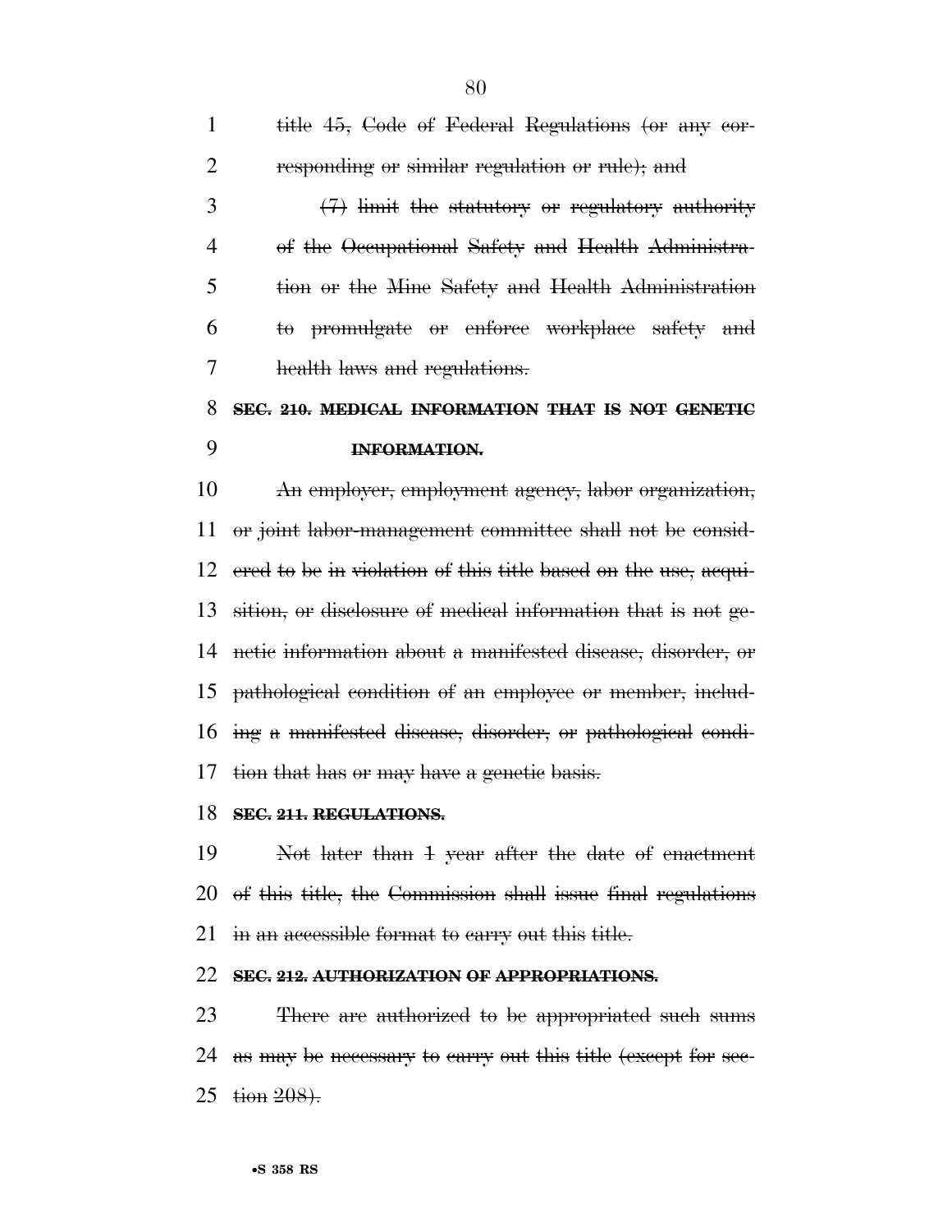title 45, Code of Federal Regulations (or any corresponding or similar regulation or rule); and

(7) limit the statutory or regulatory authority of the Occupational Safety and Health Administration or the Mine Safety and Health Administration to promulgate or enforce workplace safety and health laws and regulations.

**SEC. 210. MEDICAL INFORMATION THAT IS NOT GENETIC INFORMATION.**

An employer, employment agency, labor organization, or joint labor-management committee shall not be considered to be in violation of this title based on the use, acquisition, or disclosure of medical information that is not genetic information about a manifested disease, disorder, or pathological condition of an employee or member, including a manifested disease, disorder, or pathological condition that has or may have a genetic basis.

**SEC. 211. REGULATIONS.**

Not later than 1 year after the date of enactment of this title, the Commission shall issue final regulations in an accessible format to carry out this title.

**SEC. 212. AUTHORIZATION OF APPROPRIATIONS.**

There are authorized to be appropriated such sums as may be necessary to carry out this title (except for section 208).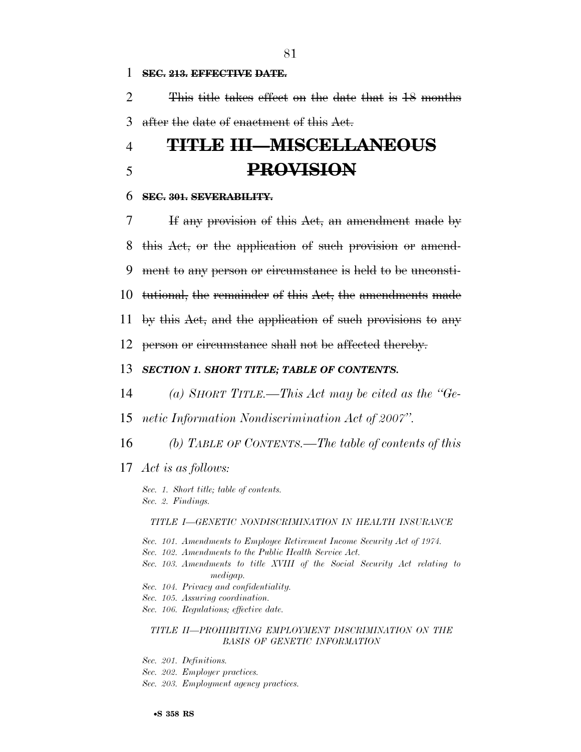~~**SEC. 213. EFFECTIVE DATE.**~~

~~This title takes effect on the date that is 18 months after the date of enactment of this Act.~~

# ~~TITLE III—MISCELLANEOUS PROVISION~~

~~**SEC. 301. SEVERABILITY.**~~

~~If any provision of this Act, an amendment made by this Act, or the application of such provision or amendment to any person or circumstance is held to be unconstitutional, the remainder of this Act, the amendments made by this Act, and the application of such provisions to any person or circumstance shall not be affected thereby.~~

***SECTION 1. SHORT TITLE; TABLE OF CONTENTS.***

*(a) SHORT TITLE.—This Act may be cited as the "Genetic Information Nondiscrimination Act of 2007".*

*(b) TABLE OF CONTENTS.—The table of contents of this Act is as follows:*

*Sec. 1. Short title; table of contents.*
*Sec. 2. Findings.*

*TITLE I—GENETIC NONDISCRIMINATION IN HEALTH INSURANCE*

*Sec. 101. Amendments to Employee Retirement Income Security Act of 1974.*
*Sec. 102. Amendments to the Public Health Service Act.*
*Sec. 103. Amendments to title XVIII of the Social Security Act relating to medigap.*
*Sec. 104. Privacy and confidentiality.*
*Sec. 105. Assuring coordination.*
*Sec. 106. Regulations; effective date.*

*TITLE II—PROHIBITING EMPLOYMENT DISCRIMINATION ON THE BASIS OF GENETIC INFORMATION*

*Sec. 201. Definitions.*
*Sec. 202. Employer practices.*
*Sec. 203. Employment agency practices.*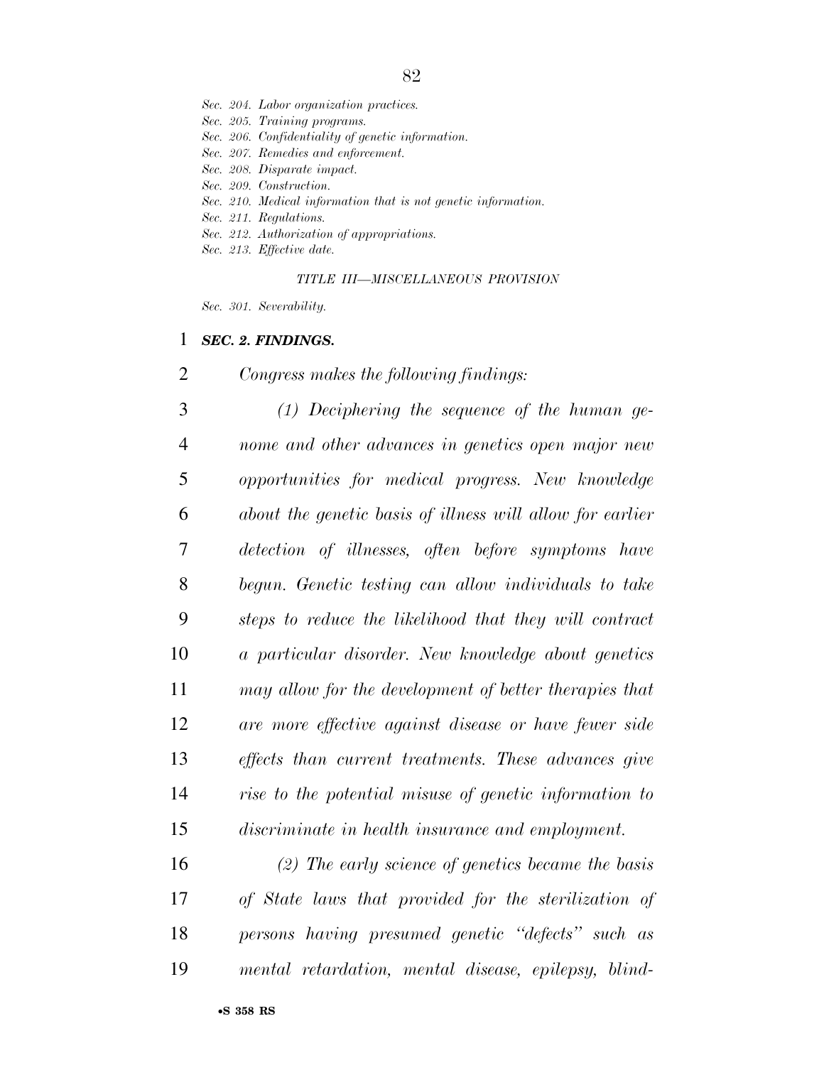*Sec. 204. Labor organization practices.*
*Sec. 205. Training programs.*
*Sec. 206. Confidentiality of genetic information.*
*Sec. 207. Remedies and enforcement.*
*Sec. 208. Disparate impact.*
*Sec. 209. Construction.*
*Sec. 210. Medical information that is not genetic information.*
*Sec. 211. Regulations.*
*Sec. 212. Authorization of appropriations.*
*Sec. 213. Effective date.*

*TITLE III—MISCELLANEOUS PROVISION*

*Sec. 301. Severability.*

***SEC. 2. FINDINGS.***

*Congress makes the following findings:*

*(1) Deciphering the sequence of the human genome and other advances in genetics open major new opportunities for medical progress. New knowledge about the genetic basis of illness will allow for earlier detection of illnesses, often before symptoms have begun. Genetic testing can allow individuals to take steps to reduce the likelihood that they will contract a particular disorder. New knowledge about genetics may allow for the development of better therapies that are more effective against disease or have fewer side effects than current treatments. These advances give rise to the potential misuse of genetic information to discriminate in health insurance and employment.*

*(2) The early science of genetics became the basis of State laws that provided for the sterilization of persons having presumed genetic ''defects'' such as mental retardation, mental disease, epilepsy, blind-*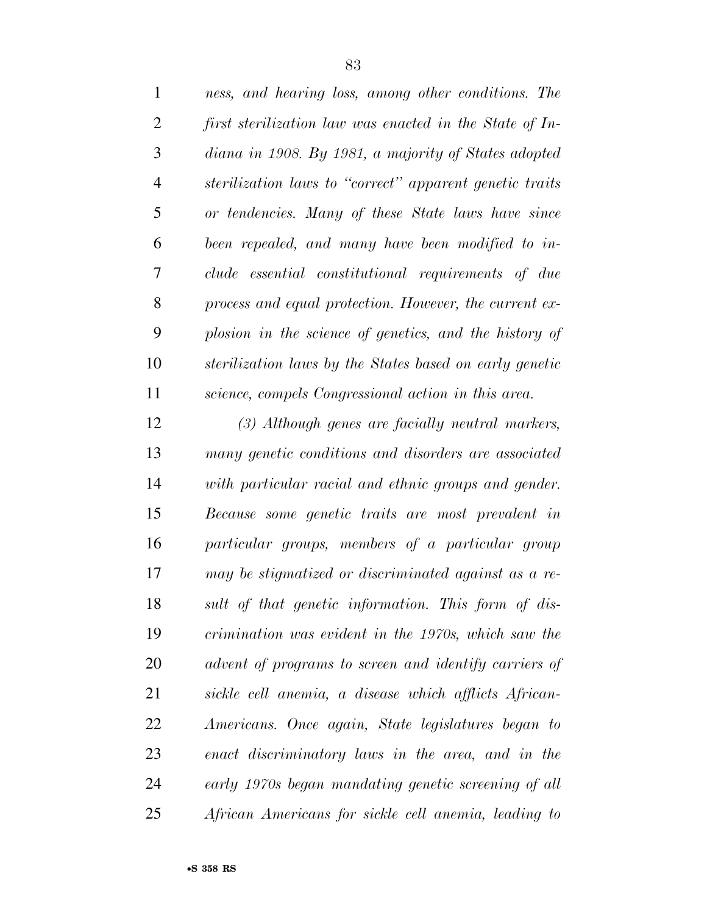*ness, and hearing loss, among other conditions. The first sterilization law was enacted in the State of Indiana in 1908. By 1981, a majority of States adopted sterilization laws to "correct" apparent genetic traits or tendencies. Many of these State laws have since been repealed, and many have been modified to include essential constitutional requirements of due process and equal protection. However, the current explosion in the science of genetics, and the history of sterilization laws by the States based on early genetic science, compels Congressional action in this area.*

*(3) Although genes are facially neutral markers, many genetic conditions and disorders are associated with particular racial and ethnic groups and gender. Because some genetic traits are most prevalent in particular groups, members of a particular group may be stigmatized or discriminated against as a result of that genetic information. This form of discrimination was evident in the 1970s, which saw the advent of programs to screen and identify carriers of sickle cell anemia, a disease which afflicts African-Americans. Once again, State legislatures began to enact discriminatory laws in the area, and in the early 1970s began mandating genetic screening of all African Americans for sickle cell anemia, leading to*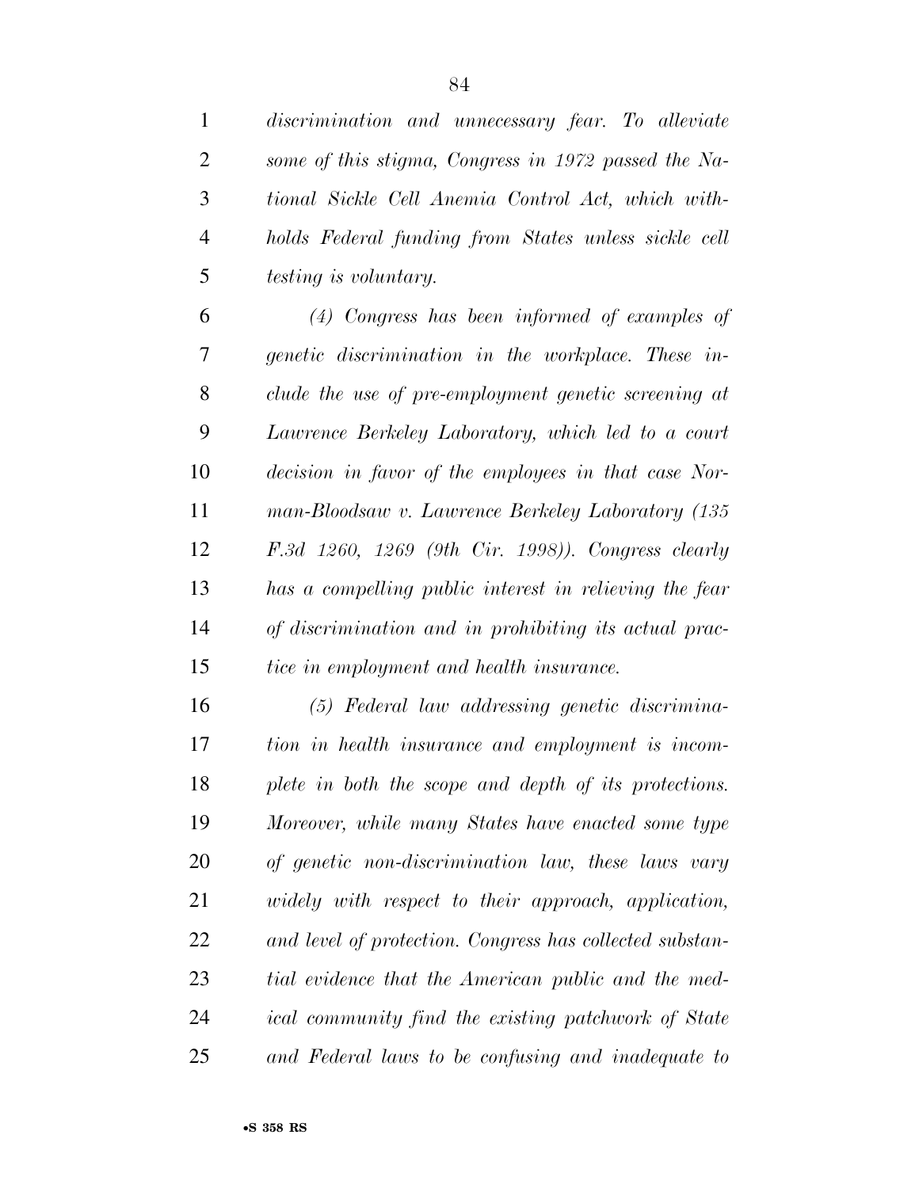*discrimination and unnecessary fear. To alleviate some of this stigma, Congress in 1972 passed the National Sickle Cell Anemia Control Act, which withholds Federal funding from States unless sickle cell testing is voluntary.*

*(4) Congress has been informed of examples of genetic discrimination in the workplace. These include the use of pre-employment genetic screening at Lawrence Berkeley Laboratory, which led to a court decision in favor of the employees in that case Norman-Bloodsaw v. Lawrence Berkeley Laboratory (135 F.3d 1260, 1269 (9th Cir. 1998)). Congress clearly has a compelling public interest in relieving the fear of discrimination and in prohibiting its actual practice in employment and health insurance.*

*(5) Federal law addressing genetic discrimination in health insurance and employment is incomplete in both the scope and depth of its protections. Moreover, while many States have enacted some type of genetic non-discrimination law, these laws vary widely with respect to their approach, application, and level of protection. Congress has collected substantial evidence that the American public and the medical community find the existing patchwork of State and Federal laws to be confusing and inadequate to*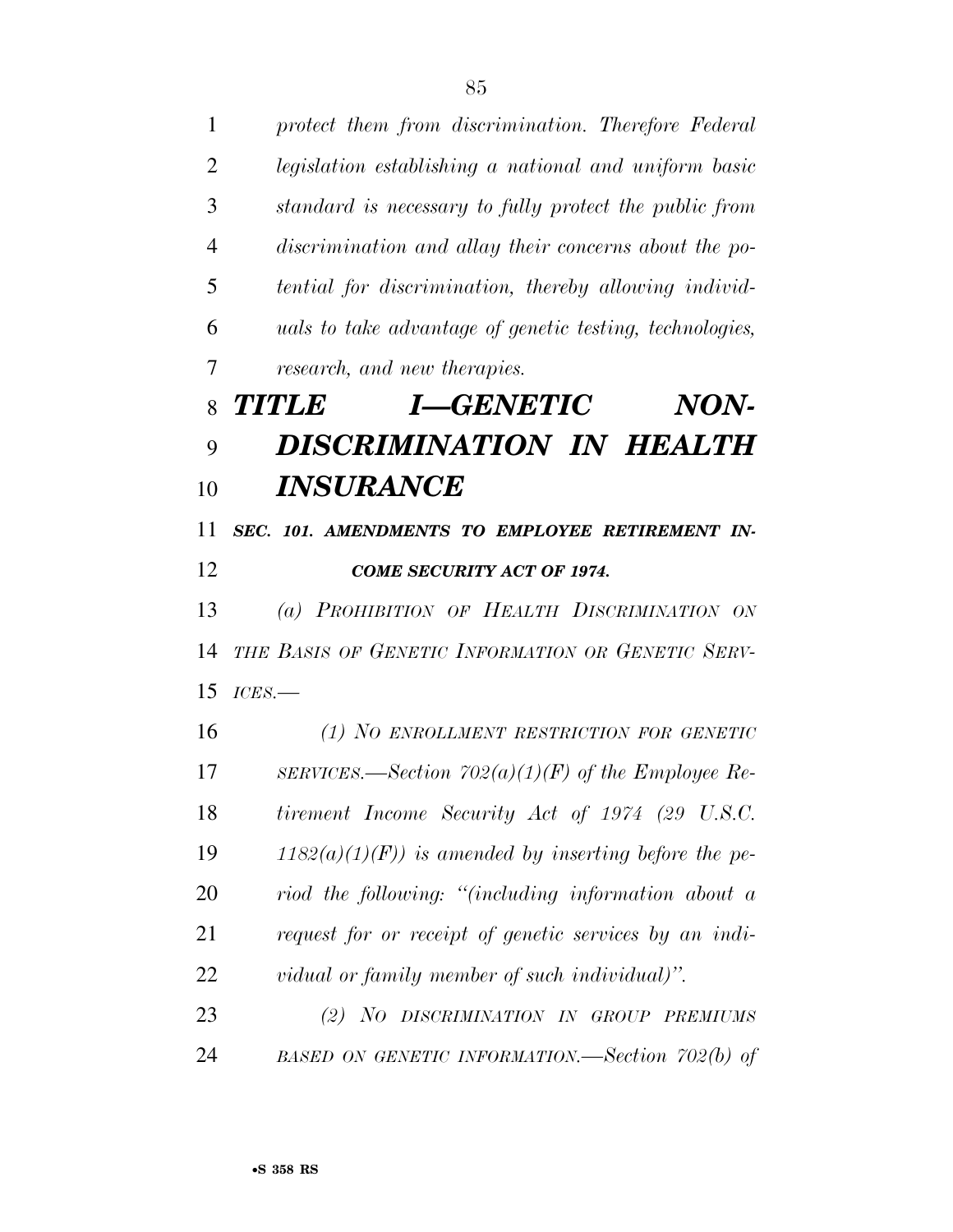*protect them from discrimination. Therefore Federal legislation establishing a national and uniform basic standard is necessary to fully protect the public from discrimination and allay their concerns about the potential for discrimination, thereby allowing individuals to take advantage of genetic testing, technologies, research, and new therapies.*

# *TITLE I—GENETIC NON-DISCRIMINATION IN HEALTH INSURANCE*

### *SEC. 101. AMENDMENTS TO EMPLOYEE RETIREMENT INCOME SECURITY ACT OF 1974.*

*(a) PROHIBITION OF HEALTH DISCRIMINATION ON THE BASIS OF GENETIC INFORMATION OR GENETIC SERVICES.—*

*(1) NO ENROLLMENT RESTRICTION FOR GENETIC SERVICES.—Section 702(a)(1)(F) of the Employee Retirement Income Security Act of 1974 (29 U.S.C. 1182(a)(1)(F)) is amended by inserting before the period the following: "(including information about a request for or receipt of genetic services by an individual or family member of such individual)".*

*(2) NO DISCRIMINATION IN GROUP PREMIUMS BASED ON GENETIC INFORMATION.—Section 702(b) of*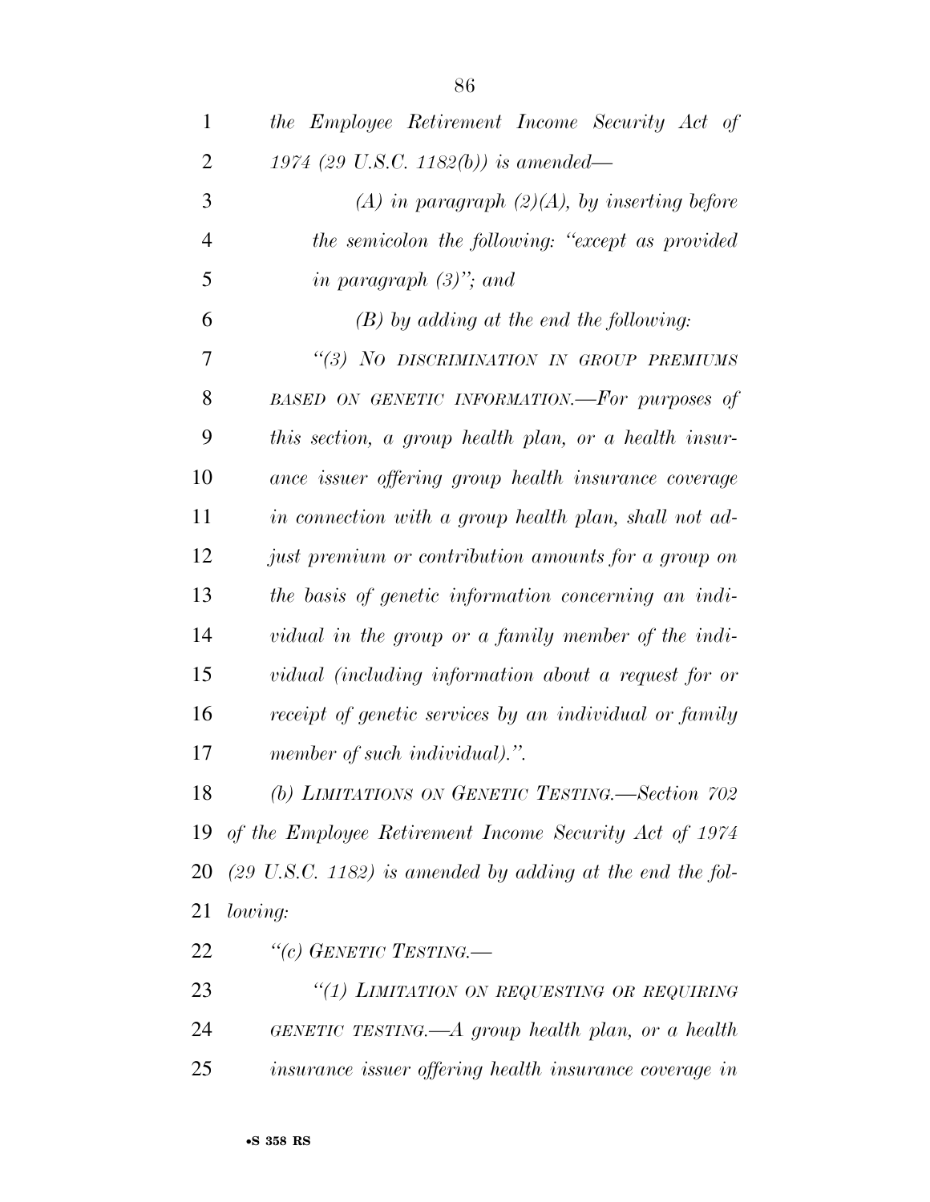*the Employee Retirement Income Security Act of 1974 (29 U.S.C. 1182(b)) is amended—*

*(A) in paragraph (2)(A), by inserting before the semicolon the following: "except as provided in paragraph (3)"; and*

*(B) by adding at the end the following:*

*"(3) NO DISCRIMINATION IN GROUP PREMIUMS BASED ON GENETIC INFORMATION.—For purposes of this section, a group health plan, or a health insurance issuer offering group health insurance coverage in connection with a group health plan, shall not adjust premium or contribution amounts for a group on the basis of genetic information concerning an individual in the group or a family member of the individual (including information about a request for or receipt of genetic services by an individual or family member of such individual).".*

*(b) LIMITATIONS ON GENETIC TESTING.—Section 702 of the Employee Retirement Income Security Act of 1974 (29 U.S.C. 1182) is amended by adding at the end the following:*

*"(c) GENETIC TESTING.—*

*"(1) LIMITATION ON REQUESTING OR REQUIRING GENETIC TESTING.—A group health plan, or a health insurance issuer offering health insurance coverage in*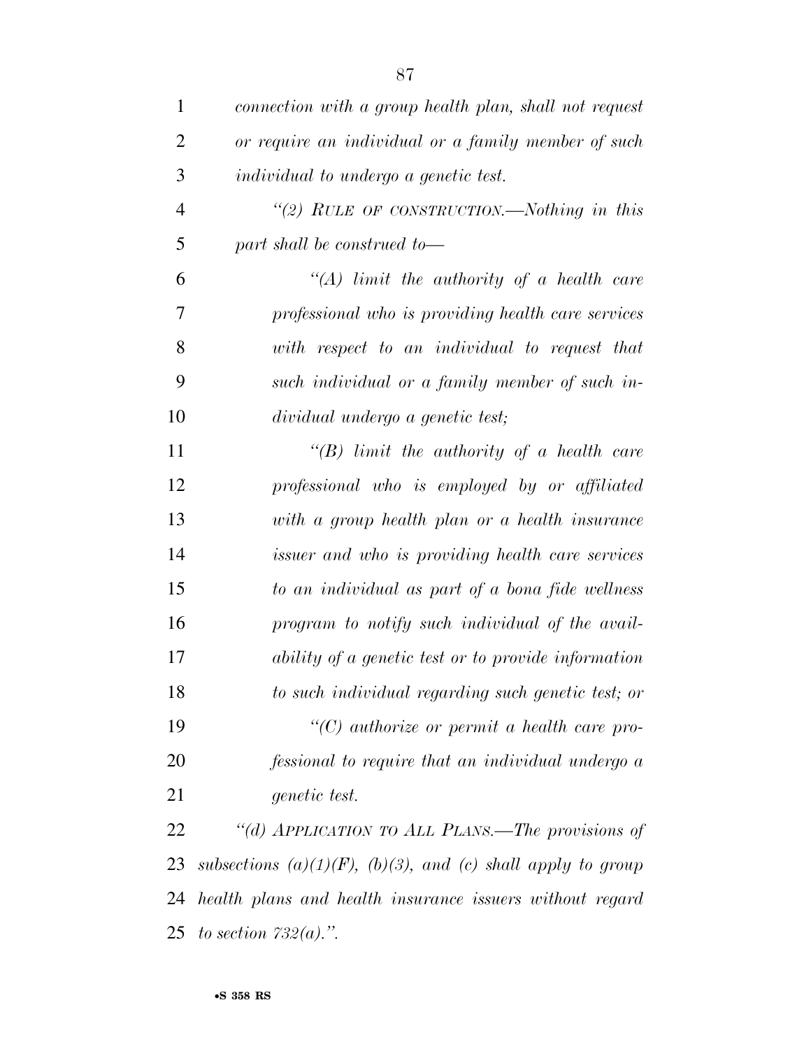*connection with a group health plan, shall not request or require an individual or a family member of such individual to undergo a genetic test.*

*"(2) RULE OF CONSTRUCTION.—Nothing in this part shall be construed to—*

*"(A) limit the authority of a health care professional who is providing health care services with respect to an individual to request that such individual or a family member of such individual undergo a genetic test;*

*"(B) limit the authority of a health care professional who is employed by or affiliated with a group health plan or a health insurance issuer and who is providing health care services to an individual as part of a bona fide wellness program to notify such individual of the availability of a genetic test or to provide information to such individual regarding such genetic test; or*

*"(C) authorize or permit a health care professional to require that an individual undergo a genetic test.*

*"(d) APPLICATION TO ALL PLANS.—The provisions of subsections (a)(1)(F), (b)(3), and (c) shall apply to group health plans and health insurance issuers without regard to section 732(a).".*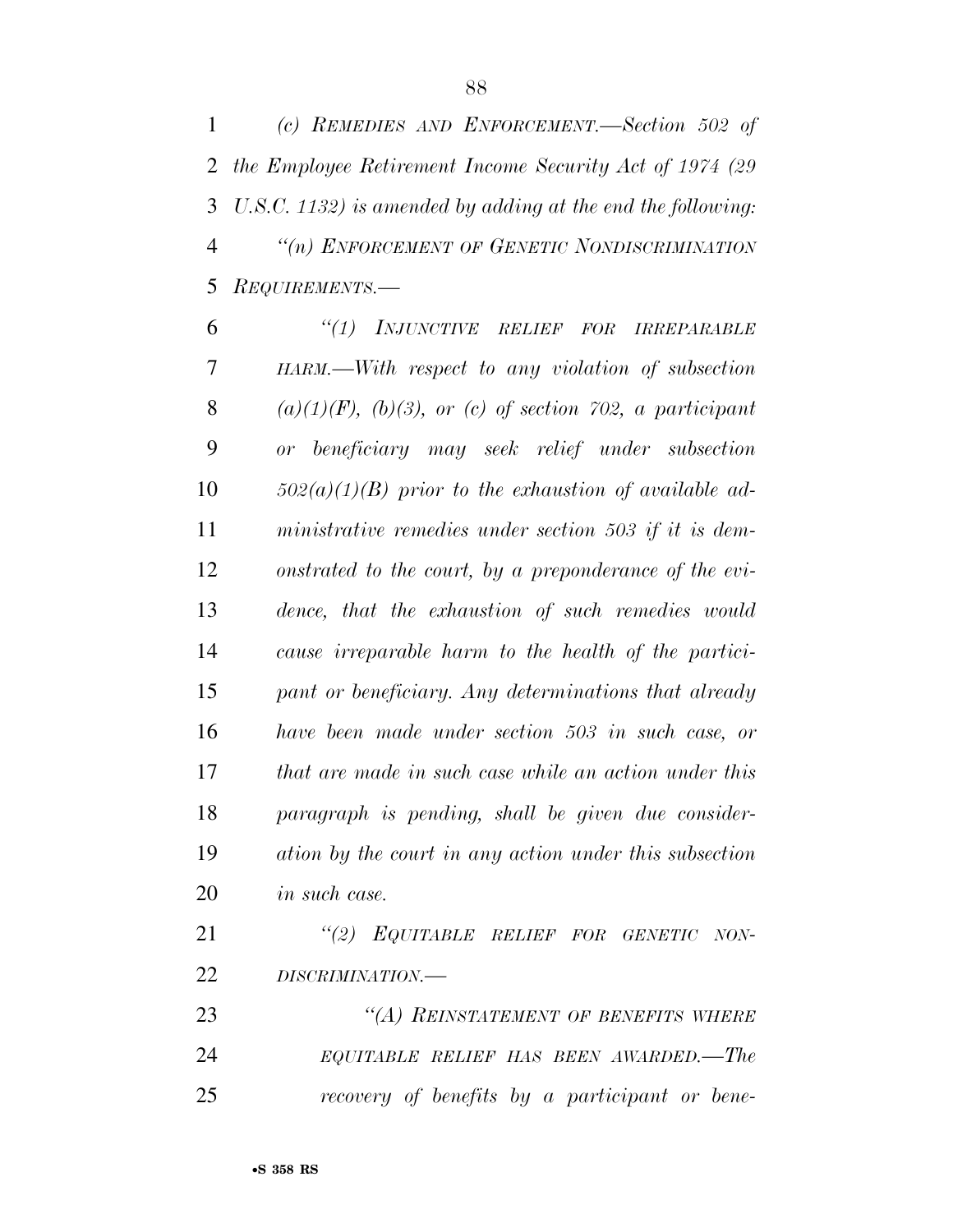*(c) REMEDIES AND ENFORCEMENT.—Section 502 of the Employee Retirement Income Security Act of 1974 (29 U.S.C. 1132) is amended by adding at the end the following:*

*"(n) ENFORCEMENT OF GENETIC NONDISCRIMINATION REQUIREMENTS.—*

*"(1) INJUNCTIVE RELIEF FOR IRREPARABLE HARM.—With respect to any violation of subsection (a)(1)(F), (b)(3), or (c) of section 702, a participant or beneficiary may seek relief under subsection 502(a)(1)(B) prior to the exhaustion of available administrative remedies under section 503 if it is demonstrated to the court, by a preponderance of the evidence, that the exhaustion of such remedies would cause irreparable harm to the health of the participant or beneficiary. Any determinations that already have been made under section 503 in such case, or that are made in such case while an action under this paragraph is pending, shall be given due consideration by the court in any action under this subsection in such case.*

*"(2) EQUITABLE RELIEF FOR GENETIC NONDISCRIMINATION.—*

*"(A) REINSTATEMENT OF BENEFITS WHERE EQUITABLE RELIEF HAS BEEN AWARDED.—The recovery of benefits by a participant or bene-*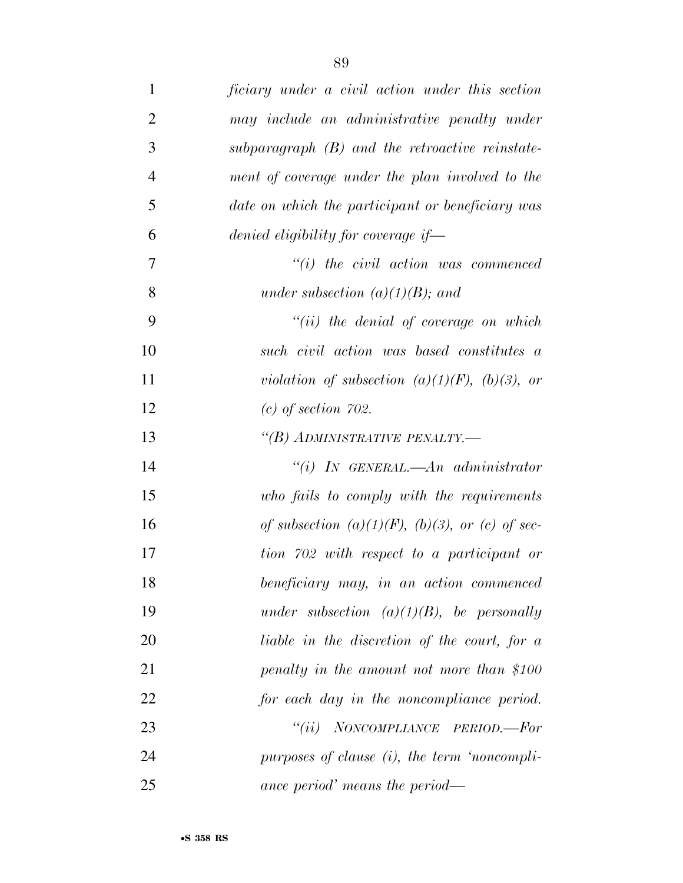*ficiary under a civil action under this section may include an administrative penalty under subparagraph (B) and the retroactive reinstatement of coverage under the plan involved to the date on which the participant or beneficiary was denied eligibility for coverage if—*

*"(i) the civil action was commenced under subsection (a)(1)(B); and*

*"(ii) the denial of coverage on which such civil action was based constitutes a violation of subsection (a)(1)(F), (b)(3), or (c) of section 702.*

*"(B) ADMINISTRATIVE PENALTY.—*

*"(i) IN GENERAL.—An administrator who fails to comply with the requirements of subsection (a)(1)(F), (b)(3), or (c) of section 702 with respect to a participant or beneficiary may, in an action commenced under subsection (a)(1)(B), be personally liable in the discretion of the court, for a penalty in the amount not more than $100 for each day in the noncompliance period.*

*"(ii) NONCOMPLIANCE PERIOD.—For purposes of clause (i), the term 'noncompliance period' means the period—*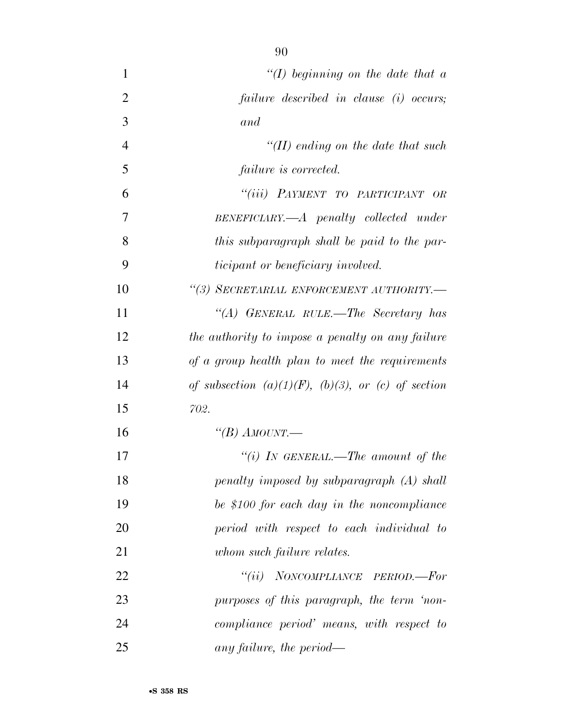*"(I) beginning on the date that a failure described in clause (i) occurs; and*

*"(II) ending on the date that such failure is corrected.*

*"(iii) PAYMENT TO PARTICIPANT OR BENEFICIARY.—A penalty collected under this subparagraph shall be paid to the participant or beneficiary involved.*

*"(3) SECRETARIAL ENFORCEMENT AUTHORITY.—*

*"(A) GENERAL RULE.—The Secretary has the authority to impose a penalty on any failure of a group health plan to meet the requirements of subsection (a)(1)(F), (b)(3), or (c) of section 702.*

*"(B) AMOUNT.—*

*"(i) IN GENERAL.—The amount of the penalty imposed by subparagraph (A) shall be $100 for each day in the noncompliance period with respect to each individual to whom such failure relates.*

*"(ii) NONCOMPLIANCE PERIOD.—For purposes of this paragraph, the term 'noncompliance period' means, with respect to any failure, the period—*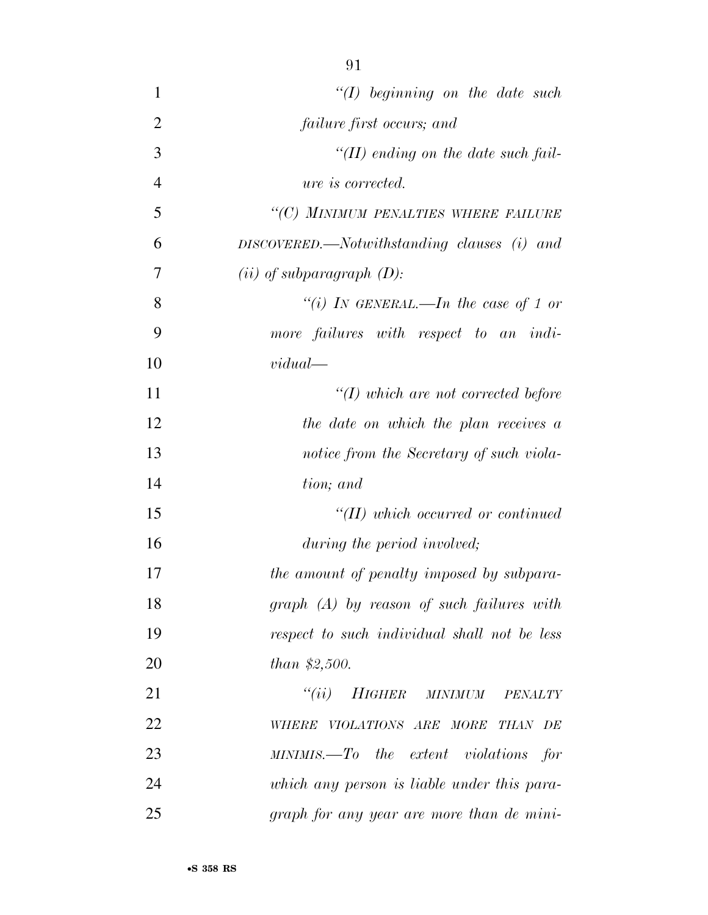*"(I) beginning on the date such failure first occurs; and*

*"(II) ending on the date such failure is corrected.*

*"(C) MINIMUM PENALTIES WHERE FAILURE DISCOVERED.—Notwithstanding clauses (i) and (ii) of subparagraph (D):*

*"(i) IN GENERAL.—In the case of 1 or more failures with respect to an individual—*

*"(I) which are not corrected before the date on which the plan receives a notice from the Secretary of such violation; and*

*"(II) which occurred or continued during the period involved;*

*the amount of penalty imposed by subparagraph (A) by reason of such failures with respect to such individual shall not be less than $2,500.*

*"(ii) HIGHER MINIMUM PENALTY WHERE VIOLATIONS ARE MORE THAN DE MINIMIS.—To the extent violations for which any person is liable under this paragraph for any year are more than de mini-*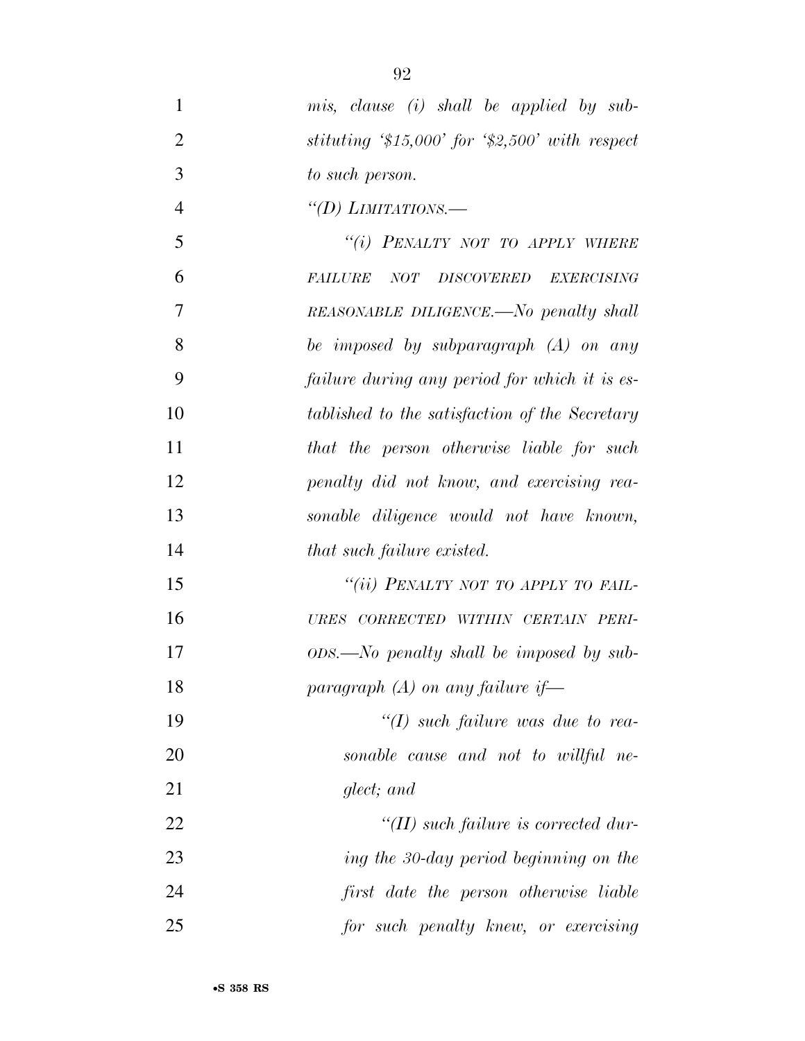*mis, clause (i) shall be applied by substituting '$15,000' for '$2,500' with respect to such person.*

*"(D) LIMITATIONS.—*

*"(i) PENALTY NOT TO APPLY WHERE FAILURE NOT DISCOVERED EXERCISING REASONABLE DILIGENCE.—No penalty shall be imposed by subparagraph (A) on any failure during any period for which it is established to the satisfaction of the Secretary that the person otherwise liable for such penalty did not know, and exercising reasonable diligence would not have known, that such failure existed.*

*"(ii) PENALTY NOT TO APPLY TO FAILURES CORRECTED WITHIN CERTAIN PERIODS.—No penalty shall be imposed by subparagraph (A) on any failure if—*

*"(I) such failure was due to reasonable cause and not to willful neglect; and*

*"(II) such failure is corrected during the 30-day period beginning on the first date the person otherwise liable for such penalty knew, or exercising*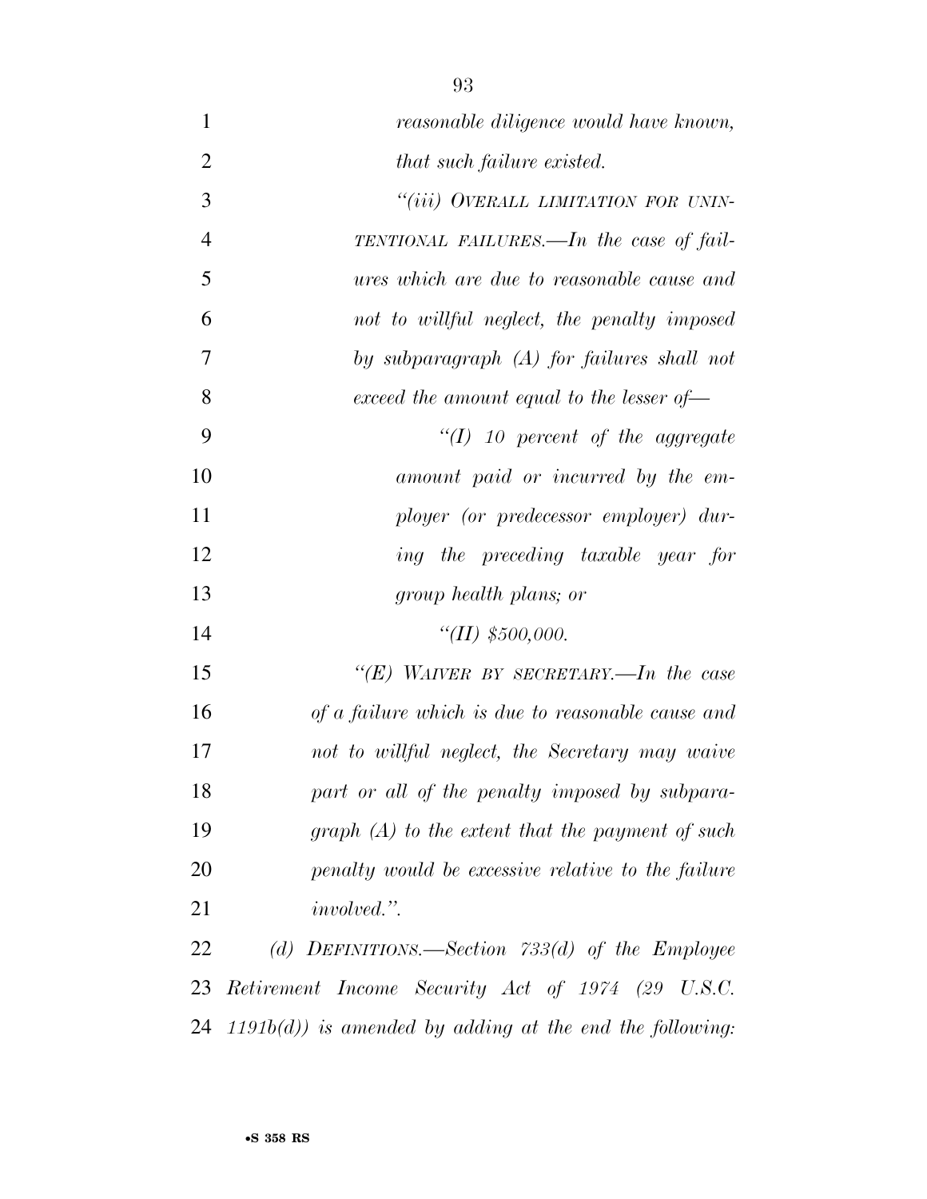*reasonable diligence would have known, that such failure existed.*

*"(iii) OVERALL LIMITATION FOR UNINTENTIONAL FAILURES.—In the case of failures which are due to reasonable cause and not to willful neglect, the penalty imposed by subparagraph (A) for failures shall not exceed the amount equal to the lesser of—*

*"(I) 10 percent of the aggregate amount paid or incurred by the employer (or predecessor employer) during the preceding taxable year for group health plans; or*

*"(II) $500,000.*

*"(E) WAIVER BY SECRETARY.—In the case of a failure which is due to reasonable cause and not to willful neglect, the Secretary may waive part or all of the penalty imposed by subparagraph (A) to the extent that the payment of such penalty would be excessive relative to the failure involved.".*

*(d) DEFINITIONS.—Section 733(d) of the Employee Retirement Income Security Act of 1974 (29 U.S.C. 1191b(d)) is amended by adding at the end the following:*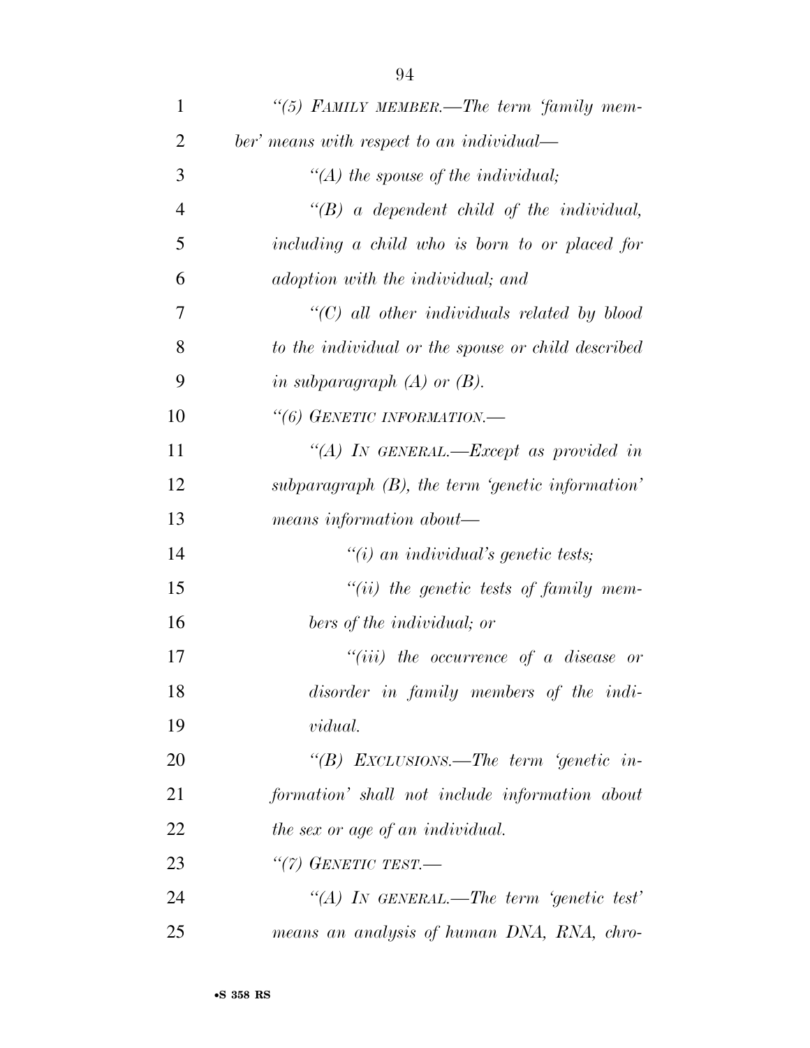*"(5) FAMILY MEMBER.—The term 'family member' means with respect to an individual—*

*"(A) the spouse of the individual;*

*"(B) a dependent child of the individual, including a child who is born to or placed for adoption with the individual; and*

*"(C) all other individuals related by blood to the individual or the spouse or child described in subparagraph (A) or (B).*

*"(6) GENETIC INFORMATION.—*

*"(A) IN GENERAL.—Except as provided in subparagraph (B), the term 'genetic information' means information about—*

*"(i) an individual's genetic tests;*

*"(ii) the genetic tests of family members of the individual; or*

*"(iii) the occurrence of a disease or disorder in family members of the individual.*

*"(B) EXCLUSIONS.—The term 'genetic information' shall not include information about the sex or age of an individual.*

*"(7) GENETIC TEST.—*

*"(A) IN GENERAL.—The term 'genetic test' means an analysis of human DNA, RNA, chro-*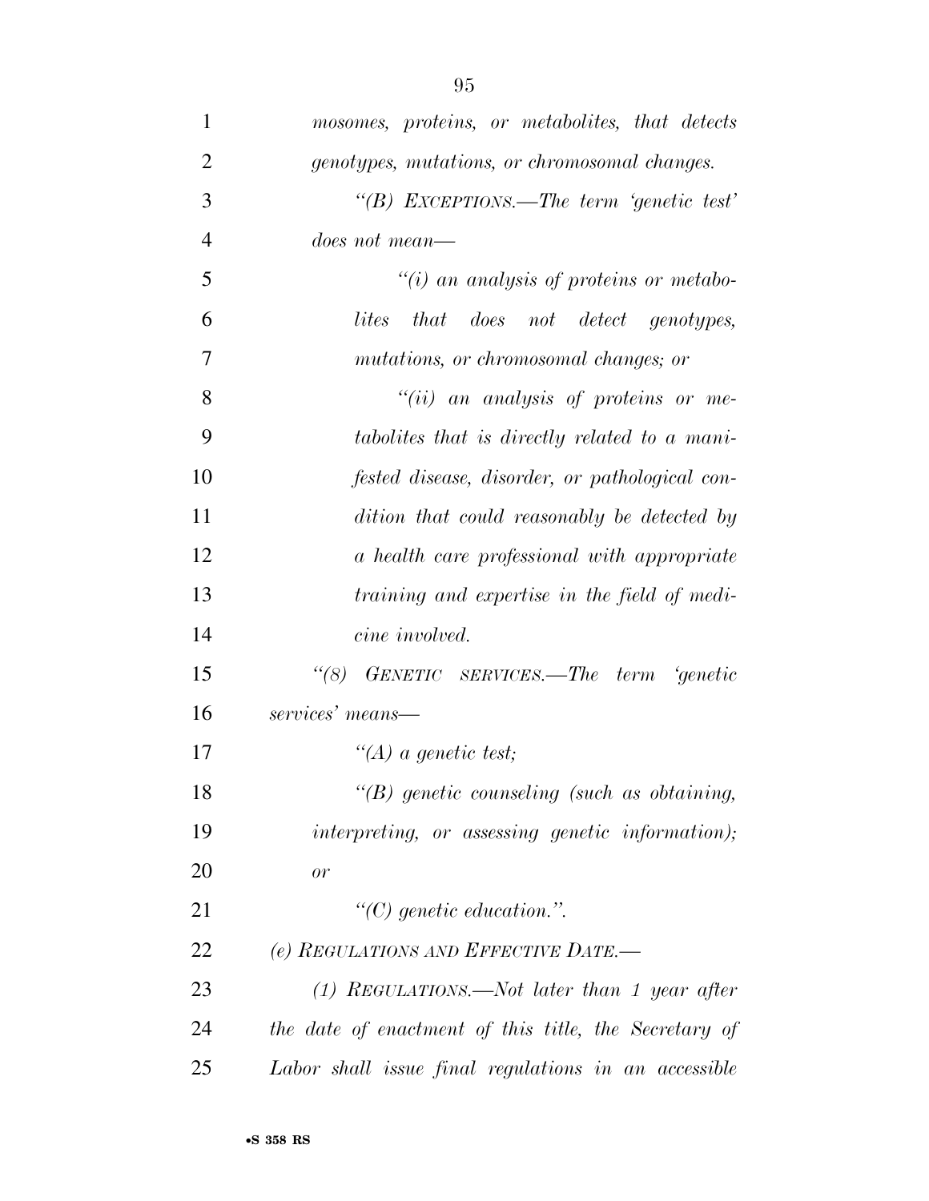*mosomes, proteins, or metabolites, that detects genotypes, mutations, or chromosomal changes.*

*"(B) EXCEPTIONS.—The term 'genetic test' does not mean—*

*"(i) an analysis of proteins or metabolites that does not detect genotypes, mutations, or chromosomal changes; or*

*"(ii) an analysis of proteins or metabolites that is directly related to a manifested disease, disorder, or pathological condition that could reasonably be detected by a health care professional with appropriate training and expertise in the field of medicine involved.*

*"(8) GENETIC SERVICES.—The term 'genetic services' means—*

*"(A) a genetic test;*

*"(B) genetic counseling (such as obtaining, interpreting, or assessing genetic information); or*

*"(C) genetic education.".*

*(e) REGULATIONS AND EFFECTIVE DATE.—*

*(1) REGULATIONS.—Not later than 1 year after the date of enactment of this title, the Secretary of Labor shall issue final regulations in an accessible*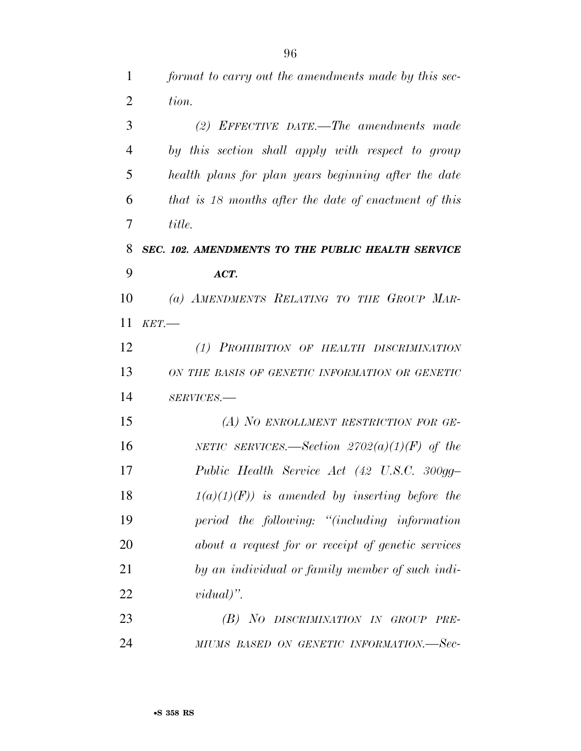*format to carry out the amendments made by this section.*

*(2) EFFECTIVE DATE.—The amendments made by this section shall apply with respect to group health plans for plan years beginning after the date that is 18 months after the date of enactment of this title.*

***SEC. 102. AMENDMENTS TO THE PUBLIC HEALTH SERVICE ACT.***

*(a) AMENDMENTS RELATING TO THE GROUP MARKET.—*

*(1) PROHIBITION OF HEALTH DISCRIMINATION ON THE BASIS OF GENETIC INFORMATION OR GENETIC SERVICES.—*

*(A) NO ENROLLMENT RESTRICTION FOR GENETIC SERVICES.—Section 2702(a)(1)(F) of the Public Health Service Act (42 U.S.C. 300gg–1(a)(1)(F)) is amended by inserting before the period the following: "(including information about a request for or receipt of genetic services by an individual or family member of such individual)".*

*(B) NO DISCRIMINATION IN GROUP PREMIUMS BASED ON GENETIC INFORMATION.—Sec-*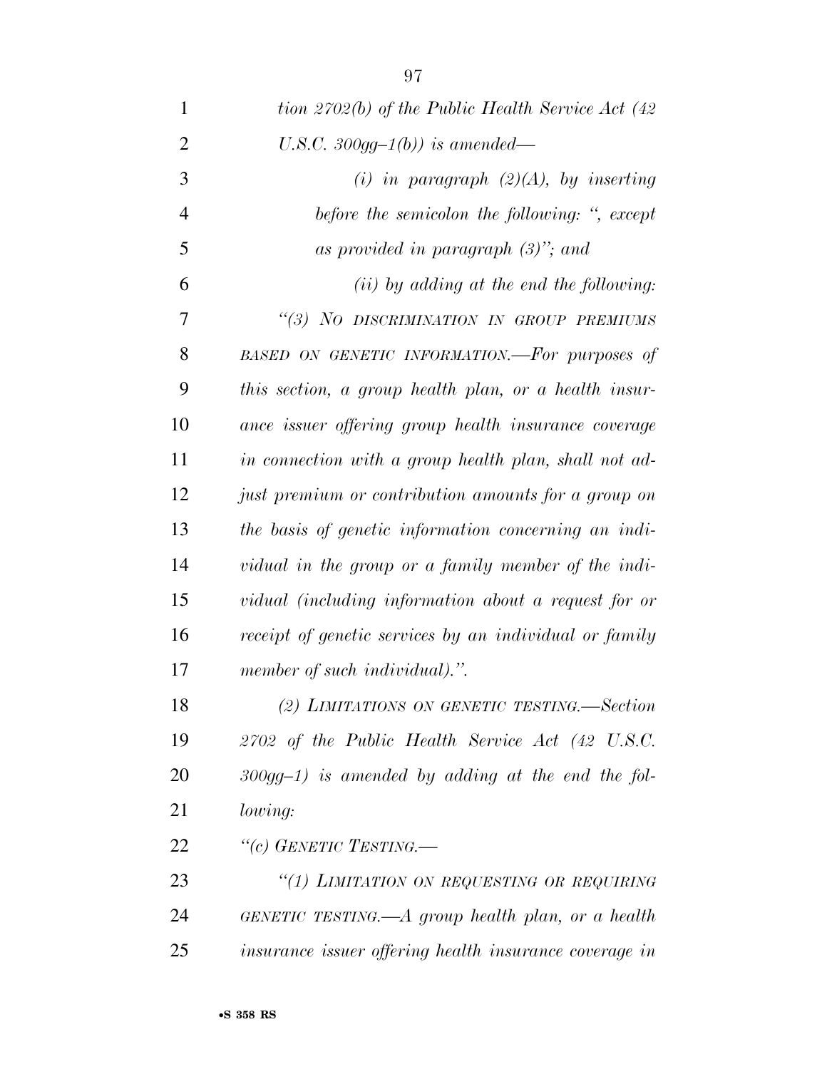*tion 2702(b) of the Public Health Service Act (42 U.S.C. 300gg–1(b)) is amended—*

*(i) in paragraph (2)(A), by inserting before the semicolon the following: ", except as provided in paragraph (3)"; and*

*(ii) by adding at the end the following:*

*"(3) NO DISCRIMINATION IN GROUP PREMIUMS BASED ON GENETIC INFORMATION.—For purposes of this section, a group health plan, or a health insurance issuer offering group health insurance coverage in connection with a group health plan, shall not adjust premium or contribution amounts for a group on the basis of genetic information concerning an individual in the group or a family member of the individual (including information about a request for or receipt of genetic services by an individual or family member of such individual).".*

*(2) LIMITATIONS ON GENETIC TESTING.—Section 2702 of the Public Health Service Act (42 U.S.C. 300gg–1) is amended by adding at the end the following:*

*"(c) GENETIC TESTING.—*

*"(1) LIMITATION ON REQUESTING OR REQUIRING GENETIC TESTING.—A group health plan, or a health insurance issuer offering health insurance coverage in*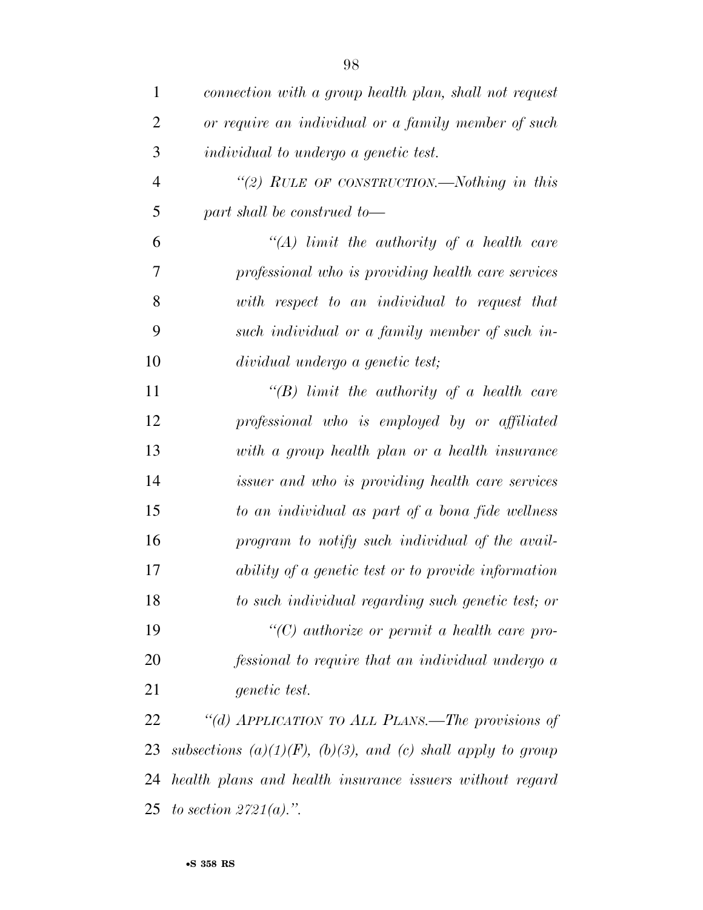*connection with a group health plan, shall not request or require an individual or a family member of such individual to undergo a genetic test.*

*"(2) RULE OF CONSTRUCTION.—Nothing in this part shall be construed to—*

*"(A) limit the authority of a health care professional who is providing health care services with respect to an individual to request that such individual or a family member of such individual undergo a genetic test;*

*"(B) limit the authority of a health care professional who is employed by or affiliated with a group health plan or a health insurance issuer and who is providing health care services to an individual as part of a bona fide wellness program to notify such individual of the availability of a genetic test or to provide information to such individual regarding such genetic test; or*

*"(C) authorize or permit a health care professional to require that an individual undergo a genetic test.*

*"(d) APPLICATION TO ALL PLANS.—The provisions of subsections (a)(1)(F), (b)(3), and (c) shall apply to group health plans and health insurance issuers without regard to section 2721(a).".*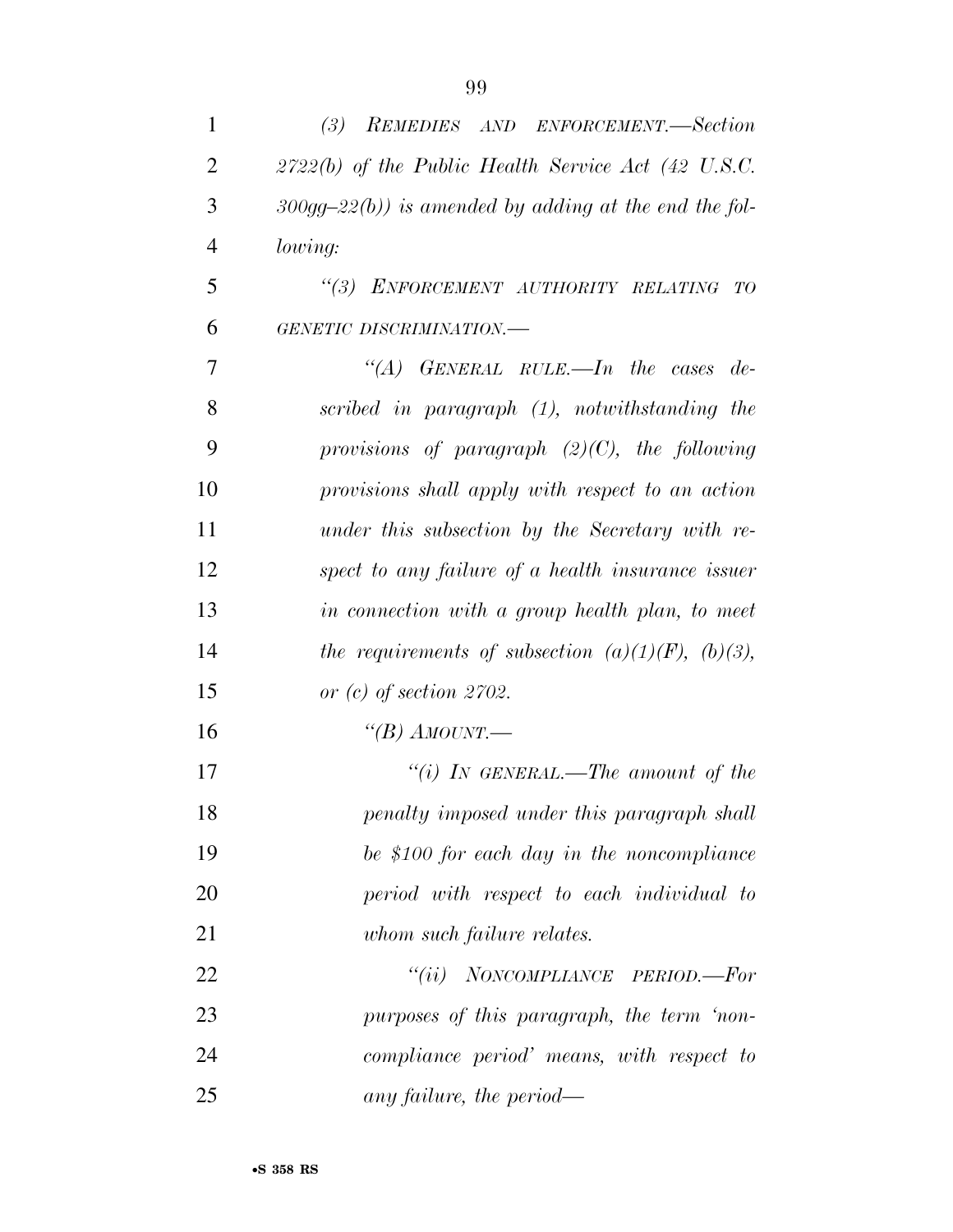*(3) REMEDIES AND ENFORCEMENT.—Section 2722(b) of the Public Health Service Act (42 U.S.C. 300gg–22(b)) is amended by adding at the end the following:*

*"(3) ENFORCEMENT AUTHORITY RELATING TO GENETIC DISCRIMINATION.—*

*"(A) GENERAL RULE.—In the cases described in paragraph (1), notwithstanding the provisions of paragraph (2)(C), the following provisions shall apply with respect to an action under this subsection by the Secretary with respect to any failure of a health insurance issuer in connection with a group health plan, to meet the requirements of subsection (a)(1)(F), (b)(3), or (c) of section 2702.*

*"(B) AMOUNT.—*

*"(i) IN GENERAL.—The amount of the penalty imposed under this paragraph shall be $100 for each day in the noncompliance period with respect to each individual to whom such failure relates.*

*"(ii) NONCOMPLIANCE PERIOD.—For purposes of this paragraph, the term 'noncompliance period' means, with respect to any failure, the period—*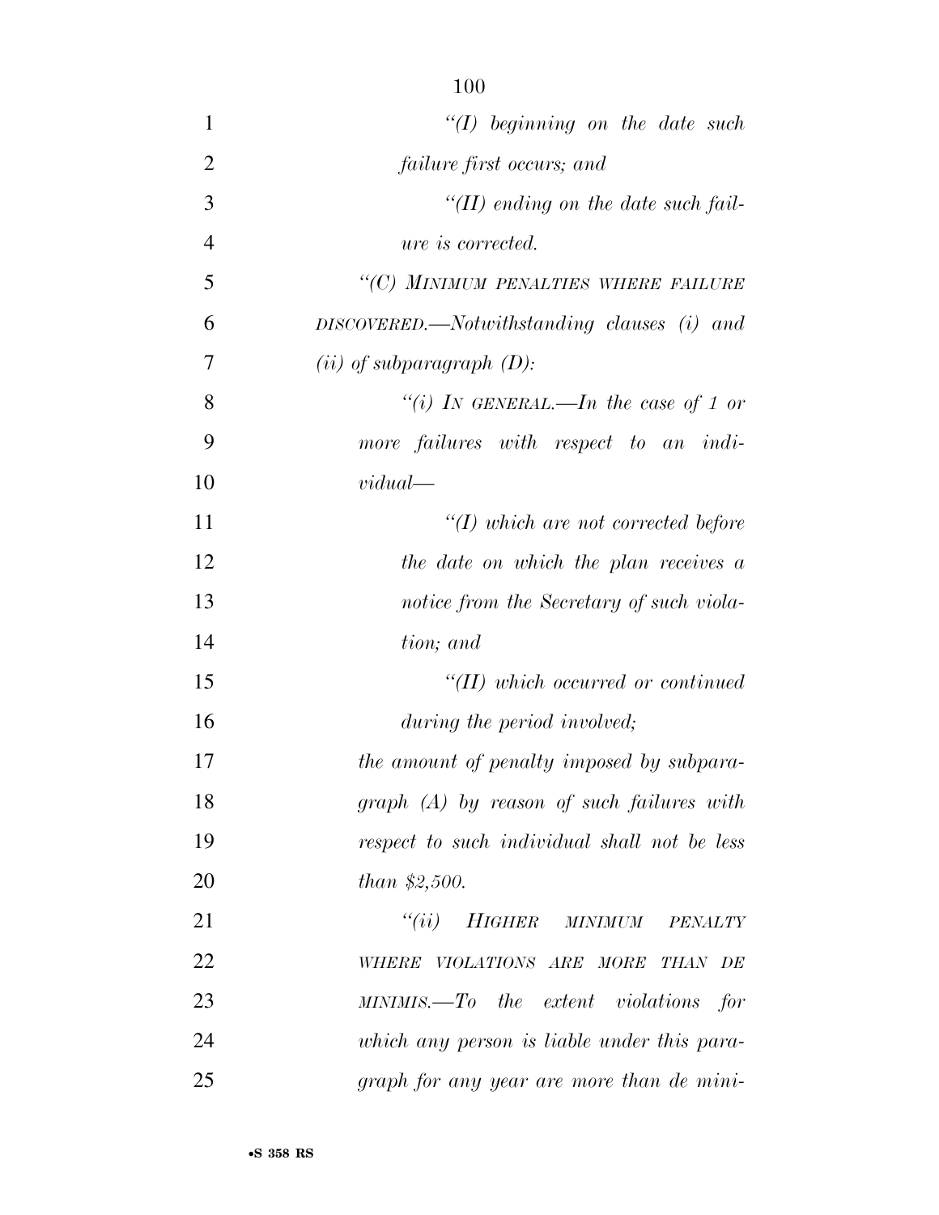*"(I) beginning on the date such failure first occurs; and*

*"(II) ending on the date such failure is corrected.*

*"(C) MINIMUM PENALTIES WHERE FAILURE DISCOVERED.—Notwithstanding clauses (i) and (ii) of subparagraph (D):*

*"(i) IN GENERAL.—In the case of 1 or more failures with respect to an individual—*

*"(I) which are not corrected before the date on which the plan receives a notice from the Secretary of such violation; and*

*"(II) which occurred or continued during the period involved;*

*the amount of penalty imposed by subparagraph (A) by reason of such failures with respect to such individual shall not be less than $2,500.*

*"(ii) HIGHER MINIMUM PENALTY WHERE VIOLATIONS ARE MORE THAN DE MINIMIS.—To the extent violations for which any person is liable under this paragraph for any year are more than de mini-*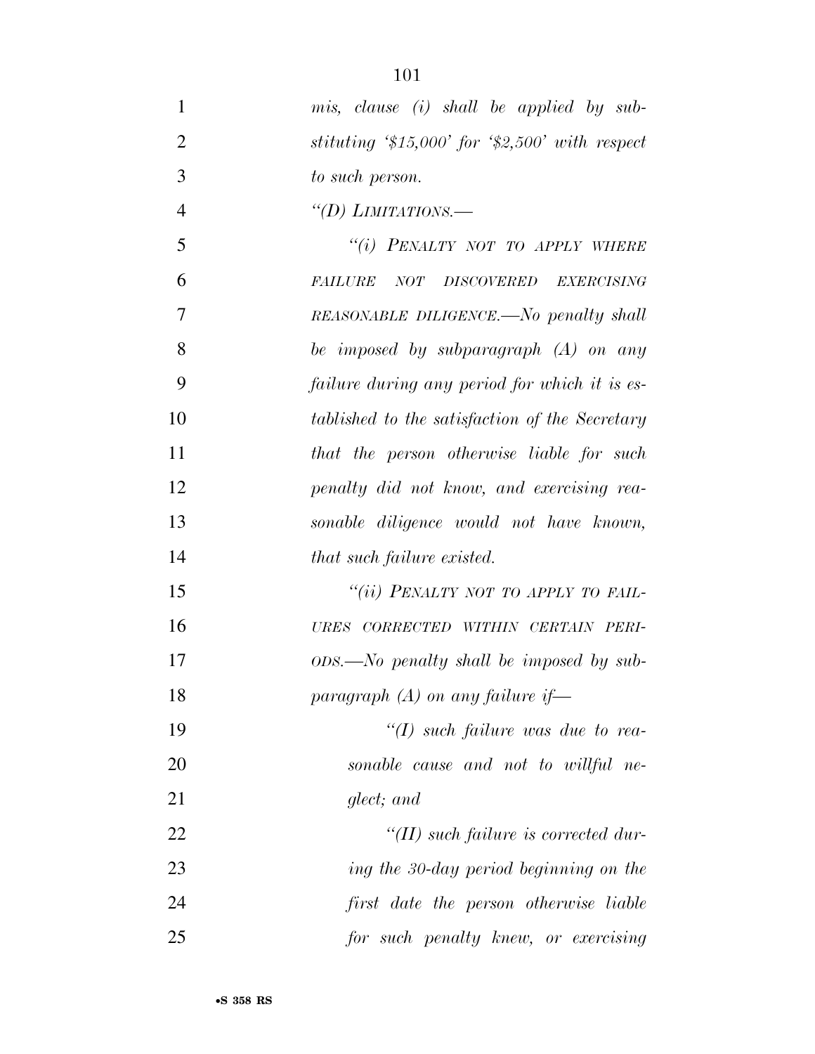*mis, clause (i) shall be applied by substituting '$15,000' for '$2,500' with respect to such person.*

*"(D) LIMITATIONS.—*

*"(i) PENALTY NOT TO APPLY WHERE FAILURE NOT DISCOVERED EXERCISING REASONABLE DILIGENCE.—No penalty shall be imposed by subparagraph (A) on any failure during any period for which it is established to the satisfaction of the Secretary that the person otherwise liable for such penalty did not know, and exercising reasonable diligence would not have known, that such failure existed.*

*"(ii) PENALTY NOT TO APPLY TO FAILURES CORRECTED WITHIN CERTAIN PERIODS.—No penalty shall be imposed by subparagraph (A) on any failure if—*

*"(I) such failure was due to reasonable cause and not to willful neglect; and*

*"(II) such failure is corrected during the 30-day period beginning on the first date the person otherwise liable for such penalty knew, or exercising*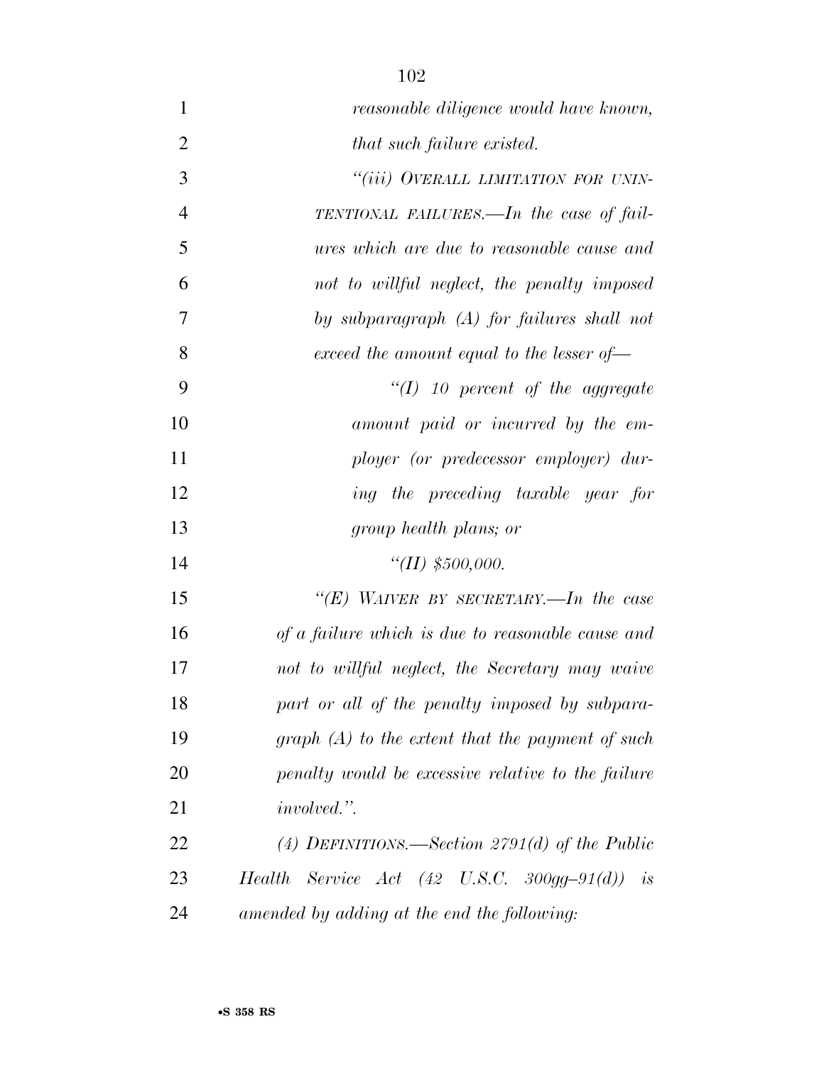*reasonable diligence would have known, that such failure existed.*

*"(iii) OVERALL LIMITATION FOR UNINTENTIONAL FAILURES.—In the case of failures which are due to reasonable cause and not to willful neglect, the penalty imposed by subparagraph (A) for failures shall not exceed the amount equal to the lesser of—*

*"(I) 10 percent of the aggregate amount paid or incurred by the employer (or predecessor employer) during the preceding taxable year for group health plans; or*

*"(II) $500,000.*

*"(E) WAIVER BY SECRETARY.—In the case of a failure which is due to reasonable cause and not to willful neglect, the Secretary may waive part or all of the penalty imposed by subparagraph (A) to the extent that the payment of such penalty would be excessive relative to the failure involved.".*

*(4) DEFINITIONS.—Section 2791(d) of the Public Health Service Act (42 U.S.C. 300gg–91(d)) is amended by adding at the end the following:*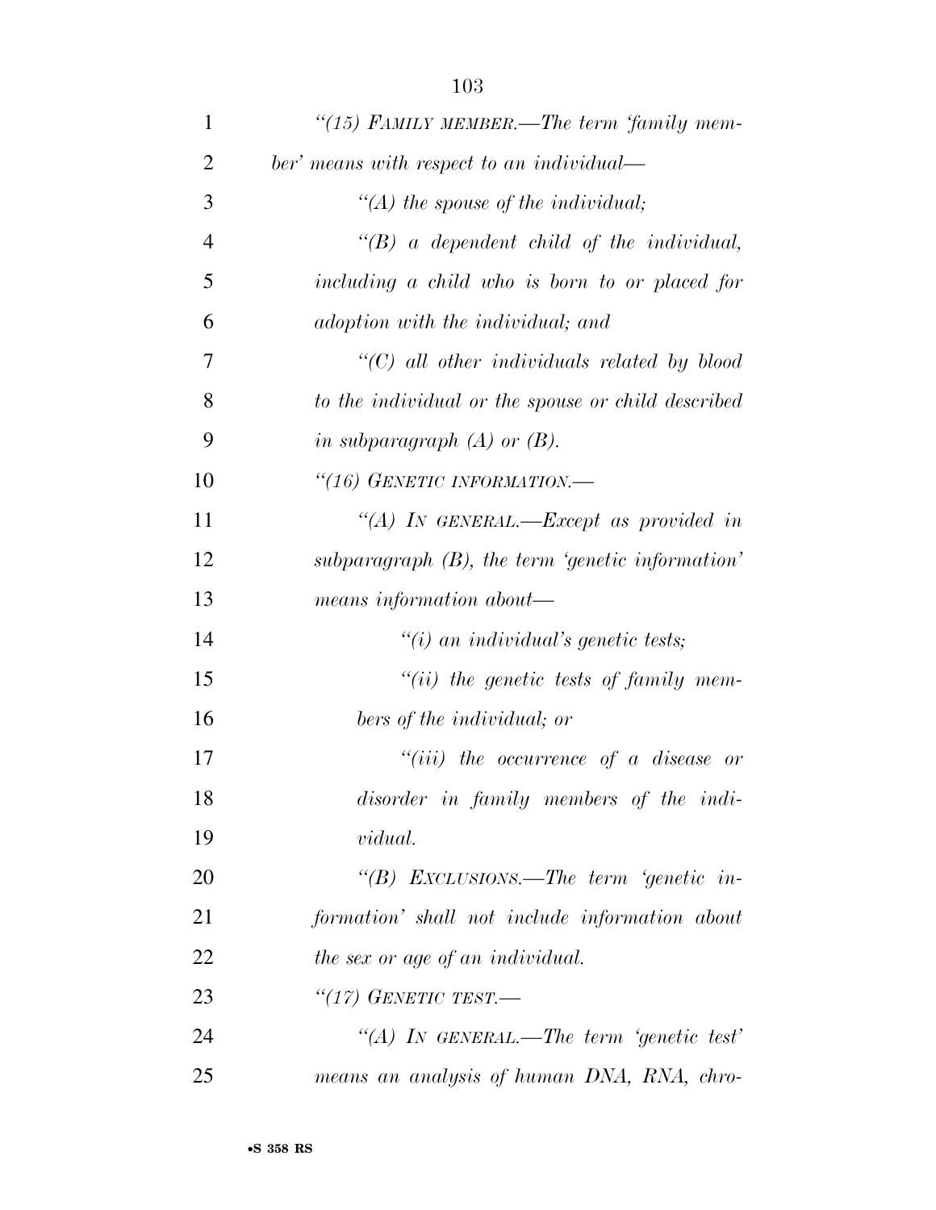*"(15) FAMILY MEMBER.—The term 'family member' means with respect to an individual—*

*"(A) the spouse of the individual;*

*"(B) a dependent child of the individual, including a child who is born to or placed for adoption with the individual; and*

*"(C) all other individuals related by blood to the individual or the spouse or child described in subparagraph (A) or (B).*

*"(16) GENETIC INFORMATION.—*

*"(A) IN GENERAL.—Except as provided in subparagraph (B), the term 'genetic information' means information about—*

*"(i) an individual's genetic tests;*

*"(ii) the genetic tests of family members of the individual; or*

*"(iii) the occurrence of a disease or disorder in family members of the individual.*

*"(B) EXCLUSIONS.—The term 'genetic information' shall not include information about the sex or age of an individual.*

*"(17) GENETIC TEST.—*

*"(A) IN GENERAL.—The term 'genetic test' means an analysis of human DNA, RNA, chro-*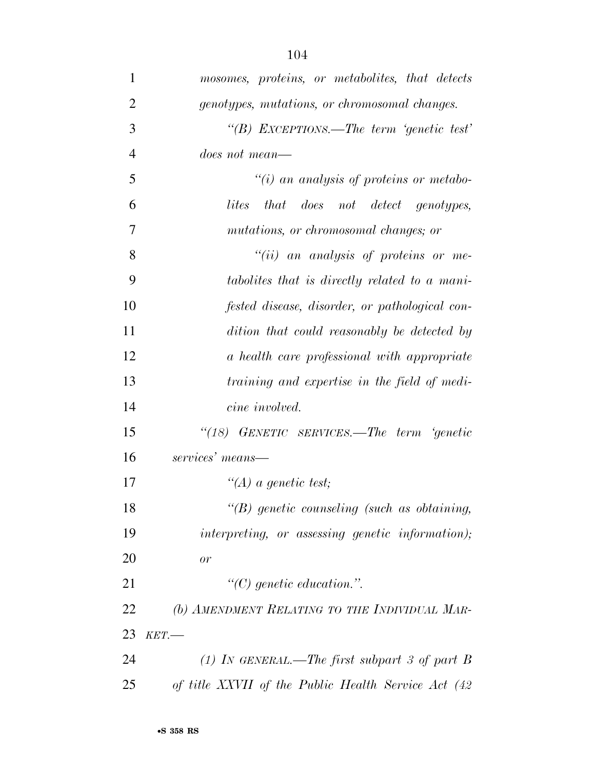*mosomes, proteins, or metabolites, that detects genotypes, mutations, or chromosomal changes.*

*"(B) EXCEPTIONS.—The term 'genetic test' does not mean—*

*"(i) an analysis of proteins or metabolites that does not detect genotypes, mutations, or chromosomal changes; or*

*"(ii) an analysis of proteins or metabolites that is directly related to a manifested disease, disorder, or pathological condition that could reasonably be detected by a health care professional with appropriate training and expertise in the field of medicine involved.*

*"(18) GENETIC SERVICES.—The term 'genetic services' means—*

*"(A) a genetic test;*

*"(B) genetic counseling (such as obtaining, interpreting, or assessing genetic information); or*

*"(C) genetic education.".*

*(b) AMENDMENT RELATING TO THE INDIVIDUAL MARKET.—*

*(1) IN GENERAL.—The first subpart 3 of part B of title XXVII of the Public Health Service Act (42*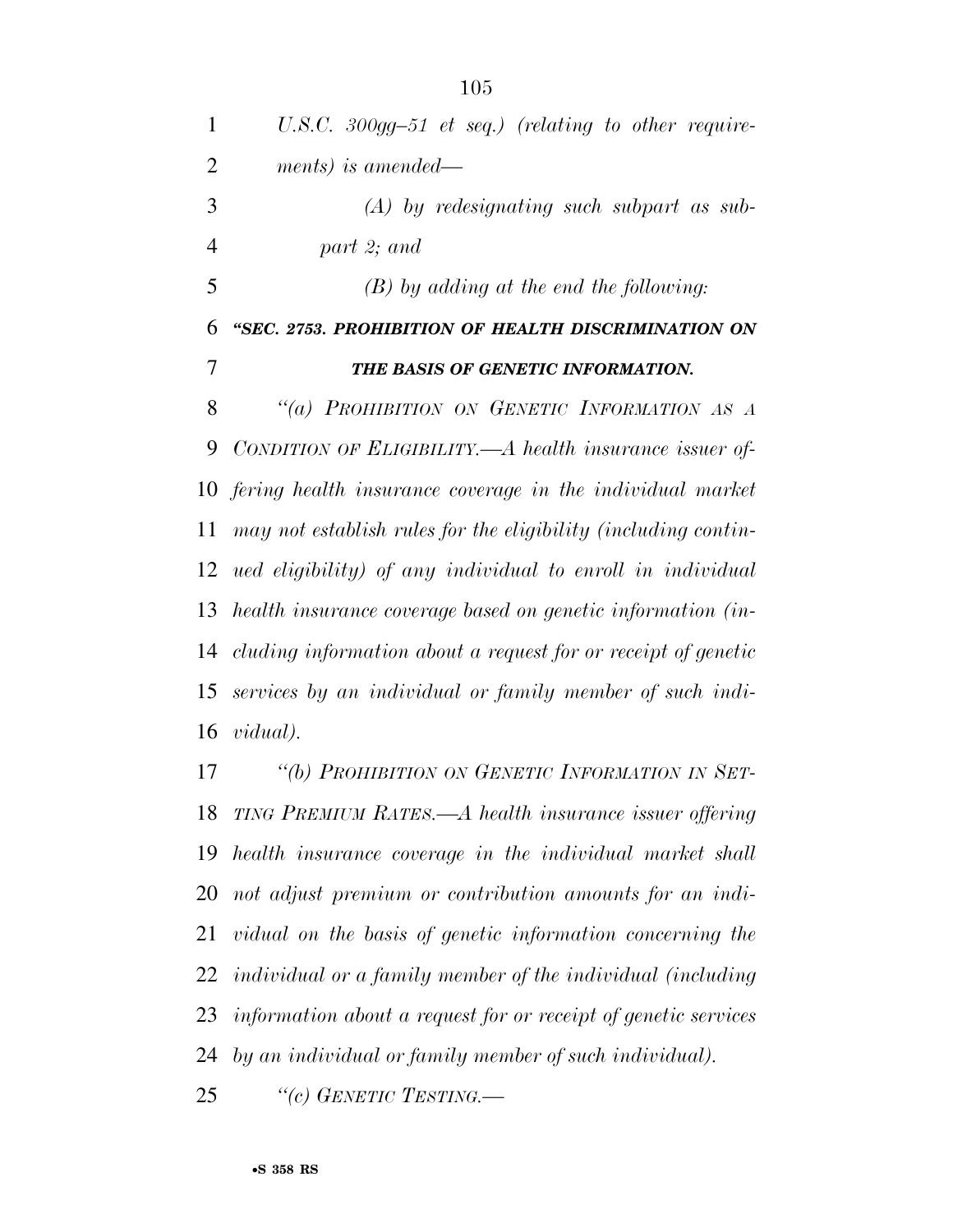*U.S.C. 300gg–51 et seq.) (relating to other requirements) is amended—*

*(A) by redesignating such subpart as subpart 2; and*

*(B) by adding at the end the following:*

***"SEC. 2753. PROHIBITION OF HEALTH DISCRIMINATION ON THE BASIS OF GENETIC INFORMATION.***

*"(a) PROHIBITION ON GENETIC INFORMATION AS A CONDITION OF ELIGIBILITY.—A health insurance issuer offering health insurance coverage in the individual market may not establish rules for the eligibility (including continued eligibility) of any individual to enroll in individual health insurance coverage based on genetic information (including information about a request for or receipt of genetic services by an individual or family member of such individual).*

*"(b) PROHIBITION ON GENETIC INFORMATION IN SETTING PREMIUM RATES.—A health insurance issuer offering health insurance coverage in the individual market shall not adjust premium or contribution amounts for an individual on the basis of genetic information concerning the individual or a family member of the individual (including information about a request for or receipt of genetic services by an individual or family member of such individual).*

*"(c) GENETIC TESTING.—*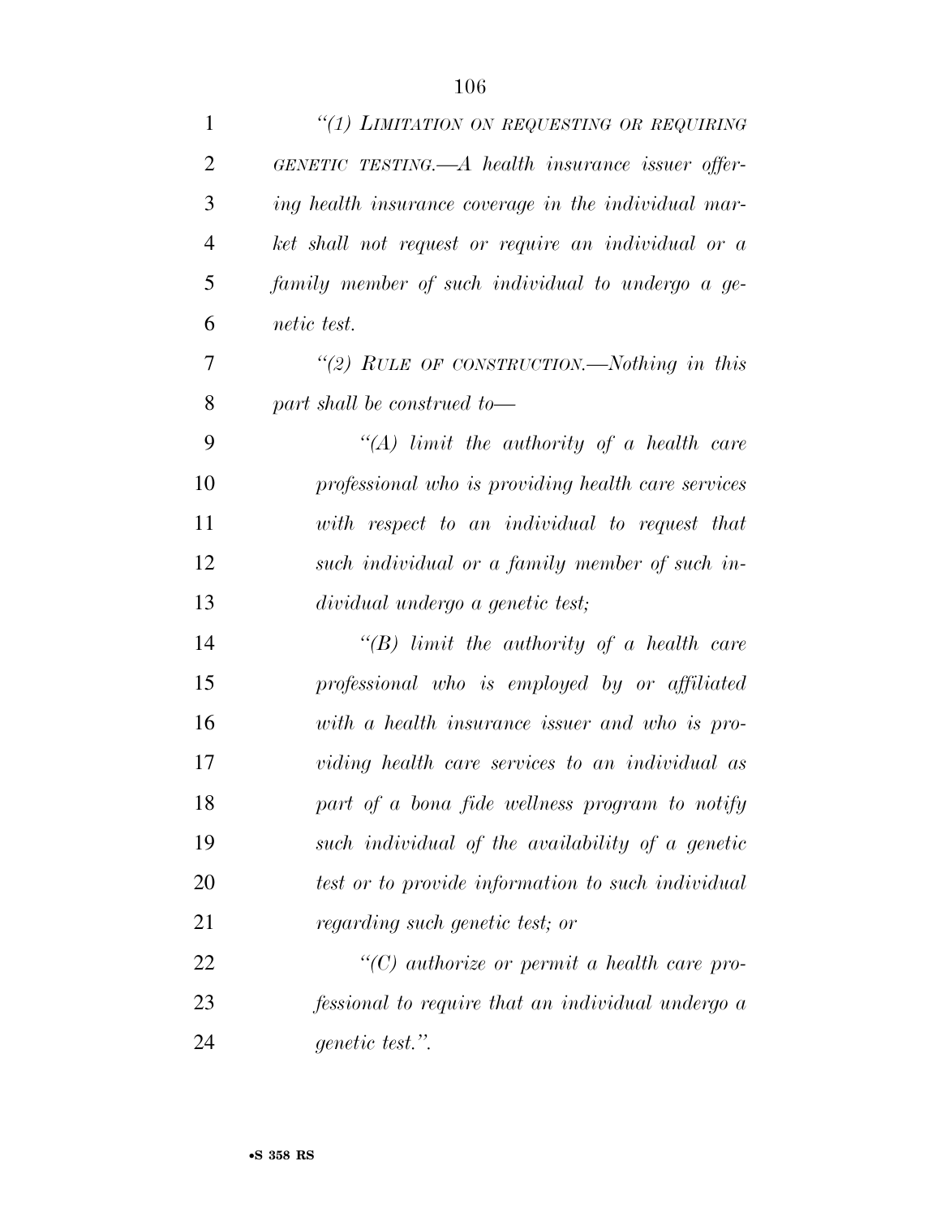*"(1) LIMITATION ON REQUESTING OR REQUIRING GENETIC TESTING.—A health insurance issuer offering health insurance coverage in the individual market shall not request or require an individual or a family member of such individual to undergo a genetic test.*

*"(2) RULE OF CONSTRUCTION.—Nothing in this part shall be construed to—*

*"(A) limit the authority of a health care professional who is providing health care services with respect to an individual to request that such individual or a family member of such individual undergo a genetic test;*

*"(B) limit the authority of a health care professional who is employed by or affiliated with a health insurance issuer and who is providing health care services to an individual as part of a bona fide wellness program to notify such individual of the availability of a genetic test or to provide information to such individual regarding such genetic test; or*

*"(C) authorize or permit a health care professional to require that an individual undergo a genetic test.".*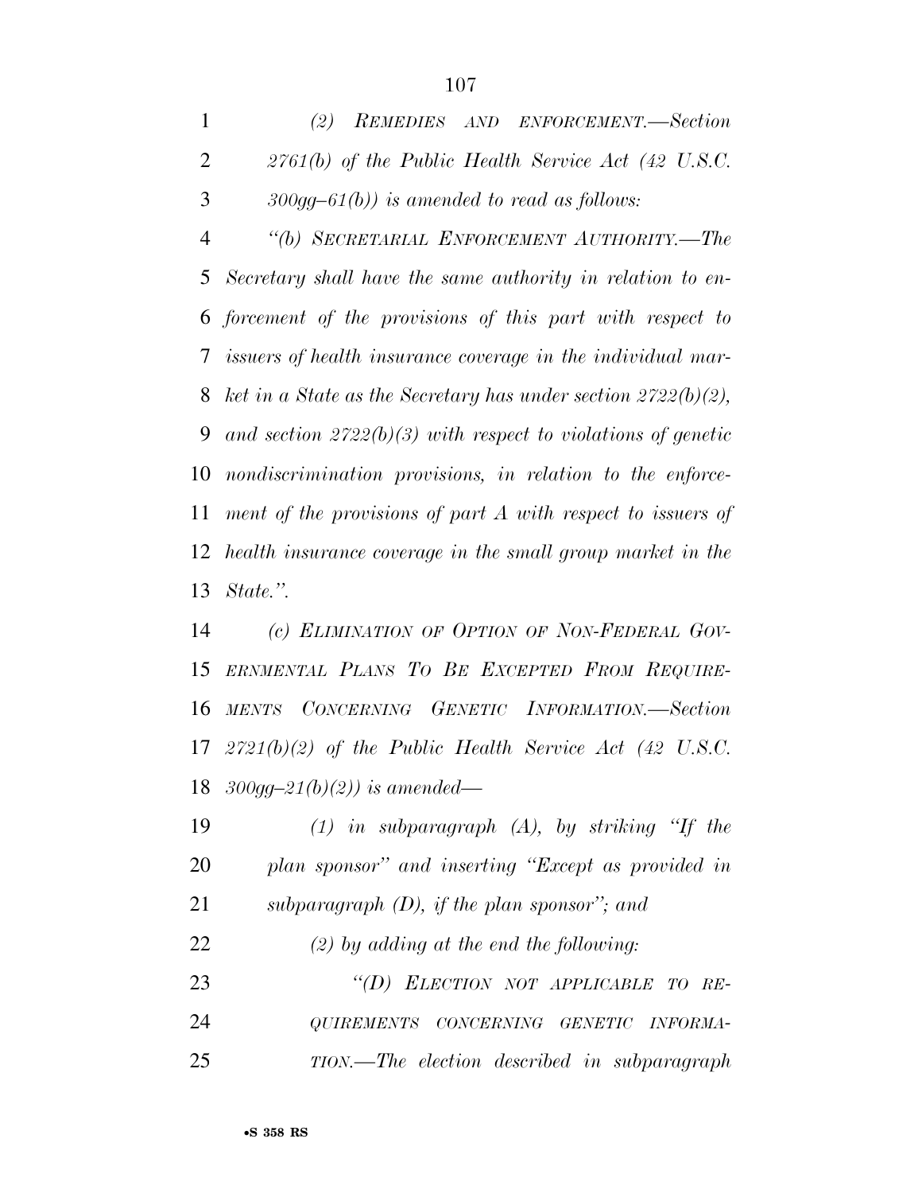*(2) REMEDIES AND ENFORCEMENT.—Section 2761(b) of the Public Health Service Act (42 U.S.C. 300gg–61(b)) is amended to read as follows:*

*"(b) SECRETARIAL ENFORCEMENT AUTHORITY.—The Secretary shall have the same authority in relation to enforcement of the provisions of this part with respect to issuers of health insurance coverage in the individual market in a State as the Secretary has under section 2722(b)(2), and section 2722(b)(3) with respect to violations of genetic nondiscrimination provisions, in relation to the enforcement of the provisions of part A with respect to issuers of health insurance coverage in the small group market in the State.".*

*(c) ELIMINATION OF OPTION OF NON-FEDERAL GOVERNMENTAL PLANS TO BE EXCEPTED FROM REQUIREMENTS CONCERNING GENETIC INFORMATION.—Section 2721(b)(2) of the Public Health Service Act (42 U.S.C. 300gg–21(b)(2)) is amended—*

*(1) in subparagraph (A), by striking "If the plan sponsor" and inserting "Except as provided in subparagraph (D), if the plan sponsor"; and*

*(2) by adding at the end the following:*

*"(D) ELECTION NOT APPLICABLE TO REQUIREMENTS CONCERNING GENETIC INFORMATION.—The election described in subparagraph*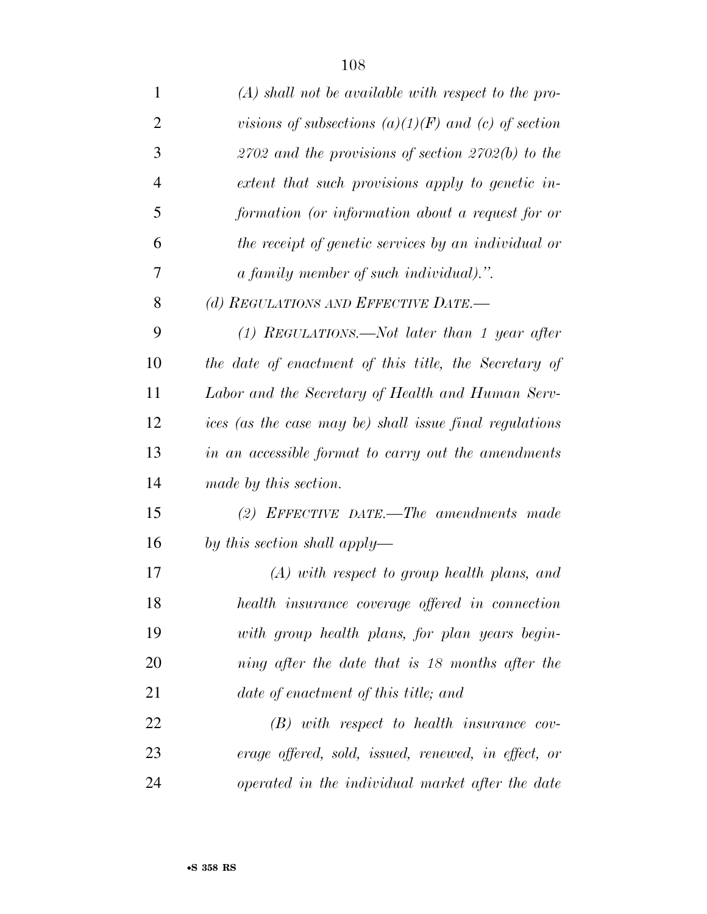*(A) shall not be available with respect to the provisions of subsections (a)(1)(F) and (c) of section 2702 and the provisions of section 2702(b) to the extent that such provisions apply to genetic information (or information about a request for or the receipt of genetic services by an individual or a family member of such individual).".*

*(d) REGULATIONS AND EFFECTIVE DATE.—*

*(1) REGULATIONS.—Not later than 1 year after the date of enactment of this title, the Secretary of Labor and the Secretary of Health and Human Services (as the case may be) shall issue final regulations in an accessible format to carry out the amendments made by this section.*

*(2) EFFECTIVE DATE.—The amendments made by this section shall apply—*

*(A) with respect to group health plans, and health insurance coverage offered in connection with group health plans, for plan years beginning after the date that is 18 months after the date of enactment of this title; and*

*(B) with respect to health insurance coverage offered, sold, issued, renewed, in effect, or operated in the individual market after the date*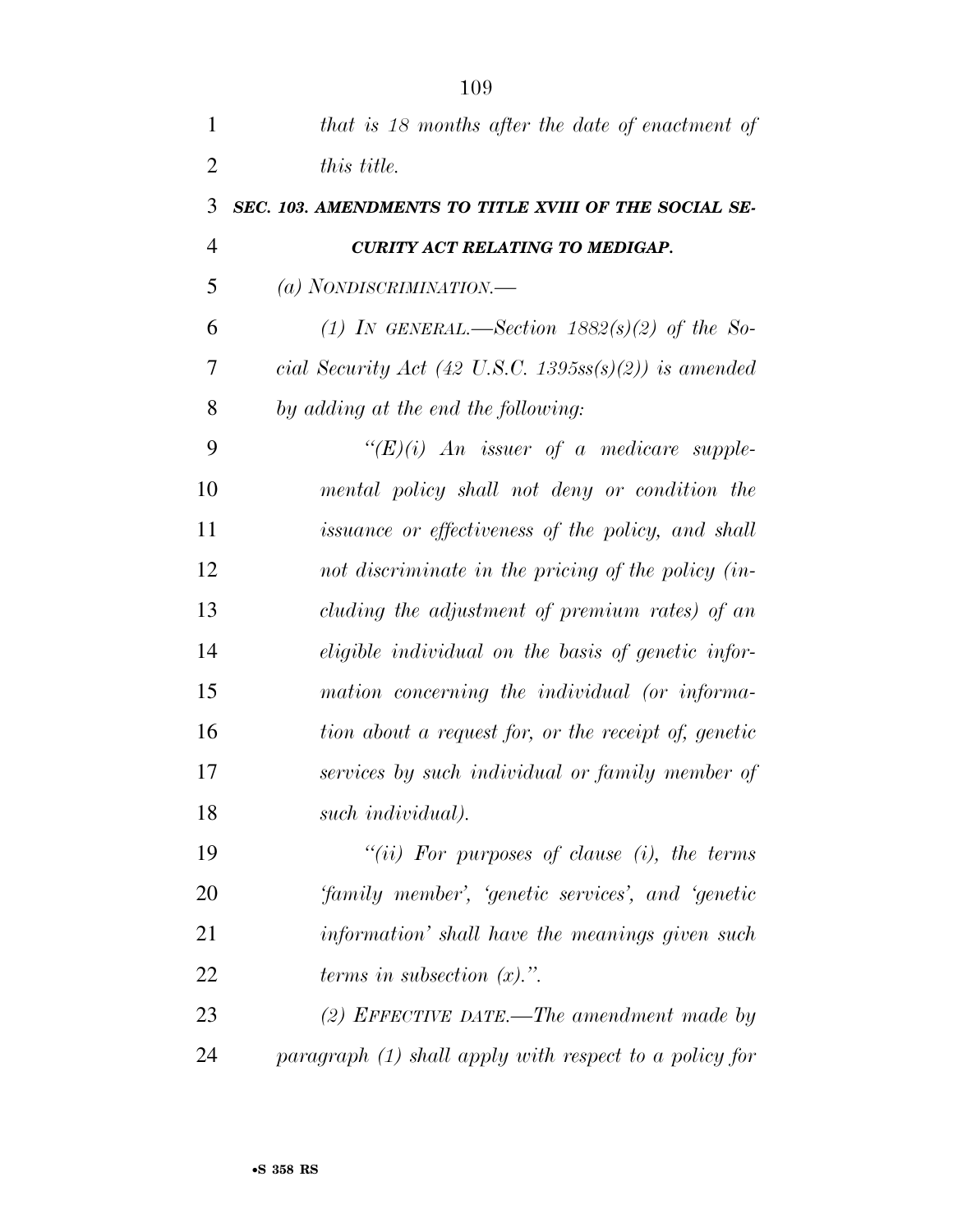*that is 18 months after the date of enactment of this title.*

***SEC. 103. AMENDMENTS TO TITLE XVIII OF THE SOCIAL SECURITY ACT RELATING TO MEDIGAP.***

*(a) NONDISCRIMINATION.—*

*(1) IN GENERAL.—Section 1882(s)(2) of the Social Security Act (42 U.S.C. 1395ss(s)(2)) is amended by adding at the end the following:*

*"(E)(i) An issuer of a medicare supplemental policy shall not deny or condition the issuance or effectiveness of the policy, and shall not discriminate in the pricing of the policy (including the adjustment of premium rates) of an eligible individual on the basis of genetic information concerning the individual (or information about a request for, or the receipt of, genetic services by such individual or family member of such individual).*

*"(ii) For purposes of clause (i), the terms 'family member', 'genetic services', and 'genetic information' shall have the meanings given such terms in subsection (x).".*

*(2) EFFECTIVE DATE.—The amendment made by paragraph (1) shall apply with respect to a policy for*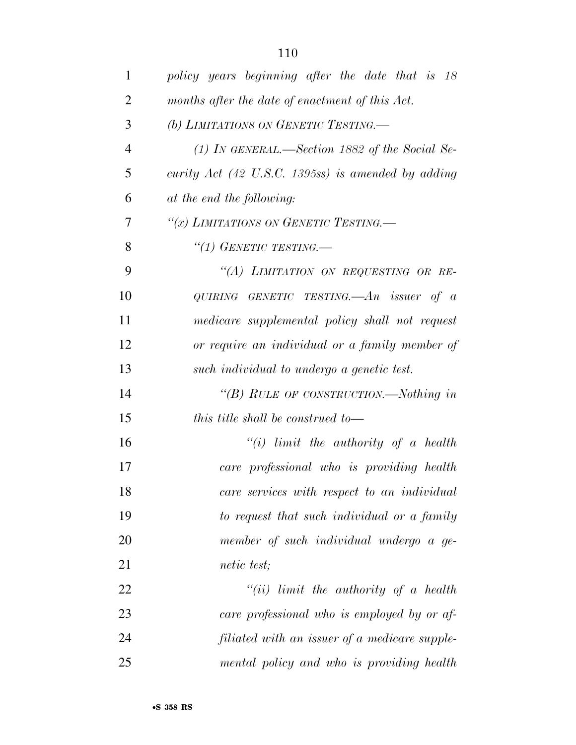*policy years beginning after the date that is 18 months after the date of enactment of this Act.*

*(b) LIMITATIONS ON GENETIC TESTING.—*

*(1) IN GENERAL.—Section 1882 of the Social Security Act (42 U.S.C. 1395ss) is amended by adding at the end the following:*

*"(x) LIMITATIONS ON GENETIC TESTING.—*

*"(1) GENETIC TESTING.—*

*"(A) LIMITATION ON REQUESTING OR REQUIRING GENETIC TESTING.—An issuer of a medicare supplemental policy shall not request or require an individual or a family member of such individual to undergo a genetic test.*

*"(B) RULE OF CONSTRUCTION.—Nothing in this title shall be construed to—*

*"(i) limit the authority of a health care professional who is providing health care services with respect to an individual to request that such individual or a family member of such individual undergo a genetic test;*

*"(ii) limit the authority of a health care professional who is employed by or affiliated with an issuer of a medicare supplemental policy and who is providing health*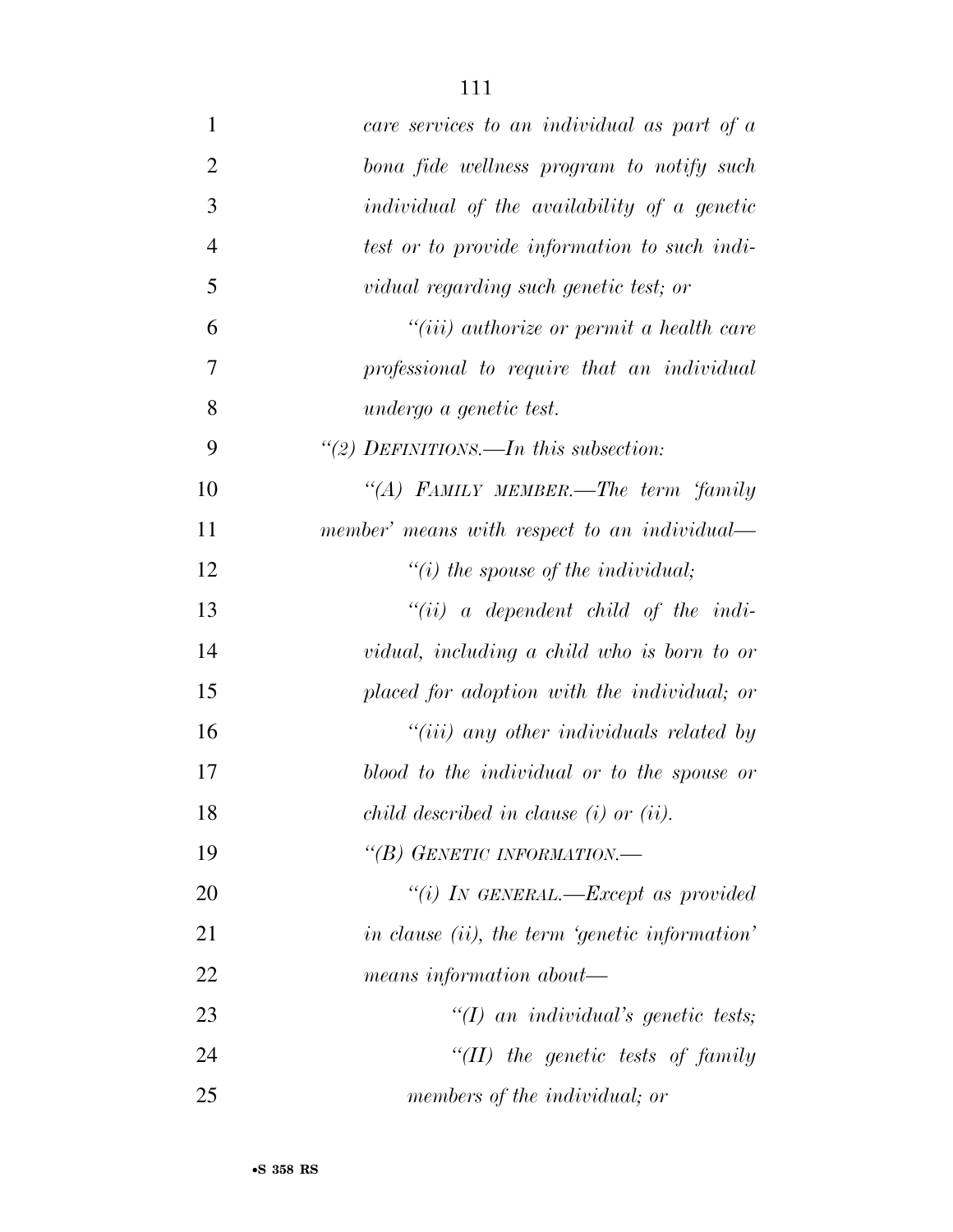*care services to an individual as part of a bona fide wellness program to notify such individual of the availability of a genetic test or to provide information to such individual regarding such genetic test; or*

*"(iii) authorize or permit a health care professional to require that an individual undergo a genetic test.*

*"(2) DEFINITIONS.—In this subsection:*

*"(A) FAMILY MEMBER.—The term 'family member' means with respect to an individual—*

*"(i) the spouse of the individual;*

*"(ii) a dependent child of the individual, including a child who is born to or placed for adoption with the individual; or*

*"(iii) any other individuals related by blood to the individual or to the spouse or child described in clause (i) or (ii).*

*"(B) GENETIC INFORMATION.—*

*"(i) IN GENERAL.—Except as provided in clause (ii), the term 'genetic information' means information about—*

*"(I) an individual's genetic tests;*

*"(II) the genetic tests of family members of the individual; or*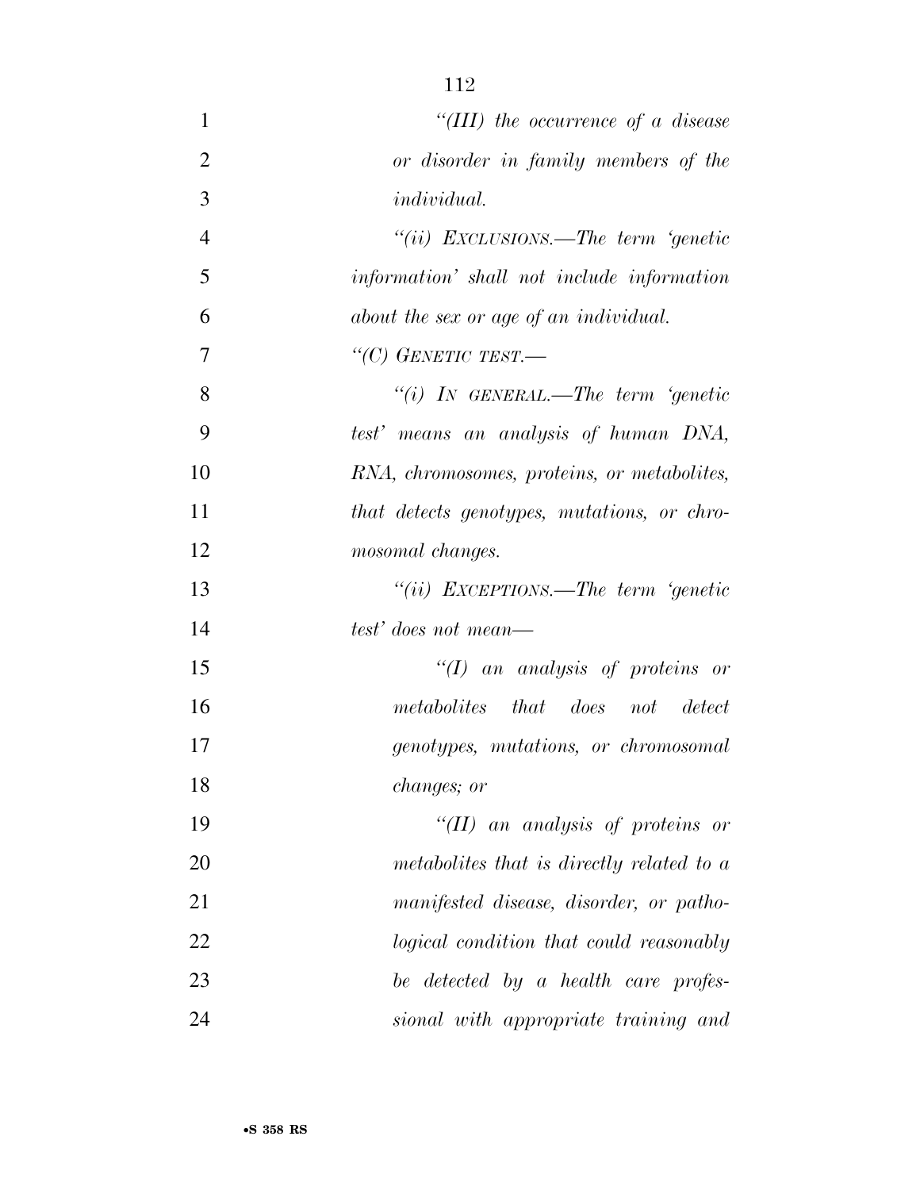*"(III) the occurrence of a disease or disorder in family members of the individual.*

*"(ii) EXCLUSIONS.—The term 'genetic information' shall not include information about the sex or age of an individual.*

*"(C) GENETIC TEST.—*

*"(i) IN GENERAL.—The term 'genetic test' means an analysis of human DNA, RNA, chromosomes, proteins, or metabolites, that detects genotypes, mutations, or chromosomal changes.*

*"(ii) EXCEPTIONS.—The term 'genetic test' does not mean—*

*"(I) an analysis of proteins or metabolites that does not detect genotypes, mutations, or chromosomal changes; or*

*"(II) an analysis of proteins or metabolites that is directly related to a manifested disease, disorder, or pathological condition that could reasonably be detected by a health care professional with appropriate training and*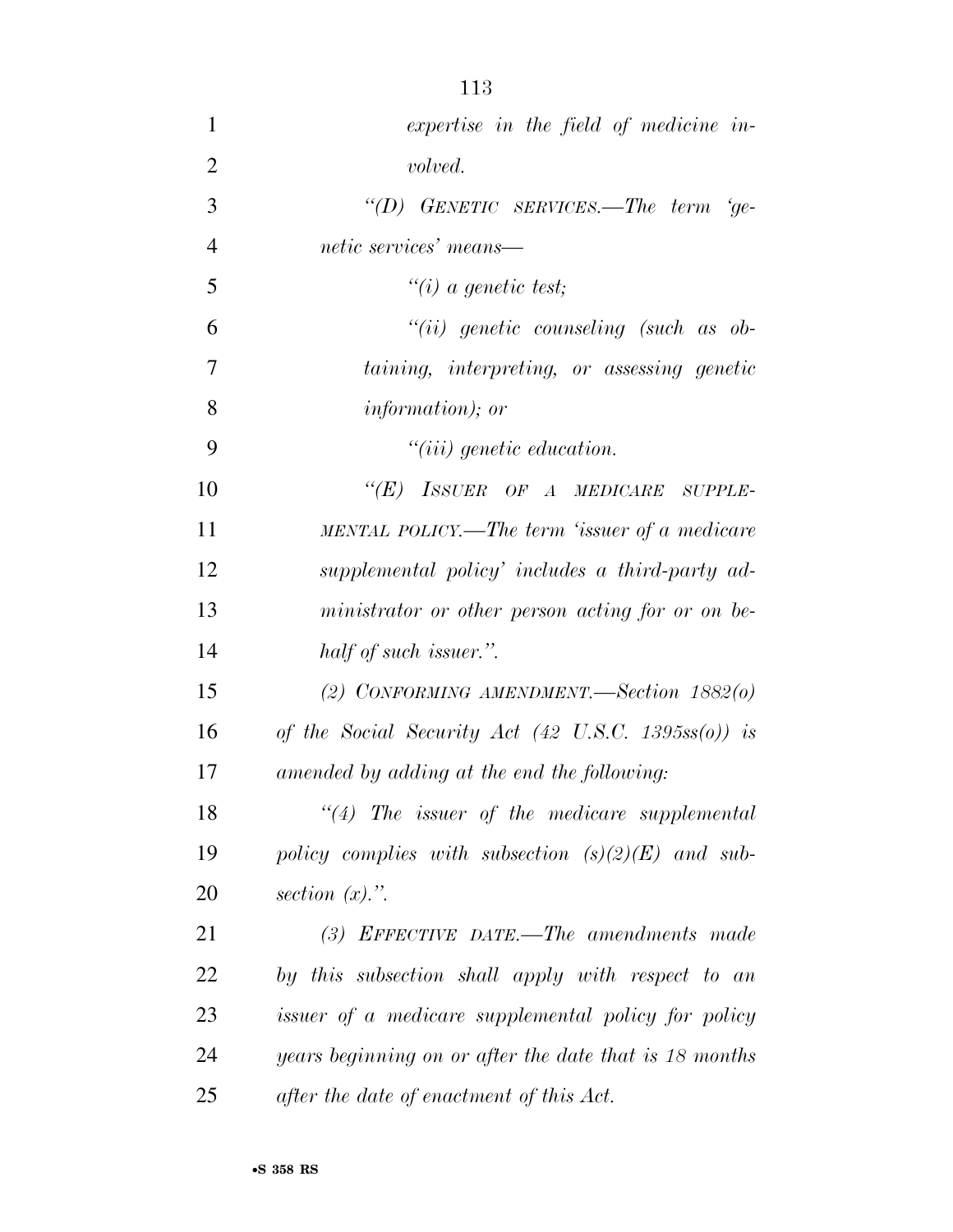*expertise in the field of medicine involved.*

*"(D) GENETIC SERVICES.—The term 'genetic services' means—*

*"(i) a genetic test;*

*"(ii) genetic counseling (such as obtaining, interpreting, or assessing genetic information); or*

*"(iii) genetic education.*

*"(E) ISSUER OF A MEDICARE SUPPLEMENTAL POLICY.—The term 'issuer of a medicare supplemental policy' includes a third-party administrator or other person acting for or on behalf of such issuer.".*

*(2) CONFORMING AMENDMENT.—Section 1882(o) of the Social Security Act (42 U.S.C. 1395ss(o)) is amended by adding at the end the following:*

*"(4) The issuer of the medicare supplemental policy complies with subsection (s)(2)(E) and subsection (x).".*

*(3) EFFECTIVE DATE.—The amendments made by this subsection shall apply with respect to an issuer of a medicare supplemental policy for policy years beginning on or after the date that is 18 months after the date of enactment of this Act.*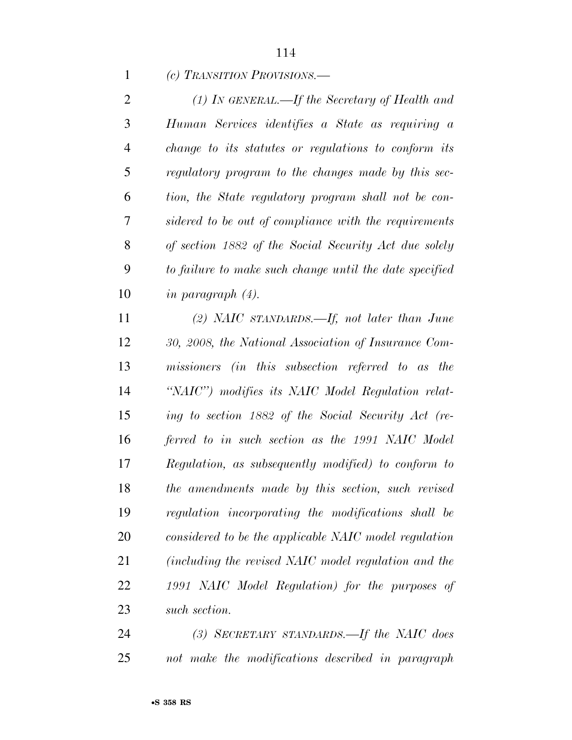*(c) TRANSITION PROVISIONS.—*

*(1) IN GENERAL.—If the Secretary of Health and Human Services identifies a State as requiring a change to its statutes or regulations to conform its regulatory program to the changes made by this section, the State regulatory program shall not be considered to be out of compliance with the requirements of section 1882 of the Social Security Act due solely to failure to make such change until the date specified in paragraph (4).*

*(2) NAIC STANDARDS.—If, not later than June 30, 2008, the National Association of Insurance Commissioners (in this subsection referred to as the "NAIC") modifies its NAIC Model Regulation relating to section 1882 of the Social Security Act (referred to in such section as the 1991 NAIC Model Regulation, as subsequently modified) to conform to the amendments made by this section, such revised regulation incorporating the modifications shall be considered to be the applicable NAIC model regulation (including the revised NAIC model regulation and the 1991 NAIC Model Regulation) for the purposes of such section.*

*(3) SECRETARY STANDARDS.—If the NAIC does not make the modifications described in paragraph*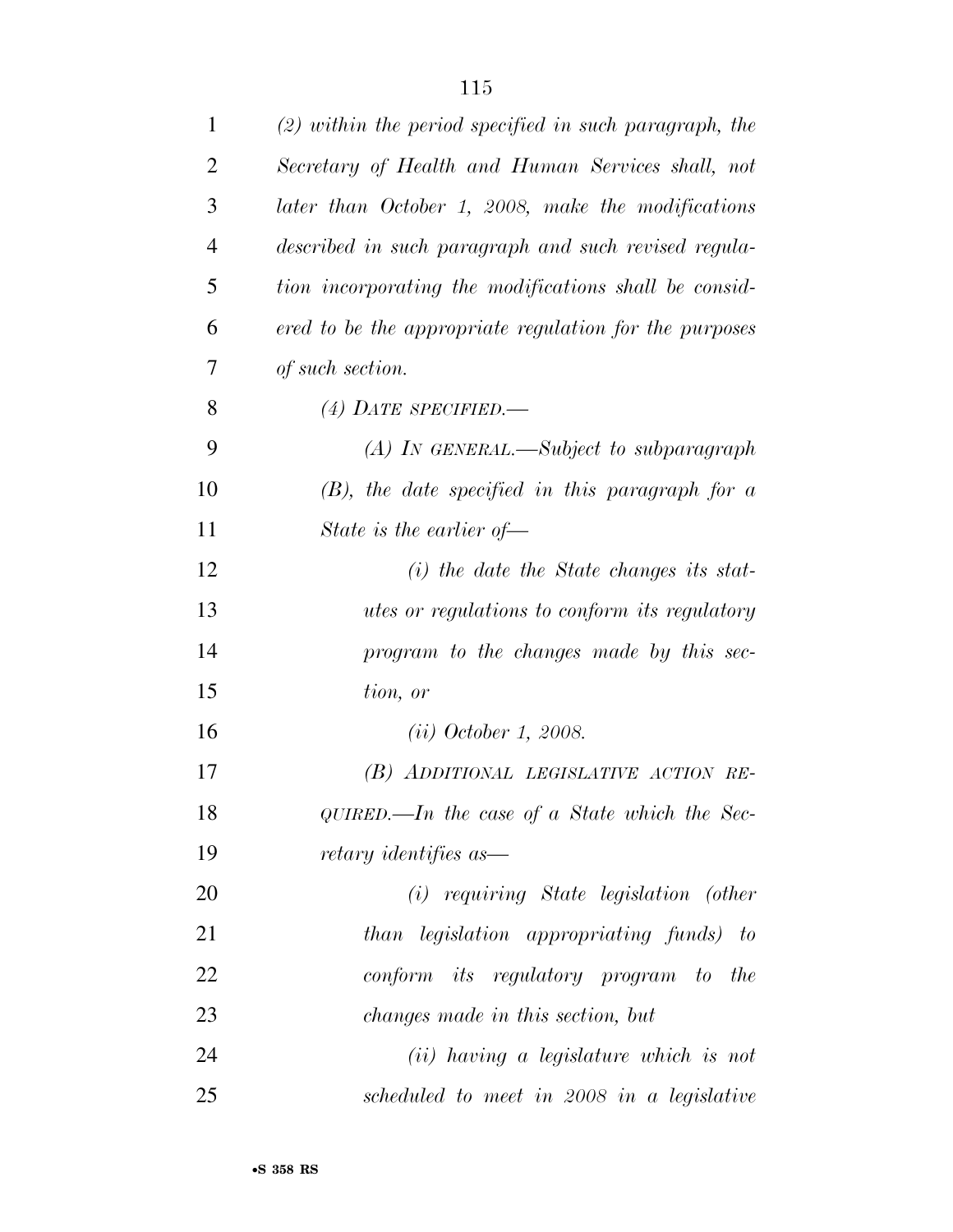*(2) within the period specified in such paragraph, the Secretary of Health and Human Services shall, not later than October 1, 2008, make the modifications described in such paragraph and such revised regulation incorporating the modifications shall be considered to be the appropriate regulation for the purposes of such section.*

*(4) DATE SPECIFIED.—*

*(A) IN GENERAL.—Subject to subparagraph (B), the date specified in this paragraph for a State is the earlier of—*

*(i) the date the State changes its statutes or regulations to conform its regulatory program to the changes made by this section, or*

*(ii) October 1, 2008.*

*(B) ADDITIONAL LEGISLATIVE ACTION REQUIRED.—In the case of a State which the Secretary identifies as—*

*(i) requiring State legislation (other than legislation appropriating funds) to conform its regulatory program to the changes made in this section, but*

*(ii) having a legislature which is not scheduled to meet in 2008 in a legislative*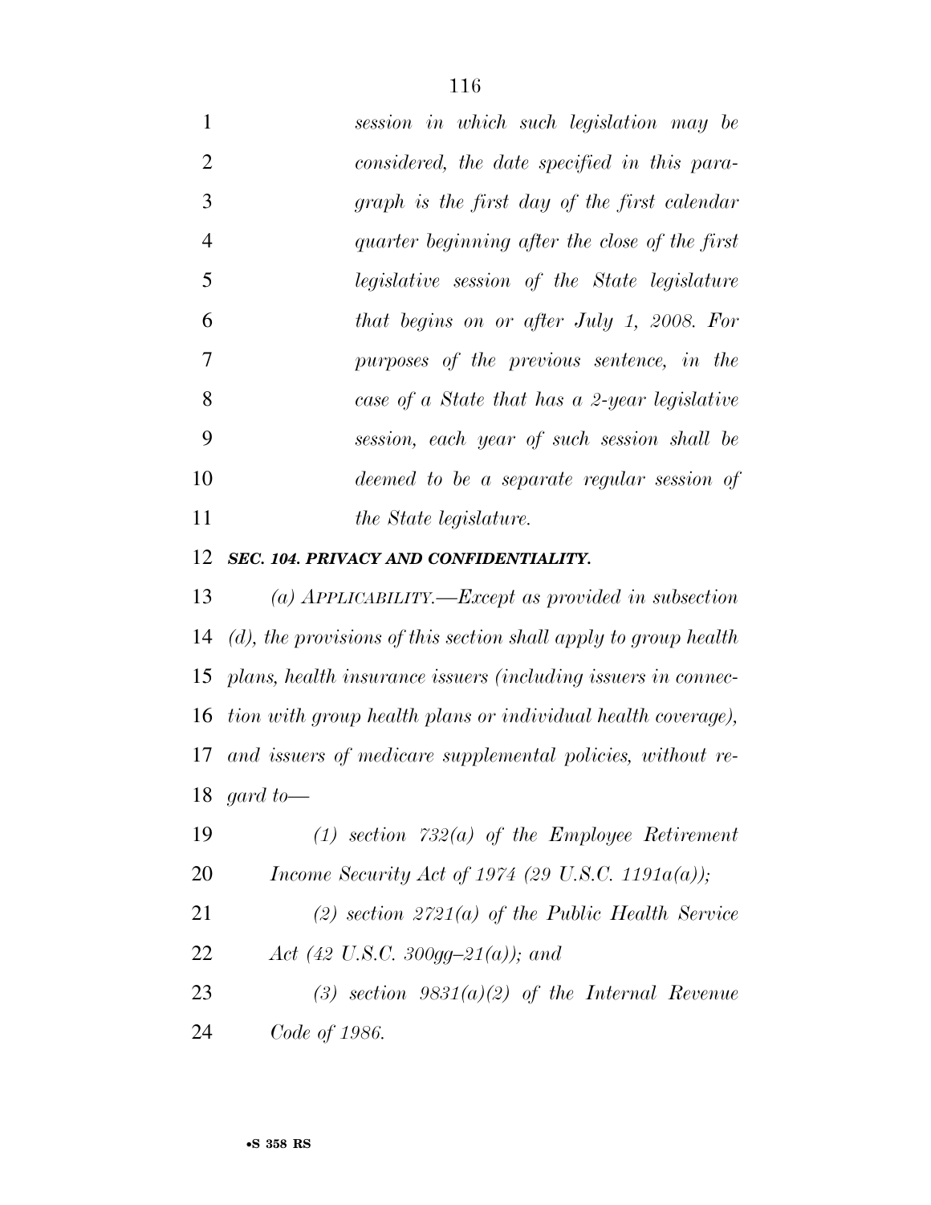*session in which such legislation may be considered, the date specified in this paragraph is the first day of the first calendar quarter beginning after the close of the first legislative session of the State legislature that begins on or after July 1, 2008. For purposes of the previous sentence, in the case of a State that has a 2-year legislative session, each year of such session shall be deemed to be a separate regular session of the State legislature.*

***SEC. 104. PRIVACY AND CONFIDENTIALITY.***

*(a) APPLICABILITY.—Except as provided in subsection (d), the provisions of this section shall apply to group health plans, health insurance issuers (including issuers in connection with group health plans or individual health coverage), and issuers of medicare supplemental policies, without regard to—*

*(1) section 732(a) of the Employee Retirement Income Security Act of 1974 (29 U.S.C. 1191a(a));*

*(2) section 2721(a) of the Public Health Service Act (42 U.S.C. 300gg–21(a)); and*

*(3) section 9831(a)(2) of the Internal Revenue Code of 1986.*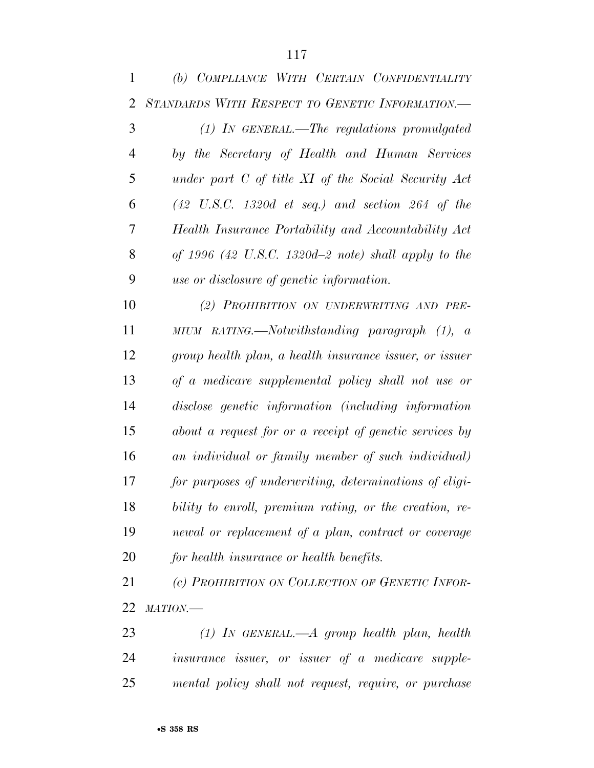*(b) COMPLIANCE WITH CERTAIN CONFIDENTIALITY STANDARDS WITH RESPECT TO GENETIC INFORMATION.—*

*(1) IN GENERAL.—The regulations promulgated by the Secretary of Health and Human Services under part C of title XI of the Social Security Act (42 U.S.C. 1320d et seq.) and section 264 of the Health Insurance Portability and Accountability Act of 1996 (42 U.S.C. 1320d–2 note) shall apply to the use or disclosure of genetic information.*

*(2) PROHIBITION ON UNDERWRITING AND PREMIUM RATING.—Notwithstanding paragraph (1), a group health plan, a health insurance issuer, or issuer of a medicare supplemental policy shall not use or disclose genetic information (including information about a request for or a receipt of genetic services by an individual or family member of such individual) for purposes of underwriting, determinations of eligibility to enroll, premium rating, or the creation, renewal or replacement of a plan, contract or coverage for health insurance or health benefits.*

*(c) PROHIBITION ON COLLECTION OF GENETIC INFORMATION.—*

*(1) IN GENERAL.—A group health plan, health insurance issuer, or issuer of a medicare supplemental policy shall not request, require, or purchase*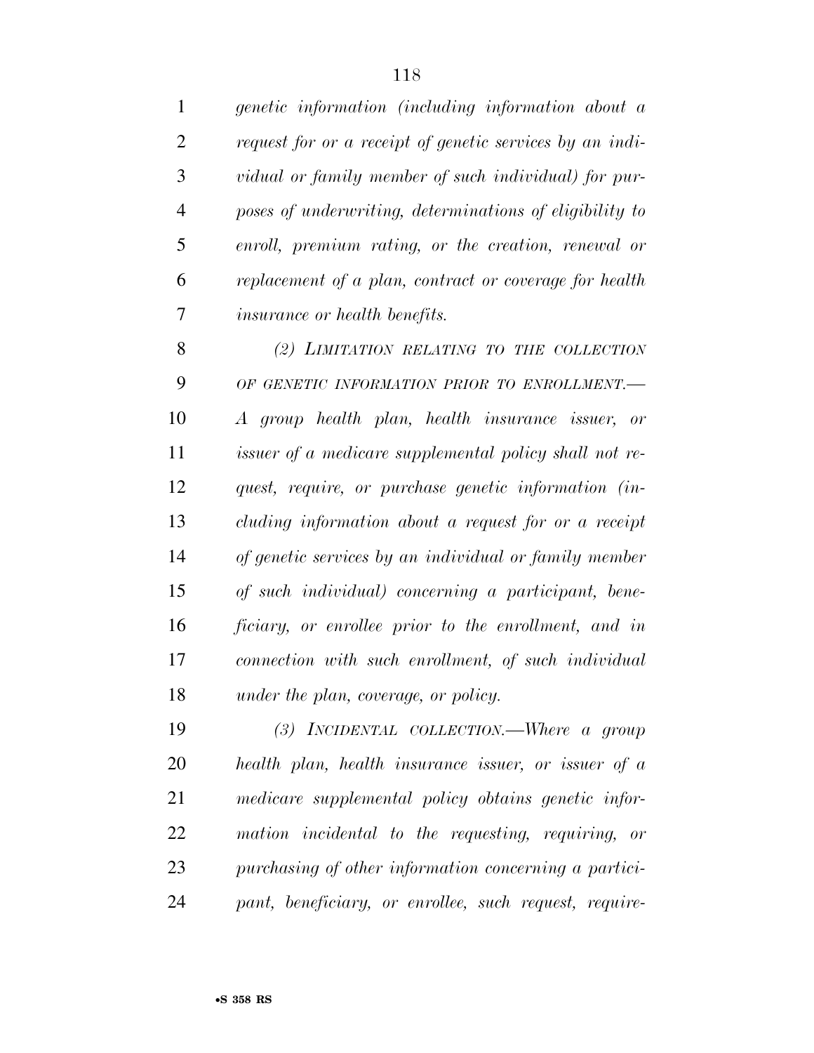*genetic information (including information about a request for or a receipt of genetic services by an individual or family member of such individual) for purposes of underwriting, determinations of eligibility to enroll, premium rating, or the creation, renewal or replacement of a plan, contract or coverage for health insurance or health benefits.*

*(2) LIMITATION RELATING TO THE COLLECTION OF GENETIC INFORMATION PRIOR TO ENROLLMENT.—A group health plan, health insurance issuer, or issuer of a medicare supplemental policy shall not request, require, or purchase genetic information (including information about a request for or a receipt of genetic services by an individual or family member of such individual) concerning a participant, beneficiary, or enrollee prior to the enrollment, and in connection with such enrollment, of such individual under the plan, coverage, or policy.*

*(3) INCIDENTAL COLLECTION.—Where a group health plan, health insurance issuer, or issuer of a medicare supplemental policy obtains genetic information incidental to the requesting, requiring, or purchasing of other information concerning a participant, beneficiary, or enrollee, such request, require-*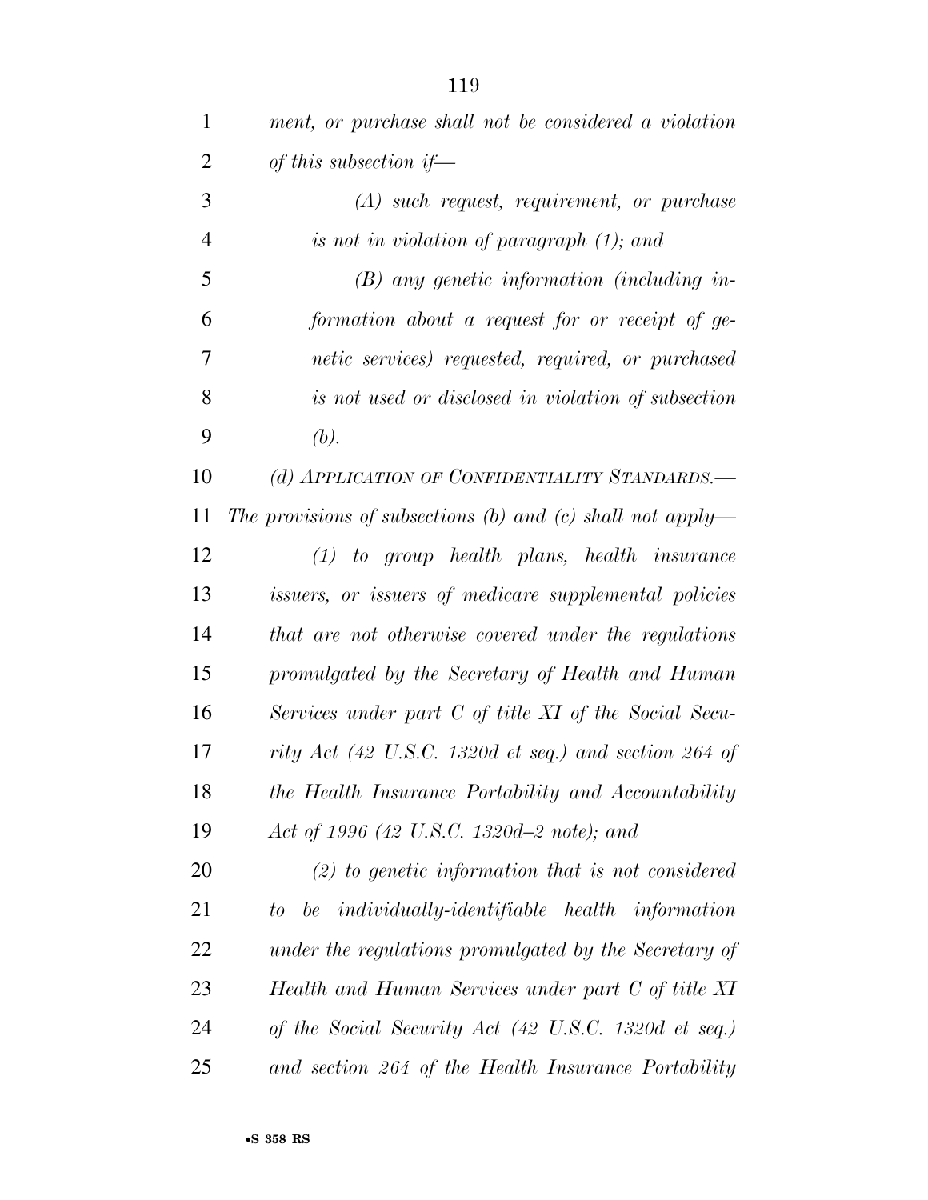*ment, or purchase shall not be considered a violation of this subsection if—*

*(A) such request, requirement, or purchase is not in violation of paragraph (1); and*

*(B) any genetic information (including information about a request for or receipt of genetic services) requested, required, or purchased is not used or disclosed in violation of subsection (b).*

*(d) APPLICATION OF CONFIDENTIALITY STANDARDS.—The provisions of subsections (b) and (c) shall not apply—*

*(1) to group health plans, health insurance issuers, or issuers of medicare supplemental policies that are not otherwise covered under the regulations promulgated by the Secretary of Health and Human Services under part C of title XI of the Social Security Act (42 U.S.C. 1320d et seq.) and section 264 of the Health Insurance Portability and Accountability Act of 1996 (42 U.S.C. 1320d–2 note); and*

*(2) to genetic information that is not considered to be individually-identifiable health information under the regulations promulgated by the Secretary of Health and Human Services under part C of title XI of the Social Security Act (42 U.S.C. 1320d et seq.) and section 264 of the Health Insurance Portability*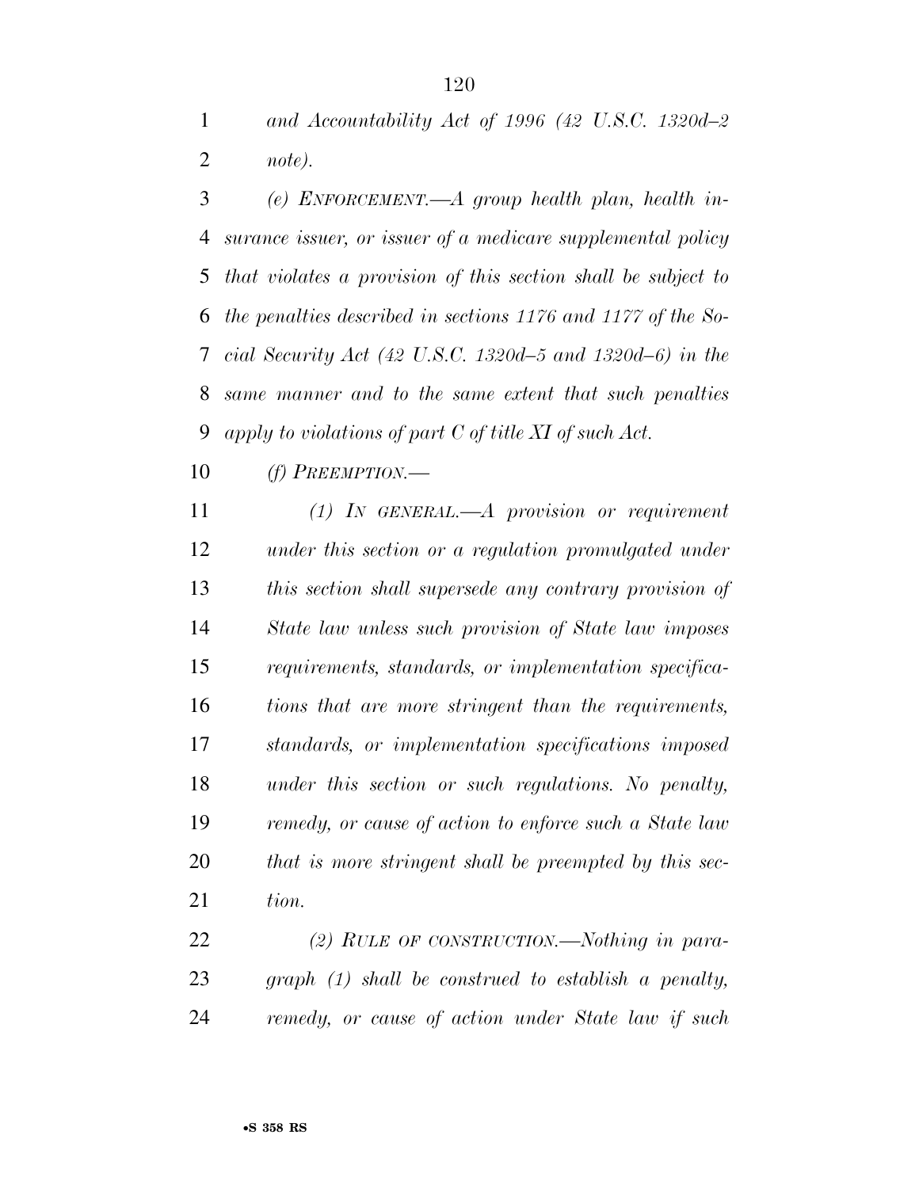*and Accountability Act of 1996 (42 U.S.C. 1320d–2 note).*

*(e) ENFORCEMENT.—A group health plan, health insurance issuer, or issuer of a medicare supplemental policy that violates a provision of this section shall be subject to the penalties described in sections 1176 and 1177 of the Social Security Act (42 U.S.C. 1320d–5 and 1320d–6) in the same manner and to the same extent that such penalties apply to violations of part C of title XI of such Act.*

*(f) PREEMPTION.—*

*(1) IN GENERAL.—A provision or requirement under this section or a regulation promulgated under this section shall supersede any contrary provision of State law unless such provision of State law imposes requirements, standards, or implementation specifications that are more stringent than the requirements, standards, or implementation specifications imposed under this section or such regulations. No penalty, remedy, or cause of action to enforce such a State law that is more stringent shall be preempted by this section.*

*(2) RULE OF CONSTRUCTION.—Nothing in paragraph (1) shall be construed to establish a penalty, remedy, or cause of action under State law if such*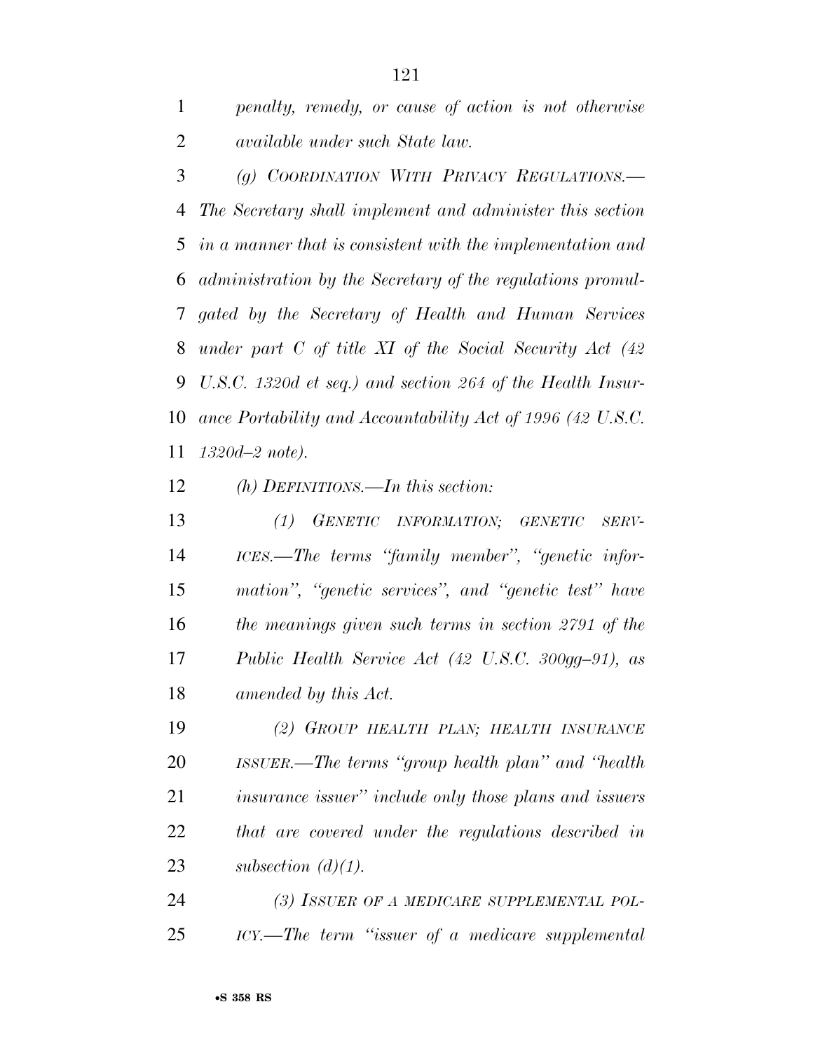*penalty, remedy, or cause of action is not otherwise available under such State law.*

*(g) COORDINATION WITH PRIVACY REGULATIONS.—The Secretary shall implement and administer this section in a manner that is consistent with the implementation and administration by the Secretary of the regulations promulgated by the Secretary of Health and Human Services under part C of title XI of the Social Security Act (42 U.S.C. 1320d et seq.) and section 264 of the Health Insurance Portability and Accountability Act of 1996 (42 U.S.C. 1320d–2 note).*

*(h) DEFINITIONS.—In this section:*

*(1) GENETIC INFORMATION; GENETIC SERVICES.—The terms "family member", "genetic information", "genetic services", and "genetic test" have the meanings given such terms in section 2791 of the Public Health Service Act (42 U.S.C. 300gg–91), as amended by this Act.*

*(2) GROUP HEALTH PLAN; HEALTH INSURANCE ISSUER.—The terms "group health plan" and "health insurance issuer" include only those plans and issuers that are covered under the regulations described in subsection (d)(1).*

*(3) ISSUER OF A MEDICARE SUPPLEMENTAL POLICY.—The term "issuer of a medicare supplemental*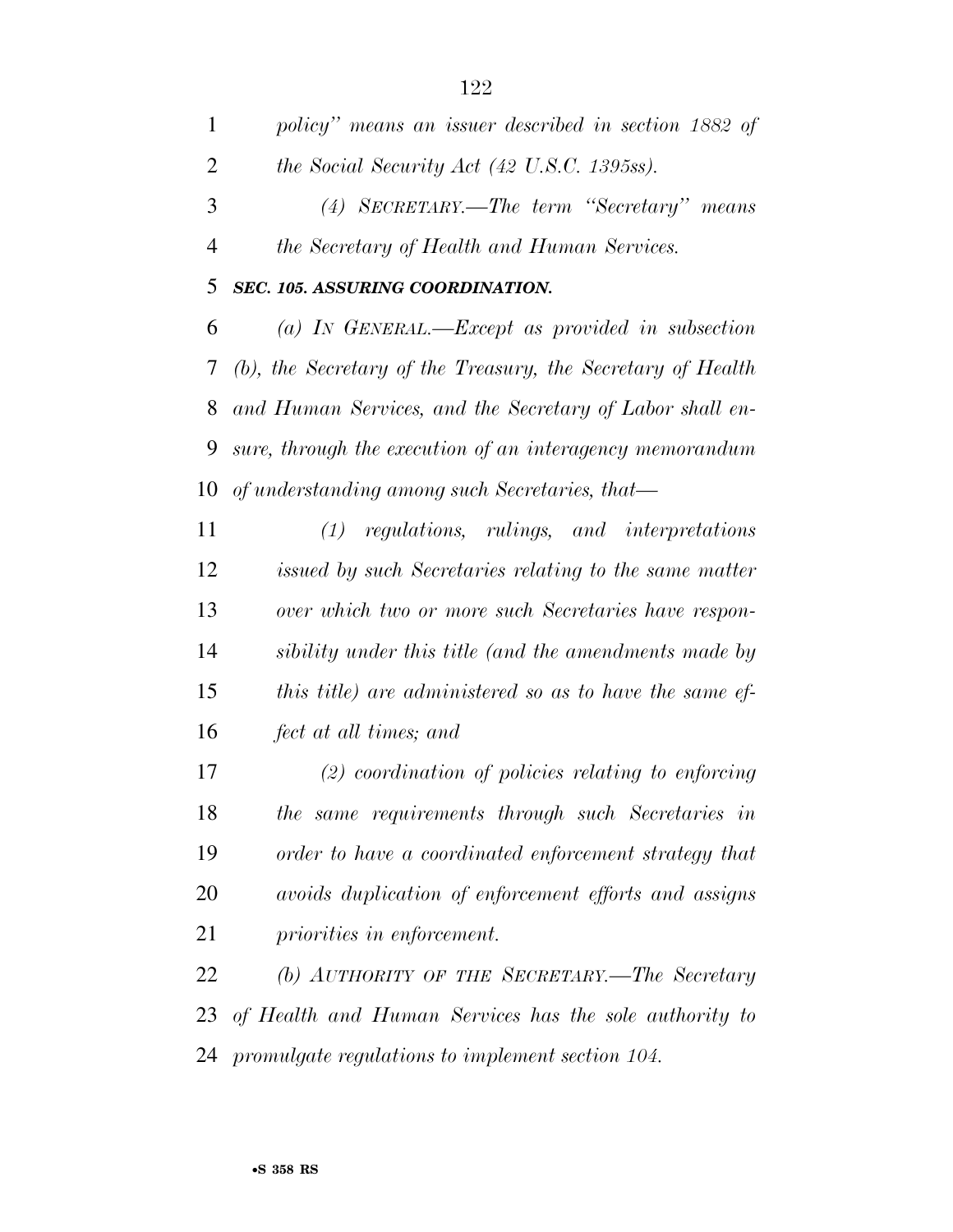*policy" means an issuer described in section 1882 of the Social Security Act (42 U.S.C. 1395ss).*

*(4) SECRETARY.—The term "Secretary" means the Secretary of Health and Human Services.*

***SEC. 105. ASSURING COORDINATION.***

*(a) IN GENERAL.—Except as provided in subsection (b), the Secretary of the Treasury, the Secretary of Health and Human Services, and the Secretary of Labor shall ensure, through the execution of an interagency memorandum of understanding among such Secretaries, that—*

*(1) regulations, rulings, and interpretations issued by such Secretaries relating to the same matter over which two or more such Secretaries have responsibility under this title (and the amendments made by this title) are administered so as to have the same effect at all times; and*

*(2) coordination of policies relating to enforcing the same requirements through such Secretaries in order to have a coordinated enforcement strategy that avoids duplication of enforcement efforts and assigns priorities in enforcement.*

*(b) AUTHORITY OF THE SECRETARY.—The Secretary of Health and Human Services has the sole authority to promulgate regulations to implement section 104.*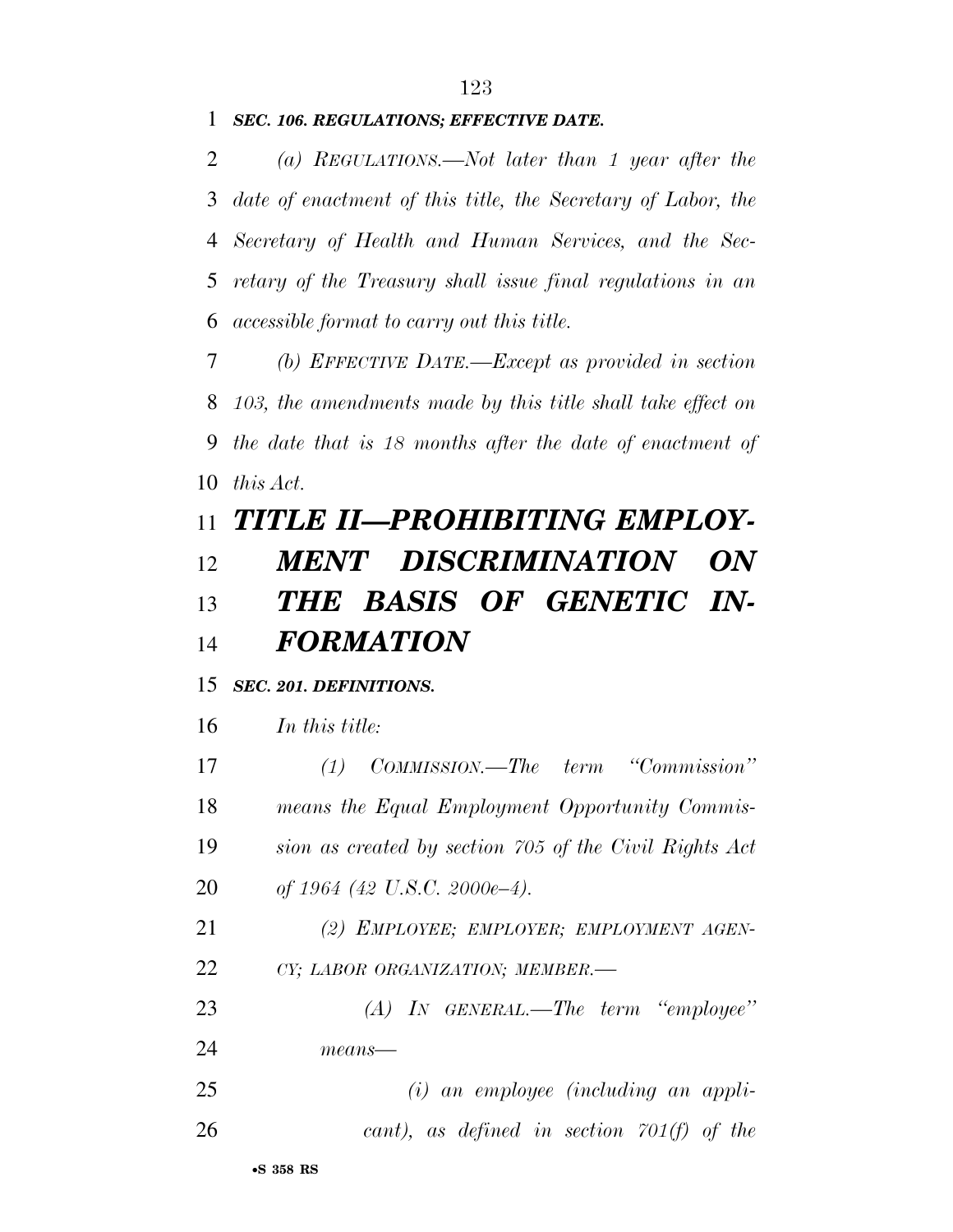***SEC. 106. REGULATIONS; EFFECTIVE DATE.***

*(a) REGULATIONS.—Not later than 1 year after the date of enactment of this title, the Secretary of Labor, the Secretary of Health and Human Services, and the Secretary of the Treasury shall issue final regulations in an accessible format to carry out this title.*

*(b) EFFECTIVE DATE.—Except as provided in section 103, the amendments made by this title shall take effect on the date that is 18 months after the date of enactment of this Act.*

# *TITLE II—PROHIBITING EMPLOYMENT DISCRIMINATION ON THE BASIS OF GENETIC INFORMATION*

***SEC. 201. DEFINITIONS.***

*In this title:*

*(1) COMMISSION.—The term "Commission" means the Equal Employment Opportunity Commission as created by section 705 of the Civil Rights Act of 1964 (42 U.S.C. 2000e–4).*

*(2) EMPLOYEE; EMPLOYER; EMPLOYMENT AGENCY; LABOR ORGANIZATION; MEMBER.—*

*(A) IN GENERAL.—The term "employee" means—*

*(i) an employee (including an applicant), as defined in section 701(f) of the*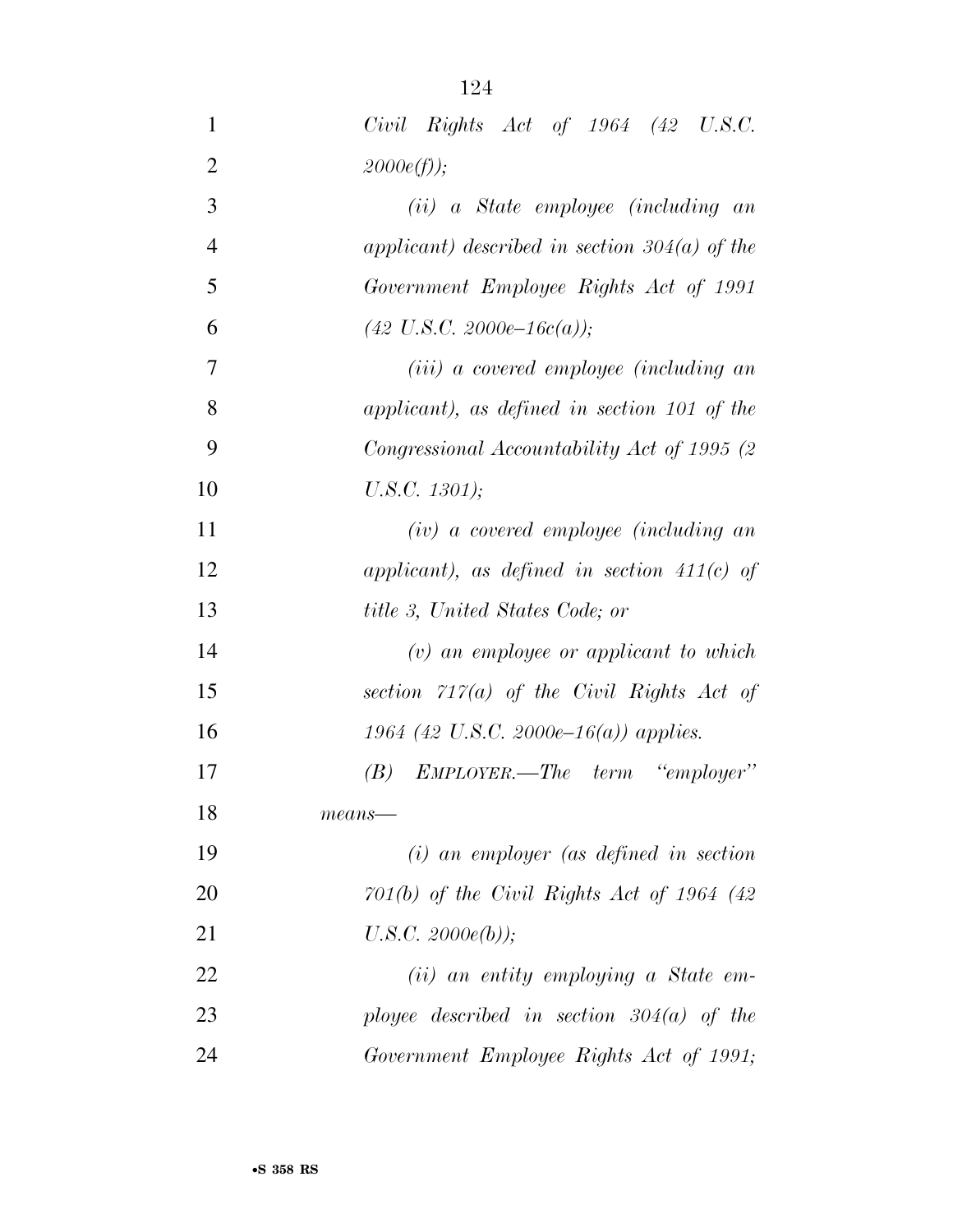*Civil Rights Act of 1964 (42 U.S.C. 2000e(f));*

*(ii) a State employee (including an applicant) described in section 304(a) of the Government Employee Rights Act of 1991 (42 U.S.C. 2000e–16c(a));*

*(iii) a covered employee (including an applicant), as defined in section 101 of the Congressional Accountability Act of 1995 (2 U.S.C. 1301);*

*(iv) a covered employee (including an applicant), as defined in section 411(c) of title 3, United States Code; or*

*(v) an employee or applicant to which section 717(a) of the Civil Rights Act of 1964 (42 U.S.C. 2000e–16(a)) applies.*

*(B) EMPLOYER.—The term "employer" means—*

*(i) an employer (as defined in section 701(b) of the Civil Rights Act of 1964 (42 U.S.C. 2000e(b));*

*(ii) an entity employing a State employee described in section 304(a) of the Government Employee Rights Act of 1991;*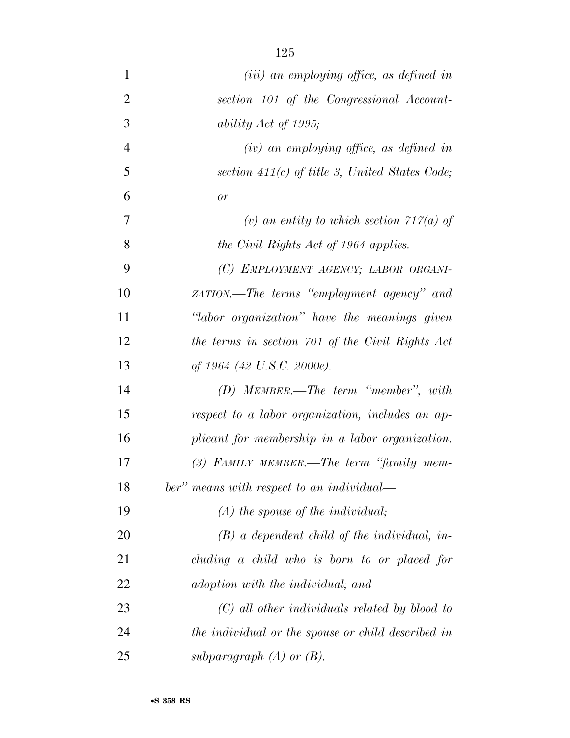*(iii) an employing office, as defined in section 101 of the Congressional Accountability Act of 1995;*

*(iv) an employing office, as defined in section 411(c) of title 3, United States Code; or*

*(v) an entity to which section 717(a) of the Civil Rights Act of 1964 applies.*

*(C) EMPLOYMENT AGENCY; LABOR ORGANIZATION.—The terms "employment agency" and "labor organization" have the meanings given the terms in section 701 of the Civil Rights Act of 1964 (42 U.S.C. 2000e).*

*(D) MEMBER.—The term "member", with respect to a labor organization, includes an applicant for membership in a labor organization.*

*(3) FAMILY MEMBER.—The term "family member" means with respect to an individual—*

*(A) the spouse of the individual;*

*(B) a dependent child of the individual, including a child who is born to or placed for adoption with the individual; and*

*(C) all other individuals related by blood to the individual or the spouse or child described in subparagraph (A) or (B).*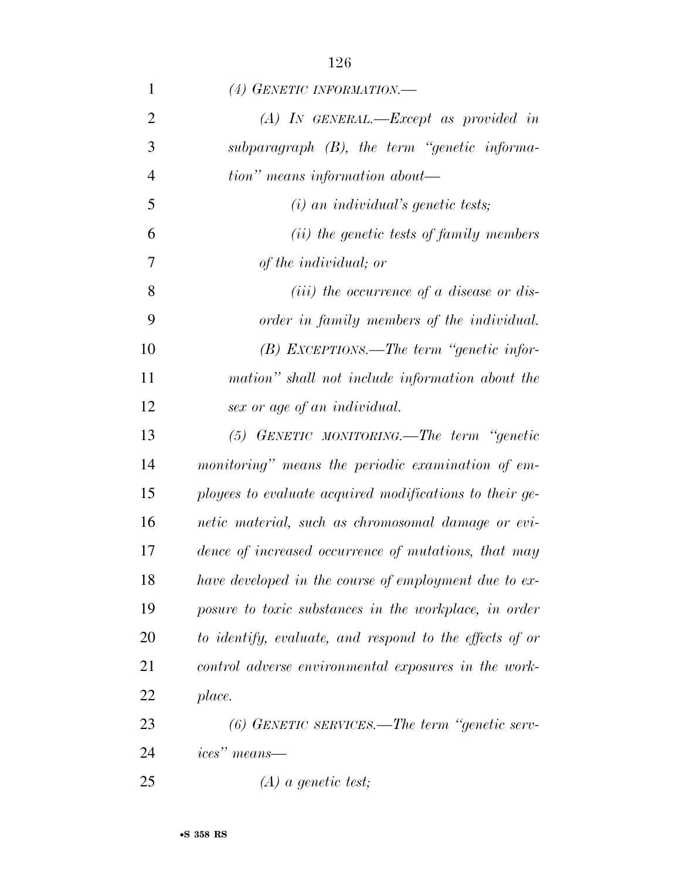*(4) GENETIC INFORMATION.—*

*(A) IN GENERAL.—Except as provided in subparagraph (B), the term "genetic information" means information about—*

*(i) an individual's genetic tests;*

*(ii) the genetic tests of family members of the individual; or*

*(iii) the occurrence of a disease or disorder in family members of the individual.*

*(B) EXCEPTIONS.—The term "genetic information" shall not include information about the sex or age of an individual.*

*(5) GENETIC MONITORING.—The term "genetic monitoring" means the periodic examination of employees to evaluate acquired modifications to their genetic material, such as chromosomal damage or evidence of increased occurrence of mutations, that may have developed in the course of employment due to exposure to toxic substances in the workplace, in order to identify, evaluate, and respond to the effects of or control adverse environmental exposures in the workplace.*

*(6) GENETIC SERVICES.—The term "genetic services" means—*

*(A) a genetic test;*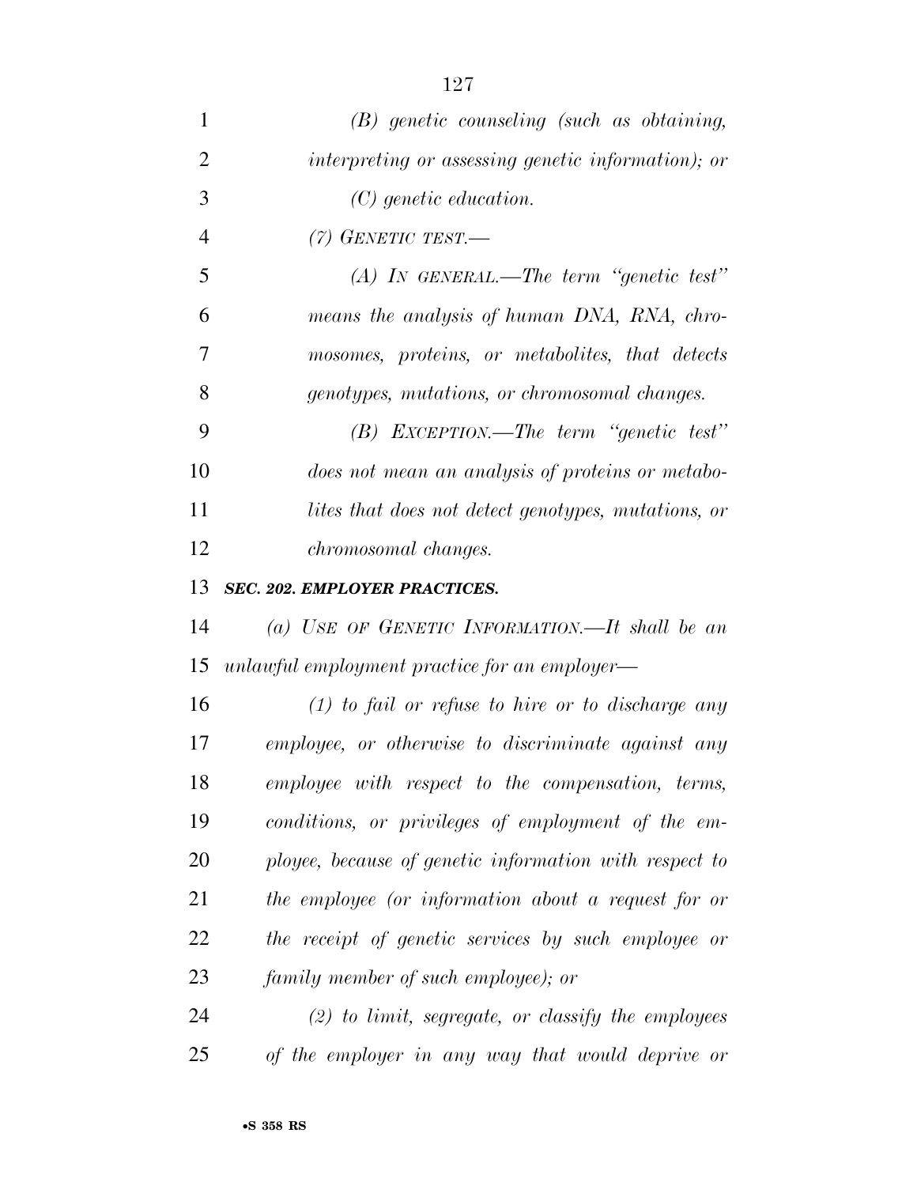*(B) genetic counseling (such as obtaining, interpreting or assessing genetic information); or*

*(C) genetic education.*

*(7) GENETIC TEST.—*

*(A) IN GENERAL.—The term "genetic test" means the analysis of human DNA, RNA, chromosomes, proteins, or metabolites, that detects genotypes, mutations, or chromosomal changes.*

*(B) EXCEPTION.—The term "genetic test" does not mean an analysis of proteins or metabolites that does not detect genotypes, mutations, or chromosomal changes.*

***SEC. 202. EMPLOYER PRACTICES.***

*(a) USE OF GENETIC INFORMATION.—It shall be an unlawful employment practice for an employer—*

*(1) to fail or refuse to hire or to discharge any employee, or otherwise to discriminate against any employee with respect to the compensation, terms, conditions, or privileges of employment of the employee, because of genetic information with respect to the employee (or information about a request for or the receipt of genetic services by such employee or family member of such employee); or*

*(2) to limit, segregate, or classify the employees of the employer in any way that would deprive or*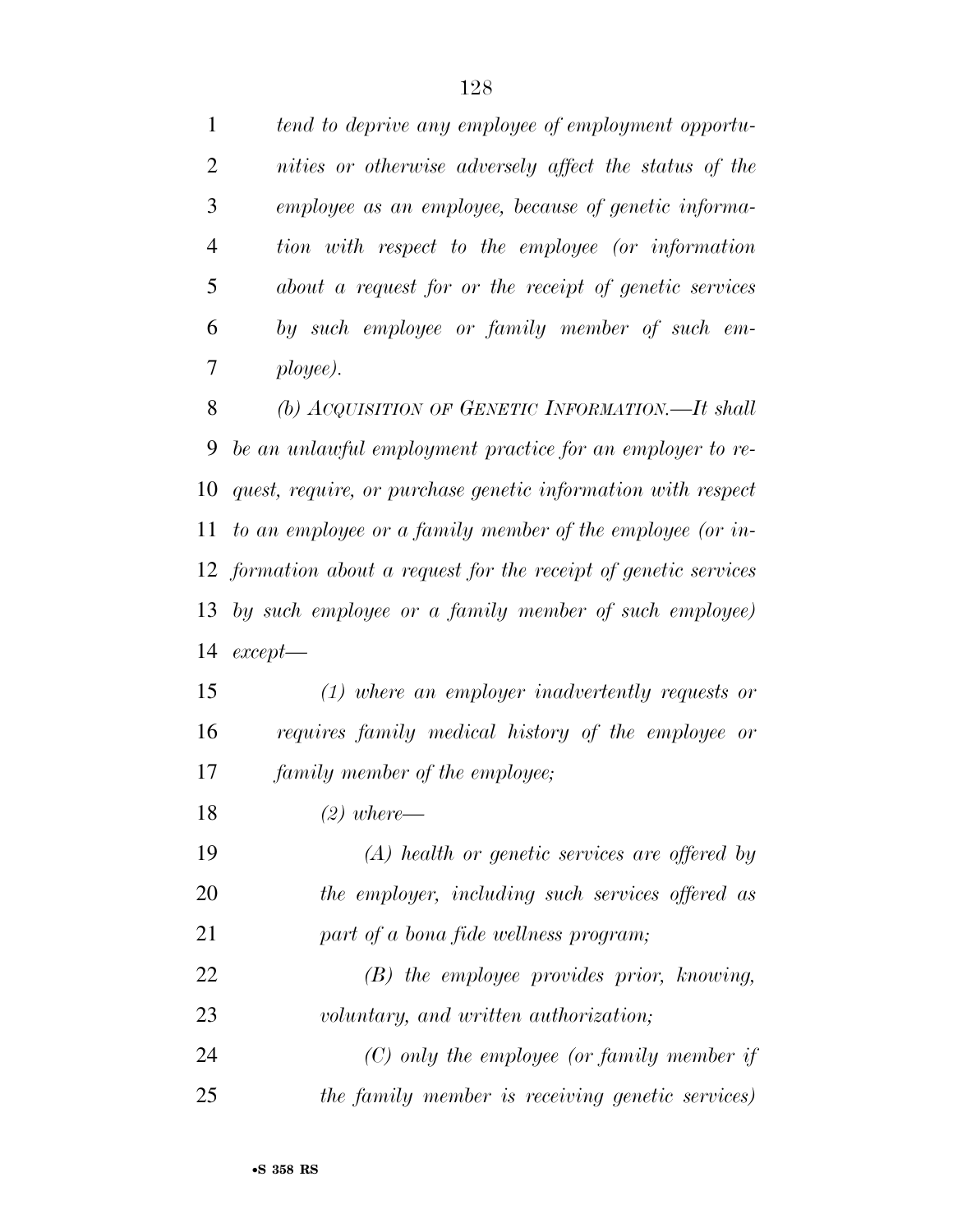*tend to deprive any employee of employment opportunities or otherwise adversely affect the status of the employee as an employee, because of genetic information with respect to the employee (or information about a request for or the receipt of genetic services by such employee or family member of such employee).*

*(b) ACQUISITION OF GENETIC INFORMATION.—It shall be an unlawful employment practice for an employer to request, require, or purchase genetic information with respect to an employee or a family member of the employee (or information about a request for the receipt of genetic services by such employee or a family member of such employee) except—*

*(1) where an employer inadvertently requests or requires family medical history of the employee or family member of the employee;*

*(2) where—*

*(A) health or genetic services are offered by the employer, including such services offered as part of a bona fide wellness program;*

*(B) the employee provides prior, knowing, voluntary, and written authorization;*

*(C) only the employee (or family member if the family member is receiving genetic services)*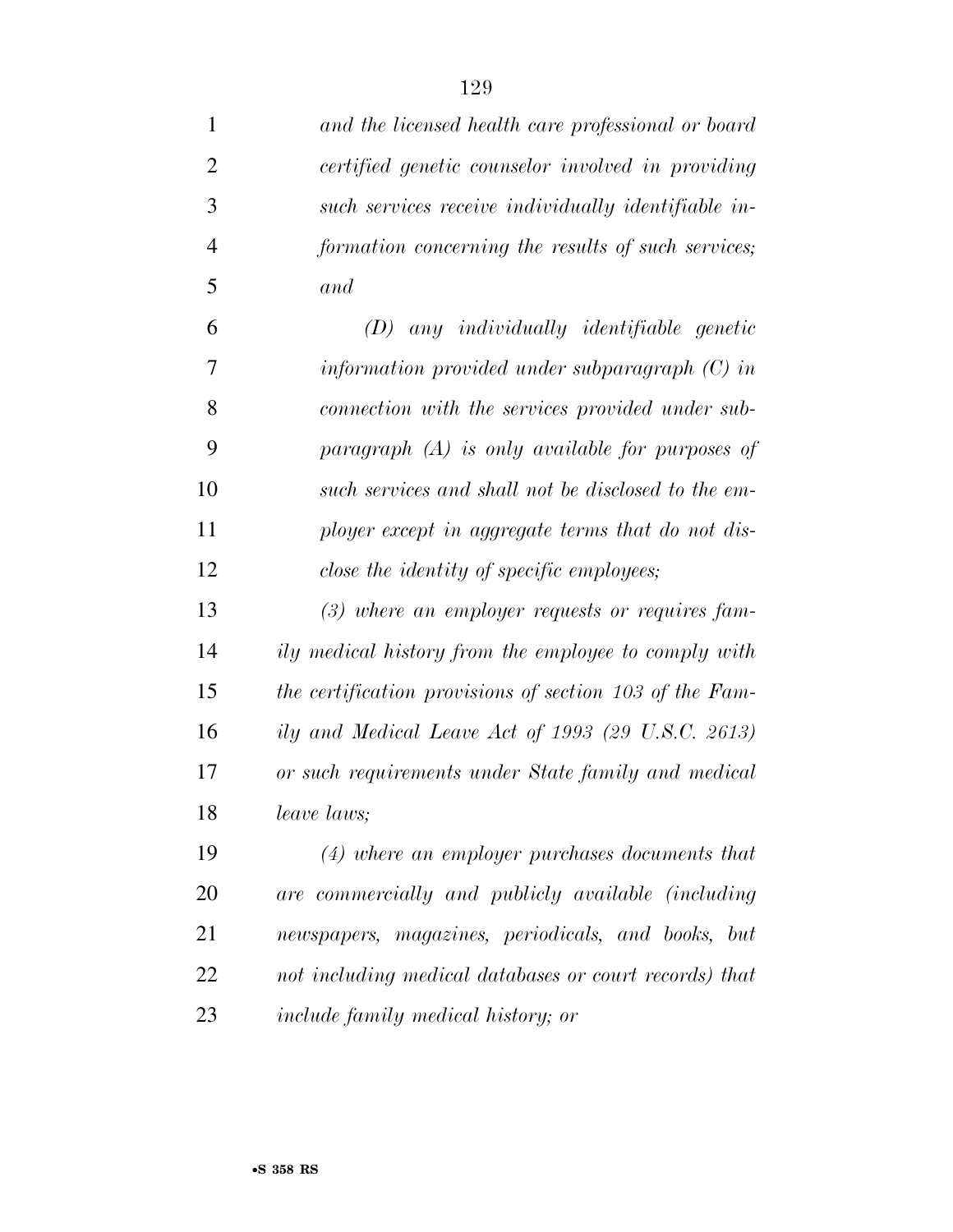*and the licensed health care professional or board certified genetic counselor involved in providing such services receive individually identifiable information concerning the results of such services; and*

*(D) any individually identifiable genetic information provided under subparagraph (C) in connection with the services provided under subparagraph (A) is only available for purposes of such services and shall not be disclosed to the employer except in aggregate terms that do not disclose the identity of specific employees;*

*(3) where an employer requests or requires family medical history from the employee to comply with the certification provisions of section 103 of the Family and Medical Leave Act of 1993 (29 U.S.C. 2613) or such requirements under State family and medical leave laws;*

*(4) where an employer purchases documents that are commercially and publicly available (including newspapers, magazines, periodicals, and books, but not including medical databases or court records) that include family medical history; or*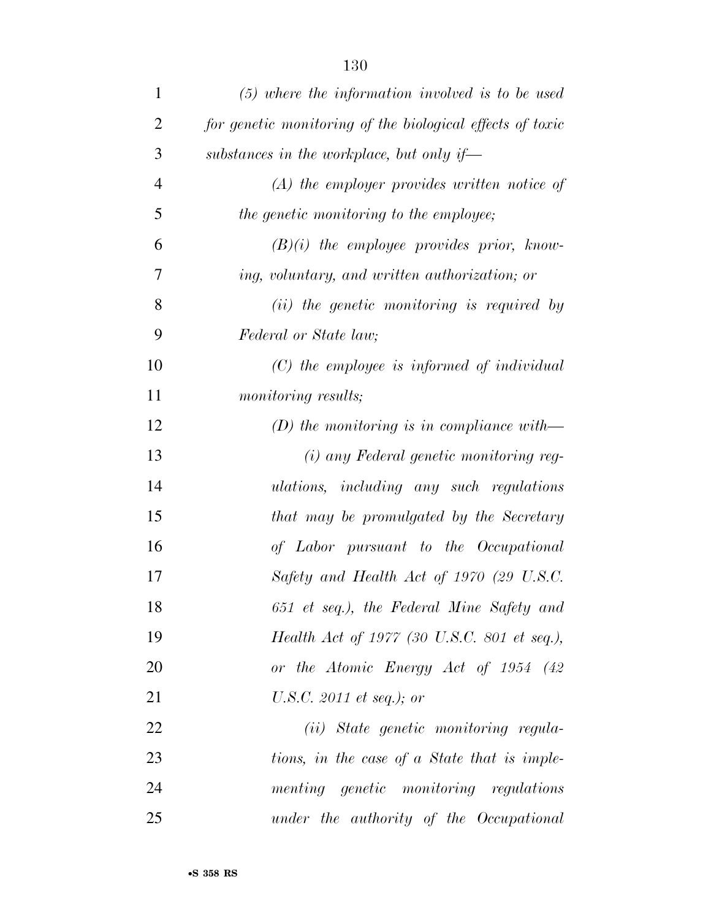*(5) where the information involved is to be used for genetic monitoring of the biological effects of toxic substances in the workplace, but only if—*

*(A) the employer provides written notice of the genetic monitoring to the employee;*

*(B)(i) the employee provides prior, knowing, voluntary, and written authorization; or*

*(ii) the genetic monitoring is required by Federal or State law;*

*(C) the employee is informed of individual monitoring results;*

*(D) the monitoring is in compliance with—*

*(i) any Federal genetic monitoring regulations, including any such regulations that may be promulgated by the Secretary of Labor pursuant to the Occupational Safety and Health Act of 1970 (29 U.S.C. 651 et seq.), the Federal Mine Safety and Health Act of 1977 (30 U.S.C. 801 et seq.), or the Atomic Energy Act of 1954 (42 U.S.C. 2011 et seq.); or*

*(ii) State genetic monitoring regulations, in the case of a State that is implementing genetic monitoring regulations under the authority of the Occupational*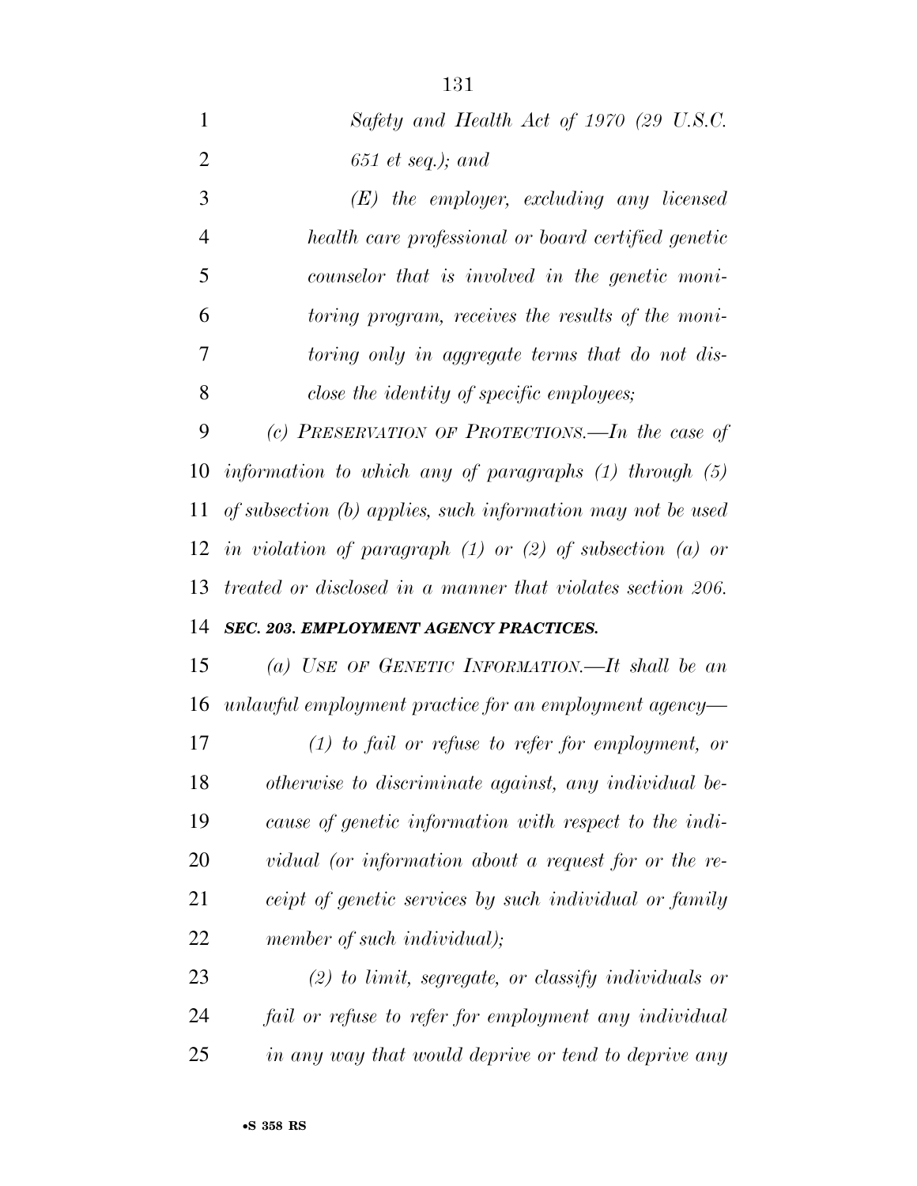*Safety and Health Act of 1970 (29 U.S.C. 651 et seq.); and*

*(E) the employer, excluding any licensed health care professional or board certified genetic counselor that is involved in the genetic monitoring program, receives the results of the monitoring only in aggregate terms that do not disclose the identity of specific employees;*

*(c) PRESERVATION OF PROTECTIONS.—In the case of information to which any of paragraphs (1) through (5) of subsection (b) applies, such information may not be used in violation of paragraph (1) or (2) of subsection (a) or treated or disclosed in a manner that violates section 206.*

***SEC. 203. EMPLOYMENT AGENCY PRACTICES.***

*(a) USE OF GENETIC INFORMATION.—It shall be an unlawful employment practice for an employment agency—*

*(1) to fail or refuse to refer for employment, or otherwise to discriminate against, any individual because of genetic information with respect to the individual (or information about a request for or the receipt of genetic services by such individual or family member of such individual);*

*(2) to limit, segregate, or classify individuals or fail or refuse to refer for employment any individual in any way that would deprive or tend to deprive any*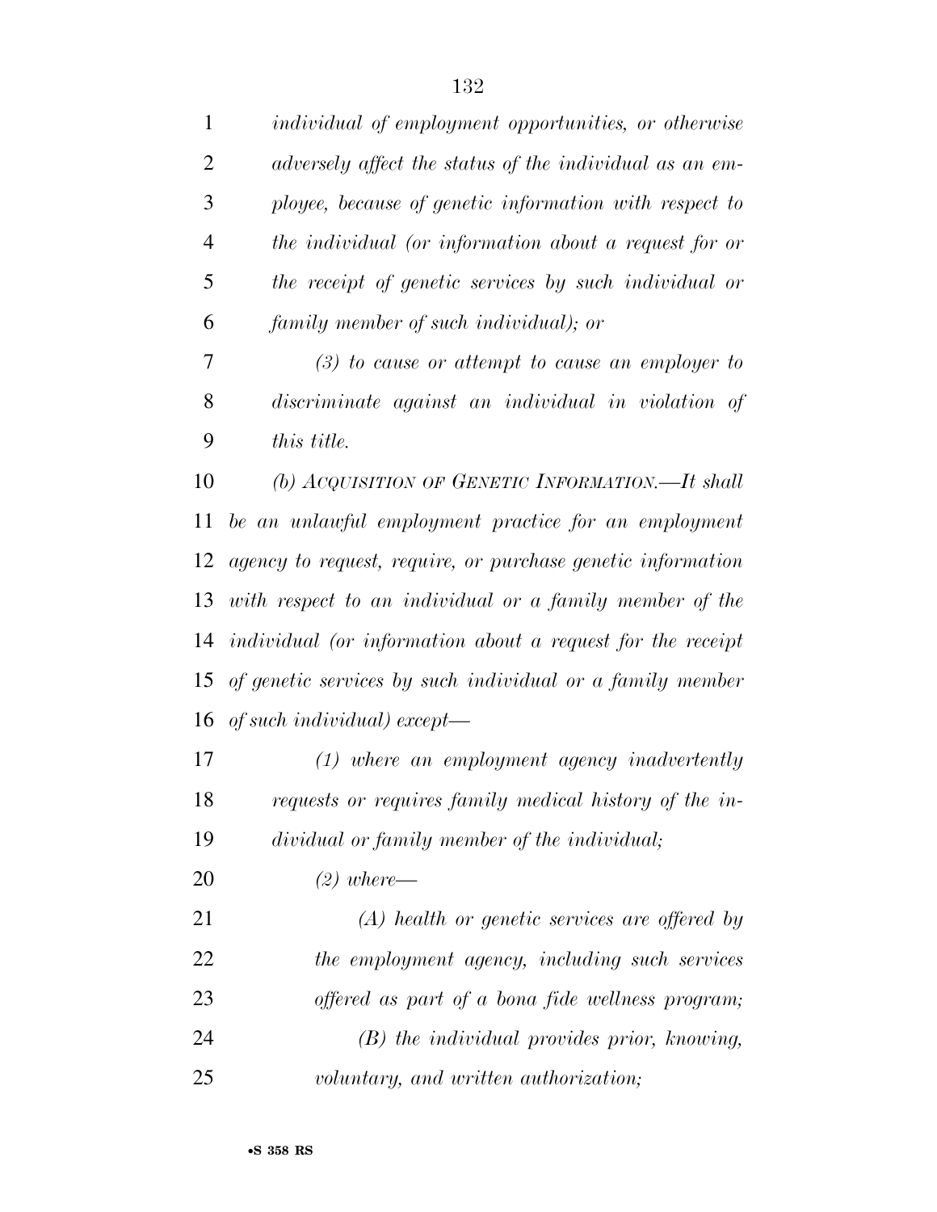*individual of employment opportunities, or otherwise adversely affect the status of the individual as an employee, because of genetic information with respect to the individual (or information about a request for or the receipt of genetic services by such individual or family member of such individual); or*

*(3) to cause or attempt to cause an employer to discriminate against an individual in violation of this title.*

*(b) ACQUISITION OF GENETIC INFORMATION.—It shall be an unlawful employment practice for an employment agency to request, require, or purchase genetic information with respect to an individual or a family member of the individual (or information about a request for the receipt of genetic services by such individual or a family member of such individual) except—*

*(1) where an employment agency inadvertently requests or requires family medical history of the individual or family member of the individual;*

*(2) where—*

*(A) health or genetic services are offered by the employment agency, including such services offered as part of a bona fide wellness program;*

*(B) the individual provides prior, knowing, voluntary, and written authorization;*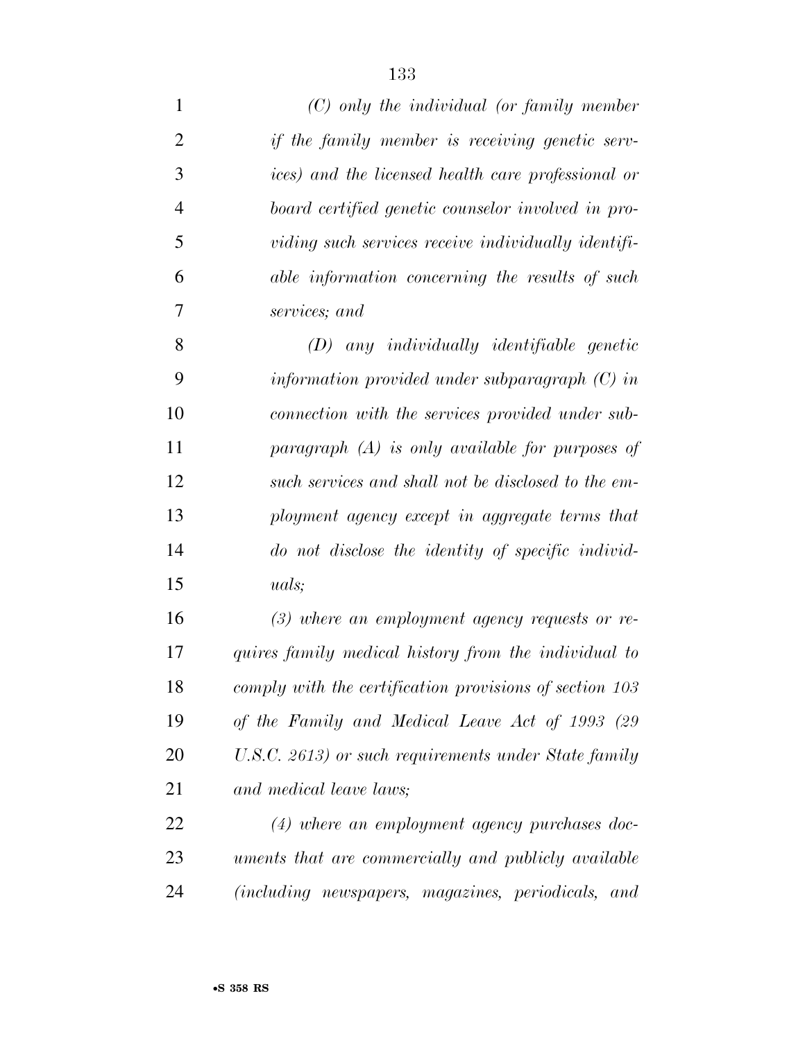*(C) only the individual (or family member if the family member is receiving genetic services) and the licensed health care professional or board certified genetic counselor involved in providing such services receive individually identifiable information concerning the results of such services; and*

*(D) any individually identifiable genetic information provided under subparagraph (C) in connection with the services provided under subparagraph (A) is only available for purposes of such services and shall not be disclosed to the employment agency except in aggregate terms that do not disclose the identity of specific individuals;*

*(3) where an employment agency requests or requires family medical history from the individual to comply with the certification provisions of section 103 of the Family and Medical Leave Act of 1993 (29 U.S.C. 2613) or such requirements under State family and medical leave laws;*

*(4) where an employment agency purchases documents that are commercially and publicly available (including newspapers, magazines, periodicals, and*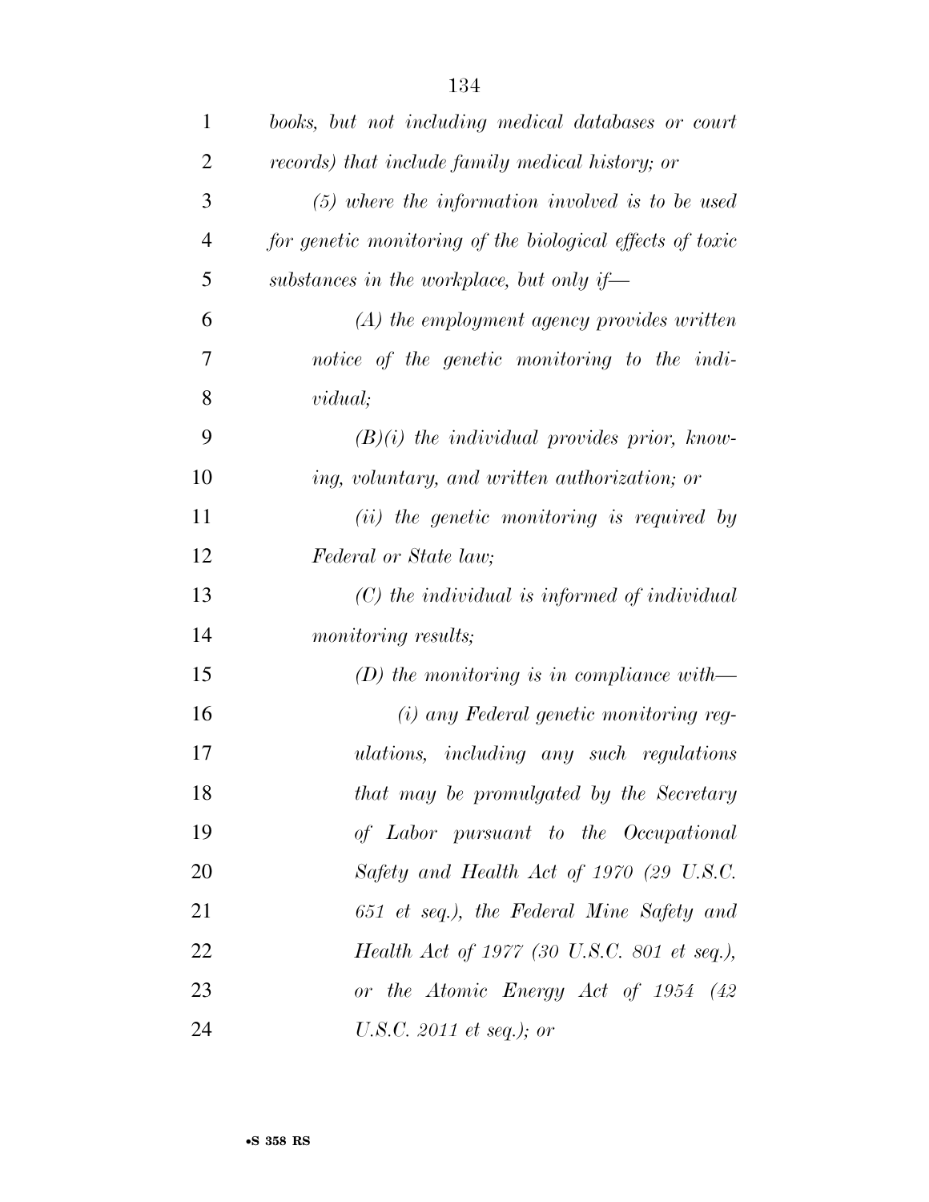*books, but not including medical databases or court records) that include family medical history; or*

*(5) where the information involved is to be used for genetic monitoring of the biological effects of toxic substances in the workplace, but only if—*

*(A) the employment agency provides written notice of the genetic monitoring to the individual;*

*(B)(i) the individual provides prior, knowing, voluntary, and written authorization; or*

*(ii) the genetic monitoring is required by Federal or State law;*

*(C) the individual is informed of individual monitoring results;*

*(D) the monitoring is in compliance with—*

*(i) any Federal genetic monitoring regulations, including any such regulations that may be promulgated by the Secretary of Labor pursuant to the Occupational Safety and Health Act of 1970 (29 U.S.C. 651 et seq.), the Federal Mine Safety and Health Act of 1977 (30 U.S.C. 801 et seq.), or the Atomic Energy Act of 1954 (42 U.S.C. 2011 et seq.); or*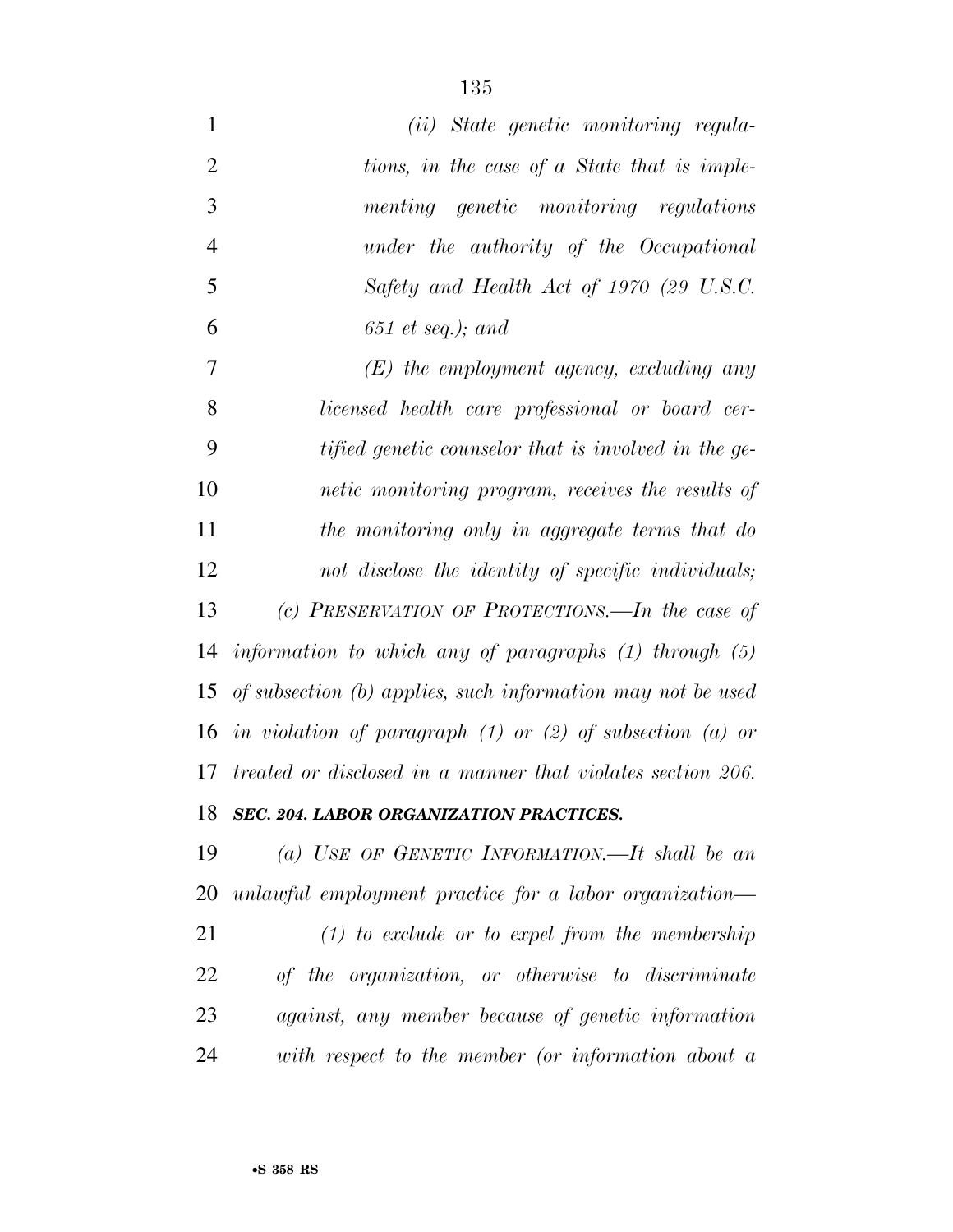*(ii) State genetic monitoring regulations, in the case of a State that is implementing genetic monitoring regulations under the authority of the Occupational Safety and Health Act of 1970 (29 U.S.C. 651 et seq.); and*

*(E) the employment agency, excluding any licensed health care professional or board certified genetic counselor that is involved in the genetic monitoring program, receives the results of the monitoring only in aggregate terms that do not disclose the identity of specific individuals;*

*(c) PRESERVATION OF PROTECTIONS.—In the case of information to which any of paragraphs (1) through (5) of subsection (b) applies, such information may not be used in violation of paragraph (1) or (2) of subsection (a) or treated or disclosed in a manner that violates section 206.*

***SEC. 204. LABOR ORGANIZATION PRACTICES.***

*(a) USE OF GENETIC INFORMATION.—It shall be an unlawful employment practice for a labor organization—*

*(1) to exclude or to expel from the membership of the organization, or otherwise to discriminate against, any member because of genetic information with respect to the member (or information about a*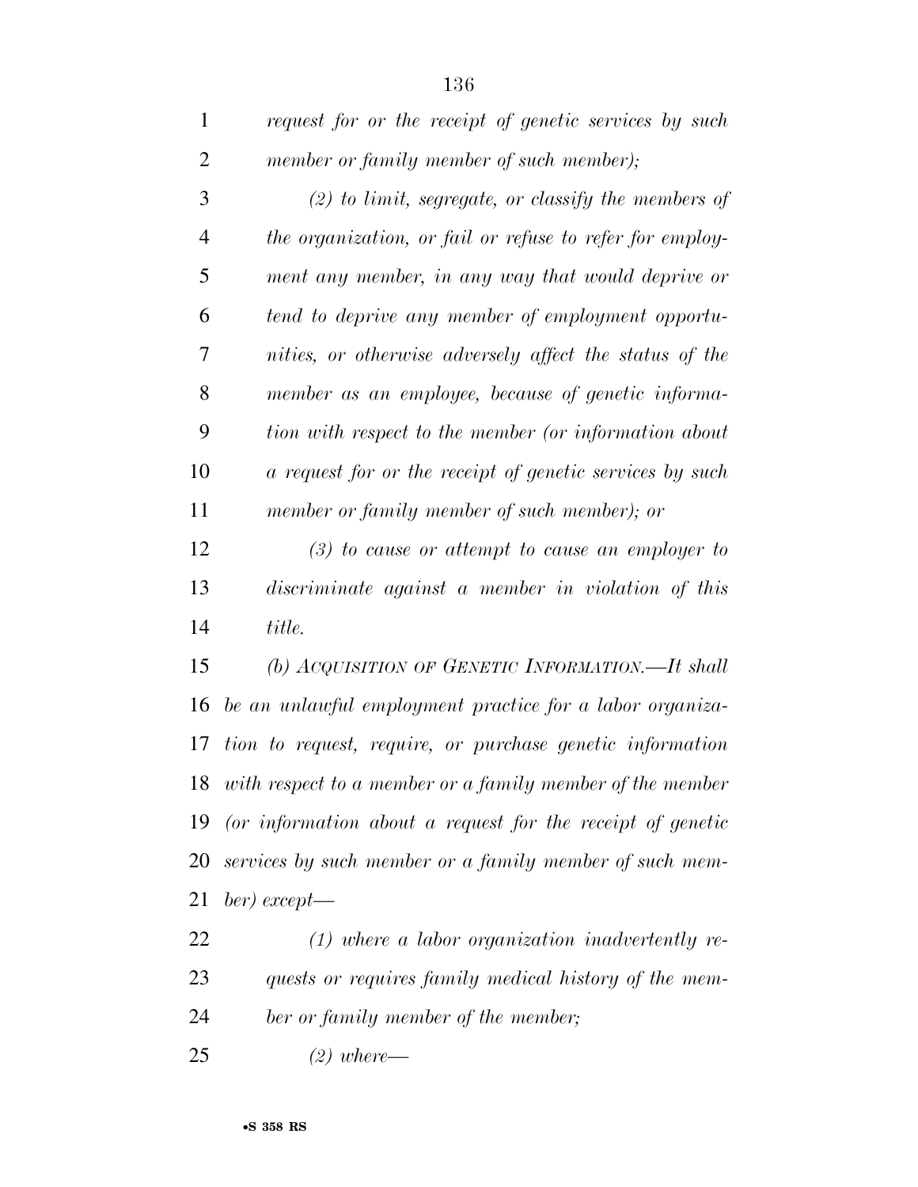*request for or the receipt of genetic services by such member or family member of such member);*

*(2) to limit, segregate, or classify the members of the organization, or fail or refuse to refer for employment any member, in any way that would deprive or tend to deprive any member of employment opportunities, or otherwise adversely affect the status of the member as an employee, because of genetic information with respect to the member (or information about a request for or the receipt of genetic services by such member or family member of such member); or*

*(3) to cause or attempt to cause an employer to discriminate against a member in violation of this title.*

*(b) ACQUISITION OF GENETIC INFORMATION.—It shall be an unlawful employment practice for a labor organization to request, require, or purchase genetic information with respect to a member or a family member of the member (or information about a request for the receipt of genetic services by such member or a family member of such member) except—*

*(1) where a labor organization inadvertently requests or requires family medical history of the member or family member of the member;*

*(2) where—*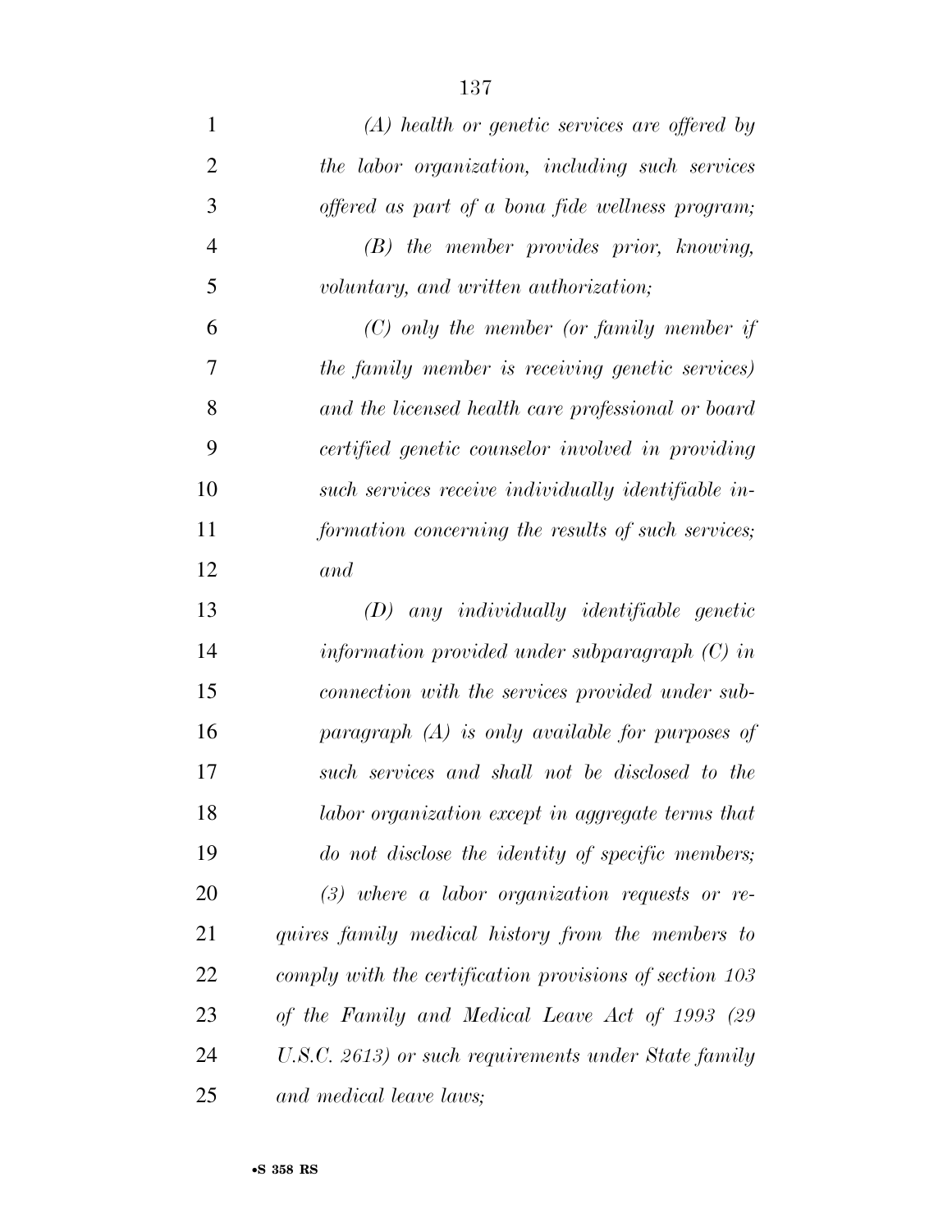*(A) health or genetic services are offered by the labor organization, including such services offered as part of a bona fide wellness program;*

*(B) the member provides prior, knowing, voluntary, and written authorization;*

*(C) only the member (or family member if the family member is receiving genetic services) and the licensed health care professional or board certified genetic counselor involved in providing such services receive individually identifiable information concerning the results of such services; and*

*(D) any individually identifiable genetic information provided under subparagraph (C) in connection with the services provided under subparagraph (A) is only available for purposes of such services and shall not be disclosed to the labor organization except in aggregate terms that do not disclose the identity of specific members;*

*(3) where a labor organization requests or requires family medical history from the members to comply with the certification provisions of section 103 of the Family and Medical Leave Act of 1993 (29 U.S.C. 2613) or such requirements under State family and medical leave laws;*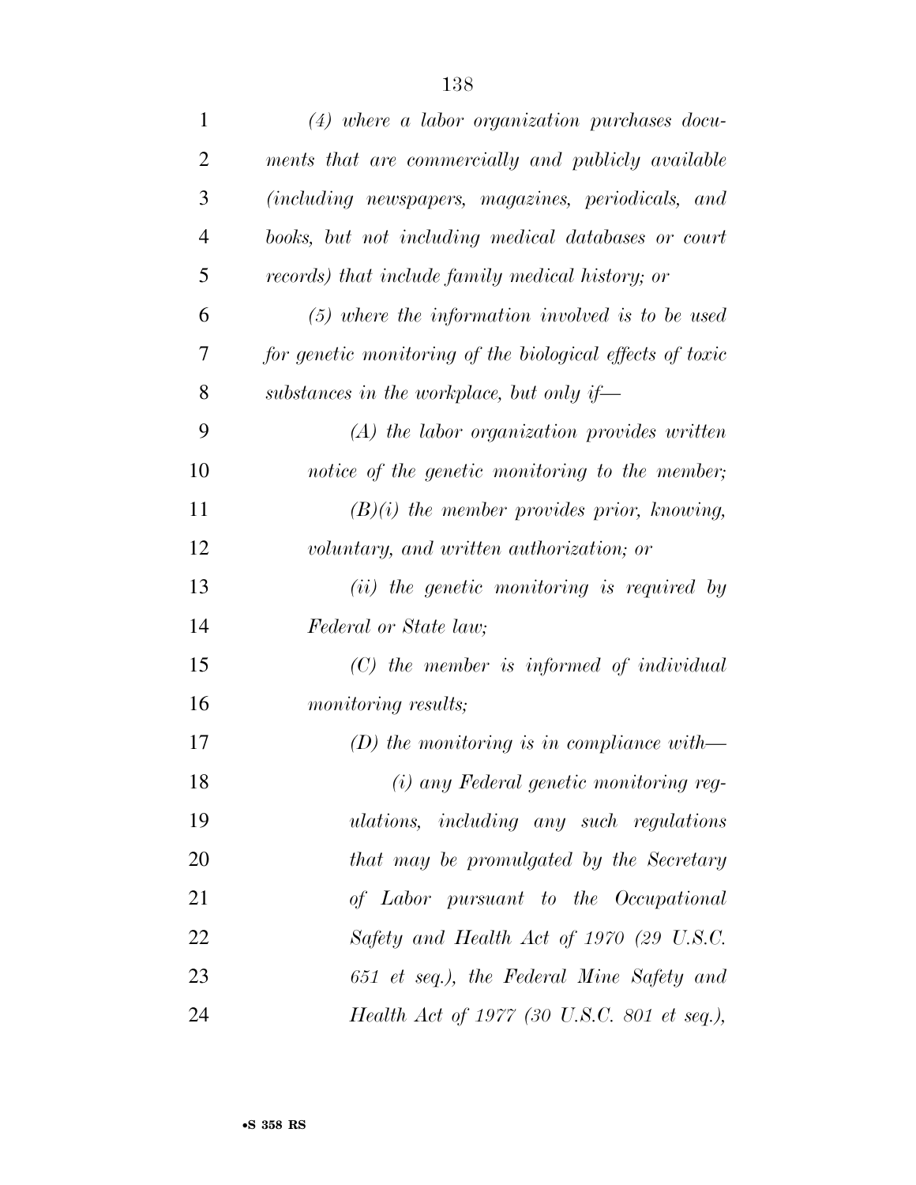*(4) where a labor organization purchases documents that are commercially and publicly available (including newspapers, magazines, periodicals, and books, but not including medical databases or court records) that include family medical history; or*

*(5) where the information involved is to be used for genetic monitoring of the biological effects of toxic substances in the workplace, but only if—*

*(A) the labor organization provides written notice of the genetic monitoring to the member;*

*(B)(i) the member provides prior, knowing, voluntary, and written authorization; or*

*(ii) the genetic monitoring is required by Federal or State law;*

*(C) the member is informed of individual monitoring results;*

*(D) the monitoring is in compliance with—*

*(i) any Federal genetic monitoring regulations, including any such regulations that may be promulgated by the Secretary of Labor pursuant to the Occupational Safety and Health Act of 1970 (29 U.S.C. 651 et seq.), the Federal Mine Safety and Health Act of 1977 (30 U.S.C. 801 et seq.),*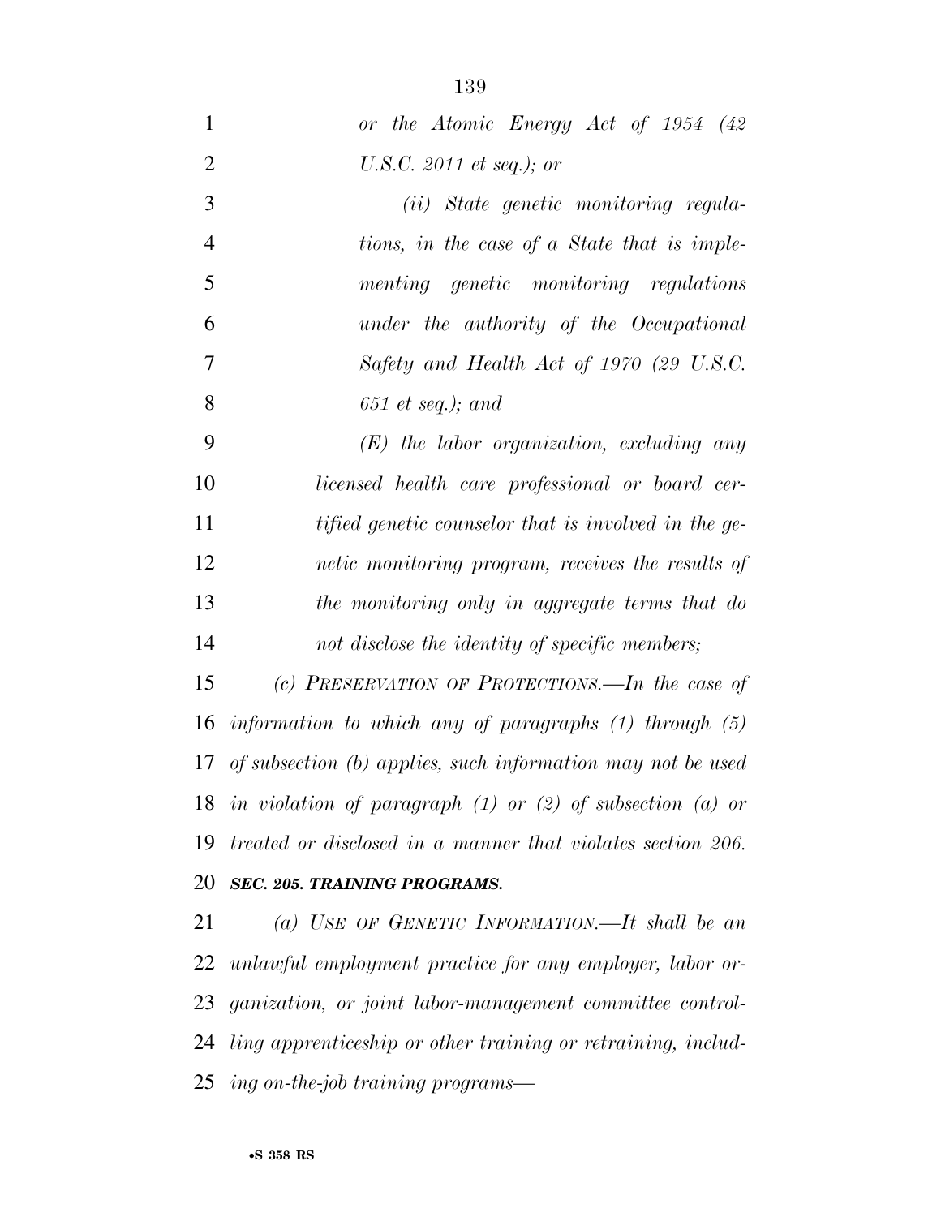*or the Atomic Energy Act of 1954 (42 U.S.C. 2011 et seq.); or*

*(ii) State genetic monitoring regulations, in the case of a State that is implementing genetic monitoring regulations under the authority of the Occupational Safety and Health Act of 1970 (29 U.S.C. 651 et seq.); and*

*(E) the labor organization, excluding any licensed health care professional or board certified genetic counselor that is involved in the genetic monitoring program, receives the results of the monitoring only in aggregate terms that do not disclose the identity of specific members;*

*(c) PRESERVATION OF PROTECTIONS.—In the case of information to which any of paragraphs (1) through (5) of subsection (b) applies, such information may not be used in violation of paragraph (1) or (2) of subsection (a) or treated or disclosed in a manner that violates section 206.*

***SEC. 205. TRAINING PROGRAMS.***

*(a) USE OF GENETIC INFORMATION.—It shall be an unlawful employment practice for any employer, labor organization, or joint labor-management committee controlling apprenticeship or other training or retraining, including on-the-job training programs—*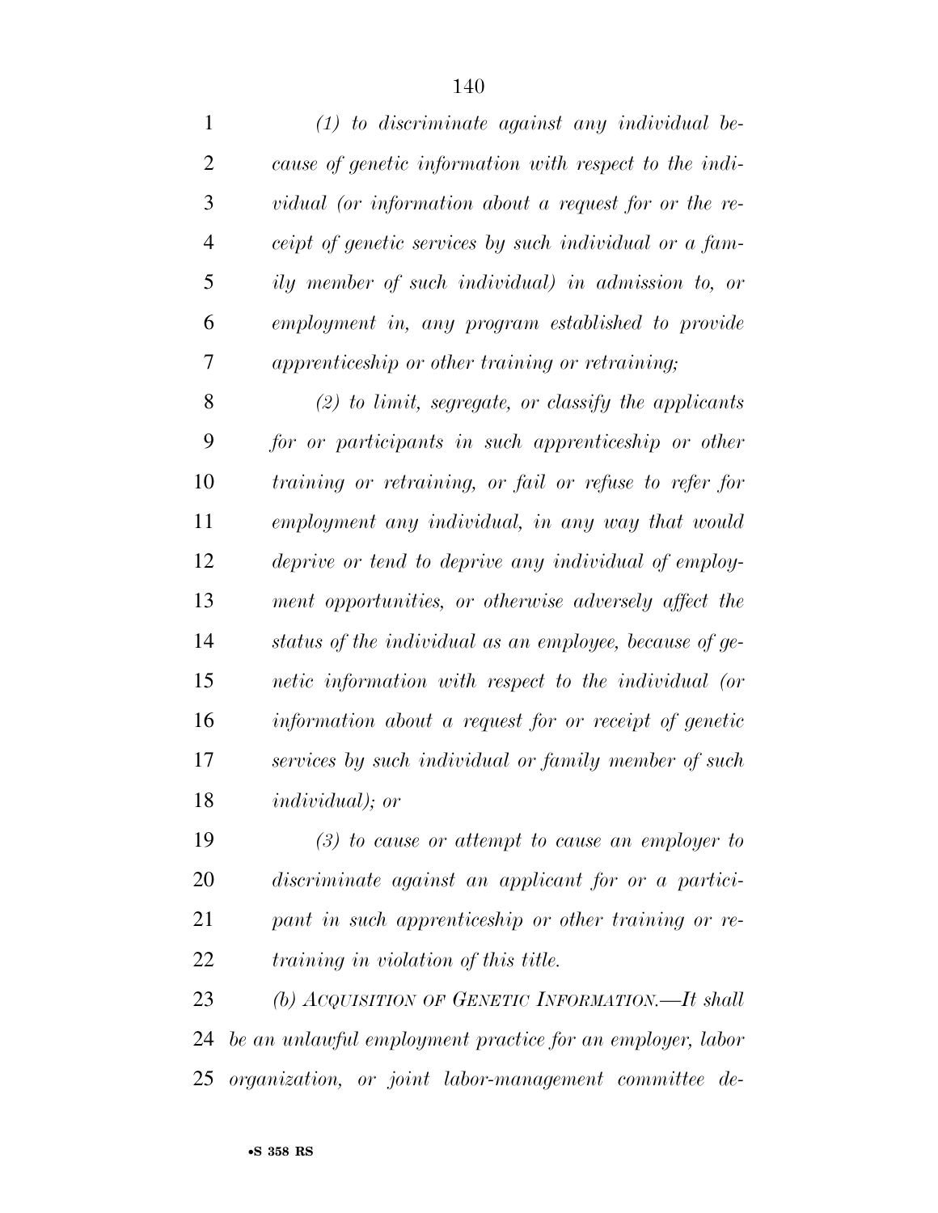*(1) to discriminate against any individual because of genetic information with respect to the individual (or information about a request for or the receipt of genetic services by such individual or a family member of such individual) in admission to, or employment in, any program established to provide apprenticeship or other training or retraining;*

*(2) to limit, segregate, or classify the applicants for or participants in such apprenticeship or other training or retraining, or fail or refuse to refer for employment any individual, in any way that would deprive or tend to deprive any individual of employment opportunities, or otherwise adversely affect the status of the individual as an employee, because of genetic information with respect to the individual (or information about a request for or receipt of genetic services by such individual or family member of such individual); or*

*(3) to cause or attempt to cause an employer to discriminate against an applicant for or a participant in such apprenticeship or other training or retraining in violation of this title.*

*(b) ACQUISITION OF GENETIC INFORMATION.—It shall be an unlawful employment practice for an employer, labor organization, or joint labor-management committee de-*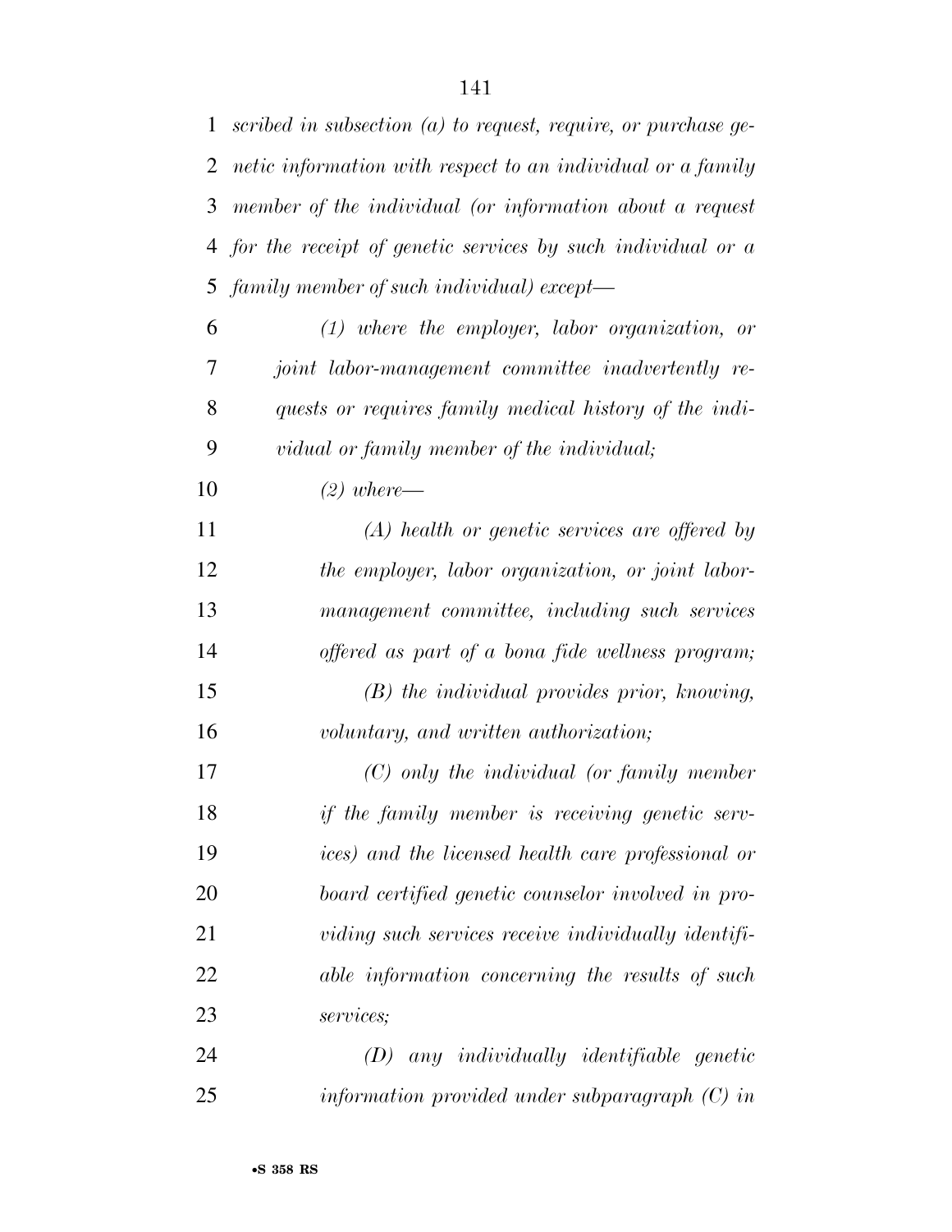*scribed in subsection (a) to request, require, or purchase genetic information with respect to an individual or a family member of the individual (or information about a request for the receipt of genetic services by such individual or a family member of such individual) except—*

*(1) where the employer, labor organization, or joint labor-management committee inadvertently requests or requires family medical history of the individual or family member of the individual;*

*(2) where—*

*(A) health or genetic services are offered by the employer, labor organization, or joint labor-management committee, including such services offered as part of a bona fide wellness program;*

*(B) the individual provides prior, knowing, voluntary, and written authorization;*

*(C) only the individual (or family member if the family member is receiving genetic services) and the licensed health care professional or board certified genetic counselor involved in providing such services receive individually identifiable information concerning the results of such services;*

*(D) any individually identifiable genetic information provided under subparagraph (C) in*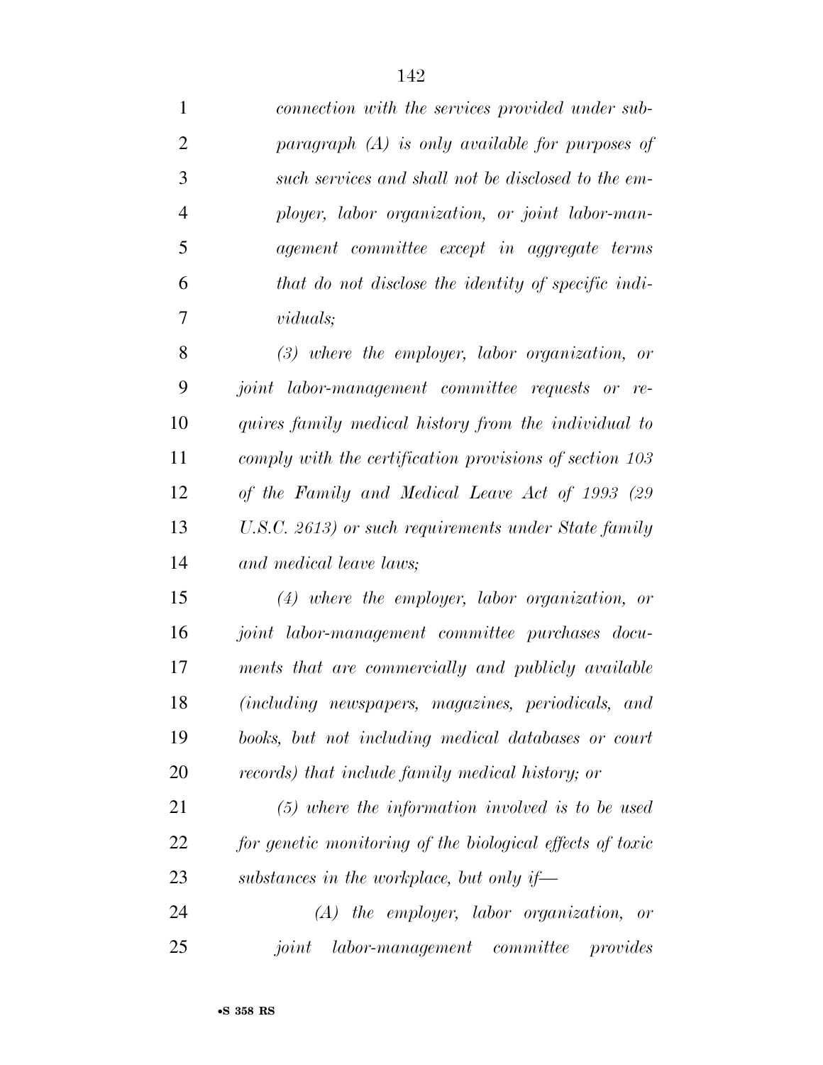*connection with the services provided under subparagraph (A) is only available for purposes of such services and shall not be disclosed to the employer, labor organization, or joint labor-management committee except in aggregate terms that do not disclose the identity of specific individuals;*

*(3) where the employer, labor organization, or joint labor-management committee requests or requires family medical history from the individual to comply with the certification provisions of section 103 of the Family and Medical Leave Act of 1993 (29 U.S.C. 2613) or such requirements under State family and medical leave laws;*

*(4) where the employer, labor organization, or joint labor-management committee purchases documents that are commercially and publicly available (including newspapers, magazines, periodicals, and books, but not including medical databases or court records) that include family medical history; or*

*(5) where the information involved is to be used for genetic monitoring of the biological effects of toxic substances in the workplace, but only if—*

*(A) the employer, labor organization, or joint labor-management committee provides*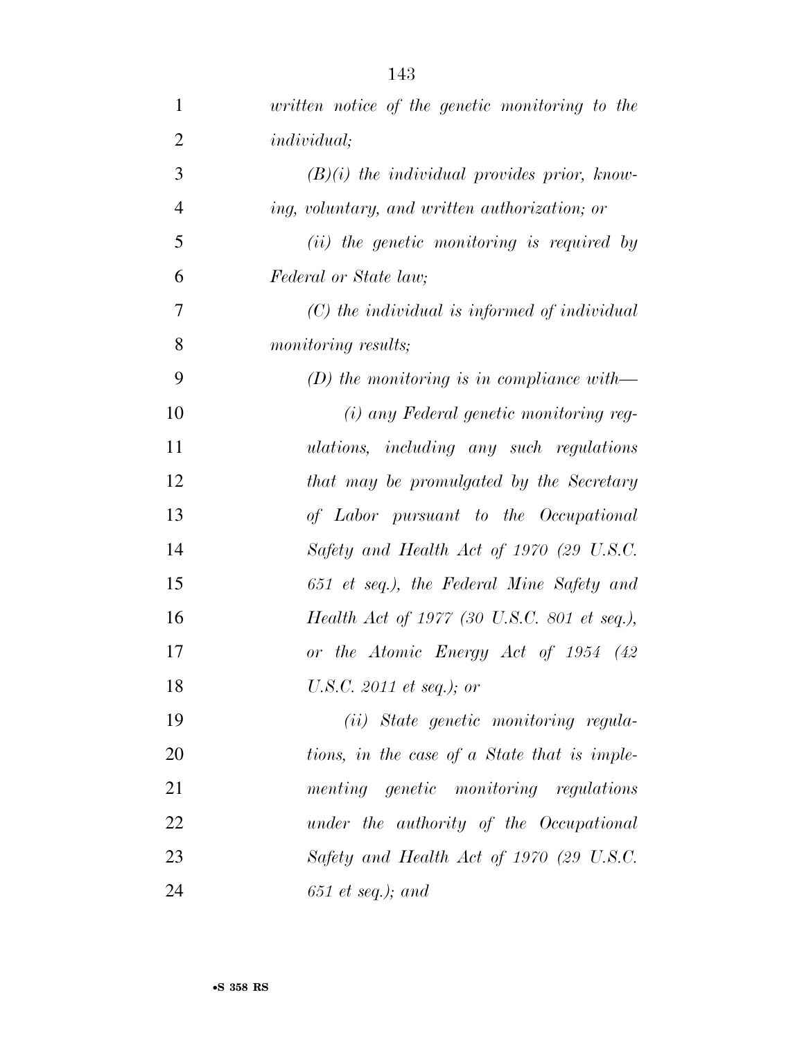*written notice of the genetic monitoring to the individual;*

*(B)(i) the individual provides prior, knowing, voluntary, and written authorization; or*

*(ii) the genetic monitoring is required by Federal or State law;*

*(C) the individual is informed of individual monitoring results;*

*(D) the monitoring is in compliance with—*

*(i) any Federal genetic monitoring regulations, including any such regulations that may be promulgated by the Secretary of Labor pursuant to the Occupational Safety and Health Act of 1970 (29 U.S.C. 651 et seq.), the Federal Mine Safety and Health Act of 1977 (30 U.S.C. 801 et seq.), or the Atomic Energy Act of 1954 (42 U.S.C. 2011 et seq.); or*

*(ii) State genetic monitoring regulations, in the case of a State that is implementing genetic monitoring regulations under the authority of the Occupational Safety and Health Act of 1970 (29 U.S.C. 651 et seq.); and*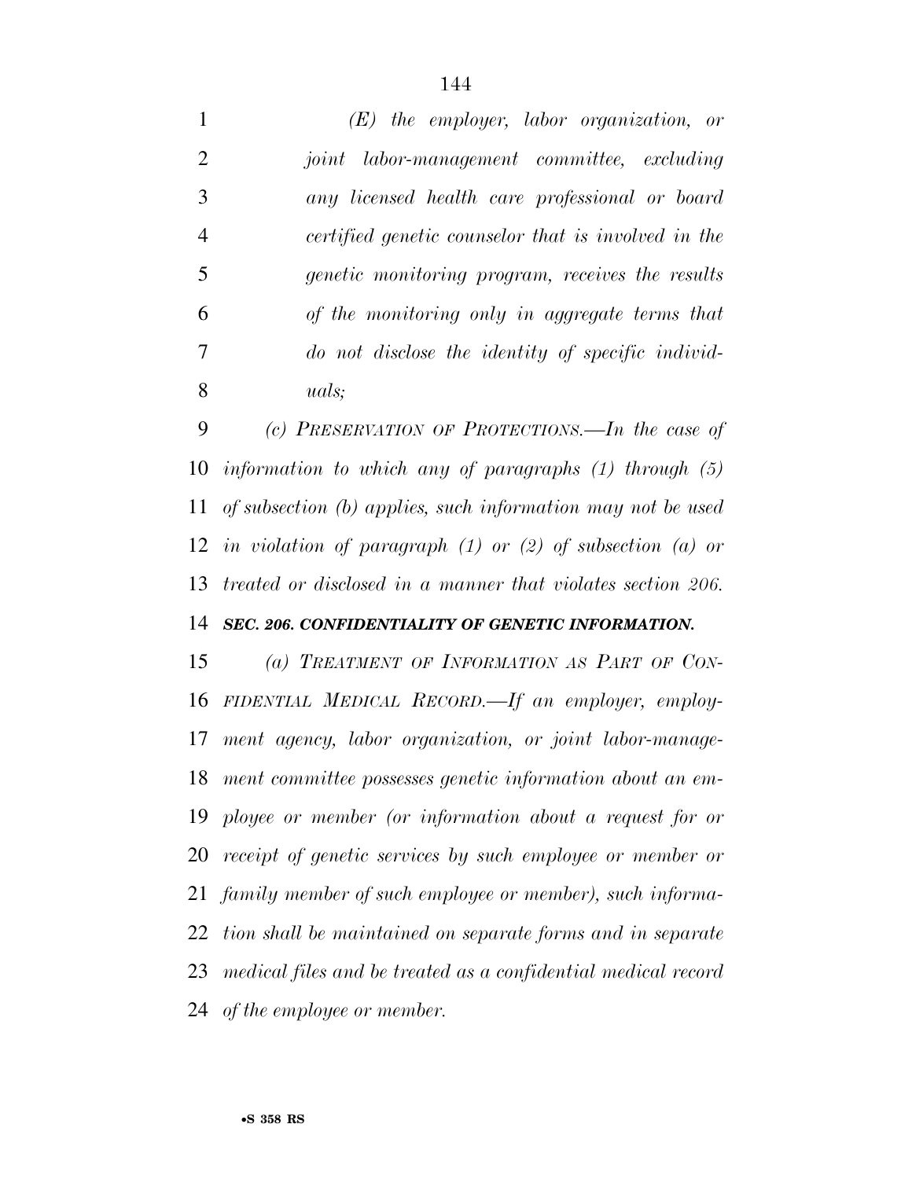*(E) the employer, labor organization, or joint labor-management committee, excluding any licensed health care professional or board certified genetic counselor that is involved in the genetic monitoring program, receives the results of the monitoring only in aggregate terms that do not disclose the identity of specific individuals;*

*(c) PRESERVATION OF PROTECTIONS.—In the case of information to which any of paragraphs (1) through (5) of subsection (b) applies, such information may not be used in violation of paragraph (1) or (2) of subsection (a) or treated or disclosed in a manner that violates section 206.*

***SEC. 206. CONFIDENTIALITY OF GENETIC INFORMATION.***

*(a) TREATMENT OF INFORMATION AS PART OF CONFIDENTIAL MEDICAL RECORD.—If an employer, employment agency, labor organization, or joint labor-management committee possesses genetic information about an employee or member (or information about a request for or receipt of genetic services by such employee or member or family member of such employee or member), such information shall be maintained on separate forms and in separate medical files and be treated as a confidential medical record of the employee or member.*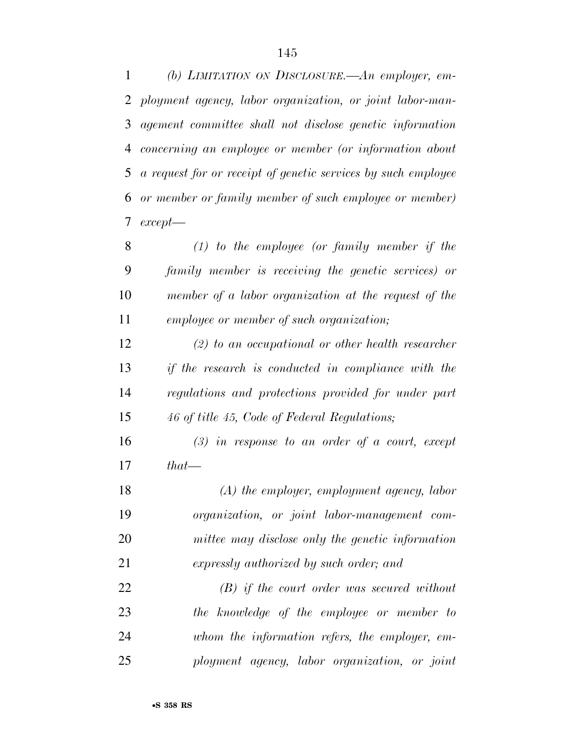*(b) LIMITATION ON DISCLOSURE.—An employer, employment agency, labor organization, or joint labor-management committee shall not disclose genetic information concerning an employee or member (or information about a request for or receipt of genetic services by such employee or member or family member of such employee or member) except—*

*(1) to the employee (or family member if the family member is receiving the genetic services) or member of a labor organization at the request of the employee or member of such organization;*

*(2) to an occupational or other health researcher if the research is conducted in compliance with the regulations and protections provided for under part 46 of title 45, Code of Federal Regulations;*

*(3) in response to an order of a court, except that—*

*(A) the employer, employment agency, labor organization, or joint labor-management committee may disclose only the genetic information expressly authorized by such order; and*

*(B) if the court order was secured without the knowledge of the employee or member to whom the information refers, the employer, employment agency, labor organization, or joint*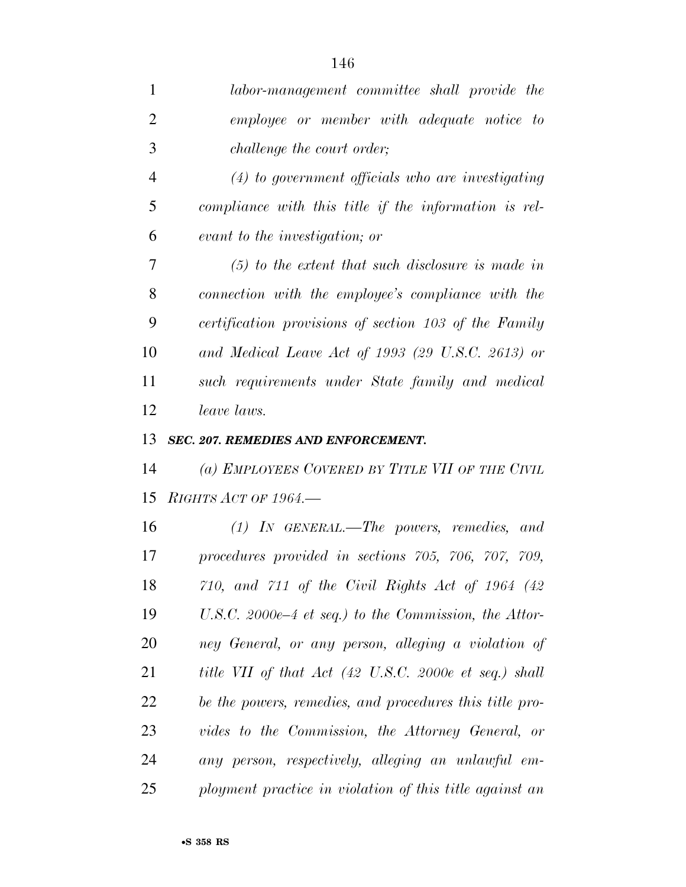*labor-management committee shall provide the employee or member with adequate notice to challenge the court order;*

*(4) to government officials who are investigating compliance with this title if the information is relevant to the investigation; or*

*(5) to the extent that such disclosure is made in connection with the employee's compliance with the certification provisions of section 103 of the Family and Medical Leave Act of 1993 (29 U.S.C. 2613) or such requirements under State family and medical leave laws.*

***SEC. 207. REMEDIES AND ENFORCEMENT.***

*(a) EMPLOYEES COVERED BY TITLE VII OF THE CIVIL RIGHTS ACT OF 1964.—*

*(1) IN GENERAL.—The powers, remedies, and procedures provided in sections 705, 706, 707, 709, 710, and 711 of the Civil Rights Act of 1964 (42 U.S.C. 2000e–4 et seq.) to the Commission, the Attorney General, or any person, alleging a violation of title VII of that Act (42 U.S.C. 2000e et seq.) shall be the powers, remedies, and procedures this title provides to the Commission, the Attorney General, or any person, respectively, alleging an unlawful employment practice in violation of this title against an*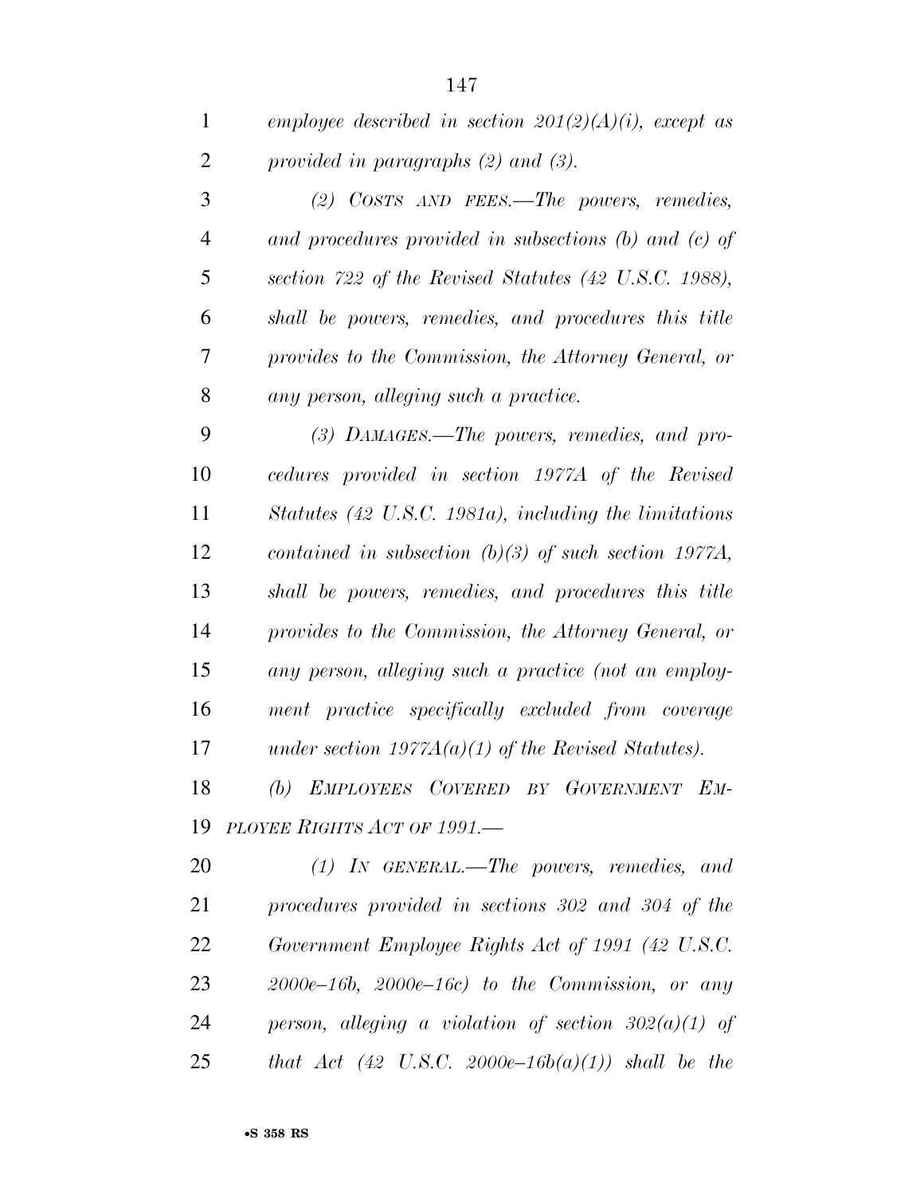*employee described in section 201(2)(A)(i), except as provided in paragraphs (2) and (3).*

*(2) COSTS AND FEES.—The powers, remedies, and procedures provided in subsections (b) and (c) of section 722 of the Revised Statutes (42 U.S.C. 1988), shall be powers, remedies, and procedures this title provides to the Commission, the Attorney General, or any person, alleging such a practice.*

*(3) DAMAGES.—The powers, remedies, and procedures provided in section 1977A of the Revised Statutes (42 U.S.C. 1981a), including the limitations contained in subsection (b)(3) of such section 1977A, shall be powers, remedies, and procedures this title provides to the Commission, the Attorney General, or any person, alleging such a practice (not an employment practice specifically excluded from coverage under section 1977A(a)(1) of the Revised Statutes).*

*(b) EMPLOYEES COVERED BY GOVERNMENT EMPLOYEE RIGHTS ACT OF 1991.—*

*(1) IN GENERAL.—The powers, remedies, and procedures provided in sections 302 and 304 of the Government Employee Rights Act of 1991 (42 U.S.C. 2000e–16b, 2000e–16c) to the Commission, or any person, alleging a violation of section 302(a)(1) of that Act (42 U.S.C. 2000e–16b(a)(1)) shall be the*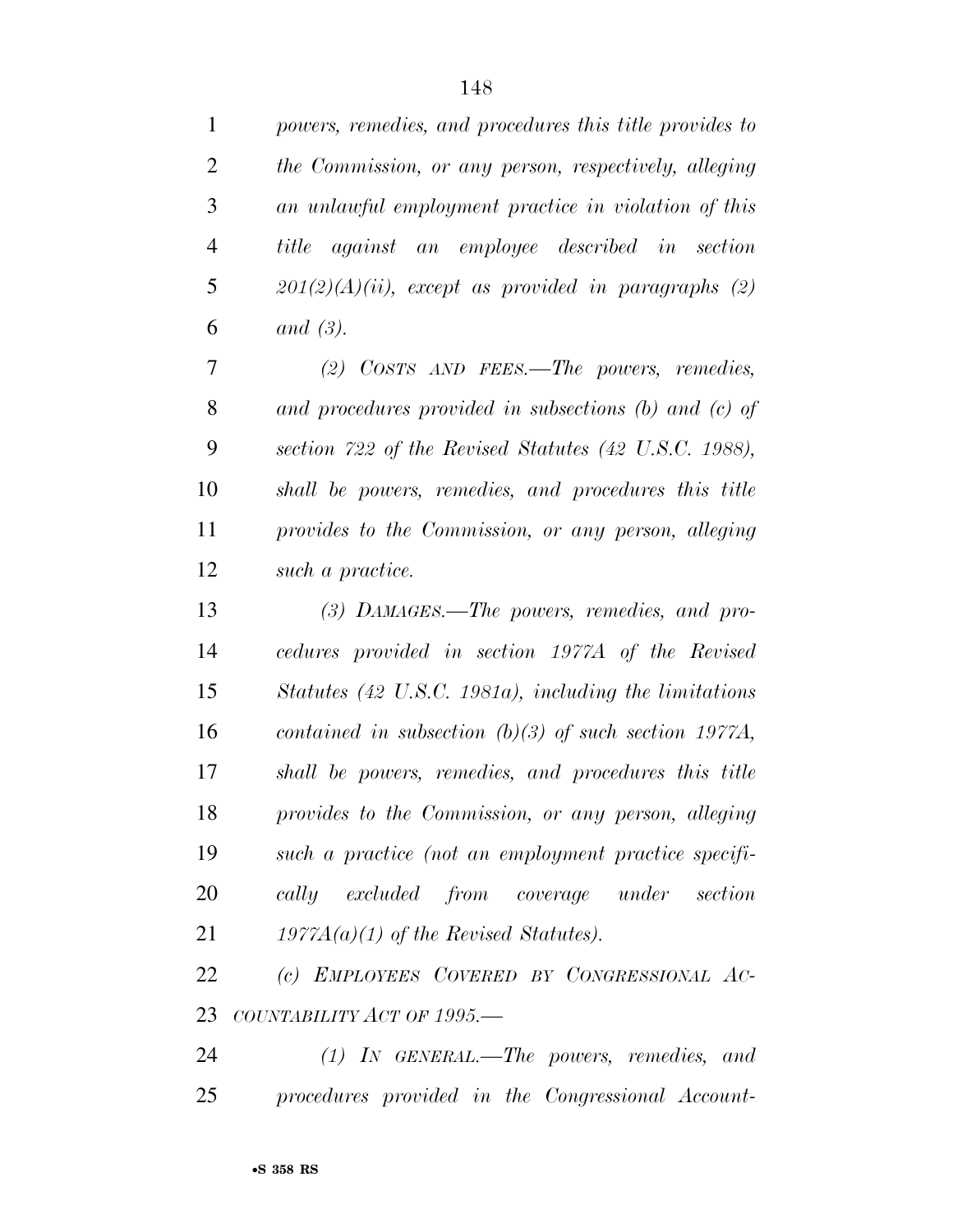*powers, remedies, and procedures this title provides to the Commission, or any person, respectively, alleging an unlawful employment practice in violation of this title against an employee described in section 201(2)(A)(ii), except as provided in paragraphs (2) and (3).*

*(2) COSTS AND FEES.—The powers, remedies, and procedures provided in subsections (b) and (c) of section 722 of the Revised Statutes (42 U.S.C. 1988), shall be powers, remedies, and procedures this title provides to the Commission, or any person, alleging such a practice.*

*(3) DAMAGES.—The powers, remedies, and procedures provided in section 1977A of the Revised Statutes (42 U.S.C. 1981a), including the limitations contained in subsection (b)(3) of such section 1977A, shall be powers, remedies, and procedures this title provides to the Commission, or any person, alleging such a practice (not an employment practice specifically excluded from coverage under section 1977A(a)(1) of the Revised Statutes).*

*(c) EMPLOYEES COVERED BY CONGRESSIONAL ACCOUNTABILITY ACT OF 1995.—*

*(1) IN GENERAL.—The powers, remedies, and procedures provided in the Congressional Account-*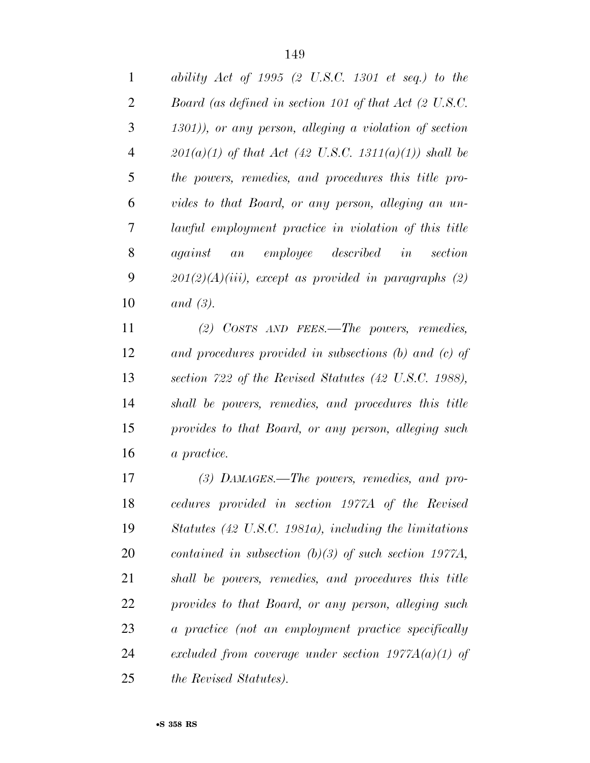*ability Act of 1995 (2 U.S.C. 1301 et seq.) to the Board (as defined in section 101 of that Act (2 U.S.C. 1301)), or any person, alleging a violation of section 201(a)(1) of that Act (42 U.S.C. 1311(a)(1)) shall be the powers, remedies, and procedures this title provides to that Board, or any person, alleging an unlawful employment practice in violation of this title against an employee described in section 201(2)(A)(iii), except as provided in paragraphs (2) and (3).*

*(2) COSTS AND FEES.—The powers, remedies, and procedures provided in subsections (b) and (c) of section 722 of the Revised Statutes (42 U.S.C. 1988), shall be powers, remedies, and procedures this title provides to that Board, or any person, alleging such a practice.*

*(3) DAMAGES.—The powers, remedies, and procedures provided in section 1977A of the Revised Statutes (42 U.S.C. 1981a), including the limitations contained in subsection (b)(3) of such section 1977A, shall be powers, remedies, and procedures this title provides to that Board, or any person, alleging such a practice (not an employment practice specifically excluded from coverage under section 1977A(a)(1) of the Revised Statutes).*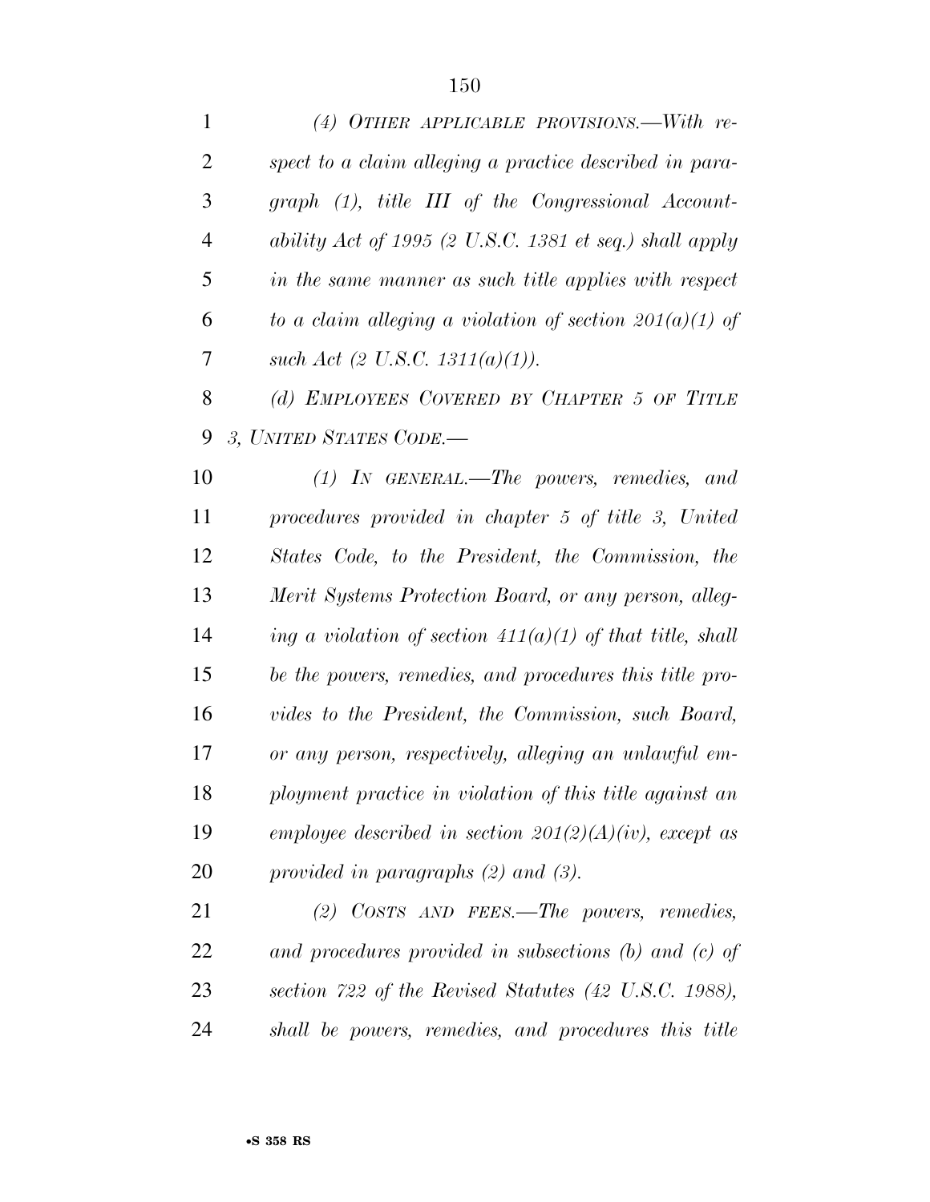*(4) OTHER APPLICABLE PROVISIONS.—With respect to a claim alleging a practice described in paragraph (1), title III of the Congressional Accountability Act of 1995 (2 U.S.C. 1381 et seq.) shall apply in the same manner as such title applies with respect to a claim alleging a violation of section 201(a)(1) of such Act (2 U.S.C. 1311(a)(1)).*

*(d) EMPLOYEES COVERED BY CHAPTER 5 OF TITLE 3, UNITED STATES CODE.—*

*(1) IN GENERAL.—The powers, remedies, and procedures provided in chapter 5 of title 3, United States Code, to the President, the Commission, the Merit Systems Protection Board, or any person, alleging a violation of section 411(a)(1) of that title, shall be the powers, remedies, and procedures this title provides to the President, the Commission, such Board, or any person, respectively, alleging an unlawful employment practice in violation of this title against an employee described in section 201(2)(A)(iv), except as provided in paragraphs (2) and (3).*

*(2) COSTS AND FEES.—The powers, remedies, and procedures provided in subsections (b) and (c) of section 722 of the Revised Statutes (42 U.S.C. 1988), shall be powers, remedies, and procedures this title*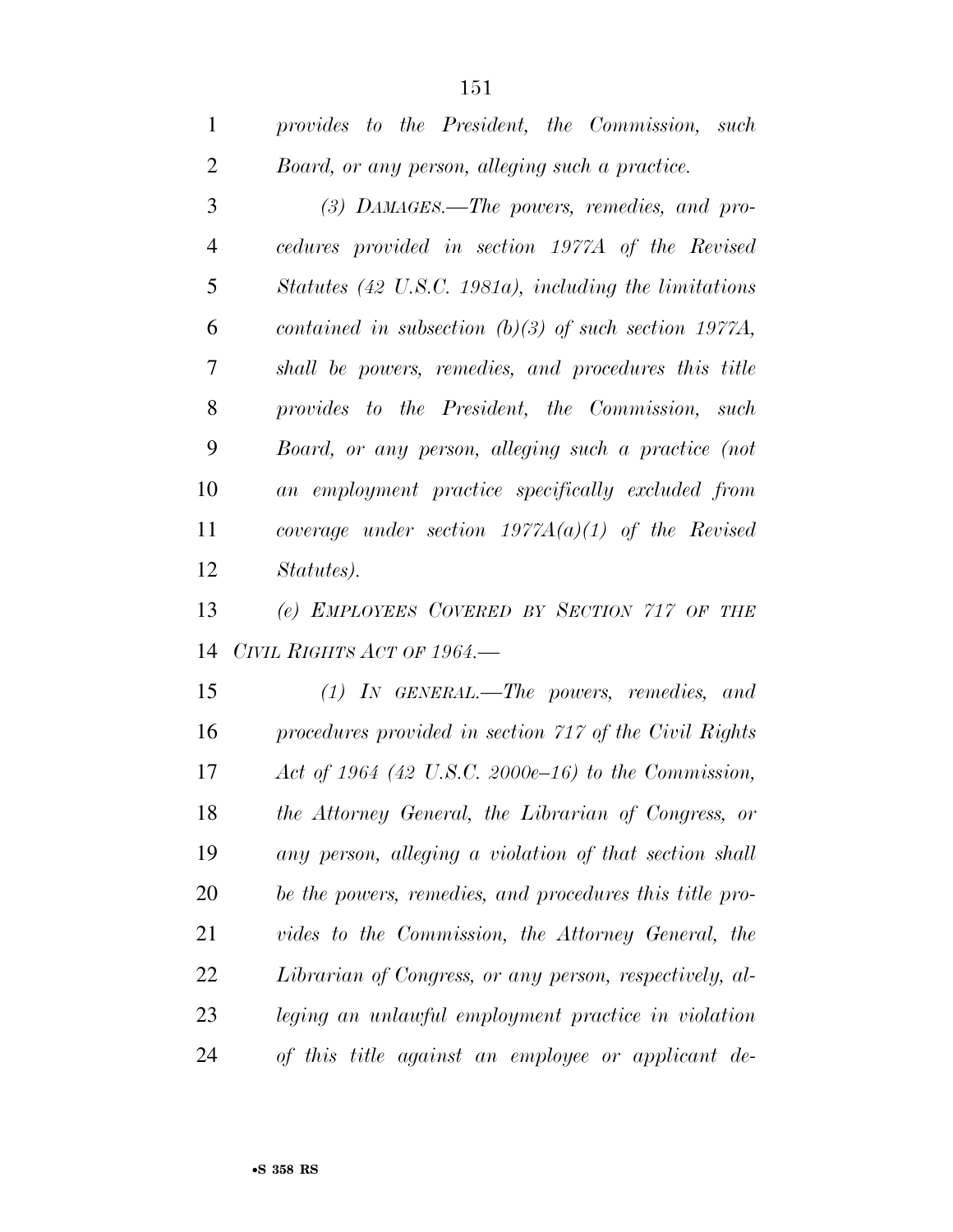*provides to the President, the Commission, such Board, or any person, alleging such a practice.*

*(3) DAMAGES.—The powers, remedies, and procedures provided in section 1977A of the Revised Statutes (42 U.S.C. 1981a), including the limitations contained in subsection (b)(3) of such section 1977A, shall be powers, remedies, and procedures this title provides to the President, the Commission, such Board, or any person, alleging such a practice (not an employment practice specifically excluded from coverage under section 1977A(a)(1) of the Revised Statutes).*

*(e) EMPLOYEES COVERED BY SECTION 717 OF THE CIVIL RIGHTS ACT OF 1964.—*

*(1) IN GENERAL.—The powers, remedies, and procedures provided in section 717 of the Civil Rights Act of 1964 (42 U.S.C. 2000e–16) to the Commission, the Attorney General, the Librarian of Congress, or any person, alleging a violation of that section shall be the powers, remedies, and procedures this title provides to the Commission, the Attorney General, the Librarian of Congress, or any person, respectively, alleging an unlawful employment practice in violation of this title against an employee or applicant de-*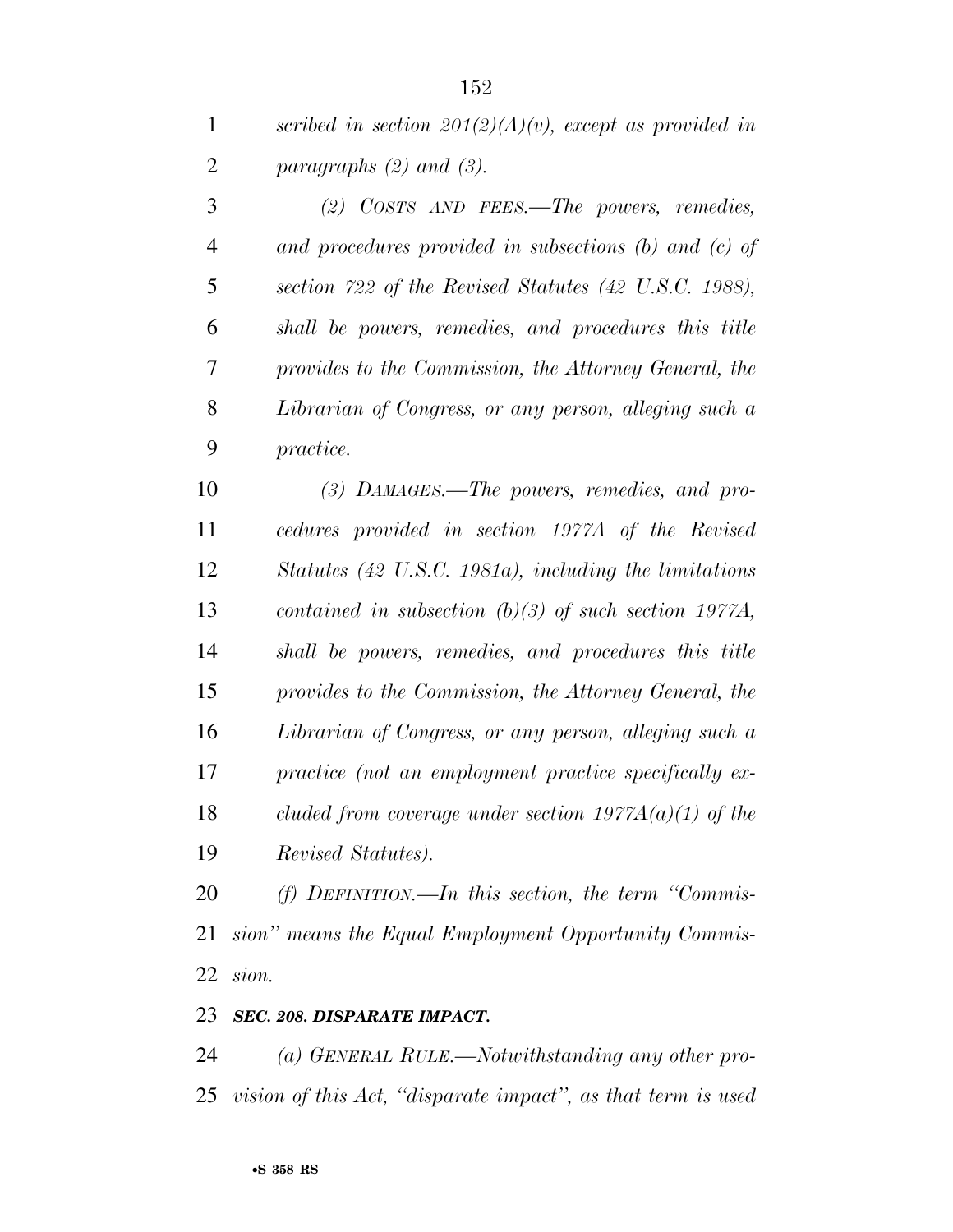*scribed in section 201(2)(A)(v), except as provided in paragraphs (2) and (3).*

*(2) COSTS AND FEES.—The powers, remedies, and procedures provided in subsections (b) and (c) of section 722 of the Revised Statutes (42 U.S.C. 1988), shall be powers, remedies, and procedures this title provides to the Commission, the Attorney General, the Librarian of Congress, or any person, alleging such a practice.*

*(3) DAMAGES.—The powers, remedies, and procedures provided in section 1977A of the Revised Statutes (42 U.S.C. 1981a), including the limitations contained in subsection (b)(3) of such section 1977A, shall be powers, remedies, and procedures this title provides to the Commission, the Attorney General, the Librarian of Congress, or any person, alleging such a practice (not an employment practice specifically excluded from coverage under section 1977A(a)(1) of the Revised Statutes).*

*(f) DEFINITION.—In this section, the term "Commission" means the Equal Employment Opportunity Commission.*

***SEC. 208. DISPARATE IMPACT.***

*(a) GENERAL RULE.—Notwithstanding any other provision of this Act, "disparate impact", as that term is used*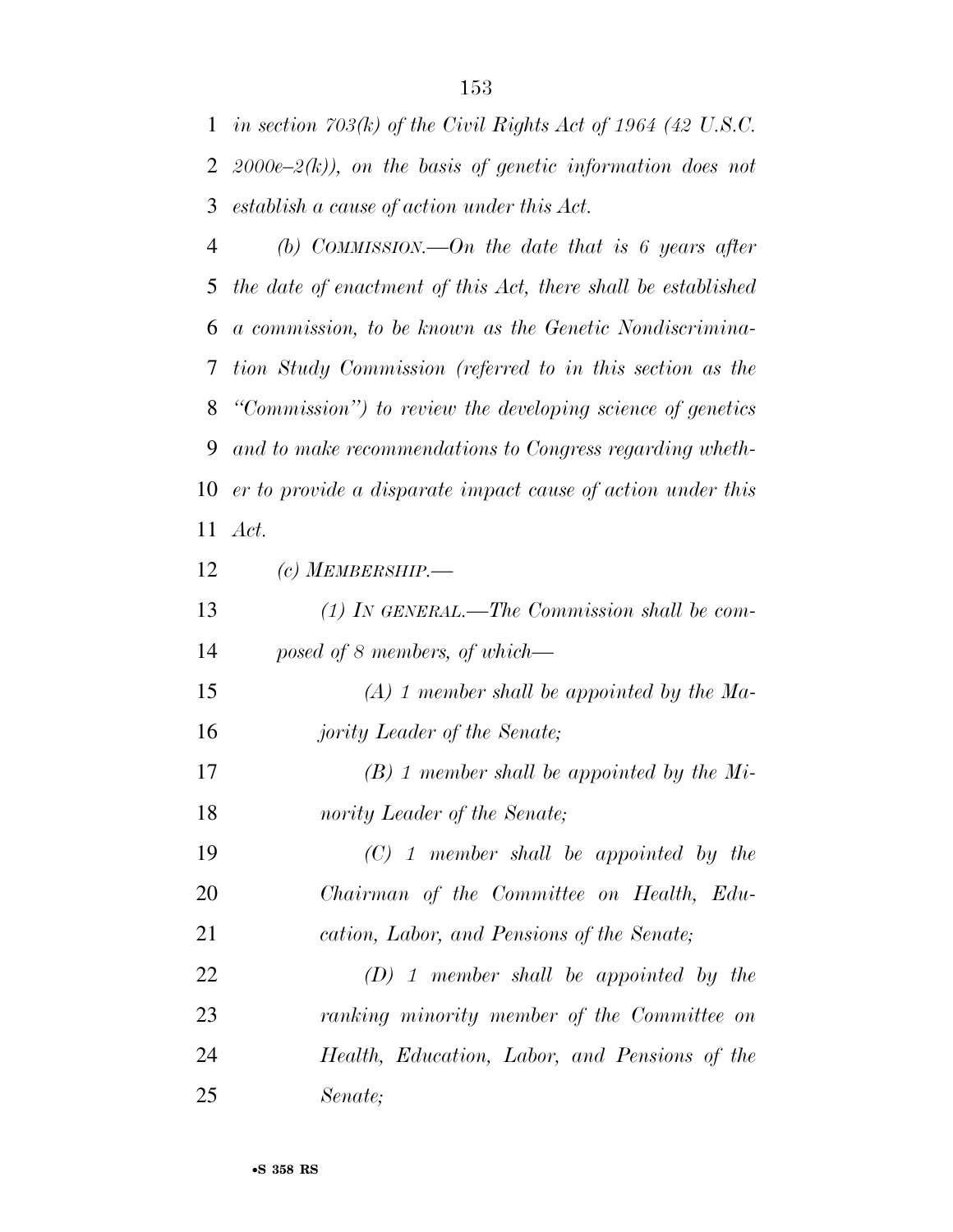*in section 703(k) of the Civil Rights Act of 1964 (42 U.S.C. 2000e–2(k)), on the basis of genetic information does not establish a cause of action under this Act.*

*(b) COMMISSION.—On the date that is 6 years after the date of enactment of this Act, there shall be established a commission, to be known as the Genetic Nondiscrimination Study Commission (referred to in this section as the "Commission") to review the developing science of genetics and to make recommendations to Congress regarding whether to provide a disparate impact cause of action under this Act.*

*(c) MEMBERSHIP.—*

*(1) IN GENERAL.—The Commission shall be composed of 8 members, of which—*

*(A) 1 member shall be appointed by the Majority Leader of the Senate;*

*(B) 1 member shall be appointed by the Minority Leader of the Senate;*

*(C) 1 member shall be appointed by the Chairman of the Committee on Health, Education, Labor, and Pensions of the Senate;*

*(D) 1 member shall be appointed by the ranking minority member of the Committee on Health, Education, Labor, and Pensions of the Senate;*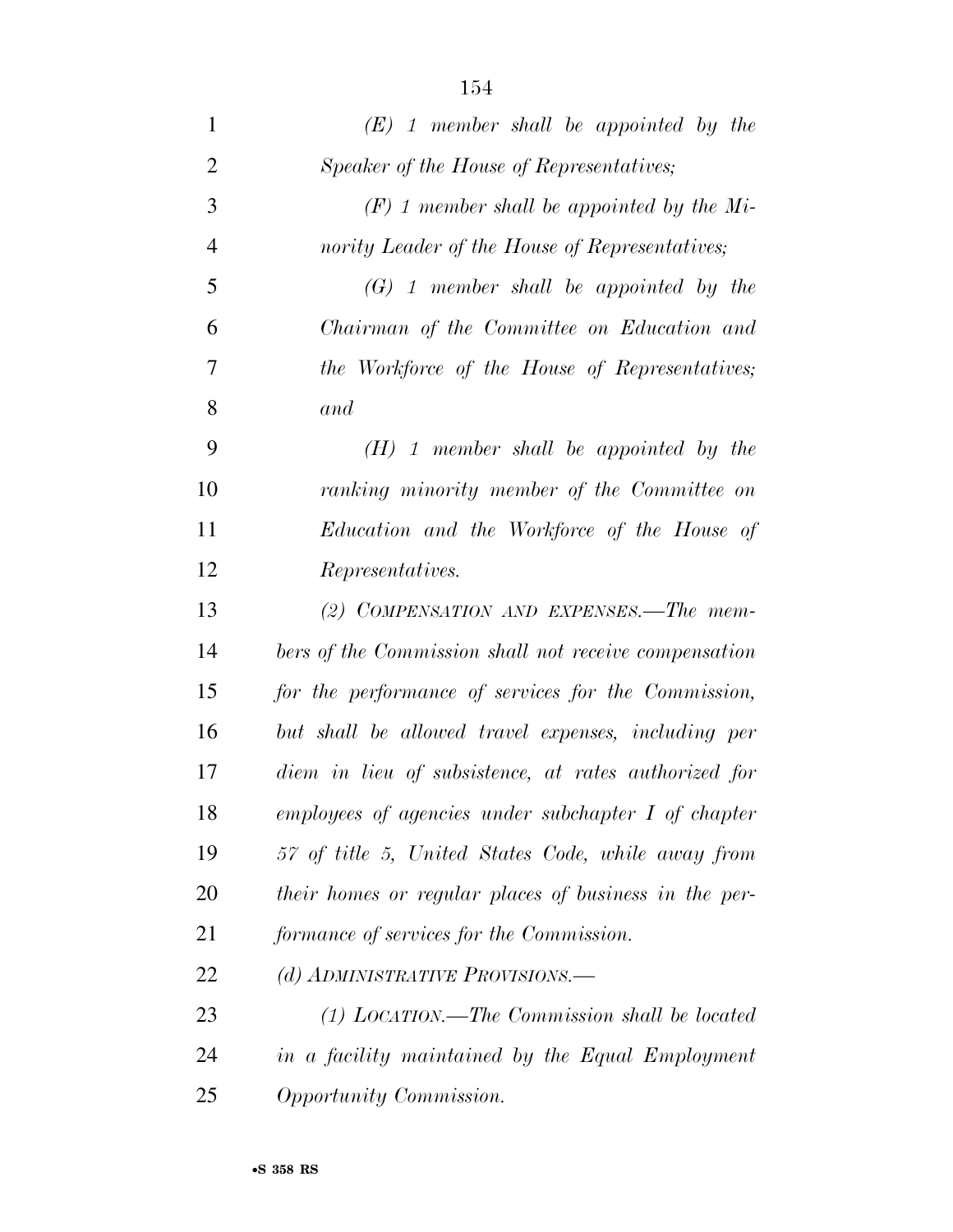*(E) 1 member shall be appointed by the Speaker of the House of Representatives;*

*(F) 1 member shall be appointed by the Minority Leader of the House of Representatives;*

*(G) 1 member shall be appointed by the Chairman of the Committee on Education and the Workforce of the House of Representatives; and*

*(H) 1 member shall be appointed by the ranking minority member of the Committee on Education and the Workforce of the House of Representatives.*

*(2) COMPENSATION AND EXPENSES.—The members of the Commission shall not receive compensation for the performance of services for the Commission, but shall be allowed travel expenses, including per diem in lieu of subsistence, at rates authorized for employees of agencies under subchapter I of chapter 57 of title 5, United States Code, while away from their homes or regular places of business in the performance of services for the Commission.*

*(d) ADMINISTRATIVE PROVISIONS.—*

*(1) LOCATION.—The Commission shall be located in a facility maintained by the Equal Employment Opportunity Commission.*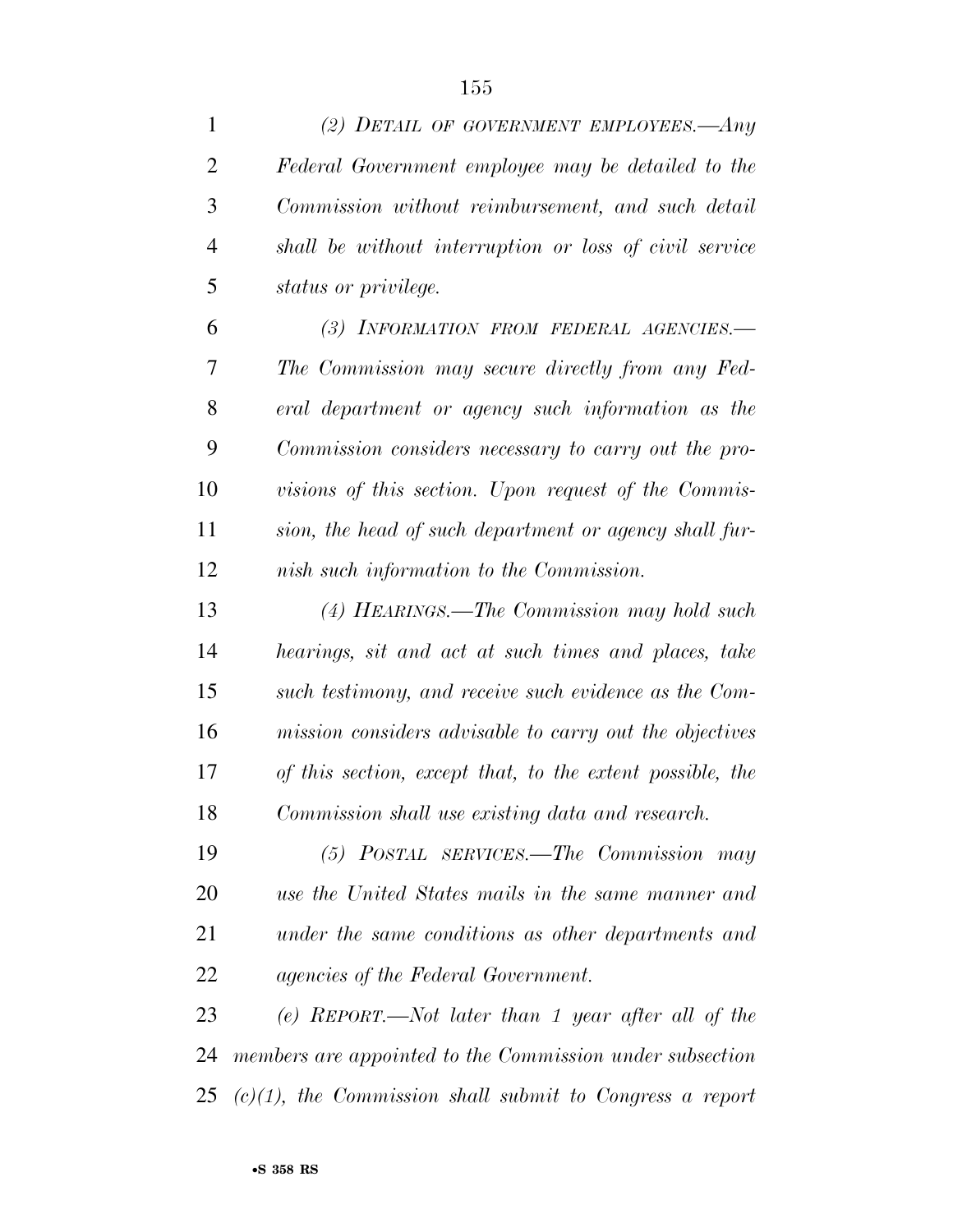*(2) DETAIL OF GOVERNMENT EMPLOYEES.—Any Federal Government employee may be detailed to the Commission without reimbursement, and such detail shall be without interruption or loss of civil service status or privilege.*

*(3) INFORMATION FROM FEDERAL AGENCIES.— The Commission may secure directly from any Federal department or agency such information as the Commission considers necessary to carry out the provisions of this section. Upon request of the Commission, the head of such department or agency shall furnish such information to the Commission.*

*(4) HEARINGS.—The Commission may hold such hearings, sit and act at such times and places, take such testimony, and receive such evidence as the Commission considers advisable to carry out the objectives of this section, except that, to the extent possible, the Commission shall use existing data and research.*

*(5) POSTAL SERVICES.—The Commission may use the United States mails in the same manner and under the same conditions as other departments and agencies of the Federal Government.*

*(e) REPORT.—Not later than 1 year after all of the members are appointed to the Commission under subsection (c)(1), the Commission shall submit to Congress a report*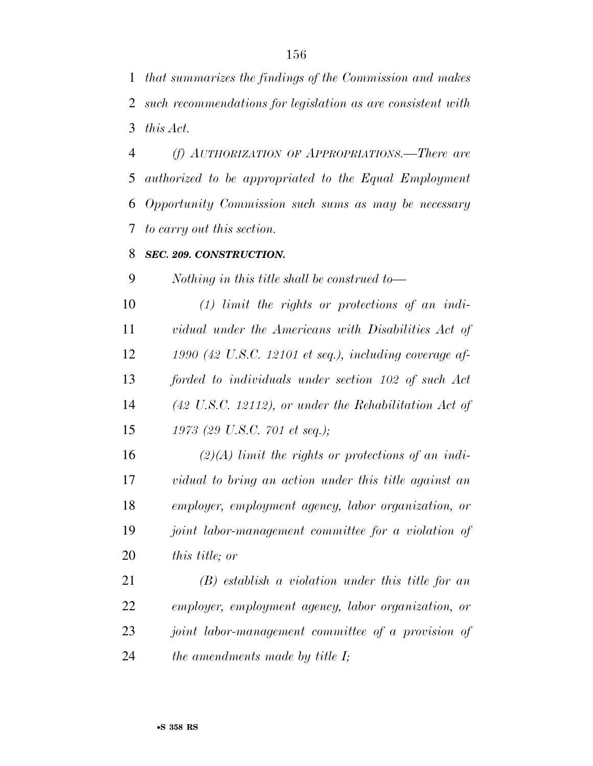*that summarizes the findings of the Commission and makes such recommendations for legislation as are consistent with this Act.*

*(f) AUTHORIZATION OF APPROPRIATIONS.—There are authorized to be appropriated to the Equal Employment Opportunity Commission such sums as may be necessary to carry out this section.*

***SEC. 209. CONSTRUCTION.***

*Nothing in this title shall be construed to—*

*(1) limit the rights or protections of an individual under the Americans with Disabilities Act of 1990 (42 U.S.C. 12101 et seq.), including coverage afforded to individuals under section 102 of such Act (42 U.S.C. 12112), or under the Rehabilitation Act of 1973 (29 U.S.C. 701 et seq.);*

*(2)(A) limit the rights or protections of an individual to bring an action under this title against an employer, employment agency, labor organization, or joint labor-management committee for a violation of this title; or*

*(B) establish a violation under this title for an employer, employment agency, labor organization, or joint labor-management committee of a provision of the amendments made by title I;*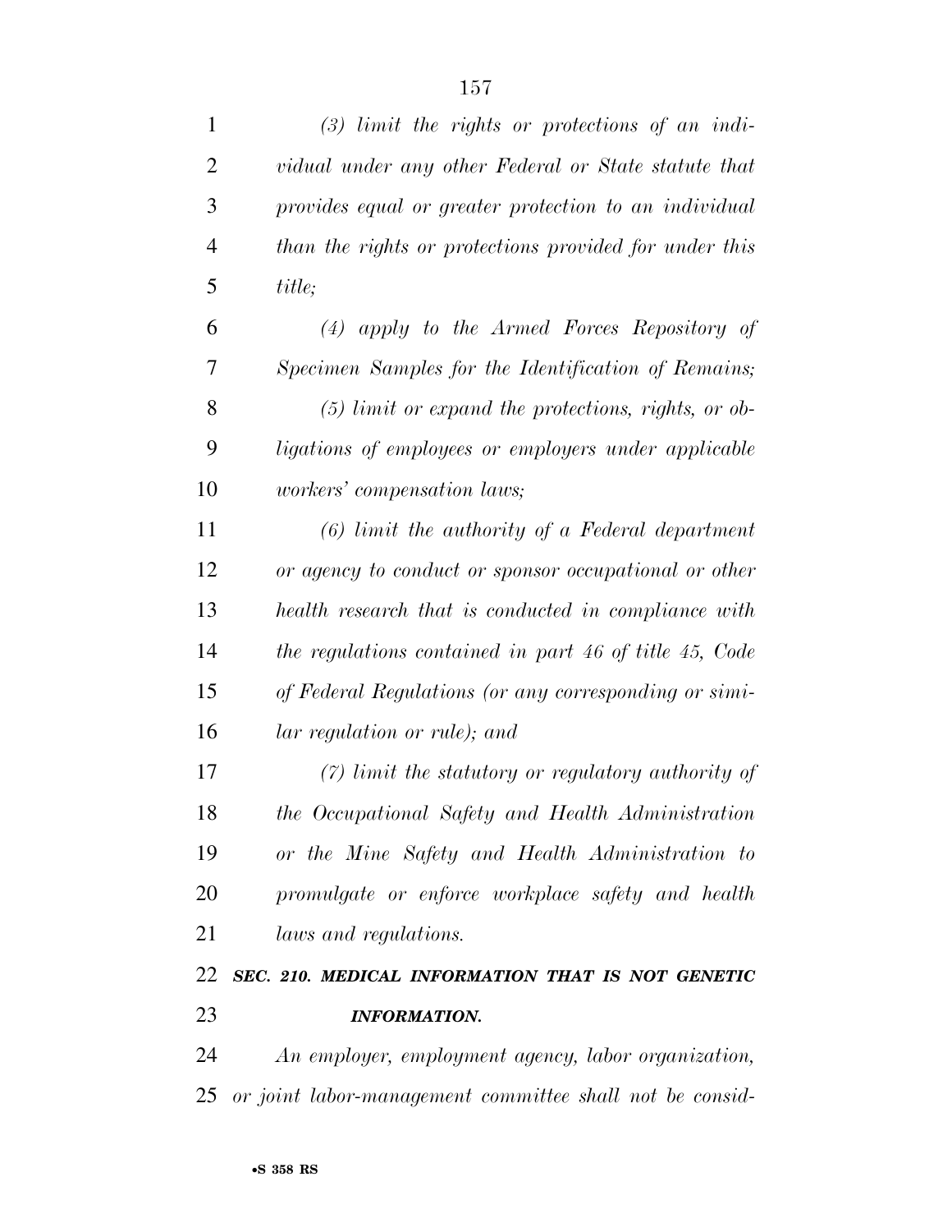*(3) limit the rights or protections of an individual under any other Federal or State statute that provides equal or greater protection to an individual than the rights or protections provided for under this title;*

*(4) apply to the Armed Forces Repository of Specimen Samples for the Identification of Remains;*

*(5) limit or expand the protections, rights, or obligations of employees or employers under applicable workers' compensation laws;*

*(6) limit the authority of a Federal department or agency to conduct or sponsor occupational or other health research that is conducted in compliance with the regulations contained in part 46 of title 45, Code of Federal Regulations (or any corresponding or similar regulation or rule); and*

*(7) limit the statutory or regulatory authority of the Occupational Safety and Health Administration or the Mine Safety and Health Administration to promulgate or enforce workplace safety and health laws and regulations.*

***SEC. 210. MEDICAL INFORMATION THAT IS NOT GENETIC INFORMATION.***

*An employer, employment agency, labor organization, or joint labor-management committee shall not be consid-*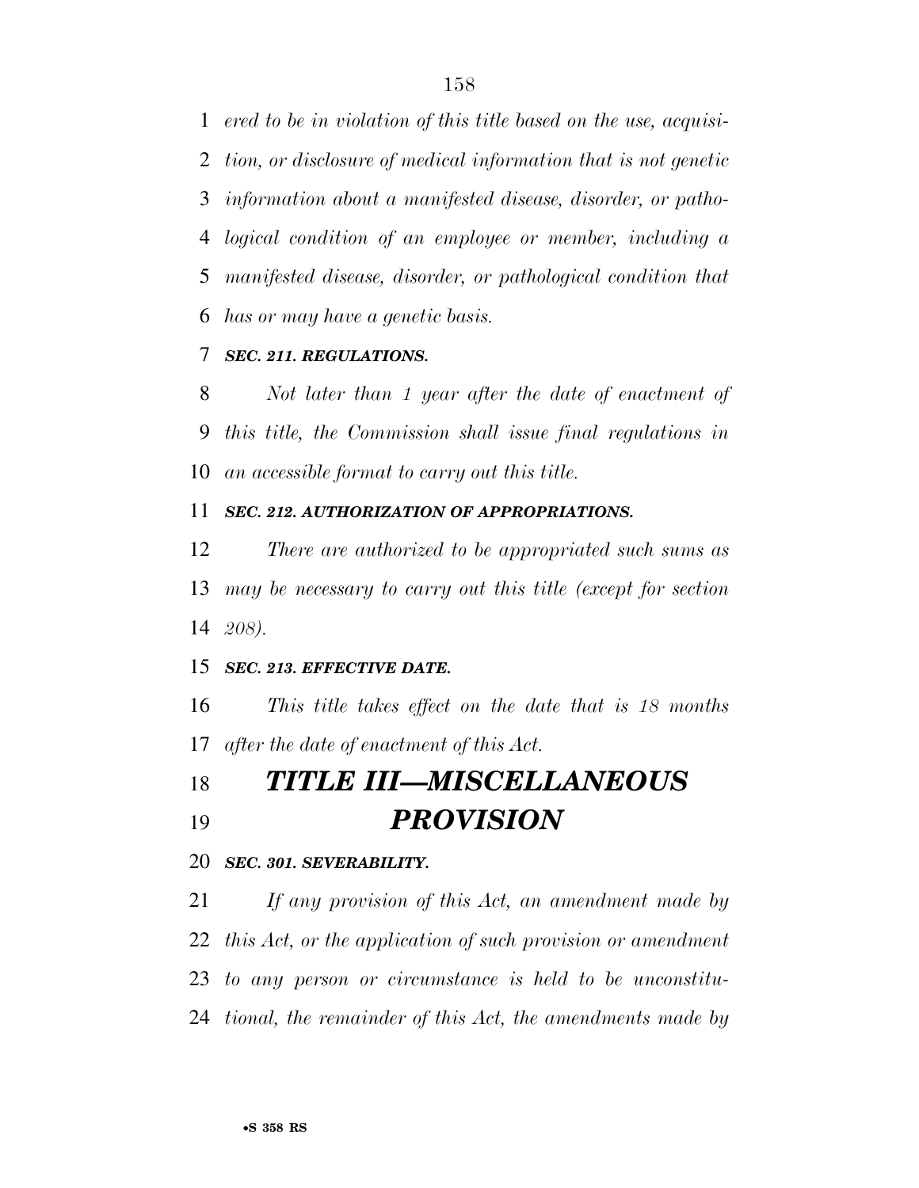*ered to be in violation of this title based on the use, acquisition, or disclosure of medical information that is not genetic information about a manifested disease, disorder, or pathological condition of an employee or member, including a manifested disease, disorder, or pathological condition that has or may have a genetic basis.*

***SEC. 211. REGULATIONS.***

*Not later than 1 year after the date of enactment of this title, the Commission shall issue final regulations in an accessible format to carry out this title.*

***SEC. 212. AUTHORIZATION OF APPROPRIATIONS.***

*There are authorized to be appropriated such sums as may be necessary to carry out this title (except for section 208).*

***SEC. 213. EFFECTIVE DATE.***

*This title takes effect on the date that is 18 months after the date of enactment of this Act.*

# ***TITLE III—MISCELLANEOUS PROVISION***

***SEC. 301. SEVERABILITY.***

*If any provision of this Act, an amendment made by this Act, or the application of such provision or amendment to any person or circumstance is held to be unconstitutional, the remainder of this Act, the amendments made by*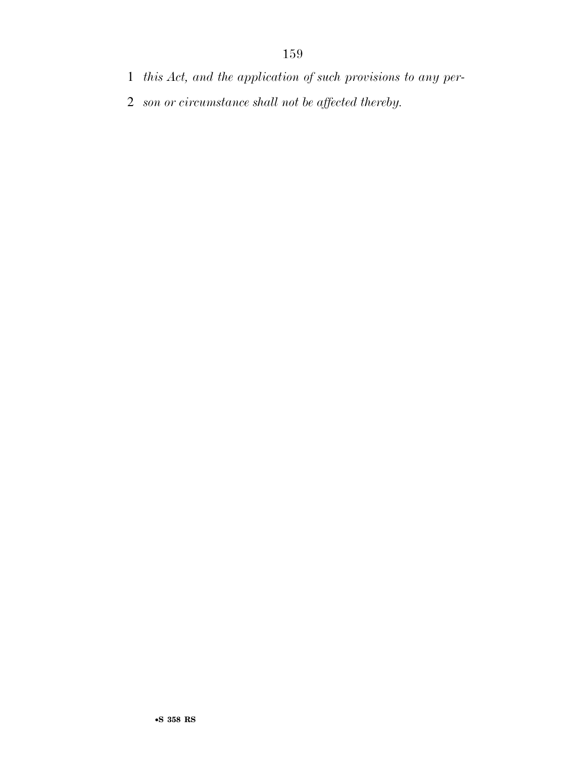*this Act, and the application of such provisions to any person or circumstance shall not be affected thereby.*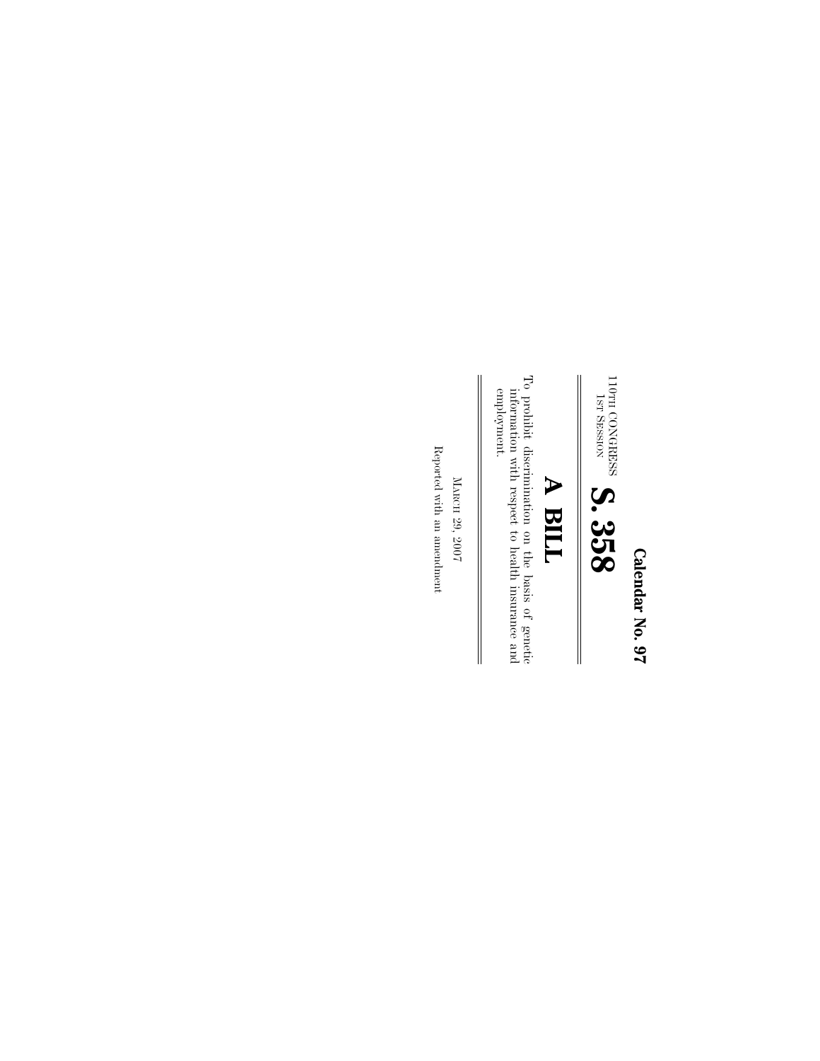**Calendar No. 97**

110TH CONGRESS
1ST SESSION

# S. 358

---

# A BILL

To prohibit discrimination on the basis of genetic information with respect to health insurance and employment.

---

MARCH 29, 2007

Reported with an amendment